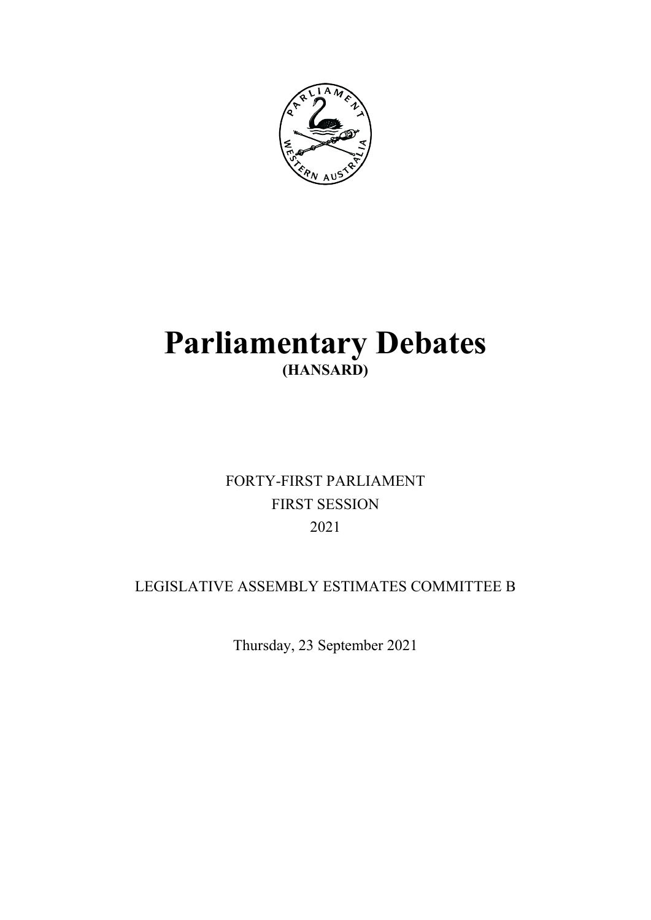# Parliamentary Debates

**(HANSARD)**

FORTY-FIRST PARLIAMENT

FIRST SESSION

2021

LEGISLATIVE ASSEMBLY ESTIMATES COMMITTEE B

Thursday, 23 September 2021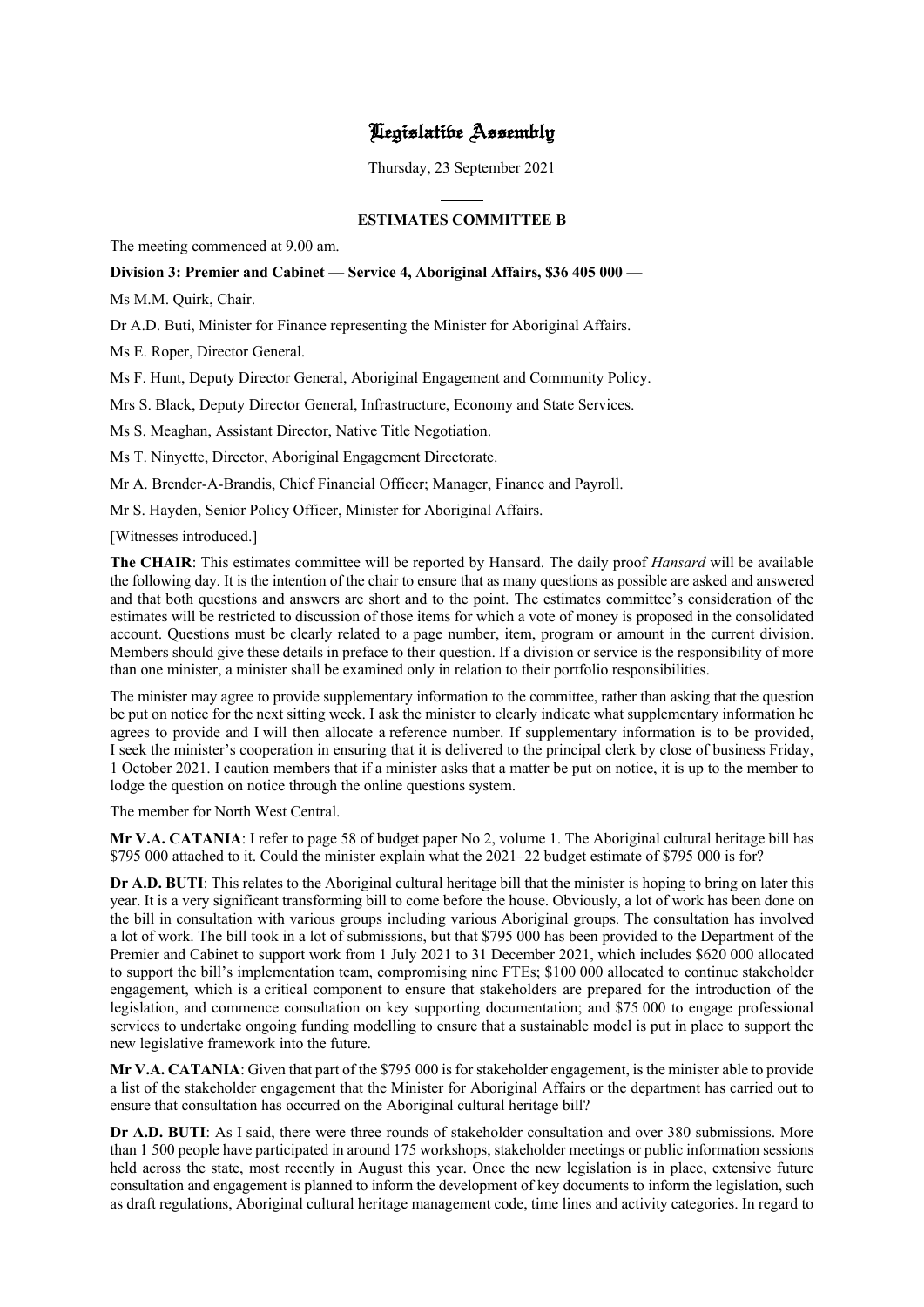# Legislative Assembly

Thursday, 23 September 2021

---

## ESTIMATES COMMITTEE B

The meeting commenced at 9.00 am.

**Division 3: Premier and Cabinet — Service 4, Aboriginal Affairs, $36 405 000 —**

Ms M.M. Quirk, Chair.

Dr A.D. Buti, Minister for Finance representing the Minister for Aboriginal Affairs.

Ms E. Roper, Director General.

Ms F. Hunt, Deputy Director General, Aboriginal Engagement and Community Policy.

Mrs S. Black, Deputy Director General, Infrastructure, Economy and State Services.

Ms S. Meaghan, Assistant Director, Native Title Negotiation.

Ms T. Ninyette, Director, Aboriginal Engagement Directorate.

Mr A. Brender-A-Brandis, Chief Financial Officer; Manager, Finance and Payroll.

Mr S. Hayden, Senior Policy Officer, Minister for Aboriginal Affairs.

[Witnesses introduced.]

**The CHAIR**: This estimates committee will be reported by Hansard. The daily proof *Hansard* will be available the following day. It is the intention of the chair to ensure that as many questions as possible are asked and answered and that both questions and answers are short and to the point. The estimates committee's consideration of the estimates will be restricted to discussion of those items for which a vote of money is proposed in the consolidated account. Questions must be clearly related to a page number, item, program or amount in the current division. Members should give these details in preface to their question. If a division or service is the responsibility of more than one minister, a minister shall be examined only in relation to their portfolio responsibilities.

The minister may agree to provide supplementary information to the committee, rather than asking that the question be put on notice for the next sitting week. I ask the minister to clearly indicate what supplementary information he agrees to provide and I will then allocate a reference number. If supplementary information is to be provided, I seek the minister's cooperation in ensuring that it is delivered to the principal clerk by close of business Friday, 1 October 2021. I caution members that if a minister asks that a matter be put on notice, it is up to the member to lodge the question on notice through the online questions system.

The member for North West Central.

**Mr V.A. CATANIA**: I refer to page 58 of budget paper No 2, volume 1. The Aboriginal cultural heritage bill has $795 000 attached to it. Could the minister explain what the 2021–22 budget estimate of $795 000 is for?

**Dr A.D. BUTI**: This relates to the Aboriginal cultural heritage bill that the minister is hoping to bring on later this year. It is a very significant transforming bill to come before the house. Obviously, a lot of work has been done on the bill in consultation with various groups including various Aboriginal groups. The consultation has involved a lot of work. The bill took in a lot of submissions, but that $795 000 has been provided to the Department of the Premier and Cabinet to support work from 1 July 2021 to 31 December 2021, which includes $620 000 allocated to support the bill's implementation team, compromising nine FTEs; $100 000 allocated to continue stakeholder engagement, which is a critical component to ensure that stakeholders are prepared for the introduction of the legislation, and commence consultation on key supporting documentation; and $75 000 to engage professional services to undertake ongoing funding modelling to ensure that a sustainable model is put in place to support the new legislative framework into the future.

**Mr V.A. CATANIA**: Given that part of the $795 000 is for stakeholder engagement, is the minister able to provide a list of the stakeholder engagement that the Minister for Aboriginal Affairs or the department has carried out to ensure that consultation has occurred on the Aboriginal cultural heritage bill?

**Dr A.D. BUTI**: As I said, there were three rounds of stakeholder consultation and over 380 submissions. More than 1 500 people have participated in around 175 workshops, stakeholder meetings or public information sessions held across the state, most recently in August this year. Once the new legislation is in place, extensive future consultation and engagement is planned to inform the development of key documents to inform the legislation, such as draft regulations, Aboriginal cultural heritage management code, time lines and activity categories. In regard to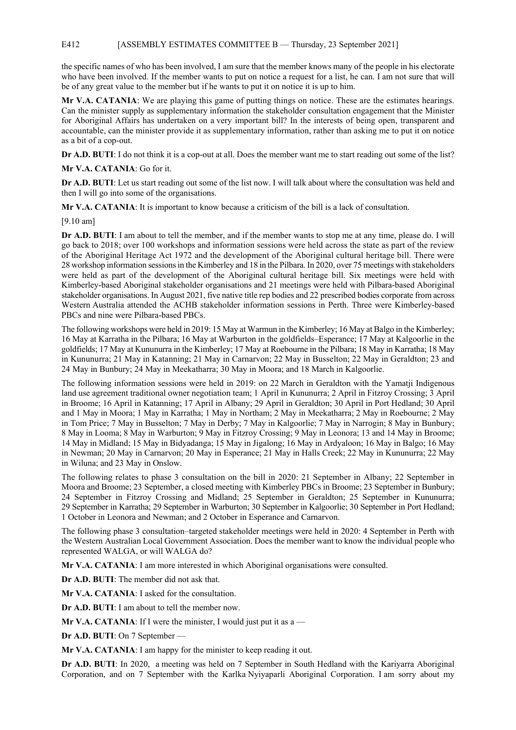the specific names of who has been involved, I am sure that the member knows many of the people in his electorate who have been involved. If the member wants to put on notice a request for a list, he can. I am not sure that will be of any great value to the member but if he wants to put it on notice it is up to him.

**Mr V.A. CATANIA**: We are playing this game of putting things on notice. These are the estimates hearings. Can the minister supply as supplementary information the stakeholder consultation engagement that the Minister for Aboriginal Affairs has undertaken on a very important bill? In the interests of being open, transparent and accountable, can the minister provide it as supplementary information, rather than asking me to put it on notice as a bit of a cop-out.

**Dr A.D. BUTI**: I do not think it is a cop-out at all. Does the member want me to start reading out some of the list?

**Mr V.A. CATANIA**: Go for it.

**Dr A.D. BUTI**: Let us start reading out some of the list now. I will talk about where the consultation was held and then I will go into some of the organisations.

**Mr V.A. CATANIA**: It is important to know because a criticism of the bill is a lack of consultation.

[9.10 am]

**Dr A.D. BUTI**: I am about to tell the member, and if the member wants to stop me at any time, please do. I will go back to 2018; over 100 workshops and information sessions were held across the state as part of the review of the Aboriginal Heritage Act 1972 and the development of the Aboriginal cultural heritage bill. There were 28 workshop information sessions in the Kimberley and 18 in the Pilbara. In 2020, over 75 meetings with stakeholders were held as part of the development of the Aboriginal cultural heritage bill. Six meetings were held with Kimberley-based Aboriginal stakeholder organisations and 21 meetings were held with Pilbara-based Aboriginal stakeholder organisations. In August 2021, five native title rep bodies and 22 prescribed bodies corporate from across Western Australia attended the ACHB stakeholder information sessions in Perth. Three were Kimberley-based PBCs and nine were Pilbara-based PBCs.

The following workshops were held in 2019: 15 May at Warmun in the Kimberley; 16 May at Balgo in the Kimberley; 16 May at Karratha in the Pilbara; 16 May at Warburton in the goldfields–Esperance; 17 May at Kalgoorlie in the goldfields; 17 May at Kununurra in the Kimberley; 17 May at Roebourne in the Pilbara; 18 May in Karratha; 18 May in Kununurra; 21 May in Katanning; 21 May in Carnarvon; 22 May in Busselton; 22 May in Geraldton; 23 and 24 May in Bunbury; 24 May in Meekatharra; 30 May in Moora; and 18 March in Kalgoorlie.

The following information sessions were held in 2019: on 22 March in Geraldton with the Yamatji Indigenous land use agreement traditional owner negotiation team; 1 April in Kununurra; 2 April in Fitzroy Crossing; 3 April in Broome; 16 April in Katanning; 17 April in Albany; 29 April in Geraldton; 30 April in Port Hedland; 30 April and 1 May in Moora; 1 May in Karratha; 1 May in Northam; 2 May in Meekatharra; 2 May in Roebourne; 2 May in Tom Price; 7 May in Busselton; 7 May in Derby; 7 May in Kalgoorlie; 7 May in Narrogin; 8 May in Bunbury; 8 May in Looma; 8 May in Warburton; 9 May in Fitzroy Crossing; 9 May in Leonora; 13 and 14 May in Broome; 14 May in Midland; 15 May in Bidyadanga; 15 May in Jigalong; 16 May in Ardyaloon; 16 May in Balgo; 16 May in Newman; 20 May in Carnarvon; 20 May in Esperance; 21 May in Halls Creek; 22 May in Kununurra; 22 May in Wiluna; and 23 May in Onslow.

The following relates to phase 3 consultation on the bill in 2020: 21 September in Albany; 22 September in Moora and Broome; 23 September, a closed meeting with Kimberley PBCs in Broome; 23 September in Bunbury; 24 September in Fitzroy Crossing and Midland; 25 September in Geraldton; 25 September in Kununurra; 29 September in Karratha; 29 September in Warburton; 30 September in Kalgoorlie; 30 September in Port Hedland; 1 October in Leonora and Newman; and 2 October in Esperance and Carnarvon.

The following phase 3 consultation–targeted stakeholder meetings were held in 2020: 4 September in Perth with the Western Australian Local Government Association. Does the member want to know the individual people who represented WALGA, or will WALGA do?

**Mr V.A. CATANIA**: I am more interested in which Aboriginal organisations were consulted.

**Dr A.D. BUTI**: The member did not ask that.

**Mr V.A. CATANIA**: I asked for the consultation.

**Dr A.D. BUTI**: I am about to tell the member now.

**Mr V.A. CATANIA**: If I were the minister, I would just put it as a —

**Dr A.D. BUTI**: On 7 September —

**Mr V.A. CATANIA**: I am happy for the minister to keep reading it out.

**Dr A.D. BUTI**: In 2020, a meeting was held on 7 September in South Hedland with the Kariyarra Aboriginal Corporation, and on 7 September with the Karlka Nyiyaparli Aboriginal Corporation. I am sorry about my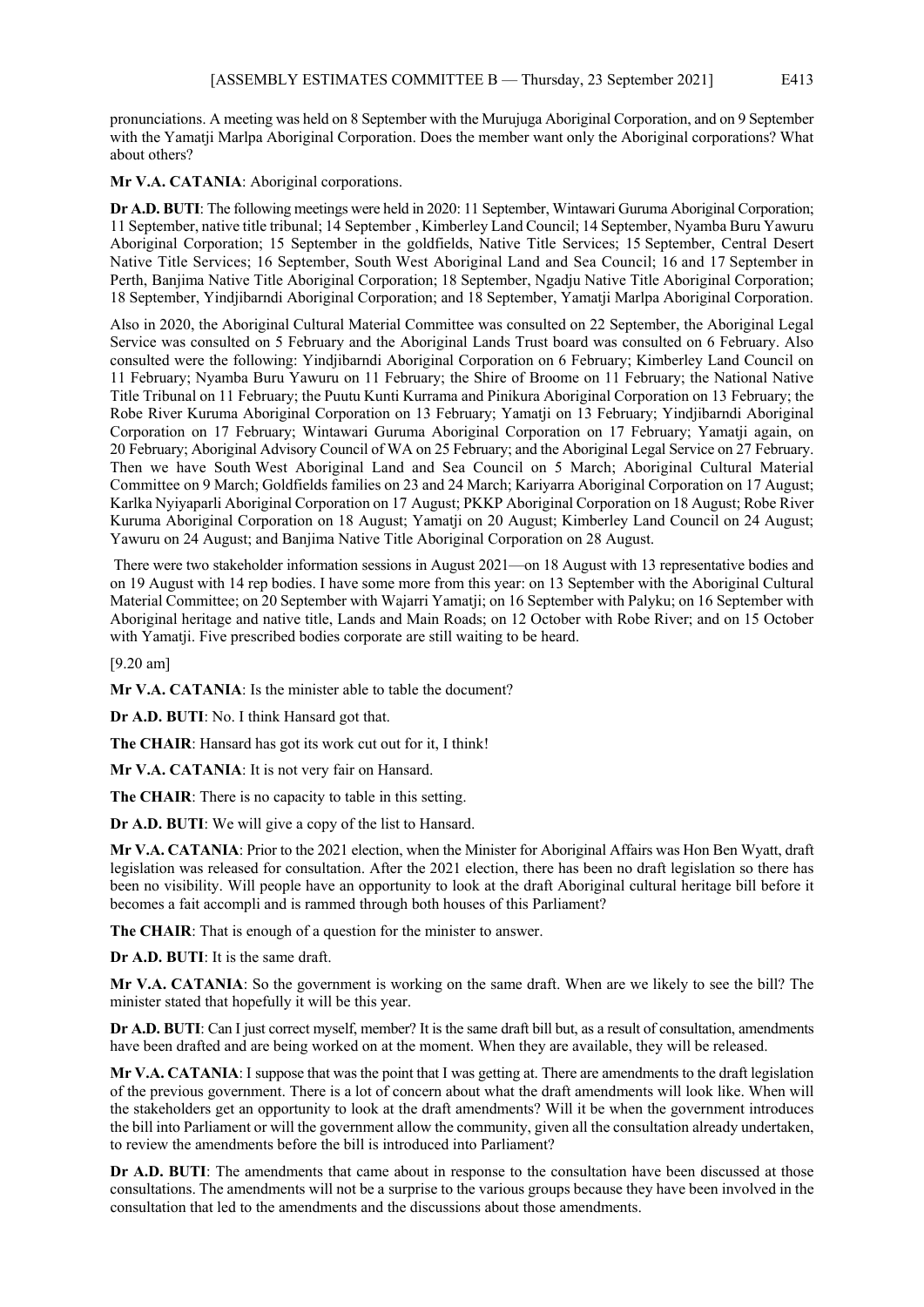pronunciations. A meeting was held on 8 September with the Murujuga Aboriginal Corporation, and on 9 September with the Yamatji Marlpa Aboriginal Corporation. Does the member want only the Aboriginal corporations? What about others?

**Mr V.A. CATANIA**: Aboriginal corporations.

**Dr A.D. BUTI**: The following meetings were held in 2020: 11 September, Wintawari Guruma Aboriginal Corporation; 11 September, native title tribunal; 14 September , Kimberley Land Council; 14 September, Nyamba Buru Yawuru Aboriginal Corporation; 15 September in the goldfields, Native Title Services; 15 September, Central Desert Native Title Services; 16 September, South West Aboriginal Land and Sea Council; 16 and 17 September in Perth, Banjima Native Title Aboriginal Corporation; 18 September, Ngadju Native Title Aboriginal Corporation; 18 September, Yindjibarndi Aboriginal Corporation; and 18 September, Yamatji Marlpa Aboriginal Corporation.

Also in 2020, the Aboriginal Cultural Material Committee was consulted on 22 September, the Aboriginal Legal Service was consulted on 5 February and the Aboriginal Lands Trust board was consulted on 6 February. Also consulted were the following: Yindjibarndi Aboriginal Corporation on 6 February; Kimberley Land Council on 11 February; Nyamba Buru Yawuru on 11 February; the Shire of Broome on 11 February; the National Native Title Tribunal on 11 February; the Puutu Kunti Kurrama and Pinikura Aboriginal Corporation on 13 February; the Robe River Kuruma Aboriginal Corporation on 13 February; Yamatji on 13 February; Yindjibarndi Aboriginal Corporation on 17 February; Wintawari Guruma Aboriginal Corporation on 17 February; Yamatji again, on 20 February; Aboriginal Advisory Council of WA on 25 February; and the Aboriginal Legal Service on 27 February. Then we have South West Aboriginal Land and Sea Council on 5 March; Aboriginal Cultural Material Committee on 9 March; Goldfields families on 23 and 24 March; Kariyarra Aboriginal Corporation on 17 August; Karlka Nyiyaparli Aboriginal Corporation on 17 August; PKKP Aboriginal Corporation on 18 August; Robe River Kuruma Aboriginal Corporation on 18 August; Yamatji on 20 August; Kimberley Land Council on 24 August; Yawuru on 24 August; and Banjima Native Title Aboriginal Corporation on 28 August.

There were two stakeholder information sessions in August 2021—on 18 August with 13 representative bodies and on 19 August with 14 rep bodies. I have some more from this year: on 13 September with the Aboriginal Cultural Material Committee; on 20 September with Wajarri Yamatji; on 16 September with Palyku; on 16 September with Aboriginal heritage and native title, Lands and Main Roads; on 12 October with Robe River; and on 15 October with Yamatji. Five prescribed bodies corporate are still waiting to be heard.

[9.20 am]

**Mr V.A. CATANIA**: Is the minister able to table the document?

**Dr A.D. BUTI**: No. I think Hansard got that.

**The CHAIR**: Hansard has got its work cut out for it, I think!

**Mr V.A. CATANIA**: It is not very fair on Hansard.

**The CHAIR**: There is no capacity to table in this setting.

**Dr A.D. BUTI**: We will give a copy of the list to Hansard.

**Mr V.A. CATANIA**: Prior to the 2021 election, when the Minister for Aboriginal Affairs was Hon Ben Wyatt, draft legislation was released for consultation. After the 2021 election, there has been no draft legislation so there has been no visibility. Will people have an opportunity to look at the draft Aboriginal cultural heritage bill before it becomes a fait accompli and is rammed through both houses of this Parliament?

**The CHAIR**: That is enough of a question for the minister to answer.

**Dr A.D. BUTI**: It is the same draft.

**Mr V.A. CATANIA**: So the government is working on the same draft. When are we likely to see the bill? The minister stated that hopefully it will be this year.

**Dr A.D. BUTI**: Can I just correct myself, member? It is the same draft bill but, as a result of consultation, amendments have been drafted and are being worked on at the moment. When they are available, they will be released.

**Mr V.A. CATANIA**: I suppose that was the point that I was getting at. There are amendments to the draft legislation of the previous government. There is a lot of concern about what the draft amendments will look like. When will the stakeholders get an opportunity to look at the draft amendments? Will it be when the government introduces the bill into Parliament or will the government allow the community, given all the consultation already undertaken, to review the amendments before the bill is introduced into Parliament?

**Dr A.D. BUTI**: The amendments that came about in response to the consultation have been discussed at those consultations. The amendments will not be a surprise to the various groups because they have been involved in the consultation that led to the amendments and the discussions about those amendments.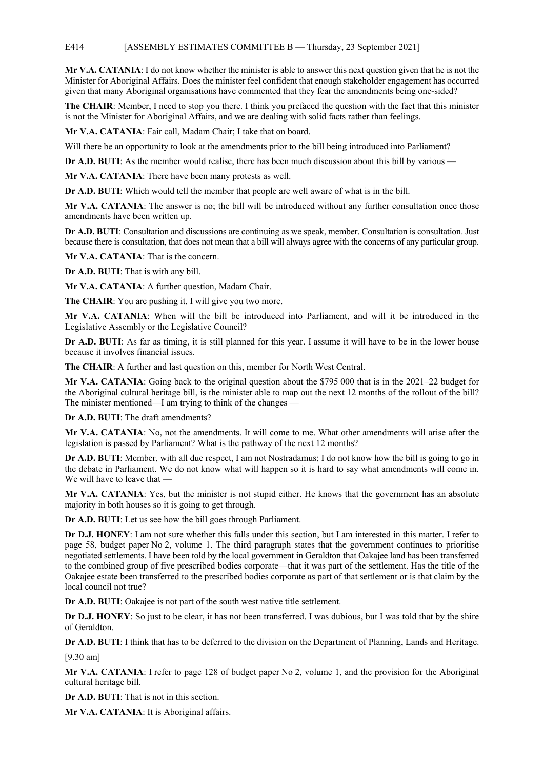**Mr V.A. CATANIA**: I do not know whether the minister is able to answer this next question given that he is not the Minister for Aboriginal Affairs. Does the minister feel confident that enough stakeholder engagement has occurred given that many Aboriginal organisations have commented that they fear the amendments being one-sided?

**The CHAIR**: Member, I need to stop you there. I think you prefaced the question with the fact that this minister is not the Minister for Aboriginal Affairs, and we are dealing with solid facts rather than feelings.

**Mr V.A. CATANIA**: Fair call, Madam Chair; I take that on board.

Will there be an opportunity to look at the amendments prior to the bill being introduced into Parliament?

**Dr A.D. BUTI**: As the member would realise, there has been much discussion about this bill by various —

**Mr V.A. CATANIA**: There have been many protests as well.

**Dr A.D. BUTI**: Which would tell the member that people are well aware of what is in the bill.

**Mr V.A. CATANIA**: The answer is no; the bill will be introduced without any further consultation once those amendments have been written up.

**Dr A.D. BUTI**: Consultation and discussions are continuing as we speak, member. Consultation is consultation. Just because there is consultation, that does not mean that a bill will always agree with the concerns of any particular group.

**Mr V.A. CATANIA**: That is the concern.

**Dr A.D. BUTI**: That is with any bill.

**Mr V.A. CATANIA**: A further question, Madam Chair.

**The CHAIR**: You are pushing it. I will give you two more.

**Mr V.A. CATANIA**: When will the bill be introduced into Parliament, and will it be introduced in the Legislative Assembly or the Legislative Council?

**Dr A.D. BUTI**: As far as timing, it is still planned for this year. I assume it will have to be in the lower house because it involves financial issues.

**The CHAIR**: A further and last question on this, member for North West Central.

**Mr V.A. CATANIA**: Going back to the original question about the $795 000 that is in the 2021–22 budget for the Aboriginal cultural heritage bill, is the minister able to map out the next 12 months of the rollout of the bill? The minister mentioned—I am trying to think of the changes —

**Dr A.D. BUTI**: The draft amendments?

**Mr V.A. CATANIA**: No, not the amendments. It will come to me. What other amendments will arise after the legislation is passed by Parliament? What is the pathway of the next 12 months?

**Dr A.D. BUTI**: Member, with all due respect, I am not Nostradamus; I do not know how the bill is going to go in the debate in Parliament. We do not know what will happen so it is hard to say what amendments will come in. We will have to leave that —

**Mr V.A. CATANIA**: Yes, but the minister is not stupid either. He knows that the government has an absolute majority in both houses so it is going to get through.

**Dr A.D. BUTI**: Let us see how the bill goes through Parliament.

**Dr D.J. HONEY**: I am not sure whether this falls under this section, but I am interested in this matter. I refer to page 58, budget paper No 2, volume 1. The third paragraph states that the government continues to prioritise negotiated settlements. I have been told by the local government in Geraldton that Oakajee land has been transferred to the combined group of five prescribed bodies corporate—that it was part of the settlement. Has the title of the Oakajee estate been transferred to the prescribed bodies corporate as part of that settlement or is that claim by the local council not true?

**Dr A.D. BUTI**: Oakajee is not part of the south west native title settlement.

**Dr D.J. HONEY**: So just to be clear, it has not been transferred. I was dubious, but I was told that by the shire of Geraldton.

**Dr A.D. BUTI**: I think that has to be deferred to the division on the Department of Planning, Lands and Heritage.

[9.30 am]

**Mr V.A. CATANIA**: I refer to page 128 of budget paper No 2, volume 1, and the provision for the Aboriginal cultural heritage bill.

**Dr A.D. BUTI**: That is not in this section.

**Mr V.A. CATANIA**: It is Aboriginal affairs.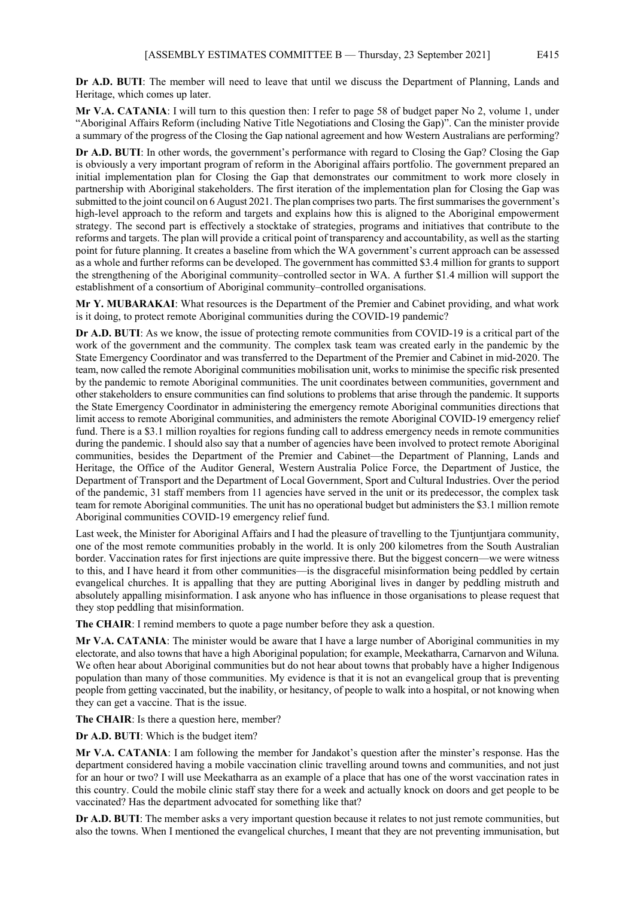**Dr A.D. BUTI**: The member will need to leave that until we discuss the Department of Planning, Lands and Heritage, which comes up later.

**Mr V.A. CATANIA**: I will turn to this question then: I refer to page 58 of budget paper No 2, volume 1, under "Aboriginal Affairs Reform (including Native Title Negotiations and Closing the Gap)". Can the minister provide a summary of the progress of the Closing the Gap national agreement and how Western Australians are performing?

**Dr A.D. BUTI**: In other words, the government's performance with regard to Closing the Gap? Closing the Gap is obviously a very important program of reform in the Aboriginal affairs portfolio. The government prepared an initial implementation plan for Closing the Gap that demonstrates our commitment to work more closely in partnership with Aboriginal stakeholders. The first iteration of the implementation plan for Closing the Gap was submitted to the joint council on 6 August 2021. The plan comprises two parts. The first summarises the government's high-level approach to the reform and targets and explains how this is aligned to the Aboriginal empowerment strategy. The second part is effectively a stocktake of strategies, programs and initiatives that contribute to the reforms and targets. The plan will provide a critical point of transparency and accountability, as well as the starting point for future planning. It creates a baseline from which the WA government's current approach can be assessed as a whole and further reforms can be developed. The government has committed $3.4 million for grants to support the strengthening of the Aboriginal community–controlled sector in WA. A further $1.4 million will support the establishment of a consortium of Aboriginal community–controlled organisations.

**Mr Y. MUBARAKAI**: What resources is the Department of the Premier and Cabinet providing, and what work is it doing, to protect remote Aboriginal communities during the COVID-19 pandemic?

**Dr A.D. BUTI**: As we know, the issue of protecting remote communities from COVID-19 is a critical part of the work of the government and the community. The complex task team was created early in the pandemic by the State Emergency Coordinator and was transferred to the Department of the Premier and Cabinet in mid-2020. The team, now called the remote Aboriginal communities mobilisation unit, works to minimise the specific risk presented by the pandemic to remote Aboriginal communities. The unit coordinates between communities, government and other stakeholders to ensure communities can find solutions to problems that arise through the pandemic. It supports the State Emergency Coordinator in administering the emergency remote Aboriginal communities directions that limit access to remote Aboriginal communities, and administers the remote Aboriginal COVID-19 emergency relief fund. There is a $3.1 million royalties for regions funding call to address emergency needs in remote communities during the pandemic. I should also say that a number of agencies have been involved to protect remote Aboriginal communities, besides the Department of the Premier and Cabinet—the Department of Planning, Lands and Heritage, the Office of the Auditor General, Western Australia Police Force, the Department of Justice, the Department of Transport and the Department of Local Government, Sport and Cultural Industries. Over the period of the pandemic, 31 staff members from 11 agencies have served in the unit or its predecessor, the complex task team for remote Aboriginal communities. The unit has no operational budget but administers the $3.1 million remote Aboriginal communities COVID-19 emergency relief fund.

Last week, the Minister for Aboriginal Affairs and I had the pleasure of travelling to the Tjuntjuntjara community, one of the most remote communities probably in the world. It is only 200 kilometres from the South Australian border. Vaccination rates for first injections are quite impressive there. But the biggest concern—we were witness to this, and I have heard it from other communities—is the disgraceful misinformation being peddled by certain evangelical churches. It is appalling that they are putting Aboriginal lives in danger by peddling mistruth and absolutely appalling misinformation. I ask anyone who has influence in those organisations to please request that they stop peddling that misinformation.

**The CHAIR**: I remind members to quote a page number before they ask a question.

**Mr V.A. CATANIA**: The minister would be aware that I have a large number of Aboriginal communities in my electorate, and also towns that have a high Aboriginal population; for example, Meekatharra, Carnarvon and Wiluna. We often hear about Aboriginal communities but do not hear about towns that probably have a higher Indigenous population than many of those communities. My evidence is that it is not an evangelical group that is preventing people from getting vaccinated, but the inability, or hesitancy, of people to walk into a hospital, or not knowing when they can get a vaccine. That is the issue.

**The CHAIR**: Is there a question here, member?

**Dr A.D. BUTI**: Which is the budget item?

**Mr V.A. CATANIA**: I am following the member for Jandakot's question after the minster's response. Has the department considered having a mobile vaccination clinic travelling around towns and communities, and not just for an hour or two? I will use Meekatharra as an example of a place that has one of the worst vaccination rates in this country. Could the mobile clinic staff stay there for a week and actually knock on doors and get people to be vaccinated? Has the department advocated for something like that?

**Dr A.D. BUTI**: The member asks a very important question because it relates to not just remote communities, but also the towns. When I mentioned the evangelical churches, I meant that they are not preventing immunisation, but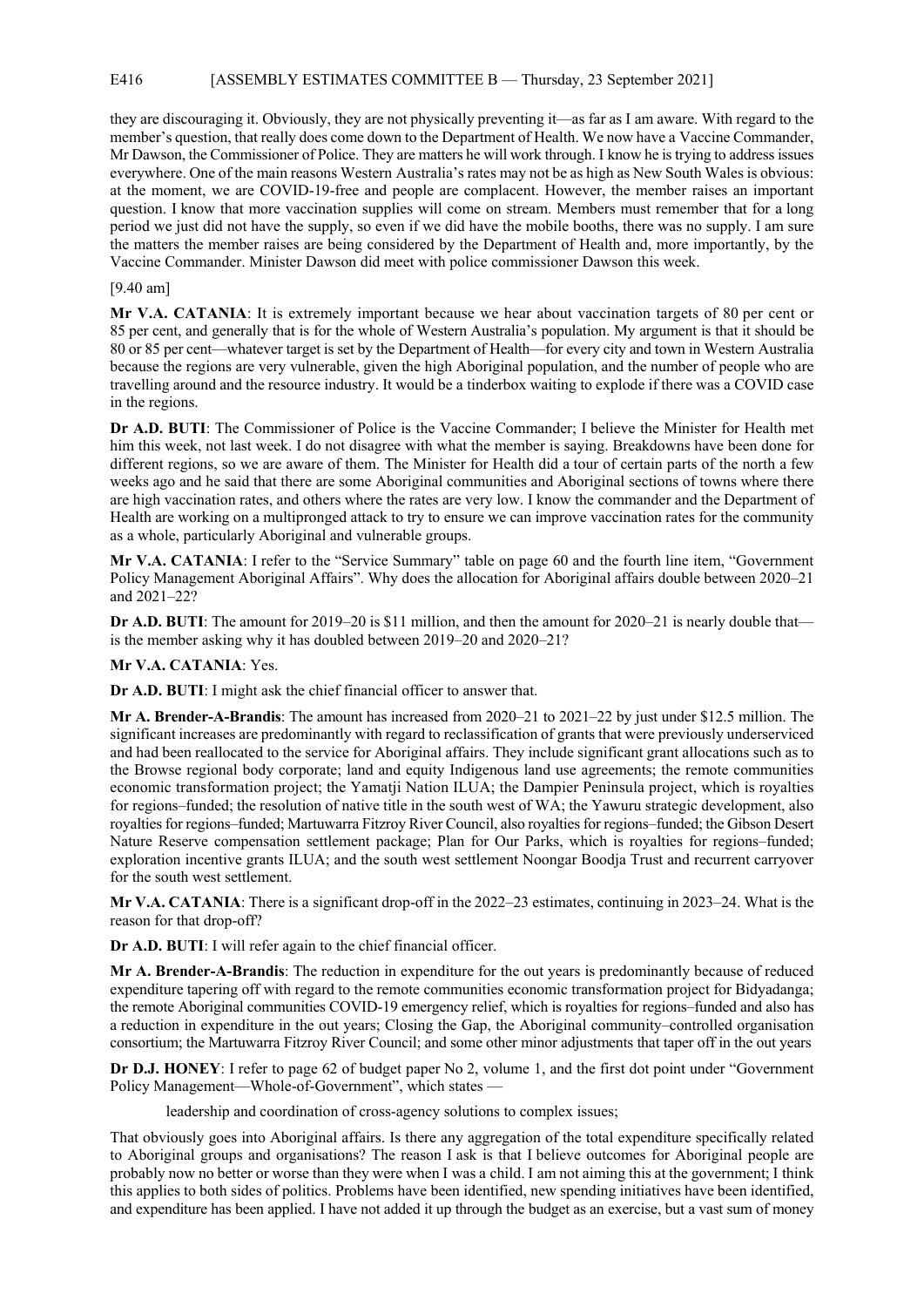they are discouraging it. Obviously, they are not physically preventing it—as far as I am aware. With regard to the member's question, that really does come down to the Department of Health. We now have a Vaccine Commander, Mr Dawson, the Commissioner of Police. They are matters he will work through. I know he is trying to address issues everywhere. One of the main reasons Western Australia's rates may not be as high as New South Wales is obvious: at the moment, we are COVID-19-free and people are complacent. However, the member raises an important question. I know that more vaccination supplies will come on stream. Members must remember that for a long period we just did not have the supply, so even if we did have the mobile booths, there was no supply. I am sure the matters the member raises are being considered by the Department of Health and, more importantly, by the Vaccine Commander. Minister Dawson did meet with police commissioner Dawson this week.

[9.40 am]

**Mr V.A. CATANIA**: It is extremely important because we hear about vaccination targets of 80 per cent or 85 per cent, and generally that is for the whole of Western Australia's population. My argument is that it should be 80 or 85 per cent—whatever target is set by the Department of Health—for every city and town in Western Australia because the regions are very vulnerable, given the high Aboriginal population, and the number of people who are travelling around and the resource industry. It would be a tinderbox waiting to explode if there was a COVID case in the regions.

**Dr A.D. BUTI**: The Commissioner of Police is the Vaccine Commander; I believe the Minister for Health met him this week, not last week. I do not disagree with what the member is saying. Breakdowns have been done for different regions, so we are aware of them. The Minister for Health did a tour of certain parts of the north a few weeks ago and he said that there are some Aboriginal communities and Aboriginal sections of towns where there are high vaccination rates, and others where the rates are very low. I know the commander and the Department of Health are working on a multipronged attack to try to ensure we can improve vaccination rates for the community as a whole, particularly Aboriginal and vulnerable groups.

**Mr V.A. CATANIA**: I refer to the "Service Summary" table on page 60 and the fourth line item, "Government Policy Management Aboriginal Affairs". Why does the allocation for Aboriginal affairs double between 2020–21 and 2021–22?

**Dr A.D. BUTI**: The amount for 2019–20 is $11 million, and then the amount for 2020–21 is nearly double that—is the member asking why it has doubled between 2019–20 and 2020–21?

**Mr V.A. CATANIA**: Yes.

**Dr A.D. BUTI**: I might ask the chief financial officer to answer that.

**Mr A. Brender-A-Brandis**: The amount has increased from 2020–21 to 2021–22 by just under $12.5 million. The significant increases are predominantly with regard to reclassification of grants that were previously underserviced and had been reallocated to the service for Aboriginal affairs. They include significant grant allocations such as to the Browse regional body corporate; land and equity Indigenous land use agreements; the remote communities economic transformation project; the Yamatji Nation ILUA; the Dampier Peninsula project, which is royalties for regions–funded; the resolution of native title in the south west of WA; the Yawuru strategic development, also royalties for regions–funded; Martuwarra Fitzroy River Council, also royalties for regions–funded; the Gibson Desert Nature Reserve compensation settlement package; Plan for Our Parks, which is royalties for regions–funded; exploration incentive grants ILUA; and the south west settlement Noongar Boodja Trust and recurrent carryover for the south west settlement.

**Mr V.A. CATANIA**: There is a significant drop-off in the 2022–23 estimates, continuing in 2023–24. What is the reason for that drop-off?

**Dr A.D. BUTI**: I will refer again to the chief financial officer.

**Mr A. Brender-A-Brandis**: The reduction in expenditure for the out years is predominantly because of reduced expenditure tapering off with regard to the remote communities economic transformation project for Bidyadanga; the remote Aboriginal communities COVID-19 emergency relief, which is royalties for regions–funded and also has a reduction in expenditure in the out years; Closing the Gap, the Aboriginal community–controlled organisation consortium; the Martuwarra Fitzroy River Council; and some other minor adjustments that taper off in the out years

**Dr D.J. HONEY**: I refer to page 62 of budget paper No 2, volume 1, and the first dot point under "Government Policy Management—Whole-of-Government", which states —

> leadership and coordination of cross-agency solutions to complex issues;

That obviously goes into Aboriginal affairs. Is there any aggregation of the total expenditure specifically related to Aboriginal groups and organisations? The reason I ask is that I believe outcomes for Aboriginal people are probably now no better or worse than they were when I was a child. I am not aiming this at the government; I think this applies to both sides of politics. Problems have been identified, new spending initiatives have been identified, and expenditure has been applied. I have not added it up through the budget as an exercise, but a vast sum of money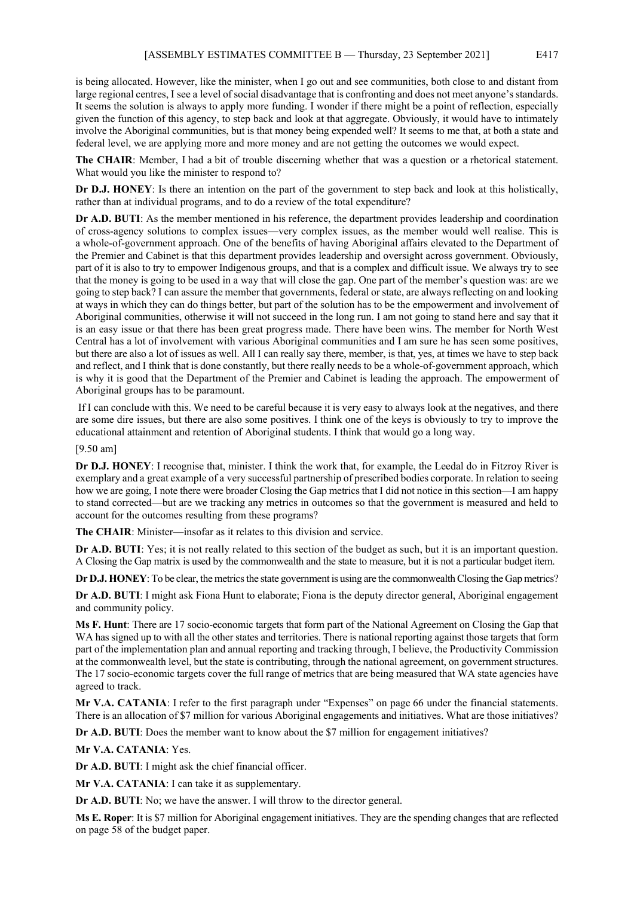is being allocated. However, like the minister, when I go out and see communities, both close to and distant from large regional centres, I see a level of social disadvantage that is confronting and does not meet anyone's standards. It seems the solution is always to apply more funding. I wonder if there might be a point of reflection, especially given the function of this agency, to step back and look at that aggregate. Obviously, it would have to intimately involve the Aboriginal communities, but is that money being expended well? It seems to me that, at both a state and federal level, we are applying more and more money and are not getting the outcomes we would expect.

**The CHAIR**: Member, I had a bit of trouble discerning whether that was a question or a rhetorical statement. What would you like the minister to respond to?

**Dr D.J. HONEY**: Is there an intention on the part of the government to step back and look at this holistically, rather than at individual programs, and to do a review of the total expenditure?

**Dr A.D. BUTI**: As the member mentioned in his reference, the department provides leadership and coordination of cross-agency solutions to complex issues—very complex issues, as the member would well realise. This is a whole-of-government approach. One of the benefits of having Aboriginal affairs elevated to the Department of the Premier and Cabinet is that this department provides leadership and oversight across government. Obviously, part of it is also to try to empower Indigenous groups, and that is a complex and difficult issue. We always try to see that the money is going to be used in a way that will close the gap. One part of the member's question was: are we going to step back? I can assure the member that governments, federal or state, are always reflecting on and looking at ways in which they can do things better, but part of the solution has to be the empowerment and involvement of Aboriginal communities, otherwise it will not succeed in the long run. I am not going to stand here and say that it is an easy issue or that there has been great progress made. There have been wins. The member for North West Central has a lot of involvement with various Aboriginal communities and I am sure he has seen some positives, but there are also a lot of issues as well. All I can really say there, member, is that, yes, at times we have to step back and reflect, and I think that is done constantly, but there really needs to be a whole-of-government approach, which is why it is good that the Department of the Premier and Cabinet is leading the approach. The empowerment of Aboriginal groups has to be paramount.

If I can conclude with this. We need to be careful because it is very easy to always look at the negatives, and there are some dire issues, but there are also some positives. I think one of the keys is obviously to try to improve the educational attainment and retention of Aboriginal students. I think that would go a long way.

[9.50 am]

**Dr D.J. HONEY**: I recognise that, minister. I think the work that, for example, the Leedal do in Fitzroy River is exemplary and a great example of a very successful partnership of prescribed bodies corporate. In relation to seeing how we are going, I note there were broader Closing the Gap metrics that I did not notice in this section—I am happy to stand corrected—but are we tracking any metrics in outcomes so that the government is measured and held to account for the outcomes resulting from these programs?

**The CHAIR**: Minister—insofar as it relates to this division and service.

**Dr A.D. BUTI**: Yes; it is not really related to this section of the budget as such, but it is an important question. A Closing the Gap matrix is used by the commonwealth and the state to measure, but it is not a particular budget item.

**Dr D.J. HONEY**: To be clear, the metrics the state government is using are the commonwealth Closing the Gap metrics?

**Dr A.D. BUTI**: I might ask Fiona Hunt to elaborate; Fiona is the deputy director general, Aboriginal engagement and community policy.

**Ms F. Hunt**: There are 17 socio-economic targets that form part of the National Agreement on Closing the Gap that WA has signed up to with all the other states and territories. There is national reporting against those targets that form part of the implementation plan and annual reporting and tracking through, I believe, the Productivity Commission at the commonwealth level, but the state is contributing, through the national agreement, on government structures. The 17 socio-economic targets cover the full range of metrics that are being measured that WA state agencies have agreed to track.

**Mr V.A. CATANIA**: I refer to the first paragraph under "Expenses" on page 66 under the financial statements. There is an allocation of $7 million for various Aboriginal engagements and initiatives. What are those initiatives?

**Dr A.D. BUTI**: Does the member want to know about the $7 million for engagement initiatives?

**Mr V.A. CATANIA**: Yes.

**Dr A.D. BUTI**: I might ask the chief financial officer.

**Mr V.A. CATANIA**: I can take it as supplementary.

**Dr A.D. BUTI**: No; we have the answer. I will throw to the director general.

**Ms E. Roper**: It is $7 million for Aboriginal engagement initiatives. They are the spending changes that are reflected on page 58 of the budget paper.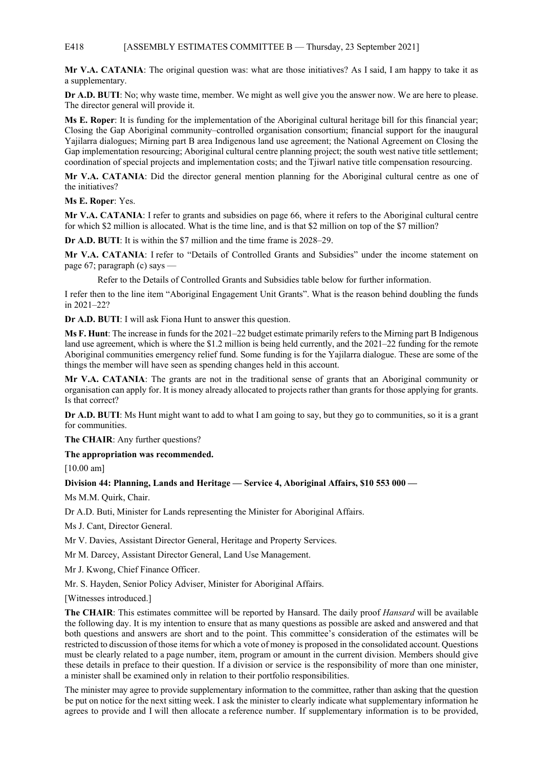**Mr V.A. CATANIA**: The original question was: what are those initiatives? As I said, I am happy to take it as a supplementary.

**Dr A.D. BUTI**: No; why waste time, member. We might as well give you the answer now. We are here to please. The director general will provide it.

**Ms E. Roper**: It is funding for the implementation of the Aboriginal cultural heritage bill for this financial year; Closing the Gap Aboriginal community–controlled organisation consortium; financial support for the inaugural Yajilarra dialogues; Mirning part B area Indigenous land use agreement; the National Agreement on Closing the Gap implementation resourcing; Aboriginal cultural centre planning project; the south west native title settlement; coordination of special projects and implementation costs; and the Tjiwarl native title compensation resourcing.

**Mr V.A. CATANIA**: Did the director general mention planning for the Aboriginal cultural centre as one of the initiatives?

**Ms E. Roper**: Yes.

**Mr V.A. CATANIA**: I refer to grants and subsidies on page 66, where it refers to the Aboriginal cultural centre for which $2 million is allocated. What is the time line, and is that $2 million on top of the $7 million?

**Dr A.D. BUTI**: It is within the $7 million and the time frame is 2028–29.

**Mr V.A. CATANIA**: I refer to "Details of Controlled Grants and Subsidies" under the income statement on page 67; paragraph (c) says —

> Refer to the Details of Controlled Grants and Subsidies table below for further information.

I refer then to the line item "Aboriginal Engagement Unit Grants". What is the reason behind doubling the funds in 2021–22?

**Dr A.D. BUTI**: I will ask Fiona Hunt to answer this question.

**Ms F. Hunt**: The increase in funds for the 2021–22 budget estimate primarily refers to the Mirning part B Indigenous land use agreement, which is where the $1.2 million is being held currently, and the 2021–22 funding for the remote Aboriginal communities emergency relief fund. Some funding is for the Yajilarra dialogue. These are some of the things the member will have seen as spending changes held in this account.

**Mr V.A. CATANIA**: The grants are not in the traditional sense of grants that an Aboriginal community or organisation can apply for. It is money already allocated to projects rather than grants for those applying for grants. Is that correct?

**Dr A.D. BUTI**: Ms Hunt might want to add to what I am going to say, but they go to communities, so it is a grant for communities.

**The CHAIR**: Any further questions?

**The appropriation was recommended.**

[10.00 am]

**Division 44: Planning, Lands and Heritage — Service 4, Aboriginal Affairs, $10 553 000 —**

Ms M.M. Quirk, Chair.

Dr A.D. Buti, Minister for Lands representing the Minister for Aboriginal Affairs.

Ms J. Cant, Director General.

Mr V. Davies, Assistant Director General, Heritage and Property Services.

Mr M. Darcey, Assistant Director General, Land Use Management.

Mr J. Kwong, Chief Finance Officer.

Mr. S. Hayden, Senior Policy Adviser, Minister for Aboriginal Affairs.

[Witnesses introduced.]

**The CHAIR**: This estimates committee will be reported by Hansard. The daily proof *Hansard* will be available the following day. It is my intention to ensure that as many questions as possible are asked and answered and that both questions and answers are short and to the point. This committee's consideration of the estimates will be restricted to discussion of those items for which a vote of money is proposed in the consolidated account. Questions must be clearly related to a page number, item, program or amount in the current division. Members should give these details in preface to their question. If a division or service is the responsibility of more than one minister, a minister shall be examined only in relation to their portfolio responsibilities.

The minister may agree to provide supplementary information to the committee, rather than asking that the question be put on notice for the next sitting week. I ask the minister to clearly indicate what supplementary information he agrees to provide and I will then allocate a reference number. If supplementary information is to be provided,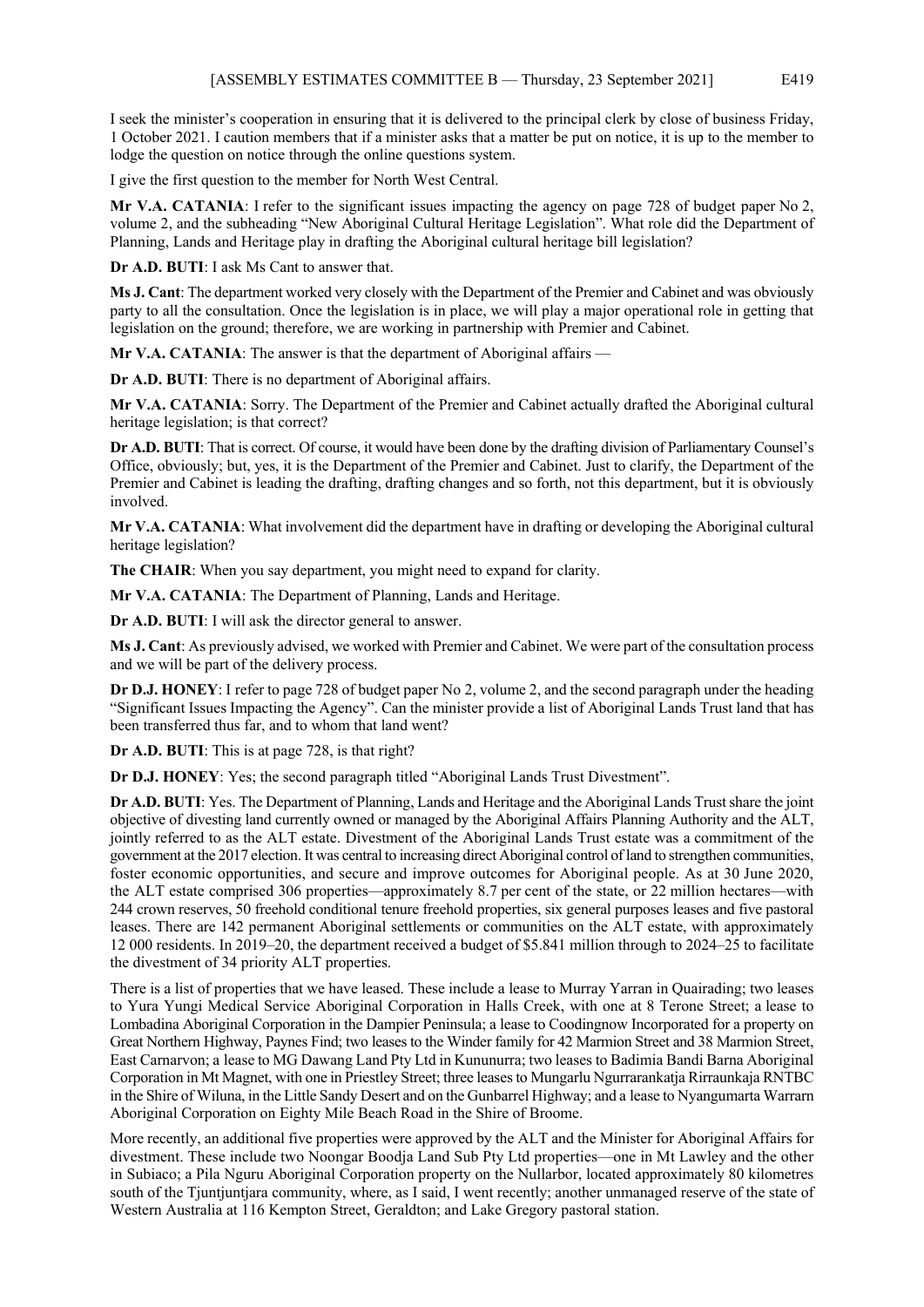I seek the minister's cooperation in ensuring that it is delivered to the principal clerk by close of business Friday, 1 October 2021. I caution members that if a minister asks that a matter be put on notice, it is up to the member to lodge the question on notice through the online questions system.

I give the first question to the member for North West Central.

**Mr V.A. CATANIA**: I refer to the significant issues impacting the agency on page 728 of budget paper No 2, volume 2, and the subheading "New Aboriginal Cultural Heritage Legislation". What role did the Department of Planning, Lands and Heritage play in drafting the Aboriginal cultural heritage bill legislation?

**Dr A.D. BUTI**: I ask Ms Cant to answer that.

**Ms J. Cant**: The department worked very closely with the Department of the Premier and Cabinet and was obviously party to all the consultation. Once the legislation is in place, we will play a major operational role in getting that legislation on the ground; therefore, we are working in partnership with Premier and Cabinet.

**Mr V.A. CATANIA**: The answer is that the department of Aboriginal affairs —

**Dr A.D. BUTI**: There is no department of Aboriginal affairs.

**Mr V.A. CATANIA**: Sorry. The Department of the Premier and Cabinet actually drafted the Aboriginal cultural heritage legislation; is that correct?

**Dr A.D. BUTI**: That is correct. Of course, it would have been done by the drafting division of Parliamentary Counsel's Office, obviously; but, yes, it is the Department of the Premier and Cabinet. Just to clarify, the Department of the Premier and Cabinet is leading the drafting, drafting changes and so forth, not this department, but it is obviously involved.

**Mr V.A. CATANIA**: What involvement did the department have in drafting or developing the Aboriginal cultural heritage legislation?

**The CHAIR**: When you say department, you might need to expand for clarity.

**Mr V.A. CATANIA**: The Department of Planning, Lands and Heritage.

**Dr A.D. BUTI**: I will ask the director general to answer.

**Ms J. Cant**: As previously advised, we worked with Premier and Cabinet. We were part of the consultation process and we will be part of the delivery process.

**Dr D.J. HONEY**: I refer to page 728 of budget paper No 2, volume 2, and the second paragraph under the heading "Significant Issues Impacting the Agency". Can the minister provide a list of Aboriginal Lands Trust land that has been transferred thus far, and to whom that land went?

**Dr A.D. BUTI**: This is at page 728, is that right?

**Dr D.J. HONEY**: Yes; the second paragraph titled "Aboriginal Lands Trust Divestment".

**Dr A.D. BUTI**: Yes. The Department of Planning, Lands and Heritage and the Aboriginal Lands Trust share the joint objective of divesting land currently owned or managed by the Aboriginal Affairs Planning Authority and the ALT, jointly referred to as the ALT estate. Divestment of the Aboriginal Lands Trust estate was a commitment of the government at the 2017 election. It was central to increasing direct Aboriginal control of land to strengthen communities, foster economic opportunities, and secure and improve outcomes for Aboriginal people. As at 30 June 2020, the ALT estate comprised 306 properties—approximately 8.7 per cent of the state, or 22 million hectares—with 244 crown reserves, 50 freehold conditional tenure freehold properties, six general purposes leases and five pastoral leases. There are 142 permanent Aboriginal settlements or communities on the ALT estate, with approximately 12 000 residents. In 2019–20, the department received a budget of $5.841 million through to 2024–25 to facilitate the divestment of 34 priority ALT properties.

There is a list of properties that we have leased. These include a lease to Murray Yarran in Quairading; two leases to Yura Yungi Medical Service Aboriginal Corporation in Halls Creek, with one at 8 Terone Street; a lease to Lombadina Aboriginal Corporation in the Dampier Peninsula; a lease to Coodingnow Incorporated for a property on Great Northern Highway, Paynes Find; two leases to the Winder family for 42 Marmion Street and 38 Marmion Street, East Carnarvon; a lease to MG Dawang Land Pty Ltd in Kununurra; two leases to Badimia Bandi Barna Aboriginal Corporation in Mt Magnet, with one in Priestley Street; three leases to Mungarlu Ngurrarankatja Rirraunkaja RNTBC in the Shire of Wiluna, in the Little Sandy Desert and on the Gunbarrel Highway; and a lease to Nyangumarta Warrarn Aboriginal Corporation on Eighty Mile Beach Road in the Shire of Broome.

More recently, an additional five properties were approved by the ALT and the Minister for Aboriginal Affairs for divestment. These include two Noongar Boodja Land Sub Pty Ltd properties—one in Mt Lawley and the other in Subiaco; a Pila Nguru Aboriginal Corporation property on the Nullarbor, located approximately 80 kilometres south of the Tjuntjuntjara community, where, as I said, I went recently; another unmanaged reserve of the state of Western Australia at 116 Kempton Street, Geraldton; and Lake Gregory pastoral station.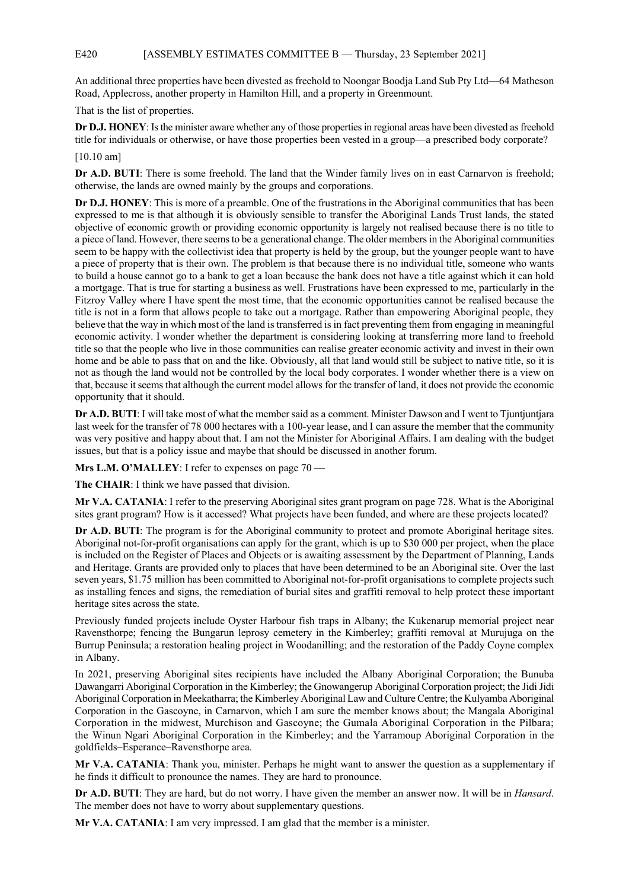An additional three properties have been divested as freehold to Noongar Boodja Land Sub Pty Ltd—64 Matheson Road, Applecross, another property in Hamilton Hill, and a property in Greenmount.

That is the list of properties.

**Dr D.J. HONEY**: Is the minister aware whether any of those properties in regional areas have been divested as freehold title for individuals or otherwise, or have those properties been vested in a group—a prescribed body corporate?

[10.10 am]

**Dr A.D. BUTI**: There is some freehold. The land that the Winder family lives on in east Carnarvon is freehold; otherwise, the lands are owned mainly by the groups and corporations.

**Dr D.J. HONEY**: This is more of a preamble. One of the frustrations in the Aboriginal communities that has been expressed to me is that although it is obviously sensible to transfer the Aboriginal Lands Trust lands, the stated objective of economic growth or providing economic opportunity is largely not realised because there is no title to a piece of land. However, there seems to be a generational change. The older members in the Aboriginal communities seem to be happy with the collectivist idea that property is held by the group, but the younger people want to have a piece of property that is their own. The problem is that because there is no individual title, someone who wants to build a house cannot go to a bank to get a loan because the bank does not have a title against which it can hold a mortgage. That is true for starting a business as well. Frustrations have been expressed to me, particularly in the Fitzroy Valley where I have spent the most time, that the economic opportunities cannot be realised because the title is not in a form that allows people to take out a mortgage. Rather than empowering Aboriginal people, they believe that the way in which most of the land is transferred is in fact preventing them from engaging in meaningful economic activity. I wonder whether the department is considering looking at transferring more land to freehold title so that the people who live in those communities can realise greater economic activity and invest in their own home and be able to pass that on and the like. Obviously, all that land would still be subject to native title, so it is not as though the land would not be controlled by the local body corporates. I wonder whether there is a view on that, because it seems that although the current model allows for the transfer of land, it does not provide the economic opportunity that it should.

**Dr A.D. BUTI**: I will take most of what the member said as a comment. Minister Dawson and I went to Tjuntjuntjara last week for the transfer of 78 000 hectares with a 100-year lease, and I can assure the member that the community was very positive and happy about that. I am not the Minister for Aboriginal Affairs. I am dealing with the budget issues, but that is a policy issue and maybe that should be discussed in another forum.

**Mrs L.M. O'MALLEY**: I refer to expenses on page 70 —

**The CHAIR**: I think we have passed that division.

**Mr V.A. CATANIA**: I refer to the preserving Aboriginal sites grant program on page 728. What is the Aboriginal sites grant program? How is it accessed? What projects have been funded, and where are these projects located?

**Dr A.D. BUTI**: The program is for the Aboriginal community to protect and promote Aboriginal heritage sites. Aboriginal not-for-profit organisations can apply for the grant, which is up to $30 000 per project, when the place is included on the Register of Places and Objects or is awaiting assessment by the Department of Planning, Lands and Heritage. Grants are provided only to places that have been determined to be an Aboriginal site. Over the last seven years, $1.75 million has been committed to Aboriginal not-for-profit organisations to complete projects such as installing fences and signs, the remediation of burial sites and graffiti removal to help protect these important heritage sites across the state.

Previously funded projects include Oyster Harbour fish traps in Albany; the Kukenarup memorial project near Ravensthorpe; fencing the Bungarun leprosy cemetery in the Kimberley; graffiti removal at Murujuga on the Burrup Peninsula; a restoration healing project in Woodanilling; and the restoration of the Paddy Coyne complex in Albany.

In 2021, preserving Aboriginal sites recipients have included the Albany Aboriginal Corporation; the Bunuba Dawangarri Aboriginal Corporation in the Kimberley; the Gnowangerup Aboriginal Corporation project; the Jidi Jidi Aboriginal Corporation in Meekatharra; the Kimberley Aboriginal Law and Culture Centre; the Kulyamba Aboriginal Corporation in the Gascoyne, in Carnarvon, which I am sure the member knows about; the Mangala Aboriginal Corporation in the midwest, Murchison and Gascoyne; the Gumala Aboriginal Corporation in the Pilbara; the Winun Ngari Aboriginal Corporation in the Kimberley; and the Yarramoup Aboriginal Corporation in the goldfields–Esperance–Ravensthorpe area.

**Mr V.A. CATANIA**: Thank you, minister. Perhaps he might want to answer the question as a supplementary if he finds it difficult to pronounce the names. They are hard to pronounce.

**Dr A.D. BUTI**: They are hard, but do not worry. I have given the member an answer now. It will be in *Hansard*. The member does not have to worry about supplementary questions.

**Mr V.A. CATANIA**: I am very impressed. I am glad that the member is a minister.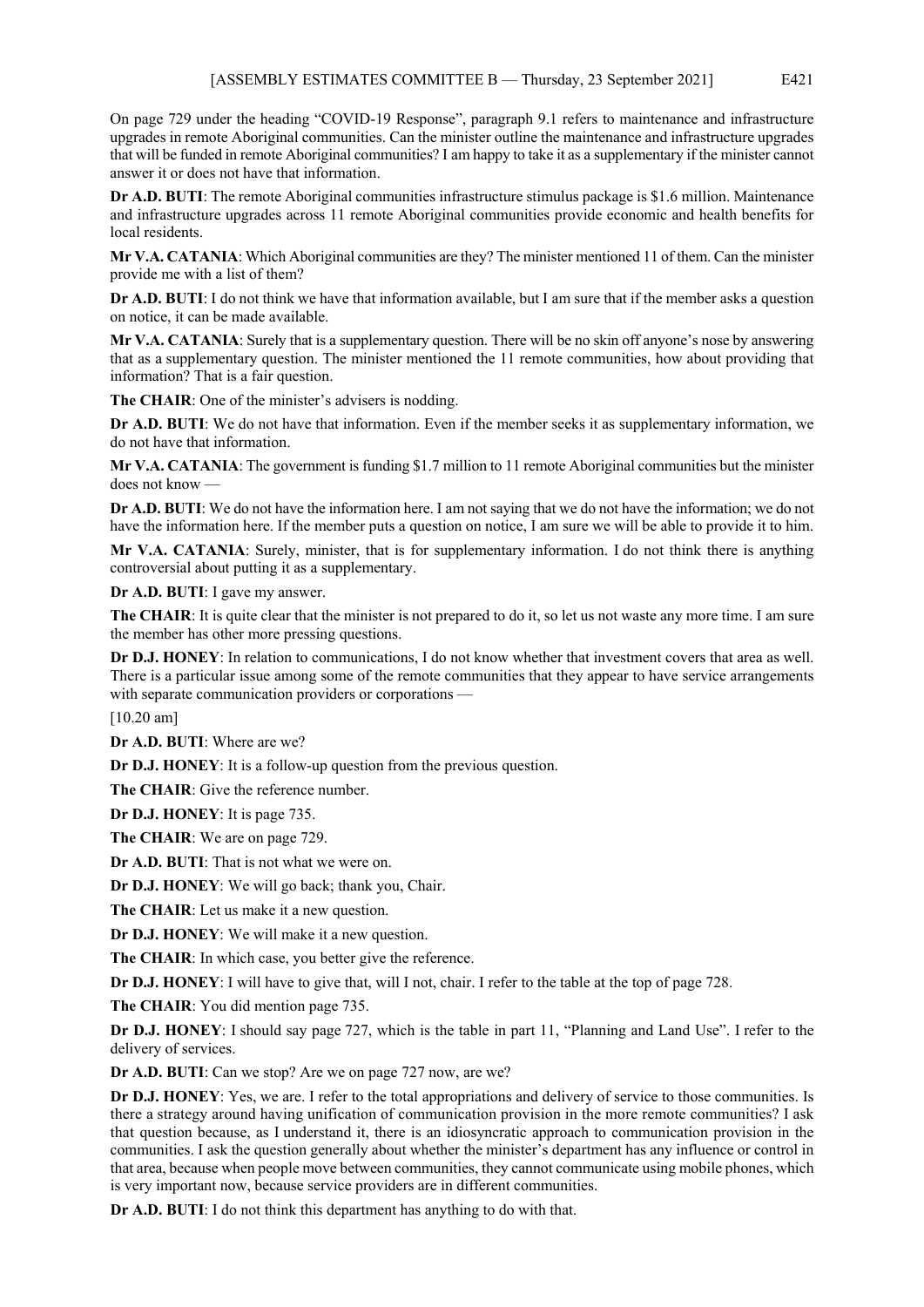On page 729 under the heading "COVID-19 Response", paragraph 9.1 refers to maintenance and infrastructure upgrades in remote Aboriginal communities. Can the minister outline the maintenance and infrastructure upgrades that will be funded in remote Aboriginal communities? I am happy to take it as a supplementary if the minister cannot answer it or does not have that information.

**Dr A.D. BUTI**: The remote Aboriginal communities infrastructure stimulus package is $1.6 million. Maintenance and infrastructure upgrades across 11 remote Aboriginal communities provide economic and health benefits for local residents.

**Mr V.A. CATANIA**: Which Aboriginal communities are they? The minister mentioned 11 of them. Can the minister provide me with a list of them?

**Dr A.D. BUTI**: I do not think we have that information available, but I am sure that if the member asks a question on notice, it can be made available.

**Mr V.A. CATANIA**: Surely that is a supplementary question. There will be no skin off anyone's nose by answering that as a supplementary question. The minister mentioned the 11 remote communities, how about providing that information? That is a fair question.

**The CHAIR**: One of the minister's advisers is nodding.

**Dr A.D. BUTI**: We do not have that information. Even if the member seeks it as supplementary information, we do not have that information.

**Mr V.A. CATANIA**: The government is funding $1.7 million to 11 remote Aboriginal communities but the minister does not know —

**Dr A.D. BUTI**: We do not have the information here. I am not saying that we do not have the information; we do not have the information here. If the member puts a question on notice, I am sure we will be able to provide it to him.

**Mr V.A. CATANIA**: Surely, minister, that is for supplementary information. I do not think there is anything controversial about putting it as a supplementary.

**Dr A.D. BUTI**: I gave my answer.

**The CHAIR**: It is quite clear that the minister is not prepared to do it, so let us not waste any more time. I am sure the member has other more pressing questions.

**Dr D.J. HONEY**: In relation to communications, I do not know whether that investment covers that area as well. There is a particular issue among some of the remote communities that they appear to have service arrangements with separate communication providers or corporations —

[10.20 am]

**Dr A.D. BUTI**: Where are we?

**Dr D.J. HONEY**: It is a follow-up question from the previous question.

**The CHAIR**: Give the reference number.

**Dr D.J. HONEY**: It is page 735.

**The CHAIR**: We are on page 729.

**Dr A.D. BUTI**: That is not what we were on.

**Dr D.J. HONEY**: We will go back; thank you, Chair.

**The CHAIR**: Let us make it a new question.

**Dr D.J. HONEY**: We will make it a new question.

**The CHAIR**: In which case, you better give the reference.

**Dr D.J. HONEY**: I will have to give that, will I not, chair. I refer to the table at the top of page 728.

**The CHAIR**: You did mention page 735.

**Dr D.J. HONEY**: I should say page 727, which is the table in part 11, "Planning and Land Use". I refer to the delivery of services.

**Dr A.D. BUTI**: Can we stop? Are we on page 727 now, are we?

**Dr D.J. HONEY**: Yes, we are. I refer to the total appropriations and delivery of service to those communities. Is there a strategy around having unification of communication provision in the more remote communities? I ask that question because, as I understand it, there is an idiosyncratic approach to communication provision in the communities. I ask the question generally about whether the minister's department has any influence or control in that area, because when people move between communities, they cannot communicate using mobile phones, which is very important now, because service providers are in different communities.

**Dr A.D. BUTI**: I do not think this department has anything to do with that.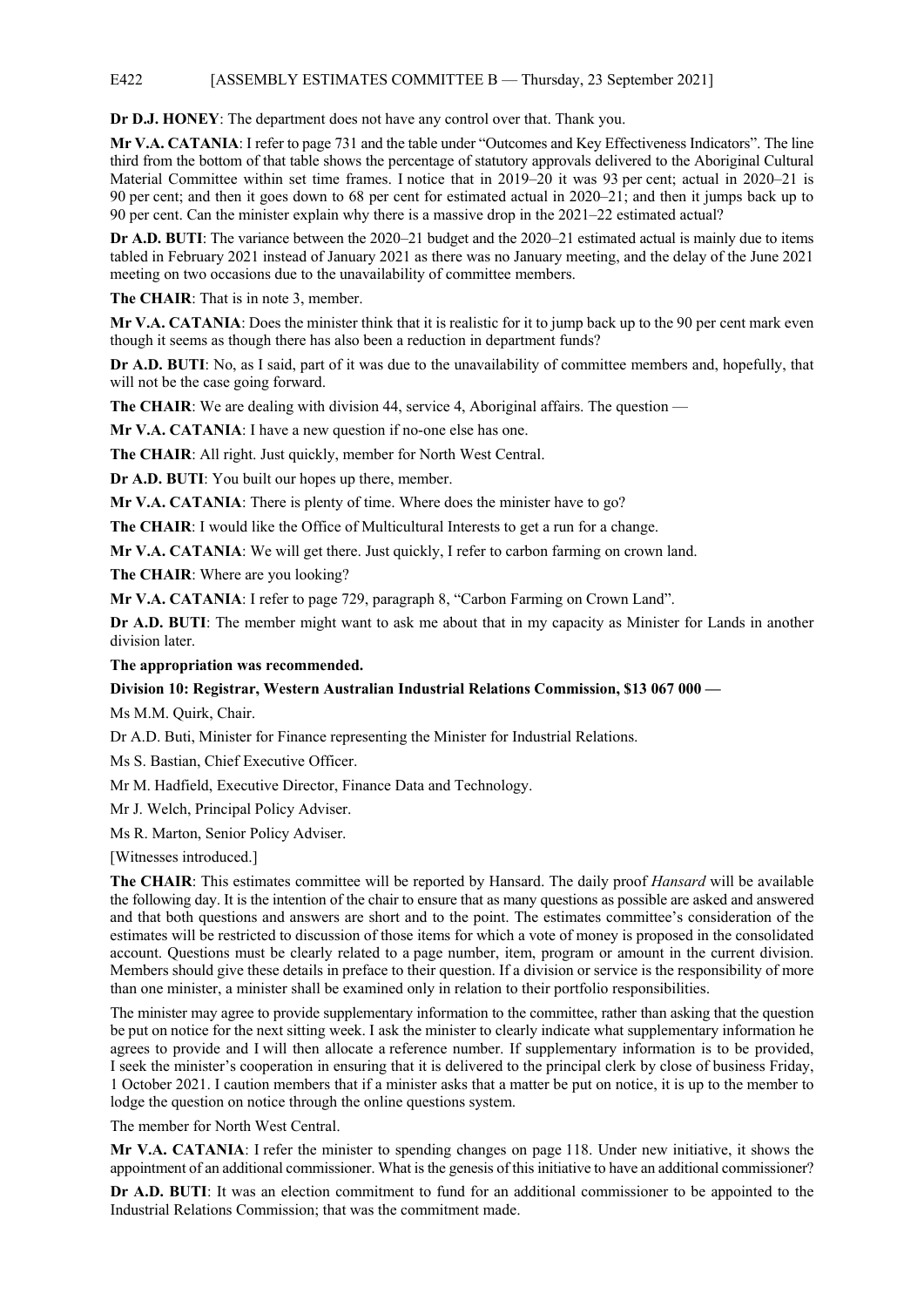**Dr D.J. HONEY**: The department does not have any control over that. Thank you.

**Mr V.A. CATANIA**: I refer to page 731 and the table under "Outcomes and Key Effectiveness Indicators". The line third from the bottom of that table shows the percentage of statutory approvals delivered to the Aboriginal Cultural Material Committee within set time frames. I notice that in 2019–20 it was 93 per cent; actual in 2020–21 is 90 per cent; and then it goes down to 68 per cent for estimated actual in 2020–21; and then it jumps back up to 90 per cent. Can the minister explain why there is a massive drop in the 2021–22 estimated actual?

**Dr A.D. BUTI**: The variance between the 2020–21 budget and the 2020–21 estimated actual is mainly due to items tabled in February 2021 instead of January 2021 as there was no January meeting, and the delay of the June 2021 meeting on two occasions due to the unavailability of committee members.

**The CHAIR**: That is in note 3, member.

**Mr V.A. CATANIA**: Does the minister think that it is realistic for it to jump back up to the 90 per cent mark even though it seems as though there has also been a reduction in department funds?

**Dr A.D. BUTI**: No, as I said, part of it was due to the unavailability of committee members and, hopefully, that will not be the case going forward.

**The CHAIR**: We are dealing with division 44, service 4, Aboriginal affairs. The question —

**Mr V.A. CATANIA**: I have a new question if no-one else has one.

**The CHAIR**: All right. Just quickly, member for North West Central.

**Dr A.D. BUTI**: You built our hopes up there, member.

**Mr V.A. CATANIA**: There is plenty of time. Where does the minister have to go?

**The CHAIR**: I would like the Office of Multicultural Interests to get a run for a change.

**Mr V.A. CATANIA**: We will get there. Just quickly, I refer to carbon farming on crown land.

**The CHAIR**: Where are you looking?

**Mr V.A. CATANIA**: I refer to page 729, paragraph 8, "Carbon Farming on Crown Land".

**Dr A.D. BUTI**: The member might want to ask me about that in my capacity as Minister for Lands in another division later.

**The appropriation was recommended.**

**Division 10: Registrar, Western Australian Industrial Relations Commission, $13 067 000 —**

Ms M.M. Quirk, Chair.

Dr A.D. Buti, Minister for Finance representing the Minister for Industrial Relations.

Ms S. Bastian, Chief Executive Officer.

Mr M. Hadfield, Executive Director, Finance Data and Technology.

Mr J. Welch, Principal Policy Adviser.

Ms R. Marton, Senior Policy Adviser.

[Witnesses introduced.]

**The CHAIR**: This estimates committee will be reported by Hansard. The daily proof *Hansard* will be available the following day. It is the intention of the chair to ensure that as many questions as possible are asked and answered and that both questions and answers are short and to the point. The estimates committee's consideration of the estimates will be restricted to discussion of those items for which a vote of money is proposed in the consolidated account. Questions must be clearly related to a page number, item, program or amount in the current division. Members should give these details in preface to their question. If a division or service is the responsibility of more than one minister, a minister shall be examined only in relation to their portfolio responsibilities.

The minister may agree to provide supplementary information to the committee, rather than asking that the question be put on notice for the next sitting week. I ask the minister to clearly indicate what supplementary information he agrees to provide and I will then allocate a reference number. If supplementary information is to be provided, I seek the minister's cooperation in ensuring that it is delivered to the principal clerk by close of business Friday, 1 October 2021. I caution members that if a minister asks that a matter be put on notice, it is up to the member to lodge the question on notice through the online questions system.

The member for North West Central.

**Mr V.A. CATANIA**: I refer the minister to spending changes on page 118. Under new initiative, it shows the appointment of an additional commissioner. What is the genesis of this initiative to have an additional commissioner?

**Dr A.D. BUTI**: It was an election commitment to fund for an additional commissioner to be appointed to the Industrial Relations Commission; that was the commitment made.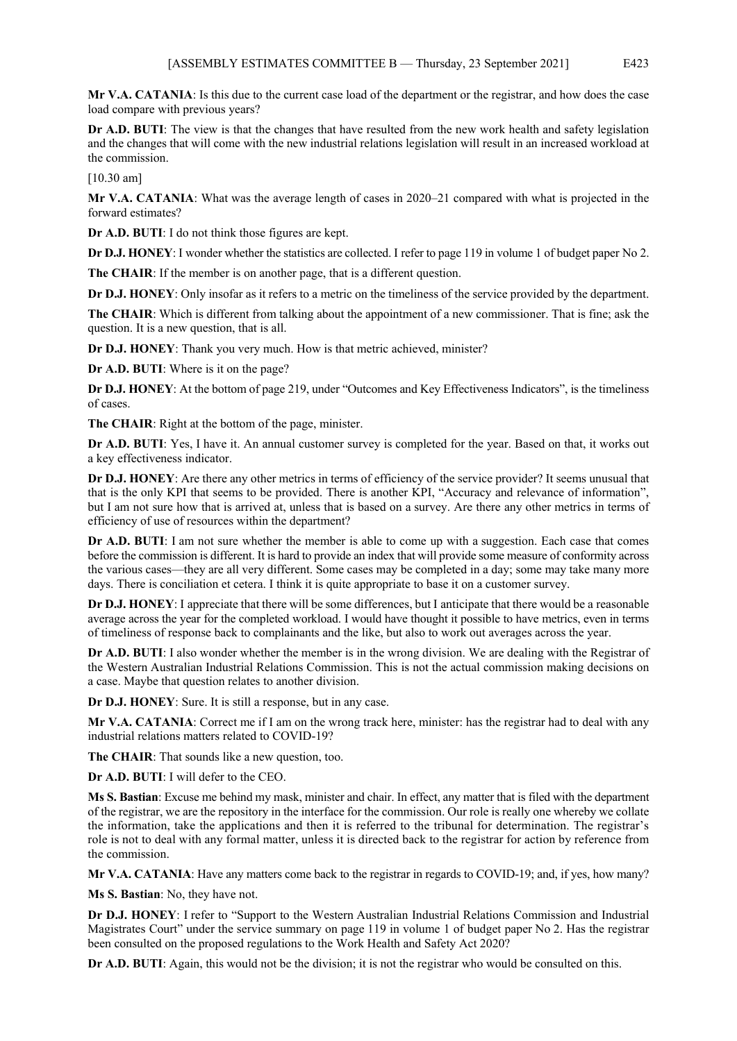**Mr V.A. CATANIA**: Is this due to the current case load of the department or the registrar, and how does the case load compare with previous years?

**Dr A.D. BUTI**: The view is that the changes that have resulted from the new work health and safety legislation and the changes that will come with the new industrial relations legislation will result in an increased workload at the commission.

[10.30 am]

**Mr V.A. CATANIA**: What was the average length of cases in 2020–21 compared with what is projected in the forward estimates?

**Dr A.D. BUTI**: I do not think those figures are kept.

**Dr D.J. HONEY**: I wonder whether the statistics are collected. I refer to page 119 in volume 1 of budget paper No 2.

**The CHAIR**: If the member is on another page, that is a different question.

**Dr D.J. HONEY**: Only insofar as it refers to a metric on the timeliness of the service provided by the department.

**The CHAIR**: Which is different from talking about the appointment of a new commissioner. That is fine; ask the question. It is a new question, that is all.

**Dr D.J. HONEY**: Thank you very much. How is that metric achieved, minister?

**Dr A.D. BUTI**: Where is it on the page?

**Dr D.J. HONEY**: At the bottom of page 219, under "Outcomes and Key Effectiveness Indicators", is the timeliness of cases.

**The CHAIR**: Right at the bottom of the page, minister.

**Dr A.D. BUTI**: Yes, I have it. An annual customer survey is completed for the year. Based on that, it works out a key effectiveness indicator.

**Dr D.J. HONEY**: Are there any other metrics in terms of efficiency of the service provider? It seems unusual that that is the only KPI that seems to be provided. There is another KPI, "Accuracy and relevance of information", but I am not sure how that is arrived at, unless that is based on a survey. Are there any other metrics in terms of efficiency of use of resources within the department?

**Dr A.D. BUTI**: I am not sure whether the member is able to come up with a suggestion. Each case that comes before the commission is different. It is hard to provide an index that will provide some measure of conformity across the various cases—they are all very different. Some cases may be completed in a day; some may take many more days. There is conciliation et cetera. I think it is quite appropriate to base it on a customer survey.

**Dr D.J. HONEY**: I appreciate that there will be some differences, but I anticipate that there would be a reasonable average across the year for the completed workload. I would have thought it possible to have metrics, even in terms of timeliness of response back to complainants and the like, but also to work out averages across the year.

**Dr A.D. BUTI**: I also wonder whether the member is in the wrong division. We are dealing with the Registrar of the Western Australian Industrial Relations Commission. This is not the actual commission making decisions on a case. Maybe that question relates to another division.

**Dr D.J. HONEY**: Sure. It is still a response, but in any case.

**Mr V.A. CATANIA**: Correct me if I am on the wrong track here, minister: has the registrar had to deal with any industrial relations matters related to COVID-19?

**The CHAIR**: That sounds like a new question, too.

**Dr A.D. BUTI**: I will defer to the CEO.

**Ms S. Bastian**: Excuse me behind my mask, minister and chair. In effect, any matter that is filed with the department of the registrar, we are the repository in the interface for the commission. Our role is really one whereby we collate the information, take the applications and then it is referred to the tribunal for determination. The registrar's role is not to deal with any formal matter, unless it is directed back to the registrar for action by reference from the commission.

**Mr V.A. CATANIA**: Have any matters come back to the registrar in regards to COVID-19; and, if yes, how many?

**Ms S. Bastian**: No, they have not.

**Dr D.J. HONEY**: I refer to "Support to the Western Australian Industrial Relations Commission and Industrial Magistrates Court" under the service summary on page 119 in volume 1 of budget paper No 2. Has the registrar been consulted on the proposed regulations to the Work Health and Safety Act 2020?

**Dr A.D. BUTI**: Again, this would not be the division; it is not the registrar who would be consulted on this.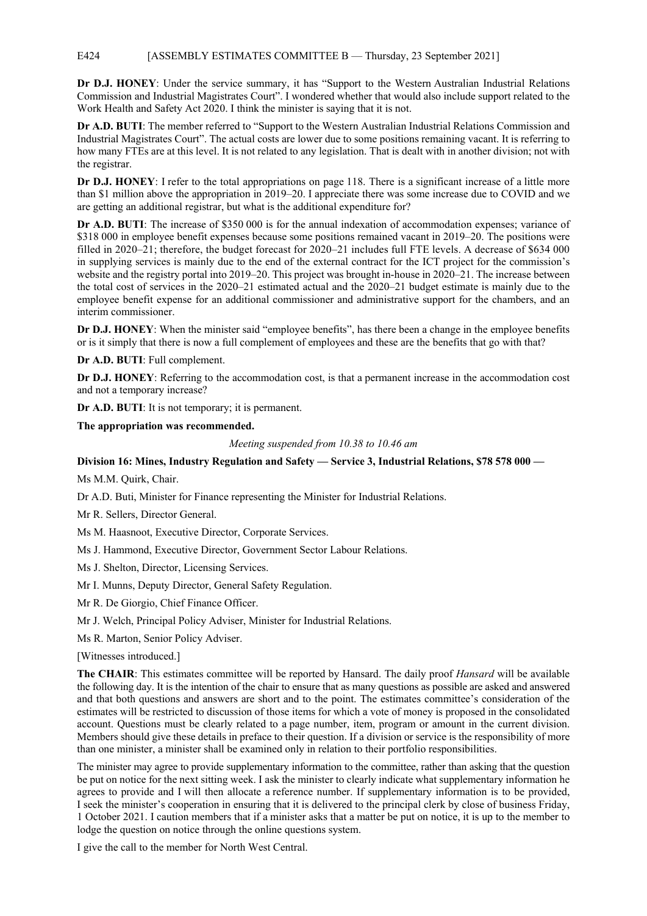**Dr D.J. HONEY**: Under the service summary, it has "Support to the Western Australian Industrial Relations Commission and Industrial Magistrates Court". I wondered whether that would also include support related to the Work Health and Safety Act 2020. I think the minister is saying that it is not.

**Dr A.D. BUTI**: The member referred to "Support to the Western Australian Industrial Relations Commission and Industrial Magistrates Court". The actual costs are lower due to some positions remaining vacant. It is referring to how many FTEs are at this level. It is not related to any legislation. That is dealt with in another division; not with the registrar.

**Dr D.J. HONEY**: I refer to the total appropriations on page 118. There is a significant increase of a little more than $1 million above the appropriation in 2019–20. I appreciate there was some increase due to COVID and we are getting an additional registrar, but what is the additional expenditure for?

**Dr A.D. BUTI**: The increase of $350 000 is for the annual indexation of accommodation expenses; variance of $318 000 in employee benefit expenses because some positions remained vacant in 2019–20. The positions were filled in 2020–21; therefore, the budget forecast for 2020–21 includes full FTE levels. A decrease of $634 000 in supplying services is mainly due to the end of the external contract for the ICT project for the commission's website and the registry portal into 2019–20. This project was brought in-house in 2020–21. The increase between the total cost of services in the 2020–21 estimated actual and the 2020–21 budget estimate is mainly due to the employee benefit expense for an additional commissioner and administrative support for the chambers, and an interim commissioner.

**Dr D.J. HONEY**: When the minister said "employee benefits", has there been a change in the employee benefits or is it simply that there is now a full complement of employees and these are the benefits that go with that?

**Dr A.D. BUTI**: Full complement.

**Dr D.J. HONEY**: Referring to the accommodation cost, is that a permanent increase in the accommodation cost and not a temporary increase?

**Dr A.D. BUTI**: It is not temporary; it is permanent.

**The appropriation was recommended.**

*Meeting suspended from 10.38 to 10.46 am*

**Division 16: Mines, Industry Regulation and Safety — Service 3, Industrial Relations, $78 578 000 —**

Ms M.M. Quirk, Chair.

Dr A.D. Buti, Minister for Finance representing the Minister for Industrial Relations.

Mr R. Sellers, Director General.

Ms M. Haasnoot, Executive Director, Corporate Services.

Ms J. Hammond, Executive Director, Government Sector Labour Relations.

Ms J. Shelton, Director, Licensing Services.

Mr I. Munns, Deputy Director, General Safety Regulation.

Mr R. De Giorgio, Chief Finance Officer.

Mr J. Welch, Principal Policy Adviser, Minister for Industrial Relations.

Ms R. Marton, Senior Policy Adviser.

[Witnesses introduced.]

**The CHAIR**: This estimates committee will be reported by Hansard. The daily proof *Hansard* will be available the following day. It is the intention of the chair to ensure that as many questions as possible are asked and answered and that both questions and answers are short and to the point. The estimates committee's consideration of the estimates will be restricted to discussion of those items for which a vote of money is proposed in the consolidated account. Questions must be clearly related to a page number, item, program or amount in the current division. Members should give these details in preface to their question. If a division or service is the responsibility of more than one minister, a minister shall be examined only in relation to their portfolio responsibilities.

The minister may agree to provide supplementary information to the committee, rather than asking that the question be put on notice for the next sitting week. I ask the minister to clearly indicate what supplementary information he agrees to provide and I will then allocate a reference number. If supplementary information is to be provided, I seek the minister's cooperation in ensuring that it is delivered to the principal clerk by close of business Friday, 1 October 2021. I caution members that if a minister asks that a matter be put on notice, it is up to the member to lodge the question on notice through the online questions system.

I give the call to the member for North West Central.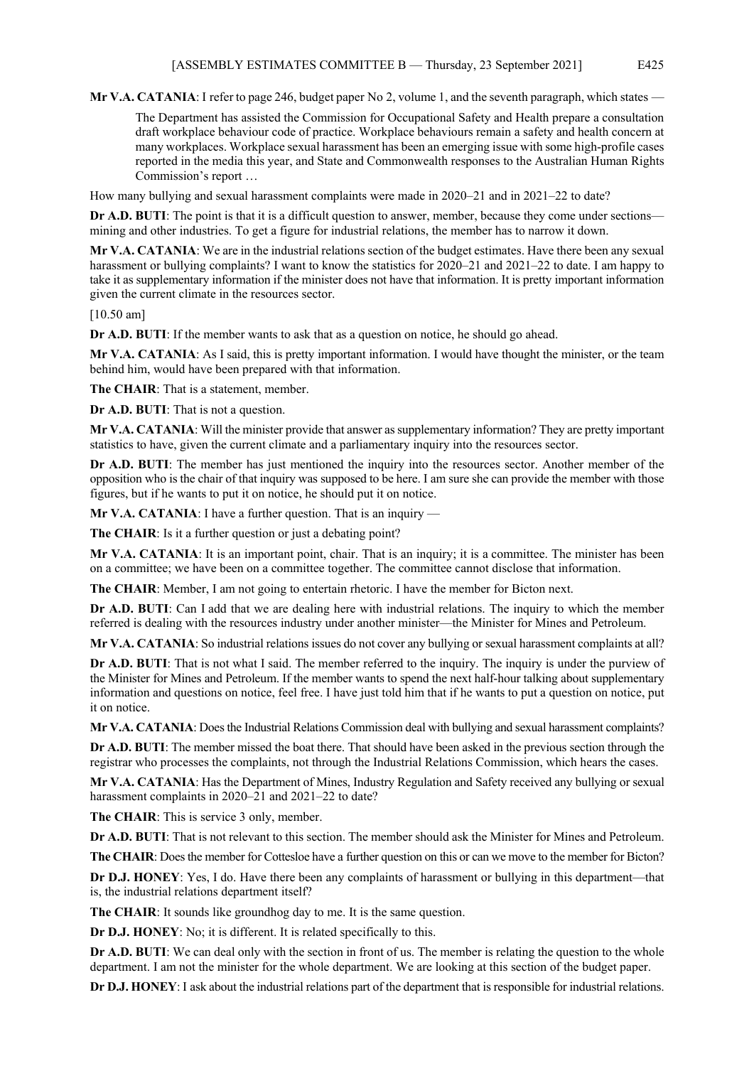**Mr V.A. CATANIA**: I refer to page 246, budget paper No 2, volume 1, and the seventh paragraph, which states —

> The Department has assisted the Commission for Occupational Safety and Health prepare a consultation draft workplace behaviour code of practice. Workplace behaviours remain a safety and health concern at many workplaces. Workplace sexual harassment has been an emerging issue with some high-profile cases reported in the media this year, and State and Commonwealth responses to the Australian Human Rights Commission's report …

How many bullying and sexual harassment complaints were made in 2020–21 and in 2021–22 to date?

**Dr A.D. BUTI**: The point is that it is a difficult question to answer, member, because they come under sections—mining and other industries. To get a figure for industrial relations, the member has to narrow it down.

**Mr V.A. CATANIA**: We are in the industrial relations section of the budget estimates. Have there been any sexual harassment or bullying complaints? I want to know the statistics for 2020–21 and 2021–22 to date. I am happy to take it as supplementary information if the minister does not have that information. It is pretty important information given the current climate in the resources sector.

[10.50 am]

**Dr A.D. BUTI**: If the member wants to ask that as a question on notice, he should go ahead.

**Mr V.A. CATANIA**: As I said, this is pretty important information. I would have thought the minister, or the team behind him, would have been prepared with that information.

**The CHAIR**: That is a statement, member.

**Dr A.D. BUTI**: That is not a question.

**Mr V.A. CATANIA**: Will the minister provide that answer as supplementary information? They are pretty important statistics to have, given the current climate and a parliamentary inquiry into the resources sector.

**Dr A.D. BUTI**: The member has just mentioned the inquiry into the resources sector. Another member of the opposition who is the chair of that inquiry was supposed to be here. I am sure she can provide the member with those figures, but if he wants to put it on notice, he should put it on notice.

**Mr V.A. CATANIA**: I have a further question. That is an inquiry —

**The CHAIR**: Is it a further question or just a debating point?

**Mr V.A. CATANIA**: It is an important point, chair. That is an inquiry; it is a committee. The minister has been on a committee; we have been on a committee together. The committee cannot disclose that information.

**The CHAIR**: Member, I am not going to entertain rhetoric. I have the member for Bicton next.

**Dr A.D. BUTI**: Can I add that we are dealing here with industrial relations. The inquiry to which the member referred is dealing with the resources industry under another minister—the Minister for Mines and Petroleum.

**Mr V.A. CATANIA**: So industrial relations issues do not cover any bullying or sexual harassment complaints at all?

**Dr A.D. BUTI**: That is not what I said. The member referred to the inquiry. The inquiry is under the purview of the Minister for Mines and Petroleum. If the member wants to spend the next half-hour talking about supplementary information and questions on notice, feel free. I have just told him that if he wants to put a question on notice, put it on notice.

**Mr V.A. CATANIA**: Does the Industrial Relations Commission deal with bullying and sexual harassment complaints?

**Dr A.D. BUTI**: The member missed the boat there. That should have been asked in the previous section through the registrar who processes the complaints, not through the Industrial Relations Commission, which hears the cases.

**Mr V.A. CATANIA**: Has the Department of Mines, Industry Regulation and Safety received any bullying or sexual harassment complaints in 2020–21 and 2021–22 to date?

**The CHAIR**: This is service 3 only, member.

**Dr A.D. BUTI**: That is not relevant to this section. The member should ask the Minister for Mines and Petroleum.

**The CHAIR**: Does the member for Cottesloe have a further question on this or can we move to the member for Bicton?

**Dr D.J. HONEY**: Yes, I do. Have there been any complaints of harassment or bullying in this department—that is, the industrial relations department itself?

**The CHAIR**: It sounds like groundhog day to me. It is the same question.

**Dr D.J. HONEY**: No; it is different. It is related specifically to this.

**Dr A.D. BUTI**: We can deal only with the section in front of us. The member is relating the question to the whole department. I am not the minister for the whole department. We are looking at this section of the budget paper.

**Dr D.J. HONEY**: I ask about the industrial relations part of the department that is responsible for industrial relations.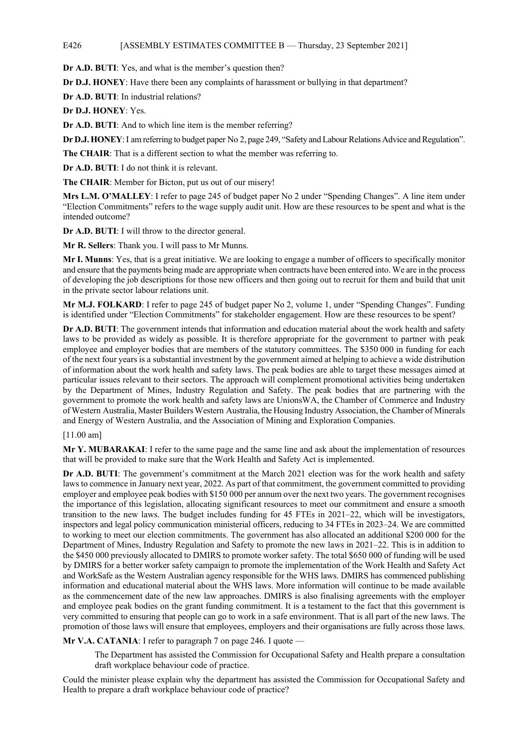**Dr A.D. BUTI**: Yes, and what is the member's question then?

**Dr D.J. HONEY**: Have there been any complaints of harassment or bullying in that department?

**Dr A.D. BUTI**: In industrial relations?

**Dr D.J. HONEY**: Yes.

**Dr A.D. BUTI**: And to which line item is the member referring?

**Dr D.J. HONEY**: I am referring to budget paper No 2, page 249, "Safety and Labour Relations Advice and Regulation".

**The CHAIR**: That is a different section to what the member was referring to.

**Dr A.D. BUTI**: I do not think it is relevant.

**The CHAIR**: Member for Bicton, put us out of our misery!

**Mrs L.M. O'MALLEY**: I refer to page 245 of budget paper No 2 under "Spending Changes". A line item under "Election Commitments" refers to the wage supply audit unit. How are these resources to be spent and what is the intended outcome?

**Dr A.D. BUTI**: I will throw to the director general.

**Mr R. Sellers**: Thank you. I will pass to Mr Munns.

**Mr I. Munns**: Yes, that is a great initiative. We are looking to engage a number of officers to specifically monitor and ensure that the payments being made are appropriate when contracts have been entered into. We are in the process of developing the job descriptions for those new officers and then going out to recruit for them and build that unit in the private sector labour relations unit.

**Mr M.J. FOLKARD**: I refer to page 245 of budget paper No 2, volume 1, under "Spending Changes". Funding is identified under "Election Commitments" for stakeholder engagement. How are these resources to be spent?

**Dr A.D. BUTI**: The government intends that information and education material about the work health and safety laws to be provided as widely as possible. It is therefore appropriate for the government to partner with peak employee and employer bodies that are members of the statutory committees. The \$350 000 in funding for each of the next four years is a substantial investment by the government aimed at helping to achieve a wide distribution of information about the work health and safety laws. The peak bodies are able to target these messages aimed at particular issues relevant to their sectors. The approach will complement promotional activities being undertaken by the Department of Mines, Industry Regulation and Safety. The peak bodies that are partnering with the government to promote the work health and safety laws are UnionsWA, the Chamber of Commerce and Industry of Western Australia, Master Builders Western Australia, the Housing Industry Association, the Chamber of Minerals and Energy of Western Australia, and the Association of Mining and Exploration Companies.

[11.00 am]

**Mr Y. MUBARAKAI**: I refer to the same page and the same line and ask about the implementation of resources that will be provided to make sure that the Work Health and Safety Act is implemented.

**Dr A.D. BUTI**: The government's commitment at the March 2021 election was for the work health and safety laws to commence in January next year, 2022. As part of that commitment, the government committed to providing employer and employee peak bodies with \$150 000 per annum over the next two years. The government recognises the importance of this legislation, allocating significant resources to meet our commitment and ensure a smooth transition to the new laws. The budget includes funding for 45 FTEs in 2021–22, which will be investigators, inspectors and legal policy communication ministerial officers, reducing to 34 FTEs in 2023–24. We are committed to working to meet our election commitments. The government has also allocated an additional \$200 000 for the Department of Mines, Industry Regulation and Safety to promote the new laws in 2021–22. This is in addition to the \$450 000 previously allocated to DMIRS to promote worker safety. The total \$650 000 of funding will be used by DMIRS for a better worker safety campaign to promote the implementation of the Work Health and Safety Act and WorkSafe as the Western Australian agency responsible for the WHS laws. DMIRS has commenced publishing information and educational material about the WHS laws. More information will continue to be made available as the commencement date of the new law approaches. DMIRS is also finalising agreements with the employer and employee peak bodies on the grant funding commitment. It is a testament to the fact that this government is very committed to ensuring that people can go to work in a safe environment. That is all part of the new laws. The promotion of those laws will ensure that employees, employers and their organisations are fully across those laws.

**Mr V.A. CATANIA**: I refer to paragraph 7 on page 246. I quote —

> The Department has assisted the Commission for Occupational Safety and Health prepare a consultation draft workplace behaviour code of practice.

Could the minister please explain why the department has assisted the Commission for Occupational Safety and Health to prepare a draft workplace behaviour code of practice?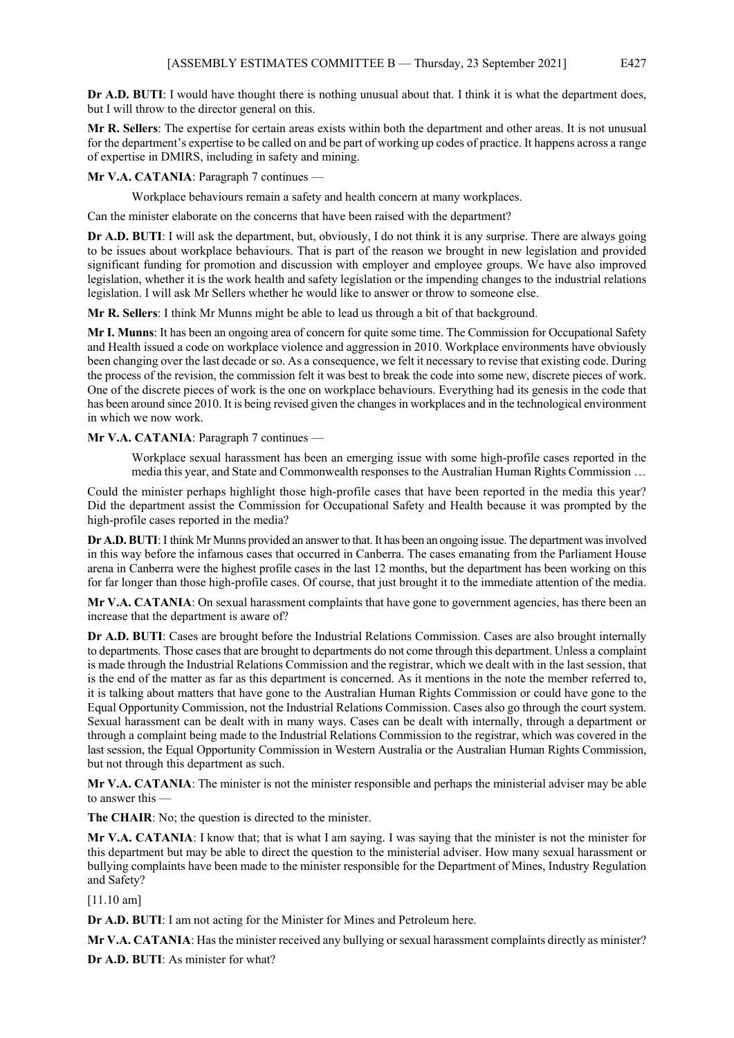**Dr A.D. BUTI**: I would have thought there is nothing unusual about that. I think it is what the department does, but I will throw to the director general on this.

**Mr R. Sellers**: The expertise for certain areas exists within both the department and other areas. It is not unusual for the department's expertise to be called on and be part of working up codes of practice. It happens across a range of expertise in DMIRS, including in safety and mining.

**Mr V.A. CATANIA**: Paragraph 7 continues —

> Workplace behaviours remain a safety and health concern at many workplaces.

Can the minister elaborate on the concerns that have been raised with the department?

**Dr A.D. BUTI**: I will ask the department, but, obviously, I do not think it is any surprise. There are always going to be issues about workplace behaviours. That is part of the reason we brought in new legislation and provided significant funding for promotion and discussion with employer and employee groups. We have also improved legislation, whether it is the work health and safety legislation or the impending changes to the industrial relations legislation. I will ask Mr Sellers whether he would like to answer or throw to someone else.

**Mr R. Sellers**: I think Mr Munns might be able to lead us through a bit of that background.

**Mr I. Munns**: It has been an ongoing area of concern for quite some time. The Commission for Occupational Safety and Health issued a code on workplace violence and aggression in 2010. Workplace environments have obviously been changing over the last decade or so. As a consequence, we felt it necessary to revise that existing code. During the process of the revision, the commission felt it was best to break the code into some new, discrete pieces of work. One of the discrete pieces of work is the one on workplace behaviours. Everything had its genesis in the code that has been around since 2010. It is being revised given the changes in workplaces and in the technological environment in which we now work.

**Mr V.A. CATANIA**: Paragraph 7 continues —

> Workplace sexual harassment has been an emerging issue with some high-profile cases reported in the media this year, and State and Commonwealth responses to the Australian Human Rights Commission …

Could the minister perhaps highlight those high-profile cases that have been reported in the media this year? Did the department assist the Commission for Occupational Safety and Health because it was prompted by the high-profile cases reported in the media?

**Dr A.D. BUTI**: I think Mr Munns provided an answer to that. It has been an ongoing issue. The department was involved in this way before the infamous cases that occurred in Canberra. The cases emanating from the Parliament House arena in Canberra were the highest profile cases in the last 12 months, but the department has been working on this for far longer than those high-profile cases. Of course, that just brought it to the immediate attention of the media.

**Mr V.A. CATANIA**: On sexual harassment complaints that have gone to government agencies, has there been an increase that the department is aware of?

**Dr A.D. BUTI**: Cases are brought before the Industrial Relations Commission. Cases are also brought internally to departments. Those cases that are brought to departments do not come through this department. Unless a complaint is made through the Industrial Relations Commission and the registrar, which we dealt with in the last session, that is the end of the matter as far as this department is concerned. As it mentions in the note the member referred to, it is talking about matters that have gone to the Australian Human Rights Commission or could have gone to the Equal Opportunity Commission, not the Industrial Relations Commission. Cases also go through the court system. Sexual harassment can be dealt with in many ways. Cases can be dealt with internally, through a department or through a complaint being made to the Industrial Relations Commission to the registrar, which was covered in the last session, the Equal Opportunity Commission in Western Australia or the Australian Human Rights Commission, but not through this department as such.

**Mr V.A. CATANIA**: The minister is not the minister responsible and perhaps the ministerial adviser may be able to answer this —

**The CHAIR**: No; the question is directed to the minister.

**Mr V.A. CATANIA**: I know that; that is what I am saying. I was saying that the minister is not the minister for this department but may be able to direct the question to the ministerial adviser. How many sexual harassment or bullying complaints have been made to the minister responsible for the Department of Mines, Industry Regulation and Safety?

[11.10 am]

**Dr A.D. BUTI**: I am not acting for the Minister for Mines and Petroleum here.

**Mr V.A. CATANIA**: Has the minister received any bullying or sexual harassment complaints directly as minister?

**Dr A.D. BUTI**: As minister for what?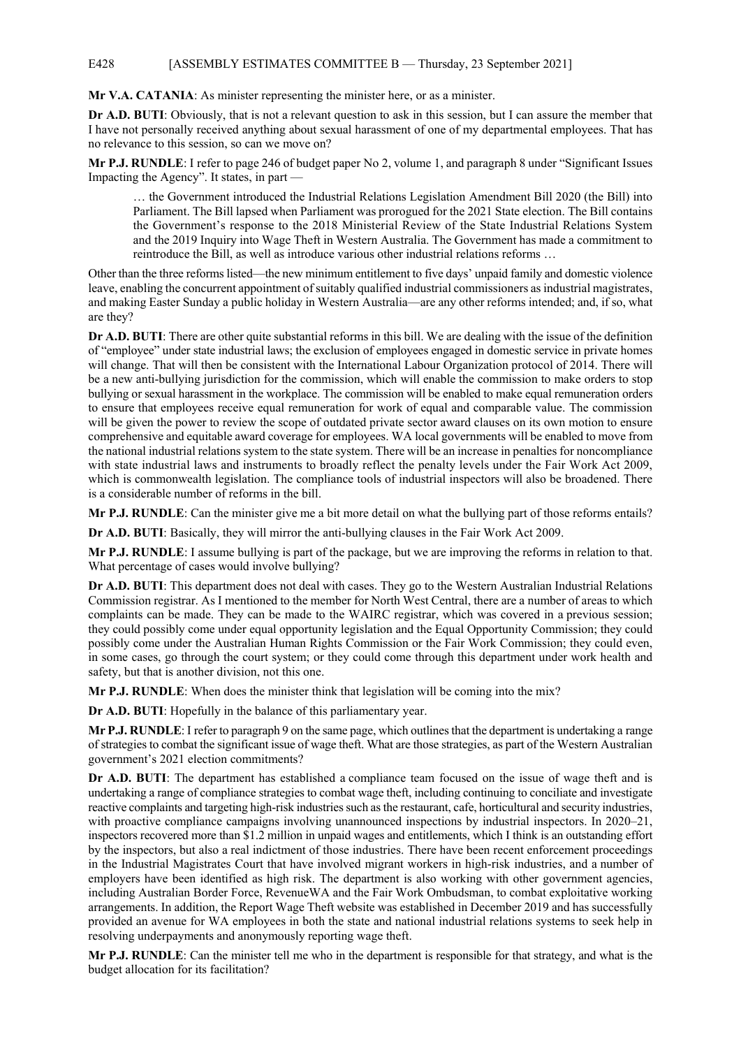**Mr V.A. CATANIA**: As minister representing the minister here, or as a minister.

**Dr A.D. BUTI**: Obviously, that is not a relevant question to ask in this session, but I can assure the member that I have not personally received anything about sexual harassment of one of my departmental employees. That has no relevance to this session, so can we move on?

**Mr P.J. RUNDLE**: I refer to page 246 of budget paper No 2, volume 1, and paragraph 8 under "Significant Issues Impacting the Agency". It states, in part —

> … the Government introduced the Industrial Relations Legislation Amendment Bill 2020 (the Bill) into Parliament. The Bill lapsed when Parliament was prorogued for the 2021 State election. The Bill contains the Government's response to the 2018 Ministerial Review of the State Industrial Relations System and the 2019 Inquiry into Wage Theft in Western Australia. The Government has made a commitment to reintroduce the Bill, as well as introduce various other industrial relations reforms …

Other than the three reforms listed—the new minimum entitlement to five days' unpaid family and domestic violence leave, enabling the concurrent appointment of suitably qualified industrial commissioners as industrial magistrates, and making Easter Sunday a public holiday in Western Australia—are any other reforms intended; and, if so, what are they?

**Dr A.D. BUTI**: There are other quite substantial reforms in this bill. We are dealing with the issue of the definition of "employee" under state industrial laws; the exclusion of employees engaged in domestic service in private homes will change. That will then be consistent with the International Labour Organization protocol of 2014. There will be a new anti-bullying jurisdiction for the commission, which will enable the commission to make orders to stop bullying or sexual harassment in the workplace. The commission will be enabled to make equal remuneration orders to ensure that employees receive equal remuneration for work of equal and comparable value. The commission will be given the power to review the scope of outdated private sector award clauses on its own motion to ensure comprehensive and equitable award coverage for employees. WA local governments will be enabled to move from the national industrial relations system to the state system. There will be an increase in penalties for noncompliance with state industrial laws and instruments to broadly reflect the penalty levels under the Fair Work Act 2009, which is commonwealth legislation. The compliance tools of industrial inspectors will also be broadened. There is a considerable number of reforms in the bill.

**Mr P.J. RUNDLE**: Can the minister give me a bit more detail on what the bullying part of those reforms entails?

**Dr A.D. BUTI**: Basically, they will mirror the anti-bullying clauses in the Fair Work Act 2009.

**Mr P.J. RUNDLE**: I assume bullying is part of the package, but we are improving the reforms in relation to that. What percentage of cases would involve bullying?

**Dr A.D. BUTI**: This department does not deal with cases. They go to the Western Australian Industrial Relations Commission registrar. As I mentioned to the member for North West Central, there are a number of areas to which complaints can be made. They can be made to the WAIRC registrar, which was covered in a previous session; they could possibly come under equal opportunity legislation and the Equal Opportunity Commission; they could possibly come under the Australian Human Rights Commission or the Fair Work Commission; they could even, in some cases, go through the court system; or they could come through this department under work health and safety, but that is another division, not this one.

**Mr P.J. RUNDLE**: When does the minister think that legislation will be coming into the mix?

**Dr A.D. BUTI**: Hopefully in the balance of this parliamentary year.

**Mr P.J. RUNDLE**: I refer to paragraph 9 on the same page, which outlines that the department is undertaking a range of strategies to combat the significant issue of wage theft. What are those strategies, as part of the Western Australian government's 2021 election commitments?

**Dr A.D. BUTI**: The department has established a compliance team focused on the issue of wage theft and is undertaking a range of compliance strategies to combat wage theft, including continuing to conciliate and investigate reactive complaints and targeting high-risk industries such as the restaurant, cafe, horticultural and security industries, with proactive compliance campaigns involving unannounced inspections by industrial inspectors. In 2020–21, inspectors recovered more than $1.2 million in unpaid wages and entitlements, which I think is an outstanding effort by the inspectors, but also a real indictment of those industries. There have been recent enforcement proceedings in the Industrial Magistrates Court that have involved migrant workers in high-risk industries, and a number of employers have been identified as high risk. The department is also working with other government agencies, including Australian Border Force, RevenueWA and the Fair Work Ombudsman, to combat exploitative working arrangements. In addition, the Report Wage Theft website was established in December 2019 and has successfully provided an avenue for WA employees in both the state and national industrial relations systems to seek help in resolving underpayments and anonymously reporting wage theft.

**Mr P.J. RUNDLE**: Can the minister tell me who in the department is responsible for that strategy, and what is the budget allocation for its facilitation?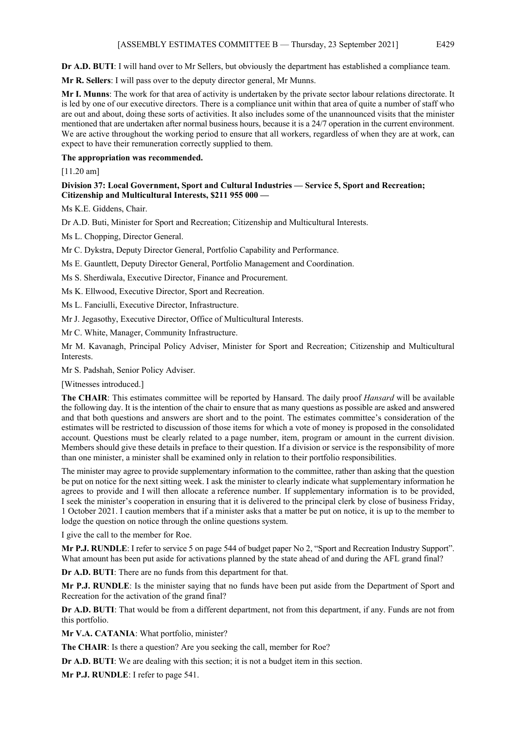**Dr A.D. BUTI**: I will hand over to Mr Sellers, but obviously the department has established a compliance team.

**Mr R. Sellers**: I will pass over to the deputy director general, Mr Munns.

**Mr I. Munns**: The work for that area of activity is undertaken by the private sector labour relations directorate. It is led by one of our executive directors. There is a compliance unit within that area of quite a number of staff who are out and about, doing these sorts of activities. It also includes some of the unannounced visits that the minister mentioned that are undertaken after normal business hours, because it is a 24/7 operation in the current environment. We are active throughout the working period to ensure that all workers, regardless of when they are at work, can expect to have their remuneration correctly supplied to them.

**The appropriation was recommended.**

[11.20 am]

**Division 37: Local Government, Sport and Cultural Industries — Service 5, Sport and Recreation; Citizenship and Multicultural Interests, $211 955 000 —**

Ms K.E. Giddens, Chair.

Dr A.D. Buti, Minister for Sport and Recreation; Citizenship and Multicultural Interests.

Ms L. Chopping, Director General.

Mr C. Dykstra, Deputy Director General, Portfolio Capability and Performance.

Ms E. Gauntlett, Deputy Director General, Portfolio Management and Coordination.

Ms S. Sherdiwala, Executive Director, Finance and Procurement.

Ms K. Ellwood, Executive Director, Sport and Recreation.

Ms L. Fanciulli, Executive Director, Infrastructure.

Mr J. Jegasothy, Executive Director, Office of Multicultural Interests.

Mr C. White, Manager, Community Infrastructure.

Mr M. Kavanagh, Principal Policy Adviser, Minister for Sport and Recreation; Citizenship and Multicultural Interests.

Mr S. Padshah, Senior Policy Adviser.

[Witnesses introduced.]

**The CHAIR**: This estimates committee will be reported by Hansard. The daily proof *Hansard* will be available the following day. It is the intention of the chair to ensure that as many questions as possible are asked and answered and that both questions and answers are short and to the point. The estimates committee's consideration of the estimates will be restricted to discussion of those items for which a vote of money is proposed in the consolidated account. Questions must be clearly related to a page number, item, program or amount in the current division. Members should give these details in preface to their question. If a division or service is the responsibility of more than one minister, a minister shall be examined only in relation to their portfolio responsibilities.

The minister may agree to provide supplementary information to the committee, rather than asking that the question be put on notice for the next sitting week. I ask the minister to clearly indicate what supplementary information he agrees to provide and I will then allocate a reference number. If supplementary information is to be provided, I seek the minister's cooperation in ensuring that it is delivered to the principal clerk by close of business Friday, 1 October 2021. I caution members that if a minister asks that a matter be put on notice, it is up to the member to lodge the question on notice through the online questions system.

I give the call to the member for Roe.

**Mr P.J. RUNDLE**: I refer to service 5 on page 544 of budget paper No 2, "Sport and Recreation Industry Support". What amount has been put aside for activations planned by the state ahead of and during the AFL grand final?

**Dr A.D. BUTI**: There are no funds from this department for that.

**Mr P.J. RUNDLE**: Is the minister saying that no funds have been put aside from the Department of Sport and Recreation for the activation of the grand final?

**Dr A.D. BUTI**: That would be from a different department, not from this department, if any. Funds are not from this portfolio.

**Mr V.A. CATANIA**: What portfolio, minister?

**The CHAIR**: Is there a question? Are you seeking the call, member for Roe?

**Dr A.D. BUTI**: We are dealing with this section; it is not a budget item in this section.

**Mr P.J. RUNDLE**: I refer to page 541.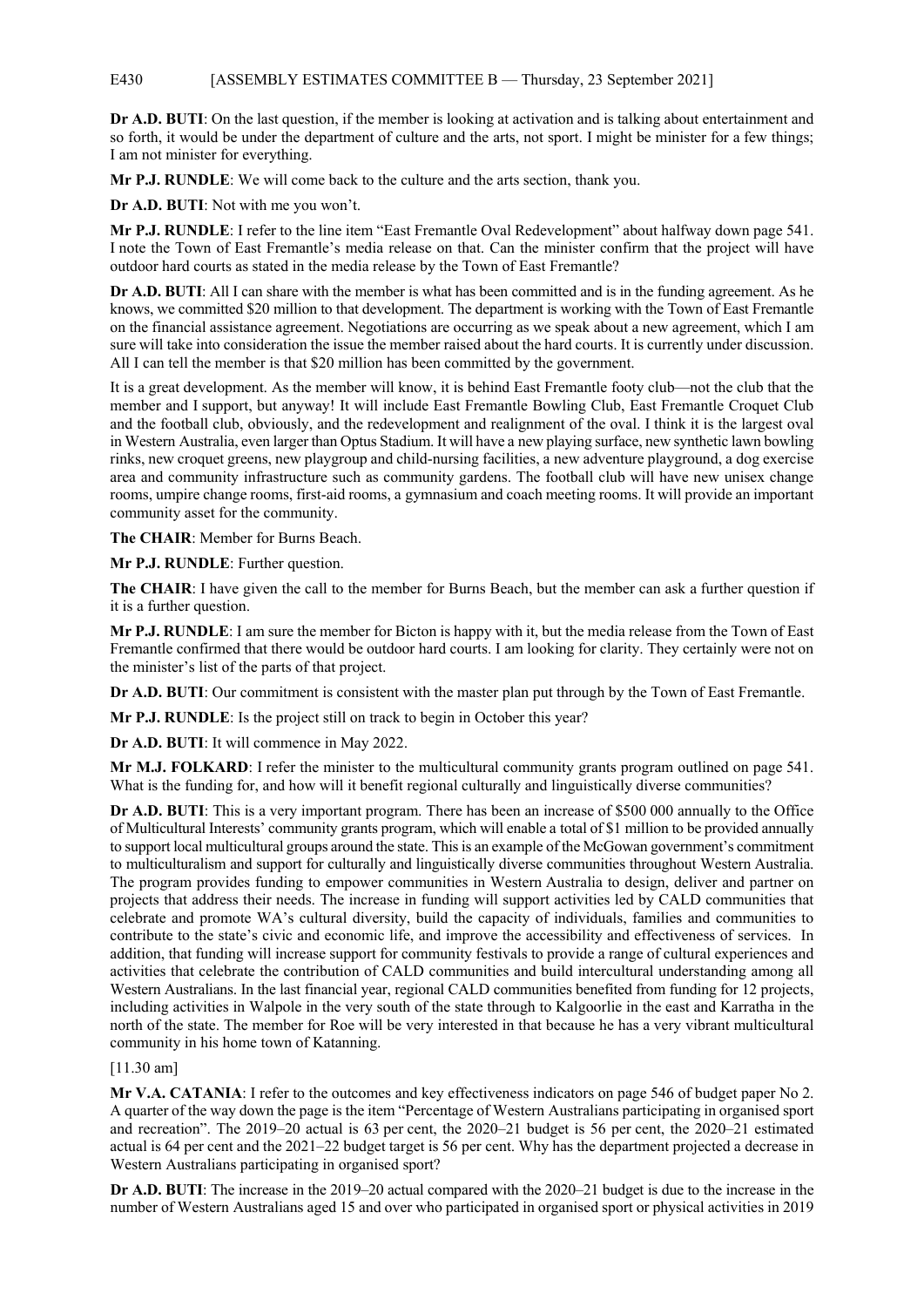**Dr A.D. BUTI**: On the last question, if the member is looking at activation and is talking about entertainment and so forth, it would be under the department of culture and the arts, not sport. I might be minister for a few things; I am not minister for everything.

**Mr P.J. RUNDLE**: We will come back to the culture and the arts section, thank you.

**Dr A.D. BUTI**: Not with me you won't.

**Mr P.J. RUNDLE**: I refer to the line item "East Fremantle Oval Redevelopment" about halfway down page 541. I note the Town of East Fremantle's media release on that. Can the minister confirm that the project will have outdoor hard courts as stated in the media release by the Town of East Fremantle?

**Dr A.D. BUTI**: All I can share with the member is what has been committed and is in the funding agreement. As he knows, we committed \$20 million to that development. The department is working with the Town of East Fremantle on the financial assistance agreement. Negotiations are occurring as we speak about a new agreement, which I am sure will take into consideration the issue the member raised about the hard courts. It is currently under discussion. All I can tell the member is that \$20 million has been committed by the government.

It is a great development. As the member will know, it is behind East Fremantle footy club—not the club that the member and I support, but anyway! It will include East Fremantle Bowling Club, East Fremantle Croquet Club and the football club, obviously, and the redevelopment and realignment of the oval. I think it is the largest oval in Western Australia, even larger than Optus Stadium. It will have a new playing surface, new synthetic lawn bowling rinks, new croquet greens, new playgroup and child-nursing facilities, a new adventure playground, a dog exercise area and community infrastructure such as community gardens. The football club will have new unisex change rooms, umpire change rooms, first-aid rooms, a gymnasium and coach meeting rooms. It will provide an important community asset for the community.

**The CHAIR**: Member for Burns Beach.

**Mr P.J. RUNDLE**: Further question.

**The CHAIR**: I have given the call to the member for Burns Beach, but the member can ask a further question if it is a further question.

**Mr P.J. RUNDLE**: I am sure the member for Bicton is happy with it, but the media release from the Town of East Fremantle confirmed that there would be outdoor hard courts. I am looking for clarity. They certainly were not on the minister's list of the parts of that project.

**Dr A.D. BUTI**: Our commitment is consistent with the master plan put through by the Town of East Fremantle.

**Mr P.J. RUNDLE**: Is the project still on track to begin in October this year?

**Dr A.D. BUTI**: It will commence in May 2022.

**Mr M.J. FOLKARD**: I refer the minister to the multicultural community grants program outlined on page 541. What is the funding for, and how will it benefit regional culturally and linguistically diverse communities?

**Dr A.D. BUTI**: This is a very important program. There has been an increase of \$500 000 annually to the Office of Multicultural Interests' community grants program, which will enable a total of \$1 million to be provided annually to support local multicultural groups around the state. This is an example of the McGowan government's commitment to multiculturalism and support for culturally and linguistically diverse communities throughout Western Australia. The program provides funding to empower communities in Western Australia to design, deliver and partner on projects that address their needs. The increase in funding will support activities led by CALD communities that celebrate and promote WA's cultural diversity, build the capacity of individuals, families and communities to contribute to the state's civic and economic life, and improve the accessibility and effectiveness of services. In addition, that funding will increase support for community festivals to provide a range of cultural experiences and activities that celebrate the contribution of CALD communities and build intercultural understanding among all Western Australians. In the last financial year, regional CALD communities benefited from funding for 12 projects, including activities in Walpole in the very south of the state through to Kalgoorlie in the east and Karratha in the north of the state. The member for Roe will be very interested in that because he has a very vibrant multicultural community in his home town of Katanning.

[11.30 am]

**Mr V.A. CATANIA**: I refer to the outcomes and key effectiveness indicators on page 546 of budget paper No 2. A quarter of the way down the page is the item "Percentage of Western Australians participating in organised sport and recreation". The 2019–20 actual is 63 per cent, the 2020–21 budget is 56 per cent, the 2020–21 estimated actual is 64 per cent and the 2021–22 budget target is 56 per cent. Why has the department projected a decrease in Western Australians participating in organised sport?

**Dr A.D. BUTI**: The increase in the 2019–20 actual compared with the 2020–21 budget is due to the increase in the number of Western Australians aged 15 and over who participated in organised sport or physical activities in 2019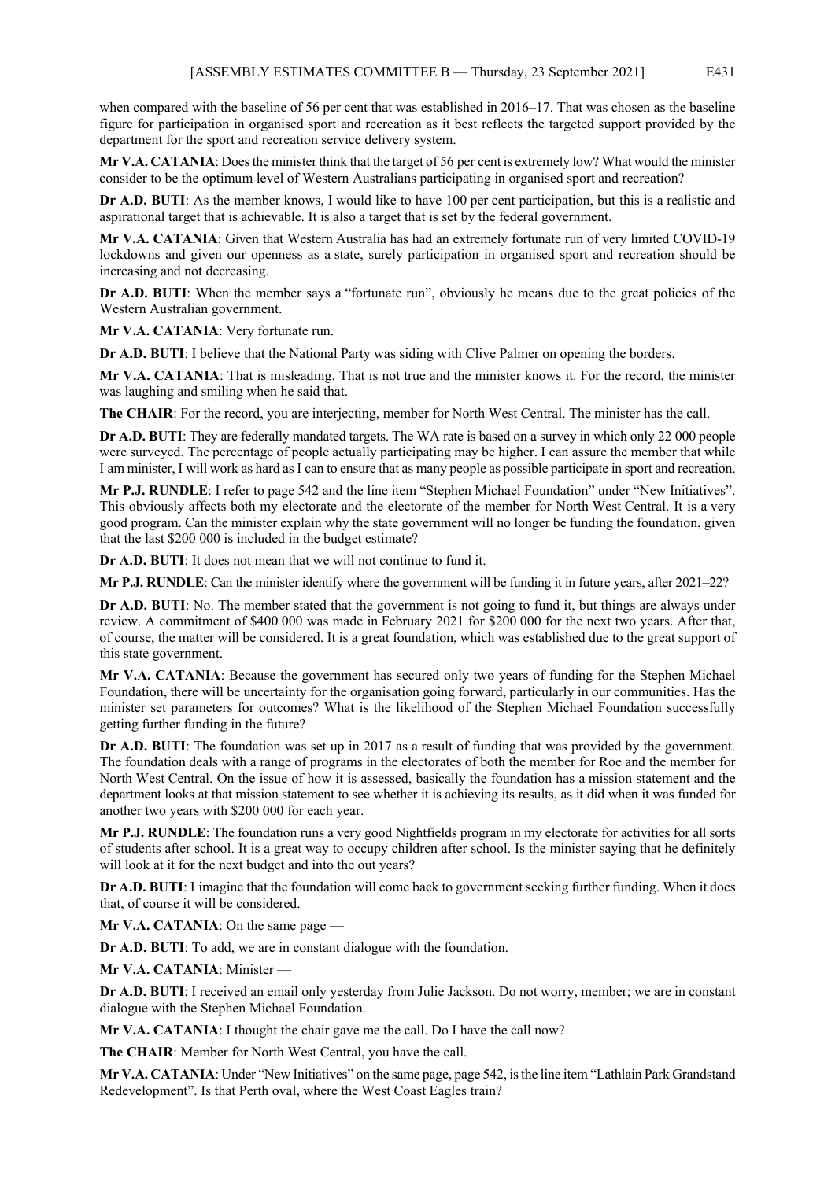when compared with the baseline of 56 per cent that was established in 2016–17. That was chosen as the baseline figure for participation in organised sport and recreation as it best reflects the targeted support provided by the department for the sport and recreation service delivery system.

**Mr V.A. CATANIA**: Does the minister think that the target of 56 per cent is extremely low? What would the minister consider to be the optimum level of Western Australians participating in organised sport and recreation?

**Dr A.D. BUTI**: As the member knows, I would like to have 100 per cent participation, but this is a realistic and aspirational target that is achievable. It is also a target that is set by the federal government.

**Mr V.A. CATANIA**: Given that Western Australia has had an extremely fortunate run of very limited COVID-19 lockdowns and given our openness as a state, surely participation in organised sport and recreation should be increasing and not decreasing.

**Dr A.D. BUTI**: When the member says a "fortunate run", obviously he means due to the great policies of the Western Australian government.

**Mr V.A. CATANIA**: Very fortunate run.

**Dr A.D. BUTI**: I believe that the National Party was siding with Clive Palmer on opening the borders.

**Mr V.A. CATANIA**: That is misleading. That is not true and the minister knows it. For the record, the minister was laughing and smiling when he said that.

**The CHAIR**: For the record, you are interjecting, member for North West Central. The minister has the call.

**Dr A.D. BUTI**: They are federally mandated targets. The WA rate is based on a survey in which only 22 000 people were surveyed. The percentage of people actually participating may be higher. I can assure the member that while I am minister, I will work as hard as I can to ensure that as many people as possible participate in sport and recreation.

**Mr P.J. RUNDLE**: I refer to page 542 and the line item "Stephen Michael Foundation" under "New Initiatives". This obviously affects both my electorate and the electorate of the member for North West Central. It is a very good program. Can the minister explain why the state government will no longer be funding the foundation, given that the last $200 000 is included in the budget estimate?

**Dr A.D. BUTI**: It does not mean that we will not continue to fund it.

**Mr P.J. RUNDLE**: Can the minister identify where the government will be funding it in future years, after 2021–22?

**Dr A.D. BUTI**: No. The member stated that the government is not going to fund it, but things are always under review. A commitment of $400 000 was made in February 2021 for $200 000 for the next two years. After that, of course, the matter will be considered. It is a great foundation, which was established due to the great support of this state government.

**Mr V.A. CATANIA**: Because the government has secured only two years of funding for the Stephen Michael Foundation, there will be uncertainty for the organisation going forward, particularly in our communities. Has the minister set parameters for outcomes? What is the likelihood of the Stephen Michael Foundation successfully getting further funding in the future?

**Dr A.D. BUTI**: The foundation was set up in 2017 as a result of funding that was provided by the government. The foundation deals with a range of programs in the electorates of both the member for Roe and the member for North West Central. On the issue of how it is assessed, basically the foundation has a mission statement and the department looks at that mission statement to see whether it is achieving its results, as it did when it was funded for another two years with $200 000 for each year.

**Mr P.J. RUNDLE**: The foundation runs a very good Nightfields program in my electorate for activities for all sorts of students after school. It is a great way to occupy children after school. Is the minister saying that he definitely will look at it for the next budget and into the out years?

**Dr A.D. BUTI**: I imagine that the foundation will come back to government seeking further funding. When it does that, of course it will be considered.

**Mr V.A. CATANIA**: On the same page —

**Dr A.D. BUTI**: To add, we are in constant dialogue with the foundation.

**Mr V.A. CATANIA**: Minister —

**Dr A.D. BUTI**: I received an email only yesterday from Julie Jackson. Do not worry, member; we are in constant dialogue with the Stephen Michael Foundation.

**Mr V.A. CATANIA**: I thought the chair gave me the call. Do I have the call now?

**The CHAIR**: Member for North West Central, you have the call.

**Mr V.A. CATANIA**: Under "New Initiatives" on the same page, page 542, is the line item "Lathlain Park Grandstand Redevelopment". Is that Perth oval, where the West Coast Eagles train?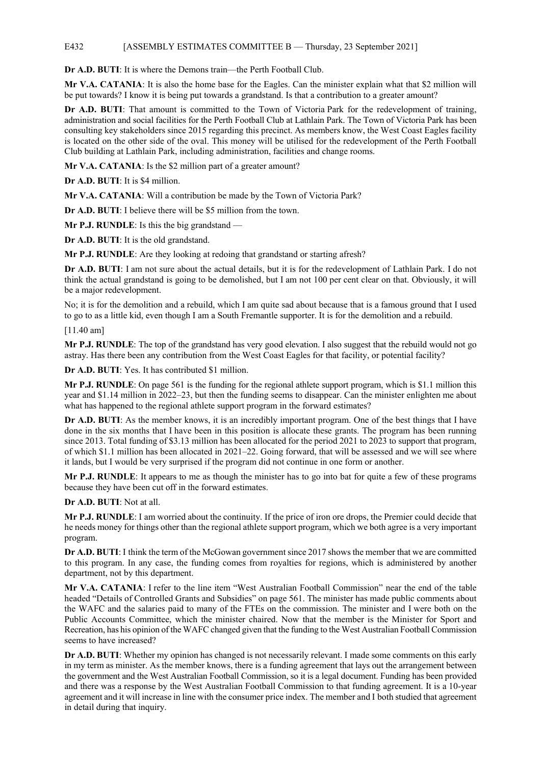**Dr A.D. BUTI**: It is where the Demons train—the Perth Football Club.

**Mr V.A. CATANIA**: It is also the home base for the Eagles. Can the minister explain what that $2 million will be put towards? I know it is being put towards a grandstand. Is that a contribution to a greater amount?

**Dr A.D. BUTI**: That amount is committed to the Town of Victoria Park for the redevelopment of training, administration and social facilities for the Perth Football Club at Lathlain Park. The Town of Victoria Park has been consulting key stakeholders since 2015 regarding this precinct. As members know, the West Coast Eagles facility is located on the other side of the oval. This money will be utilised for the redevelopment of the Perth Football Club building at Lathlain Park, including administration, facilities and change rooms.

**Mr V.A. CATANIA**: Is the $2 million part of a greater amount?

**Dr A.D. BUTI**: It is $4 million.

**Mr V.A. CATANIA**: Will a contribution be made by the Town of Victoria Park?

**Dr A.D. BUTI**: I believe there will be $5 million from the town.

**Mr P.J. RUNDLE**: Is this the big grandstand —

**Dr A.D. BUTI**: It is the old grandstand.

**Mr P.J. RUNDLE**: Are they looking at redoing that grandstand or starting afresh?

**Dr A.D. BUTI**: I am not sure about the actual details, but it is for the redevelopment of Lathlain Park. I do not think the actual grandstand is going to be demolished, but I am not 100 per cent clear on that. Obviously, it will be a major redevelopment.

No; it is for the demolition and a rebuild, which I am quite sad about because that is a famous ground that I used to go to as a little kid, even though I am a South Fremantle supporter. It is for the demolition and a rebuild.

[11.40 am]

**Mr P.J. RUNDLE**: The top of the grandstand has very good elevation. I also suggest that the rebuild would not go astray. Has there been any contribution from the West Coast Eagles for that facility, or potential facility?

**Dr A.D. BUTI**: Yes. It has contributed $1 million.

**Mr P.J. RUNDLE**: On page 561 is the funding for the regional athlete support program, which is $1.1 million this year and $1.14 million in 2022–23, but then the funding seems to disappear. Can the minister enlighten me about what has happened to the regional athlete support program in the forward estimates?

**Dr A.D. BUTI**: As the member knows, it is an incredibly important program. One of the best things that I have done in the six months that I have been in this position is allocate these grants. The program has been running since 2013. Total funding of $3.13 million has been allocated for the period 2021 to 2023 to support that program, of which $1.1 million has been allocated in 2021–22. Going forward, that will be assessed and we will see where it lands, but I would be very surprised if the program did not continue in one form or another.

**Mr P.J. RUNDLE**: It appears to me as though the minister has to go into bat for quite a few of these programs because they have been cut off in the forward estimates.

**Dr A.D. BUTI**: Not at all.

**Mr P.J. RUNDLE**: I am worried about the continuity. If the price of iron ore drops, the Premier could decide that he needs money for things other than the regional athlete support program, which we both agree is a very important program.

**Dr A.D. BUTI**: I think the term of the McGowan government since 2017 shows the member that we are committed to this program. In any case, the funding comes from royalties for regions, which is administered by another department, not by this department.

**Mr V.A. CATANIA**: I refer to the line item "West Australian Football Commission" near the end of the table headed "Details of Controlled Grants and Subsidies" on page 561. The minister has made public comments about the WAFC and the salaries paid to many of the FTEs on the commission. The minister and I were both on the Public Accounts Committee, which the minister chaired. Now that the member is the Minister for Sport and Recreation, has his opinion of the WAFC changed given that the funding to the West Australian Football Commission seems to have increased?

**Dr A.D. BUTI**: Whether my opinion has changed is not necessarily relevant. I made some comments on this early in my term as minister. As the member knows, there is a funding agreement that lays out the arrangement between the government and the West Australian Football Commission, so it is a legal document. Funding has been provided and there was a response by the West Australian Football Commission to that funding agreement. It is a 10-year agreement and it will increase in line with the consumer price index. The member and I both studied that agreement in detail during that inquiry.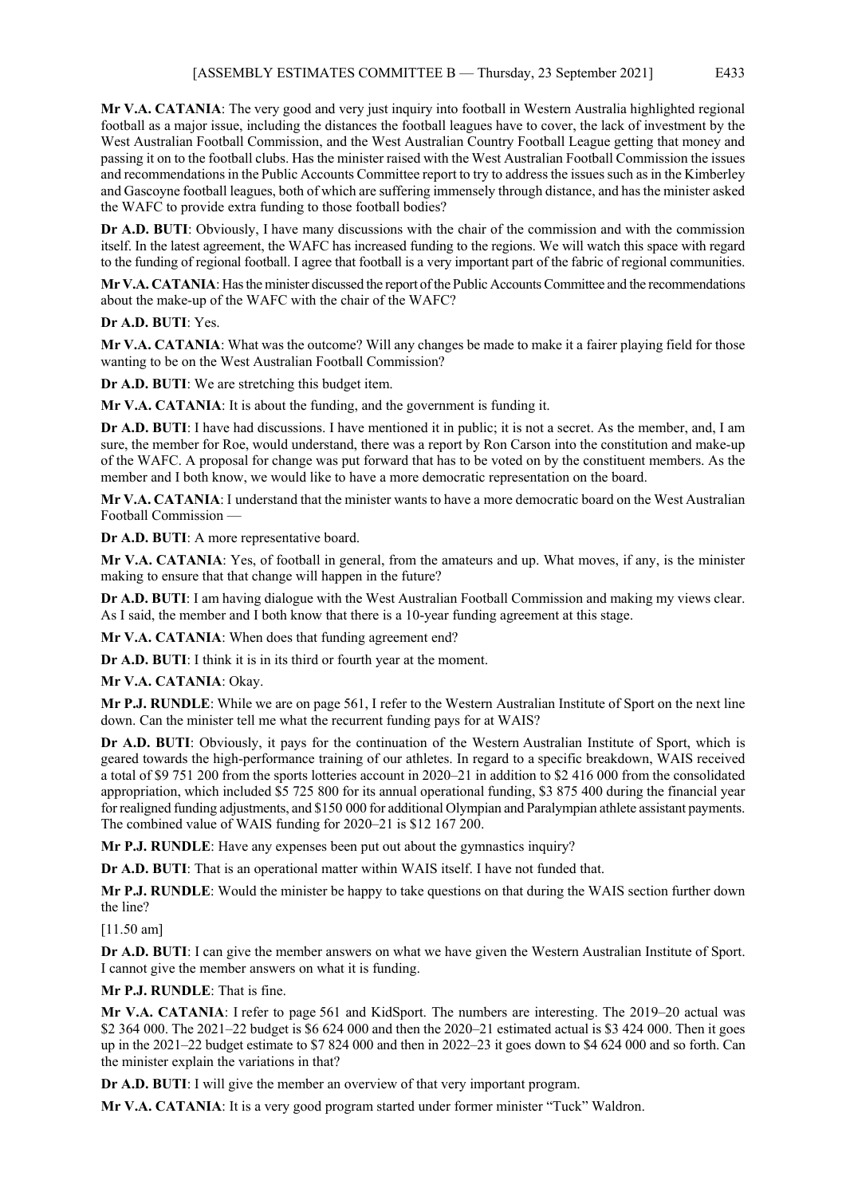**Mr V.A. CATANIA**: The very good and very just inquiry into football in Western Australia highlighted regional football as a major issue, including the distances the football leagues have to cover, the lack of investment by the West Australian Football Commission, and the West Australian Country Football League getting that money and passing it on to the football clubs. Has the minister raised with the West Australian Football Commission the issues and recommendations in the Public Accounts Committee report to try to address the issues such as in the Kimberley and Gascoyne football leagues, both of which are suffering immensely through distance, and has the minister asked the WAFC to provide extra funding to those football bodies?

**Dr A.D. BUTI**: Obviously, I have many discussions with the chair of the commission and with the commission itself. In the latest agreement, the WAFC has increased funding to the regions. We will watch this space with regard to the funding of regional football. I agree that football is a very important part of the fabric of regional communities.

**Mr V.A. CATANIA**: Has the minister discussed the report of the Public Accounts Committee and the recommendations about the make-up of the WAFC with the chair of the WAFC?

**Dr A.D. BUTI**: Yes.

**Mr V.A. CATANIA**: What was the outcome? Will any changes be made to make it a fairer playing field for those wanting to be on the West Australian Football Commission?

**Dr A.D. BUTI**: We are stretching this budget item.

**Mr V.A. CATANIA**: It is about the funding, and the government is funding it.

**Dr A.D. BUTI**: I have had discussions. I have mentioned it in public; it is not a secret. As the member, and, I am sure, the member for Roe, would understand, there was a report by Ron Carson into the constitution and make-up of the WAFC. A proposal for change was put forward that has to be voted on by the constituent members. As the member and I both know, we would like to have a more democratic representation on the board.

**Mr V.A. CATANIA**: I understand that the minister wants to have a more democratic board on the West Australian Football Commission —

**Dr A.D. BUTI**: A more representative board.

**Mr V.A. CATANIA**: Yes, of football in general, from the amateurs and up. What moves, if any, is the minister making to ensure that that change will happen in the future?

**Dr A.D. BUTI**: I am having dialogue with the West Australian Football Commission and making my views clear. As I said, the member and I both know that there is a 10-year funding agreement at this stage.

**Mr V.A. CATANIA**: When does that funding agreement end?

**Dr A.D. BUTI**: I think it is in its third or fourth year at the moment.

**Mr V.A. CATANIA**: Okay.

**Mr P.J. RUNDLE**: While we are on page 561, I refer to the Western Australian Institute of Sport on the next line down. Can the minister tell me what the recurrent funding pays for at WAIS?

**Dr A.D. BUTI**: Obviously, it pays for the continuation of the Western Australian Institute of Sport, which is geared towards the high-performance training of our athletes. In regard to a specific breakdown, WAIS received a total of $9 751 200 from the sports lotteries account in 2020–21 in addition to $2 416 000 from the consolidated appropriation, which included $5 725 800 for its annual operational funding, $3 875 400 during the financial year for realigned funding adjustments, and $150 000 for additional Olympian and Paralympian athlete assistant payments. The combined value of WAIS funding for 2020–21 is $12 167 200.

**Mr P.J. RUNDLE**: Have any expenses been put out about the gymnastics inquiry?

**Dr A.D. BUTI**: That is an operational matter within WAIS itself. I have not funded that.

**Mr P.J. RUNDLE**: Would the minister be happy to take questions on that during the WAIS section further down the line?

[11.50 am]

**Dr A.D. BUTI**: I can give the member answers on what we have given the Western Australian Institute of Sport. I cannot give the member answers on what it is funding.

**Mr P.J. RUNDLE**: That is fine.

**Mr V.A. CATANIA**: I refer to page 561 and KidSport. The numbers are interesting. The 2019–20 actual was $2 364 000. The 2021–22 budget is $6 624 000 and then the 2020–21 estimated actual is $3 424 000. Then it goes up in the 2021–22 budget estimate to $7 824 000 and then in 2022–23 it goes down to $4 624 000 and so forth. Can the minister explain the variations in that?

**Dr A.D. BUTI**: I will give the member an overview of that very important program.

**Mr V.A. CATANIA**: It is a very good program started under former minister "Tuck" Waldron.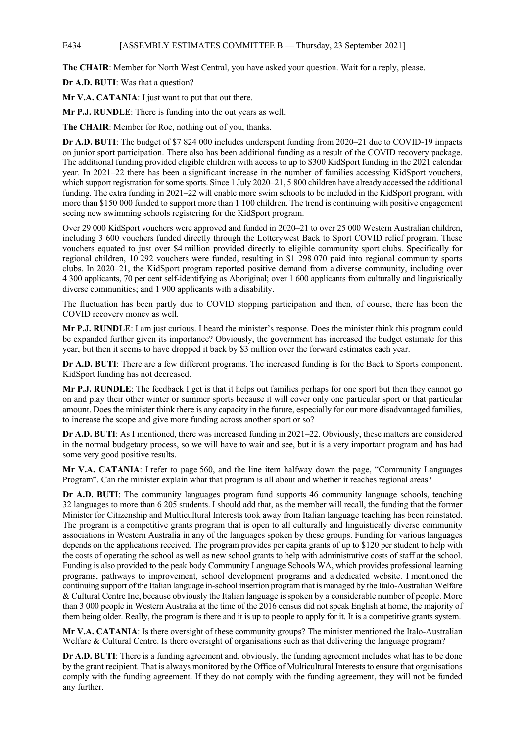**The CHAIR**: Member for North West Central, you have asked your question. Wait for a reply, please.

**Dr A.D. BUTI**: Was that a question?

**Mr V.A. CATANIA**: I just want to put that out there.

**Mr P.J. RUNDLE**: There is funding into the out years as well.

**The CHAIR**: Member for Roe, nothing out of you, thanks.

**Dr A.D. BUTI**: The budget of $7 824 000 includes underspent funding from 2020–21 due to COVID-19 impacts on junior sport participation. There also has been additional funding as a result of the COVID recovery package. The additional funding provided eligible children with access to up to $300 KidSport funding in the 2021 calendar year. In 2021–22 there has been a significant increase in the number of families accessing KidSport vouchers, which support registration for some sports. Since 1 July 2020–21, 5 800 children have already accessed the additional funding. The extra funding in 2021–22 will enable more swim schools to be included in the KidSport program, with more than $150 000 funded to support more than 1 100 children. The trend is continuing with positive engagement seeing new swimming schools registering for the KidSport program.

Over 29 000 KidSport vouchers were approved and funded in 2020–21 to over 25 000 Western Australian children, including 3 600 vouchers funded directly through the Lotterywest Back to Sport COVID relief program. These vouchers equated to just over $4 million provided directly to eligible community sport clubs. Specifically for regional children, 10 292 vouchers were funded, resulting in $1 298 070 paid into regional community sports clubs. In 2020–21, the KidSport program reported positive demand from a diverse community, including over 4 300 applicants, 70 per cent self-identifying as Aboriginal; over 1 600 applicants from culturally and linguistically diverse communities; and 1 900 applicants with a disability.

The fluctuation has been partly due to COVID stopping participation and then, of course, there has been the COVID recovery money as well.

**Mr P.J. RUNDLE**: I am just curious. I heard the minister's response. Does the minister think this program could be expanded further given its importance? Obviously, the government has increased the budget estimate for this year, but then it seems to have dropped it back by $3 million over the forward estimates each year.

**Dr A.D. BUTI**: There are a few different programs. The increased funding is for the Back to Sports component. KidSport funding has not decreased.

**Mr P.J. RUNDLE**: The feedback I get is that it helps out families perhaps for one sport but then they cannot go on and play their other winter or summer sports because it will cover only one particular sport or that particular amount. Does the minister think there is any capacity in the future, especially for our more disadvantaged families, to increase the scope and give more funding across another sport or so?

**Dr A.D. BUTI**: As I mentioned, there was increased funding in 2021–22. Obviously, these matters are considered in the normal budgetary process, so we will have to wait and see, but it is a very important program and has had some very good positive results.

**Mr V.A. CATANIA**: I refer to page 560, and the line item halfway down the page, "Community Languages Program". Can the minister explain what that program is all about and whether it reaches regional areas?

**Dr A.D. BUTI**: The community languages program fund supports 46 community language schools, teaching 32 languages to more than 6 205 students. I should add that, as the member will recall, the funding that the former Minister for Citizenship and Multicultural Interests took away from Italian language teaching has been reinstated. The program is a competitive grants program that is open to all culturally and linguistically diverse community associations in Western Australia in any of the languages spoken by these groups. Funding for various languages depends on the applications received. The program provides per capita grants of up to $120 per student to help with the costs of operating the school as well as new school grants to help with administrative costs of staff at the school. Funding is also provided to the peak body Community Language Schools WA, which provides professional learning programs, pathways to improvement, school development programs and a dedicated website. I mentioned the continuing support of the Italian language in-school insertion program that is managed by the Italo-Australian Welfare & Cultural Centre Inc, because obviously the Italian language is spoken by a considerable number of people. More than 3 000 people in Western Australia at the time of the 2016 census did not speak English at home, the majority of them being older. Really, the program is there and it is up to people to apply for it. It is a competitive grants system.

**Mr V.A. CATANIA**: Is there oversight of these community groups? The minister mentioned the Italo-Australian Welfare & Cultural Centre. Is there oversight of organisations such as that delivering the language program?

**Dr A.D. BUTI**: There is a funding agreement and, obviously, the funding agreement includes what has to be done by the grant recipient. That is always monitored by the Office of Multicultural Interests to ensure that organisations comply with the funding agreement. If they do not comply with the funding agreement, they will not be funded any further.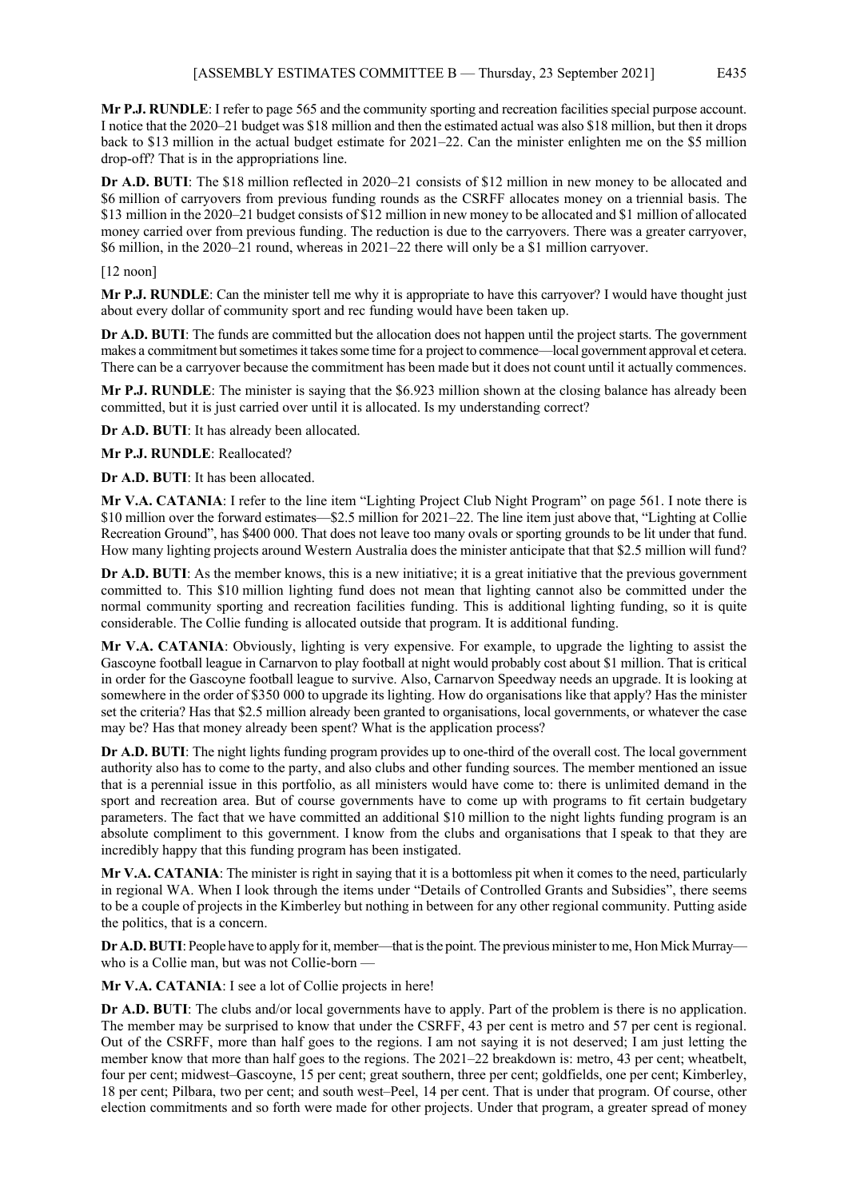**Mr P.J. RUNDLE**: I refer to page 565 and the community sporting and recreation facilities special purpose account. I notice that the 2020–21 budget was $18 million and then the estimated actual was also $18 million, but then it drops back to $13 million in the actual budget estimate for 2021–22. Can the minister enlighten me on the $5 million drop-off? That is in the appropriations line.

**Dr A.D. BUTI**: The $18 million reflected in 2020–21 consists of $12 million in new money to be allocated and $6 million of carryovers from previous funding rounds as the CSRFF allocates money on a triennial basis. The $13 million in the 2020–21 budget consists of $12 million in new money to be allocated and $1 million of allocated money carried over from previous funding. The reduction is due to the carryovers. There was a greater carryover, $6 million, in the 2020–21 round, whereas in 2021–22 there will only be a $1 million carryover.

[12 noon]

**Mr P.J. RUNDLE**: Can the minister tell me why it is appropriate to have this carryover? I would have thought just about every dollar of community sport and rec funding would have been taken up.

**Dr A.D. BUTI**: The funds are committed but the allocation does not happen until the project starts. The government makes a commitment but sometimes it takes some time for a project to commence—local government approval et cetera. There can be a carryover because the commitment has been made but it does not count until it actually commences.

**Mr P.J. RUNDLE**: The minister is saying that the $6.923 million shown at the closing balance has already been committed, but it is just carried over until it is allocated. Is my understanding correct?

**Dr A.D. BUTI**: It has already been allocated.

**Mr P.J. RUNDLE**: Reallocated?

**Dr A.D. BUTI**: It has been allocated.

**Mr V.A. CATANIA**: I refer to the line item "Lighting Project Club Night Program" on page 561. I note there is $10 million over the forward estimates—$2.5 million for 2021–22. The line item just above that, "Lighting at Collie Recreation Ground", has $400 000. That does not leave too many ovals or sporting grounds to be lit under that fund. How many lighting projects around Western Australia does the minister anticipate that that $2.5 million will fund?

**Dr A.D. BUTI**: As the member knows, this is a new initiative; it is a great initiative that the previous government committed to. This $10 million lighting fund does not mean that lighting cannot also be committed under the normal community sporting and recreation facilities funding. This is additional lighting funding, so it is quite considerable. The Collie funding is allocated outside that program. It is additional funding.

**Mr V.A. CATANIA**: Obviously, lighting is very expensive. For example, to upgrade the lighting to assist the Gascoyne football league in Carnarvon to play football at night would probably cost about $1 million. That is critical in order for the Gascoyne football league to survive. Also, Carnarvon Speedway needs an upgrade. It is looking at somewhere in the order of $350 000 to upgrade its lighting. How do organisations like that apply? Has the minister set the criteria? Has that $2.5 million already been granted to organisations, local governments, or whatever the case may be? Has that money already been spent? What is the application process?

**Dr A.D. BUTI**: The night lights funding program provides up to one-third of the overall cost. The local government authority also has to come to the party, and also clubs and other funding sources. The member mentioned an issue that is a perennial issue in this portfolio, as all ministers would have come to: there is unlimited demand in the sport and recreation area. But of course governments have to come up with programs to fit certain budgetary parameters. The fact that we have committed an additional $10 million to the night lights funding program is an absolute compliment to this government. I know from the clubs and organisations that I speak to that they are incredibly happy that this funding program has been instigated.

**Mr V.A. CATANIA**: The minister is right in saying that it is a bottomless pit when it comes to the need, particularly in regional WA. When I look through the items under "Details of Controlled Grants and Subsidies", there seems to be a couple of projects in the Kimberley but nothing in between for any other regional community. Putting aside the politics, that is a concern.

**Dr A.D. BUTI**: People have to apply for it, member—that is the point. The previous minister to me, Hon Mick Murray—who is a Collie man, but was not Collie-born —

**Mr V.A. CATANIA**: I see a lot of Collie projects in here!

**Dr A.D. BUTI**: The clubs and/or local governments have to apply. Part of the problem is there is no application. The member may be surprised to know that under the CSRFF, 43 per cent is metro and 57 per cent is regional. Out of the CSRFF, more than half goes to the regions. I am not saying it is not deserved; I am just letting the member know that more than half goes to the regions. The 2021–22 breakdown is: metro, 43 per cent; wheatbelt, four per cent; midwest–Gascoyne, 15 per cent; great southern, three per cent; goldfields, one per cent; Kimberley, 18 per cent; Pilbara, two per cent; and south west–Peel, 14 per cent. That is under that program. Of course, other election commitments and so forth were made for other projects. Under that program, a greater spread of money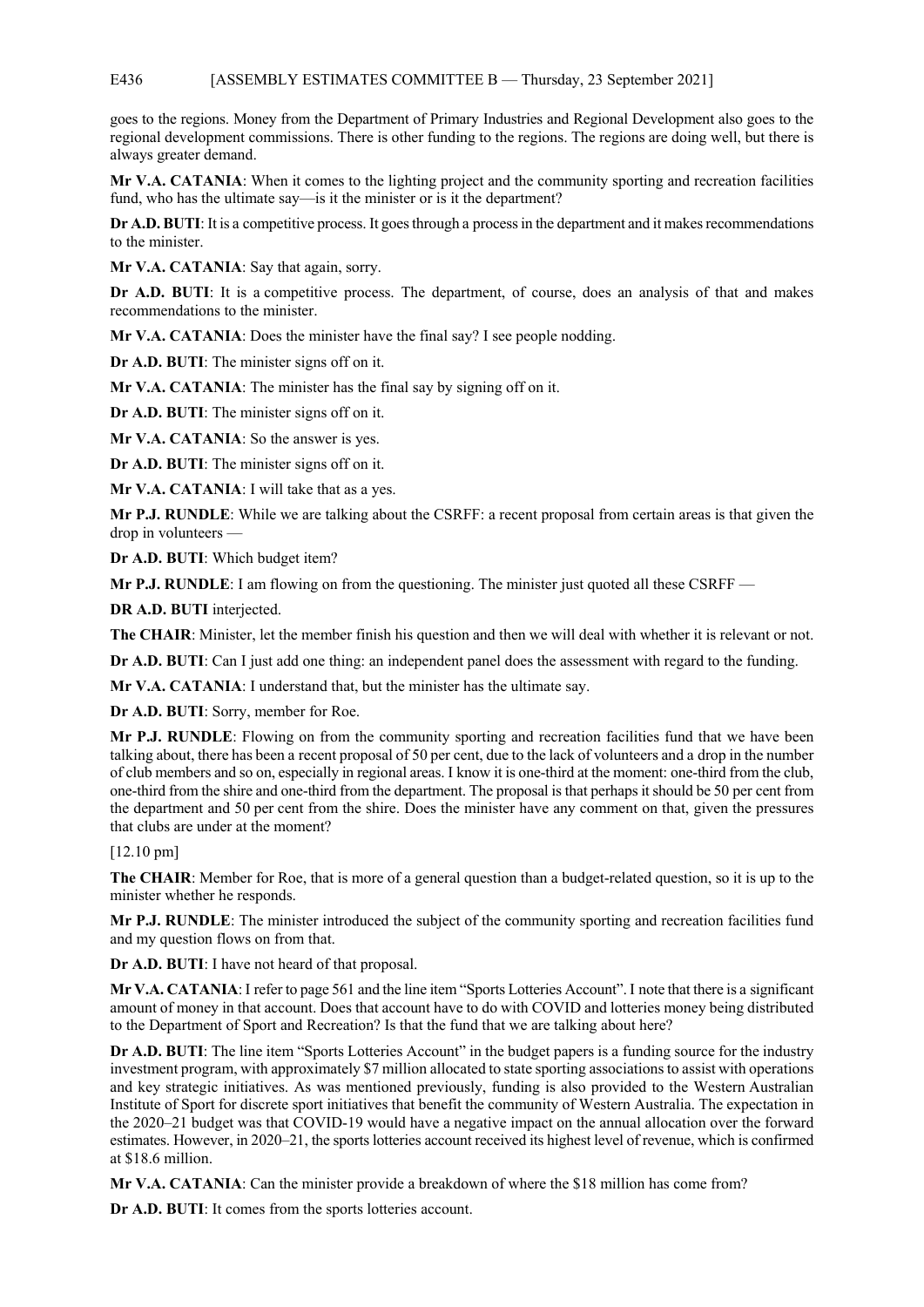goes to the regions. Money from the Department of Primary Industries and Regional Development also goes to the regional development commissions. There is other funding to the regions. The regions are doing well, but there is always greater demand.

**Mr V.A. CATANIA**: When it comes to the lighting project and the community sporting and recreation facilities fund, who has the ultimate say—is it the minister or is it the department?

**Dr A.D. BUTI**: It is a competitive process. It goes through a process in the department and it makes recommendations to the minister.

**Mr V.A. CATANIA**: Say that again, sorry.

**Dr A.D. BUTI**: It is a competitive process. The department, of course, does an analysis of that and makes recommendations to the minister.

**Mr V.A. CATANIA**: Does the minister have the final say? I see people nodding.

**Dr A.D. BUTI**: The minister signs off on it.

**Mr V.A. CATANIA**: The minister has the final say by signing off on it.

**Dr A.D. BUTI**: The minister signs off on it.

**Mr V.A. CATANIA**: So the answer is yes.

**Dr A.D. BUTI**: The minister signs off on it.

**Mr V.A. CATANIA**: I will take that as a yes.

**Mr P.J. RUNDLE**: While we are talking about the CSRFF: a recent proposal from certain areas is that given the drop in volunteers —

**Dr A.D. BUTI**: Which budget item?

**Mr P.J. RUNDLE**: I am flowing on from the questioning. The minister just quoted all these CSRFF —

**DR A.D. BUTI** interjected.

**The CHAIR**: Minister, let the member finish his question and then we will deal with whether it is relevant or not.

**Dr A.D. BUTI**: Can I just add one thing: an independent panel does the assessment with regard to the funding.

**Mr V.A. CATANIA**: I understand that, but the minister has the ultimate say.

**Dr A.D. BUTI**: Sorry, member for Roe.

**Mr P.J. RUNDLE**: Flowing on from the community sporting and recreation facilities fund that we have been talking about, there has been a recent proposal of 50 per cent, due to the lack of volunteers and a drop in the number of club members and so on, especially in regional areas. I know it is one-third at the moment: one-third from the club, one-third from the shire and one-third from the department. The proposal is that perhaps it should be 50 per cent from the department and 50 per cent from the shire. Does the minister have any comment on that, given the pressures that clubs are under at the moment?

[12.10 pm]

**The CHAIR**: Member for Roe, that is more of a general question than a budget-related question, so it is up to the minister whether he responds.

**Mr P.J. RUNDLE**: The minister introduced the subject of the community sporting and recreation facilities fund and my question flows on from that.

**Dr A.D. BUTI**: I have not heard of that proposal.

**Mr V.A. CATANIA**: I refer to page 561 and the line item "Sports Lotteries Account". I note that there is a significant amount of money in that account. Does that account have to do with COVID and lotteries money being distributed to the Department of Sport and Recreation? Is that the fund that we are talking about here?

**Dr A.D. BUTI**: The line item "Sports Lotteries Account" in the budget papers is a funding source for the industry investment program, with approximately $7 million allocated to state sporting associations to assist with operations and key strategic initiatives. As was mentioned previously, funding is also provided to the Western Australian Institute of Sport for discrete sport initiatives that benefit the community of Western Australia. The expectation in the 2020–21 budget was that COVID-19 would have a negative impact on the annual allocation over the forward estimates. However, in 2020–21, the sports lotteries account received its highest level of revenue, which is confirmed at $18.6 million.

**Mr V.A. CATANIA**: Can the minister provide a breakdown of where the $18 million has come from?

**Dr A.D. BUTI**: It comes from the sports lotteries account.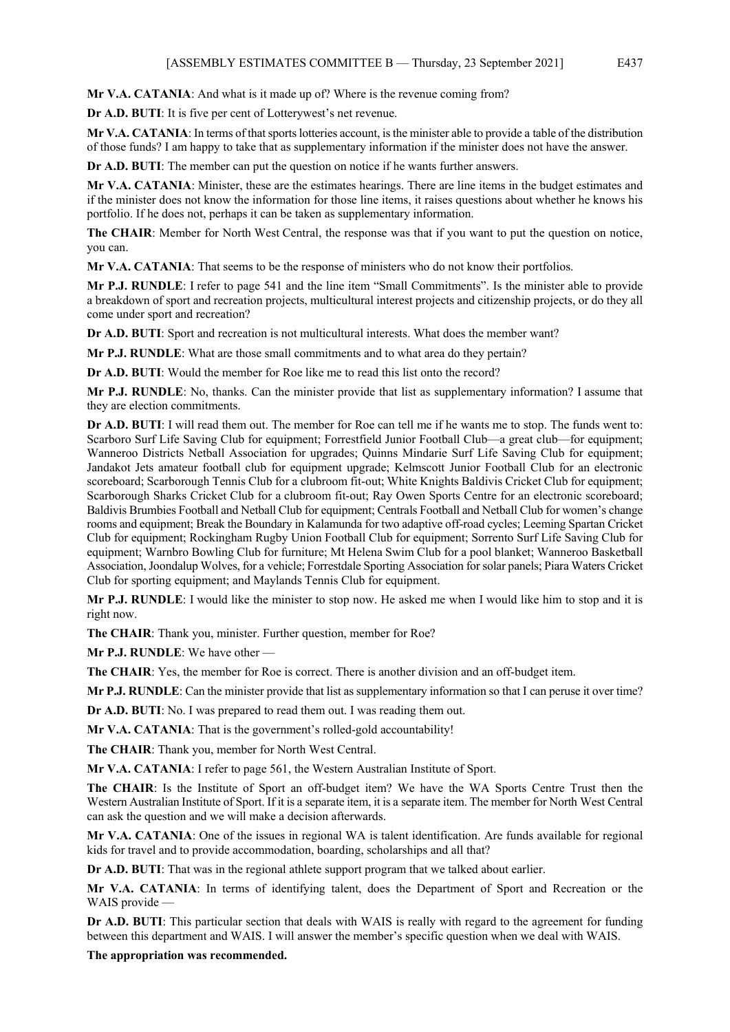**Mr V.A. CATANIA**: And what is it made up of? Where is the revenue coming from?

**Dr A.D. BUTI**: It is five per cent of Lotterywest's net revenue.

**Mr V.A. CATANIA**: In terms of that sports lotteries account, is the minister able to provide a table of the distribution of those funds? I am happy to take that as supplementary information if the minister does not have the answer.

**Dr A.D. BUTI**: The member can put the question on notice if he wants further answers.

**Mr V.A. CATANIA**: Minister, these are the estimates hearings. There are line items in the budget estimates and if the minister does not know the information for those line items, it raises questions about whether he knows his portfolio. If he does not, perhaps it can be taken as supplementary information.

**The CHAIR**: Member for North West Central, the response was that if you want to put the question on notice, you can.

**Mr V.A. CATANIA**: That seems to be the response of ministers who do not know their portfolios.

**Mr P.J. RUNDLE**: I refer to page 541 and the line item "Small Commitments". Is the minister able to provide a breakdown of sport and recreation projects, multicultural interest projects and citizenship projects, or do they all come under sport and recreation?

**Dr A.D. BUTI**: Sport and recreation is not multicultural interests. What does the member want?

**Mr P.J. RUNDLE**: What are those small commitments and to what area do they pertain?

**Dr A.D. BUTI**: Would the member for Roe like me to read this list onto the record?

**Mr P.J. RUNDLE**: No, thanks. Can the minister provide that list as supplementary information? I assume that they are election commitments.

**Dr A.D. BUTI**: I will read them out. The member for Roe can tell me if he wants me to stop. The funds went to: Scarboro Surf Life Saving Club for equipment; Forrestfield Junior Football Club—a great club—for equipment; Wanneroo Districts Netball Association for upgrades; Quinns Mindarie Surf Life Saving Club for equipment; Jandakot Jets amateur football club for equipment upgrade; Kelmscott Junior Football Club for an electronic scoreboard; Scarborough Tennis Club for a clubroom fit-out; White Knights Baldivis Cricket Club for equipment; Scarborough Sharks Cricket Club for a clubroom fit-out; Ray Owen Sports Centre for an electronic scoreboard; Baldivis Brumbies Football and Netball Club for equipment; Centrals Football and Netball Club for women's change rooms and equipment; Break the Boundary in Kalamunda for two adaptive off-road cycles; Leeming Spartan Cricket Club for equipment; Rockingham Rugby Union Football Club for equipment; Sorrento Surf Life Saving Club for equipment; Warnbro Bowling Club for furniture; Mt Helena Swim Club for a pool blanket; Wanneroo Basketball Association, Joondalup Wolves, for a vehicle; Forrestdale Sporting Association for solar panels; Piara Waters Cricket Club for sporting equipment; and Maylands Tennis Club for equipment.

**Mr P.J. RUNDLE**: I would like the minister to stop now. He asked me when I would like him to stop and it is right now.

**The CHAIR**: Thank you, minister. Further question, member for Roe?

**Mr P.J. RUNDLE**: We have other —

**The CHAIR**: Yes, the member for Roe is correct. There is another division and an off-budget item.

**Mr P.J. RUNDLE**: Can the minister provide that list as supplementary information so that I can peruse it over time?

**Dr A.D. BUTI**: No. I was prepared to read them out. I was reading them out.

**Mr V.A. CATANIA**: That is the government's rolled-gold accountability!

**The CHAIR**: Thank you, member for North West Central.

**Mr V.A. CATANIA**: I refer to page 561, the Western Australian Institute of Sport.

**The CHAIR**: Is the Institute of Sport an off-budget item? We have the WA Sports Centre Trust then the Western Australian Institute of Sport. If it is a separate item, it is a separate item. The member for North West Central can ask the question and we will make a decision afterwards.

**Mr V.A. CATANIA**: One of the issues in regional WA is talent identification. Are funds available for regional kids for travel and to provide accommodation, boarding, scholarships and all that?

**Dr A.D. BUTI**: That was in the regional athlete support program that we talked about earlier.

**Mr V.A. CATANIA**: In terms of identifying talent, does the Department of Sport and Recreation or the WAIS provide —

**Dr A.D. BUTI**: This particular section that deals with WAIS is really with regard to the agreement for funding between this department and WAIS. I will answer the member's specific question when we deal with WAIS.

**The appropriation was recommended.**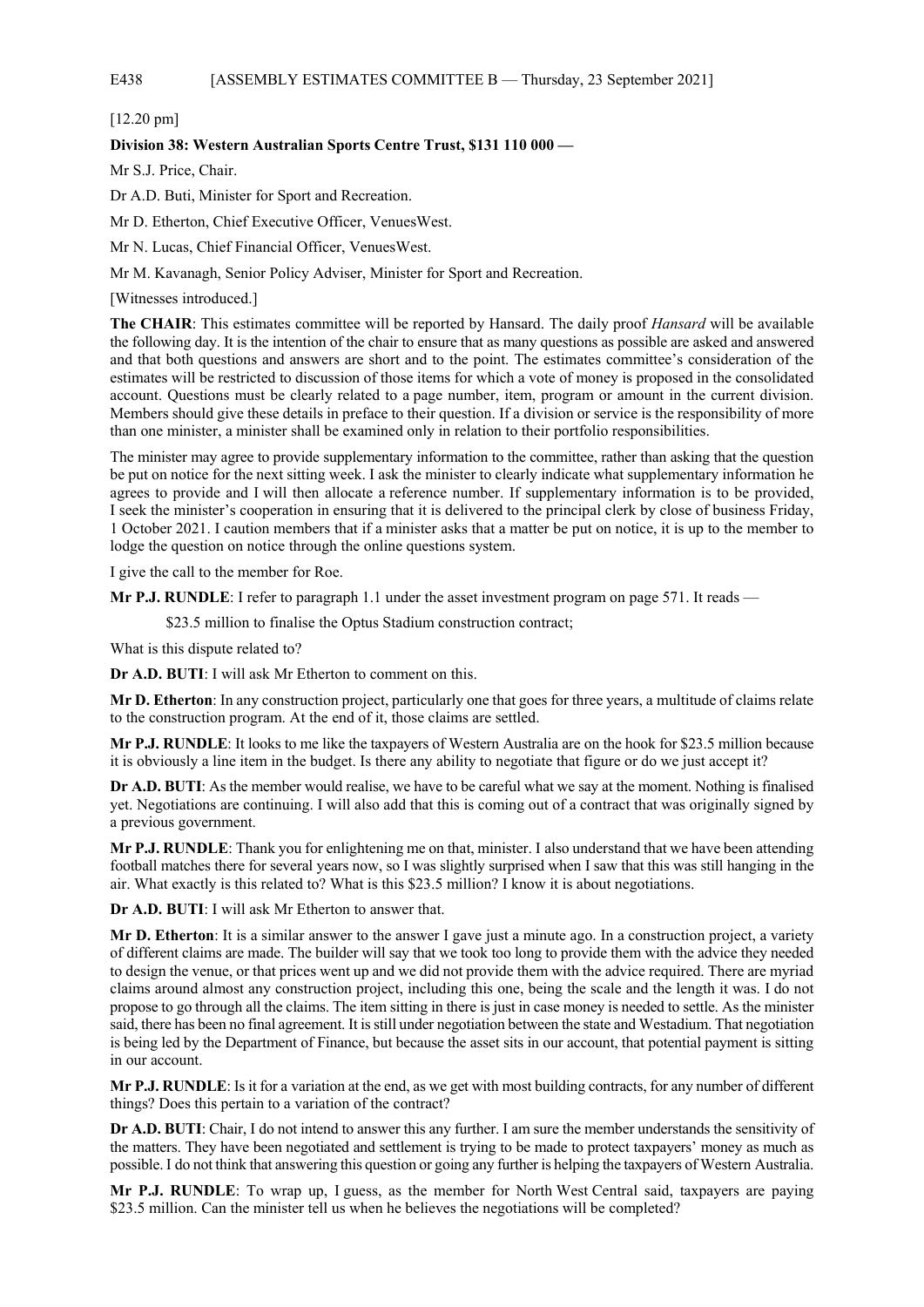[12.20 pm]

**Division 38: Western Australian Sports Centre Trust, $131 110 000 —**

Mr S.J. Price, Chair.

Dr A.D. Buti, Minister for Sport and Recreation.

Mr D. Etherton, Chief Executive Officer, VenuesWest.

Mr N. Lucas, Chief Financial Officer, VenuesWest.

Mr M. Kavanagh, Senior Policy Adviser, Minister for Sport and Recreation.

[Witnesses introduced.]

**The CHAIR**: This estimates committee will be reported by Hansard. The daily proof *Hansard* will be available the following day. It is the intention of the chair to ensure that as many questions as possible are asked and answered and that both questions and answers are short and to the point. The estimates committee's consideration of the estimates will be restricted to discussion of those items for which a vote of money is proposed in the consolidated account. Questions must be clearly related to a page number, item, program or amount in the current division. Members should give these details in preface to their question. If a division or service is the responsibility of more than one minister, a minister shall be examined only in relation to their portfolio responsibilities.

The minister may agree to provide supplementary information to the committee, rather than asking that the question be put on notice for the next sitting week. I ask the minister to clearly indicate what supplementary information he agrees to provide and I will then allocate a reference number. If supplementary information is to be provided, I seek the minister's cooperation in ensuring that it is delivered to the principal clerk by close of business Friday, 1 October 2021. I caution members that if a minister asks that a matter be put on notice, it is up to the member to lodge the question on notice through the online questions system.

I give the call to the member for Roe.

**Mr P.J. RUNDLE**: I refer to paragraph 1.1 under the asset investment program on page 571. It reads —

> $23.5 million to finalise the Optus Stadium construction contract;

What is this dispute related to?

**Dr A.D. BUTI**: I will ask Mr Etherton to comment on this.

**Mr D. Etherton**: In any construction project, particularly one that goes for three years, a multitude of claims relate to the construction program. At the end of it, those claims are settled.

**Mr P.J. RUNDLE**: It looks to me like the taxpayers of Western Australia are on the hook for $23.5 million because it is obviously a line item in the budget. Is there any ability to negotiate that figure or do we just accept it?

**Dr A.D. BUTI**: As the member would realise, we have to be careful what we say at the moment. Nothing is finalised yet. Negotiations are continuing. I will also add that this is coming out of a contract that was originally signed by a previous government.

**Mr P.J. RUNDLE**: Thank you for enlightening me on that, minister. I also understand that we have been attending football matches there for several years now, so I was slightly surprised when I saw that this was still hanging in the air. What exactly is this related to? What is this $23.5 million? I know it is about negotiations.

**Dr A.D. BUTI**: I will ask Mr Etherton to answer that.

**Mr D. Etherton**: It is a similar answer to the answer I gave just a minute ago. In a construction project, a variety of different claims are made. The builder will say that we took too long to provide them with the advice they needed to design the venue, or that prices went up and we did not provide them with the advice required. There are myriad claims around almost any construction project, including this one, being the scale and the length it was. I do not propose to go through all the claims. The item sitting in there is just in case money is needed to settle. As the minister said, there has been no final agreement. It is still under negotiation between the state and Westadium. That negotiation is being led by the Department of Finance, but because the asset sits in our account, that potential payment is sitting in our account.

**Mr P.J. RUNDLE**: Is it for a variation at the end, as we get with most building contracts, for any number of different things? Does this pertain to a variation of the contract?

**Dr A.D. BUTI**: Chair, I do not intend to answer this any further. I am sure the member understands the sensitivity of the matters. They have been negotiated and settlement is trying to be made to protect taxpayers' money as much as possible. I do not think that answering this question or going any further is helping the taxpayers of Western Australia.

**Mr P.J. RUNDLE**: To wrap up, I guess, as the member for North West Central said, taxpayers are paying $23.5 million. Can the minister tell us when he believes the negotiations will be completed?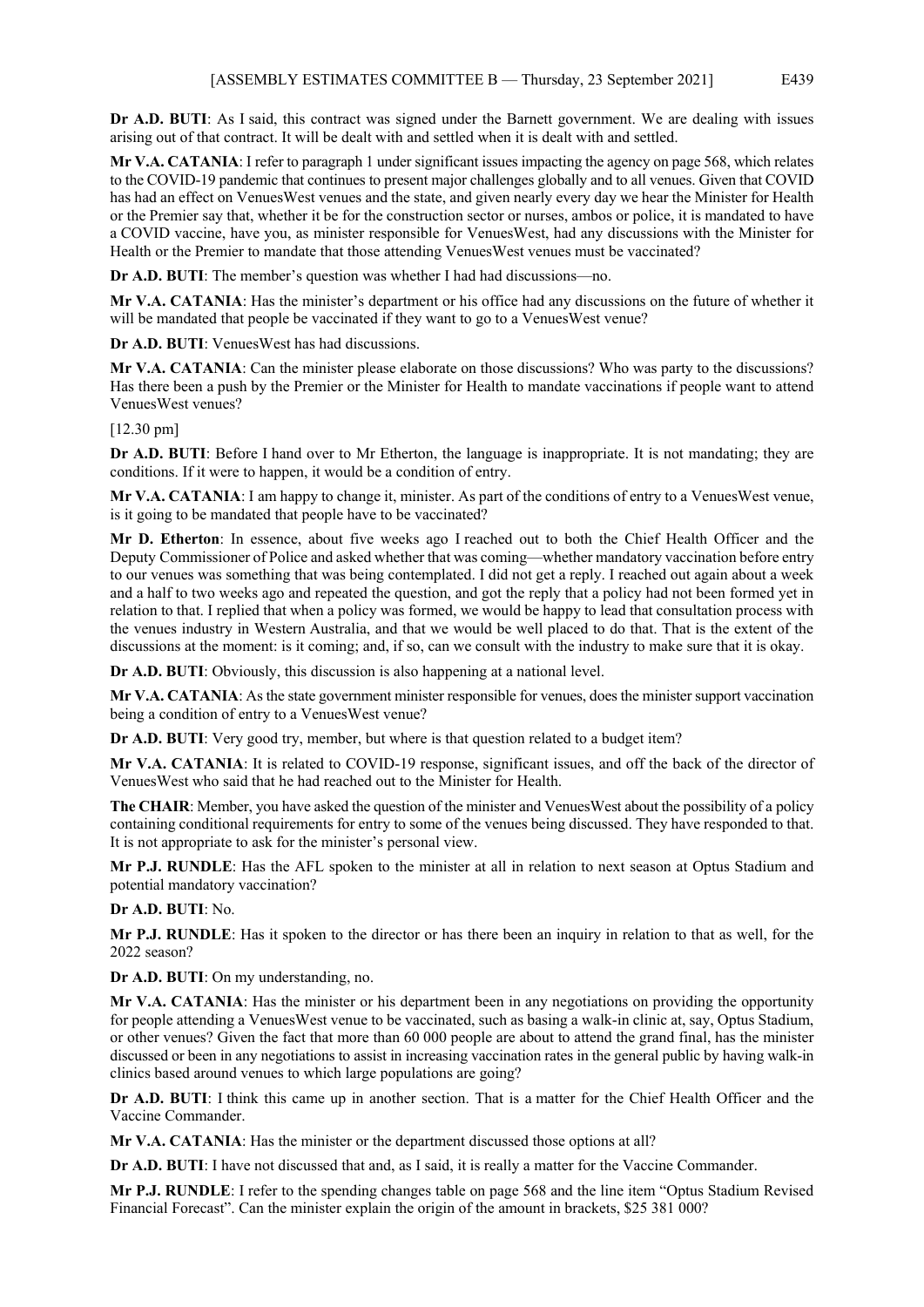**Dr A.D. BUTI**: As I said, this contract was signed under the Barnett government. We are dealing with issues arising out of that contract. It will be dealt with and settled when it is dealt with and settled.

**Mr V.A. CATANIA**: I refer to paragraph 1 under significant issues impacting the agency on page 568, which relates to the COVID-19 pandemic that continues to present major challenges globally and to all venues. Given that COVID has had an effect on VenuesWest venues and the state, and given nearly every day we hear the Minister for Health or the Premier say that, whether it be for the construction sector or nurses, ambos or police, it is mandated to have a COVID vaccine, have you, as minister responsible for VenuesWest, had any discussions with the Minister for Health or the Premier to mandate that those attending VenuesWest venues must be vaccinated?

**Dr A.D. BUTI**: The member's question was whether I had had discussions—no.

**Mr V.A. CATANIA**: Has the minister's department or his office had any discussions on the future of whether it will be mandated that people be vaccinated if they want to go to a VenuesWest venue?

**Dr A.D. BUTI**: VenuesWest has had discussions.

**Mr V.A. CATANIA**: Can the minister please elaborate on those discussions? Who was party to the discussions? Has there been a push by the Premier or the Minister for Health to mandate vaccinations if people want to attend VenuesWest venues?

[12.30 pm]

**Dr A.D. BUTI**: Before I hand over to Mr Etherton, the language is inappropriate. It is not mandating; they are conditions. If it were to happen, it would be a condition of entry.

**Mr V.A. CATANIA**: I am happy to change it, minister. As part of the conditions of entry to a VenuesWest venue, is it going to be mandated that people have to be vaccinated?

**Mr D. Etherton**: In essence, about five weeks ago I reached out to both the Chief Health Officer and the Deputy Commissioner of Police and asked whether that was coming—whether mandatory vaccination before entry to our venues was something that was being contemplated. I did not get a reply. I reached out again about a week and a half to two weeks ago and repeated the question, and got the reply that a policy had not been formed yet in relation to that. I replied that when a policy was formed, we would be happy to lead that consultation process with the venues industry in Western Australia, and that we would be well placed to do that. That is the extent of the discussions at the moment: is it coming; and, if so, can we consult with the industry to make sure that it is okay.

**Dr A.D. BUTI**: Obviously, this discussion is also happening at a national level.

**Mr V.A. CATANIA**: As the state government minister responsible for venues, does the minister support vaccination being a condition of entry to a VenuesWest venue?

**Dr A.D. BUTI**: Very good try, member, but where is that question related to a budget item?

**Mr V.A. CATANIA**: It is related to COVID-19 response, significant issues, and off the back of the director of VenuesWest who said that he had reached out to the Minister for Health.

**The CHAIR**: Member, you have asked the question of the minister and VenuesWest about the possibility of a policy containing conditional requirements for entry to some of the venues being discussed. They have responded to that. It is not appropriate to ask for the minister's personal view.

**Mr P.J. RUNDLE**: Has the AFL spoken to the minister at all in relation to next season at Optus Stadium and potential mandatory vaccination?

**Dr A.D. BUTI**: No.

**Mr P.J. RUNDLE**: Has it spoken to the director or has there been an inquiry in relation to that as well, for the 2022 season?

**Dr A.D. BUTI**: On my understanding, no.

**Mr V.A. CATANIA**: Has the minister or his department been in any negotiations on providing the opportunity for people attending a VenuesWest venue to be vaccinated, such as basing a walk-in clinic at, say, Optus Stadium, or other venues? Given the fact that more than 60 000 people are about to attend the grand final, has the minister discussed or been in any negotiations to assist in increasing vaccination rates in the general public by having walk-in clinics based around venues to which large populations are going?

**Dr A.D. BUTI**: I think this came up in another section. That is a matter for the Chief Health Officer and the Vaccine Commander.

**Mr V.A. CATANIA**: Has the minister or the department discussed those options at all?

**Dr A.D. BUTI**: I have not discussed that and, as I said, it is really a matter for the Vaccine Commander.

**Mr P.J. RUNDLE**: I refer to the spending changes table on page 568 and the line item "Optus Stadium Revised Financial Forecast". Can the minister explain the origin of the amount in brackets, $25 381 000?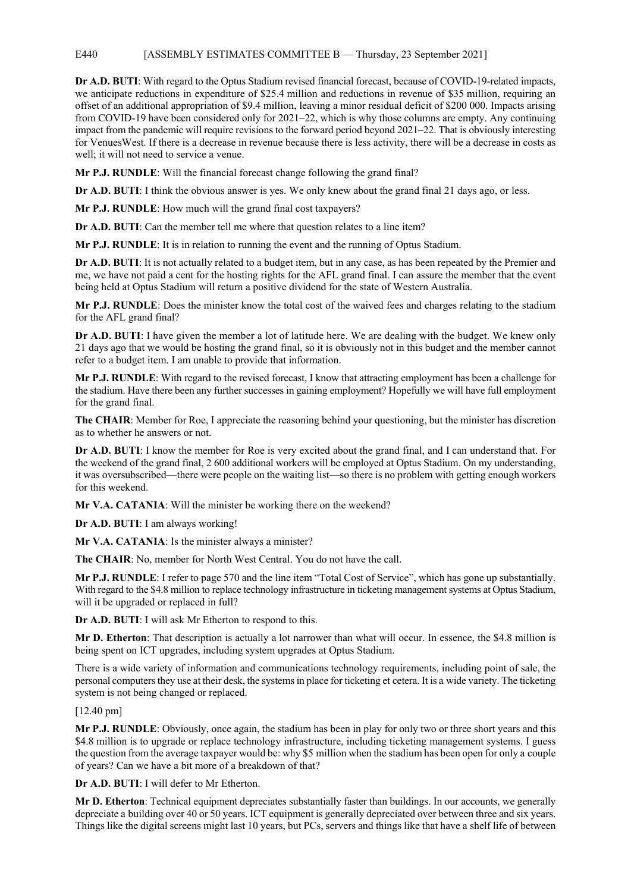**Dr A.D. BUTI**: With regard to the Optus Stadium revised financial forecast, because of COVID-19-related impacts, we anticipate reductions in expenditure of $25.4 million and reductions in revenue of $35 million, requiring an offset of an additional appropriation of $9.4 million, leaving a minor residual deficit of $200 000. Impacts arising from COVID-19 have been considered only for 2021–22, which is why those columns are empty. Any continuing impact from the pandemic will require revisions to the forward period beyond 2021–22. That is obviously interesting for VenuesWest. If there is a decrease in revenue because there is less activity, there will be a decrease in costs as well; it will not need to service a venue.

**Mr P.J. RUNDLE**: Will the financial forecast change following the grand final?

**Dr A.D. BUTI**: I think the obvious answer is yes. We only knew about the grand final 21 days ago, or less.

**Mr P.J. RUNDLE**: How much will the grand final cost taxpayers?

**Dr A.D. BUTI**: Can the member tell me where that question relates to a line item?

**Mr P.J. RUNDLE**: It is in relation to running the event and the running of Optus Stadium.

**Dr A.D. BUTI**: It is not actually related to a budget item, but in any case, as has been repeated by the Premier and me, we have not paid a cent for the hosting rights for the AFL grand final. I can assure the member that the event being held at Optus Stadium will return a positive dividend for the state of Western Australia.

**Mr P.J. RUNDLE**: Does the minister know the total cost of the waived fees and charges relating to the stadium for the AFL grand final?

**Dr A.D. BUTI**: I have given the member a lot of latitude here. We are dealing with the budget. We knew only 21 days ago that we would be hosting the grand final, so it is obviously not in this budget and the member cannot refer to a budget item. I am unable to provide that information.

**Mr P.J. RUNDLE**: With regard to the revised forecast, I know that attracting employment has been a challenge for the stadium. Have there been any further successes in gaining employment? Hopefully we will have full employment for the grand final.

**The CHAIR**: Member for Roe, I appreciate the reasoning behind your questioning, but the minister has discretion as to whether he answers or not.

**Dr A.D. BUTI**: I know the member for Roe is very excited about the grand final, and I can understand that. For the weekend of the grand final, 2 600 additional workers will be employed at Optus Stadium. On my understanding, it was oversubscribed—there were people on the waiting list—so there is no problem with getting enough workers for this weekend.

**Mr V.A. CATANIA**: Will the minister be working there on the weekend?

**Dr A.D. BUTI**: I am always working!

**Mr V.A. CATANIA**: Is the minister always a minister?

**The CHAIR**: No, member for North West Central. You do not have the call.

**Mr P.J. RUNDLE**: I refer to page 570 and the line item "Total Cost of Service", which has gone up substantially. With regard to the $4.8 million to replace technology infrastructure in ticketing management systems at Optus Stadium, will it be upgraded or replaced in full?

**Dr A.D. BUTI**: I will ask Mr Etherton to respond to this.

**Mr D. Etherton**: That description is actually a lot narrower than what will occur. In essence, the $4.8 million is being spent on ICT upgrades, including system upgrades at Optus Stadium.

There is a wide variety of information and communications technology requirements, including point of sale, the personal computers they use at their desk, the systems in place for ticketing et cetera. It is a wide variety. The ticketing system is not being changed or replaced.

[12.40 pm]

**Mr P.J. RUNDLE**: Obviously, once again, the stadium has been in play for only two or three short years and this $4.8 million is to upgrade or replace technology infrastructure, including ticketing management systems. I guess the question from the average taxpayer would be: why $5 million when the stadium has been open for only a couple of years? Can we have a bit more of a breakdown of that?

**Dr A.D. BUTI**: I will defer to Mr Etherton.

**Mr D. Etherton**: Technical equipment depreciates substantially faster than buildings. In our accounts, we generally depreciate a building over 40 or 50 years. ICT equipment is generally depreciated over between three and six years. Things like the digital screens might last 10 years, but PCs, servers and things like that have a shelf life of between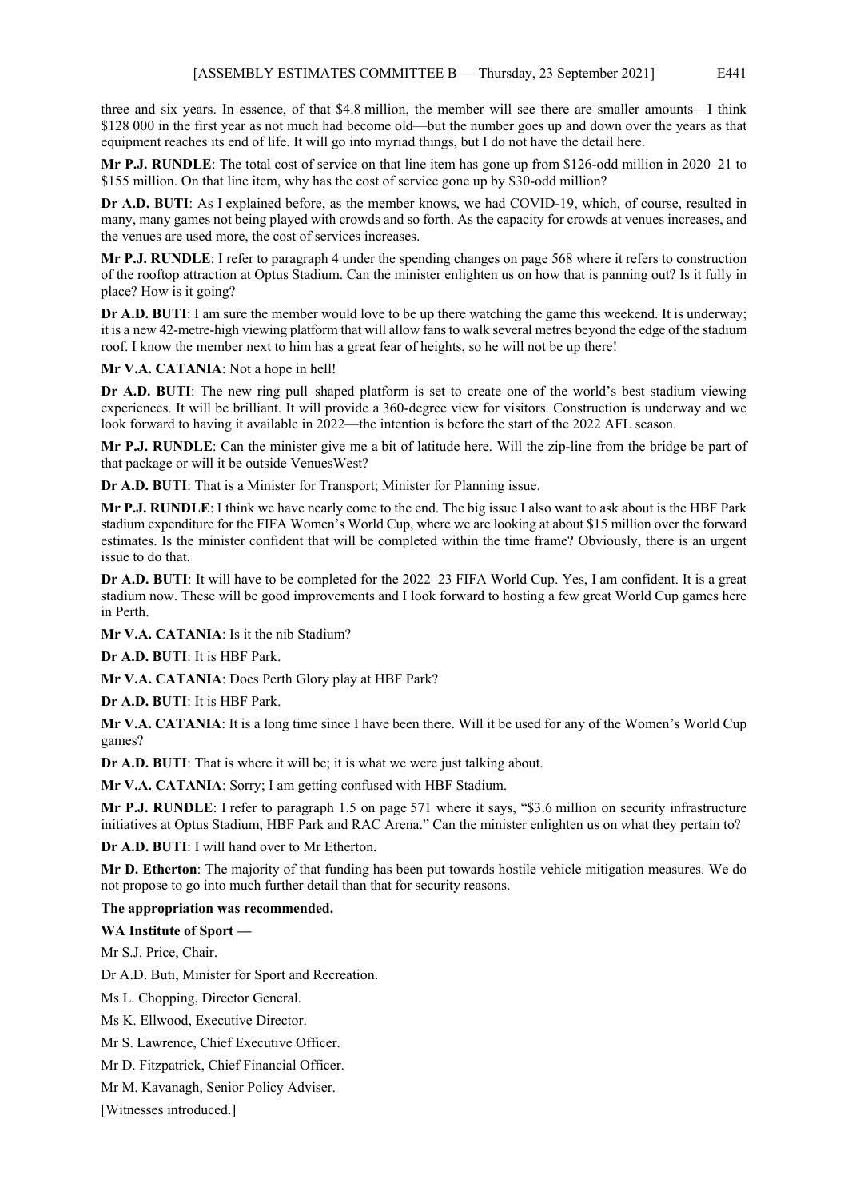three and six years. In essence, of that $4.8 million, the member will see there are smaller amounts—I think $128 000 in the first year as not much had become old—but the number goes up and down over the years as that equipment reaches its end of life. It will go into myriad things, but I do not have the detail here.

**Mr P.J. RUNDLE**: The total cost of service on that line item has gone up from $126-odd million in 2020–21 to $155 million. On that line item, why has the cost of service gone up by $30-odd million?

**Dr A.D. BUTI**: As I explained before, as the member knows, we had COVID-19, which, of course, resulted in many, many games not being played with crowds and so forth. As the capacity for crowds at venues increases, and the venues are used more, the cost of services increases.

**Mr P.J. RUNDLE**: I refer to paragraph 4 under the spending changes on page 568 where it refers to construction of the rooftop attraction at Optus Stadium. Can the minister enlighten us on how that is panning out? Is it fully in place? How is it going?

**Dr A.D. BUTI**: I am sure the member would love to be up there watching the game this weekend. It is underway; it is a new 42-metre-high viewing platform that will allow fans to walk several metres beyond the edge of the stadium roof. I know the member next to him has a great fear of heights, so he will not be up there!

**Mr V.A. CATANIA**: Not a hope in hell!

**Dr A.D. BUTI**: The new ring pull–shaped platform is set to create one of the world's best stadium viewing experiences. It will be brilliant. It will provide a 360-degree view for visitors. Construction is underway and we look forward to having it available in 2022—the intention is before the start of the 2022 AFL season.

**Mr P.J. RUNDLE**: Can the minister give me a bit of latitude here. Will the zip-line from the bridge be part of that package or will it be outside VenuesWest?

**Dr A.D. BUTI**: That is a Minister for Transport; Minister for Planning issue.

**Mr P.J. RUNDLE**: I think we have nearly come to the end. The big issue I also want to ask about is the HBF Park stadium expenditure for the FIFA Women's World Cup, where we are looking at about $15 million over the forward estimates. Is the minister confident that will be completed within the time frame? Obviously, there is an urgent issue to do that.

**Dr A.D. BUTI**: It will have to be completed for the 2022–23 FIFA World Cup. Yes, I am confident. It is a great stadium now. These will be good improvements and I look forward to hosting a few great World Cup games here in Perth.

**Mr V.A. CATANIA**: Is it the nib Stadium?

**Dr A.D. BUTI**: It is HBF Park.

**Mr V.A. CATANIA**: Does Perth Glory play at HBF Park?

**Dr A.D. BUTI**: It is HBF Park.

**Mr V.A. CATANIA**: It is a long time since I have been there. Will it be used for any of the Women's World Cup games?

**Dr A.D. BUTI**: That is where it will be; it is what we were just talking about.

**Mr V.A. CATANIA**: Sorry; I am getting confused with HBF Stadium.

**Mr P.J. RUNDLE**: I refer to paragraph 1.5 on page 571 where it says, "$3.6 million on security infrastructure initiatives at Optus Stadium, HBF Park and RAC Arena." Can the minister enlighten us on what they pertain to?

**Dr A.D. BUTI**: I will hand over to Mr Etherton.

**Mr D. Etherton**: The majority of that funding has been put towards hostile vehicle mitigation measures. We do not propose to go into much further detail than that for security reasons.

**The appropriation was recommended.**

**WA Institute of Sport —**

Mr S.J. Price, Chair.

Dr A.D. Buti, Minister for Sport and Recreation.

Ms L. Chopping, Director General.

Ms K. Ellwood, Executive Director.

Mr S. Lawrence, Chief Executive Officer.

Mr D. Fitzpatrick, Chief Financial Officer.

Mr M. Kavanagh, Senior Policy Adviser.

[Witnesses introduced.]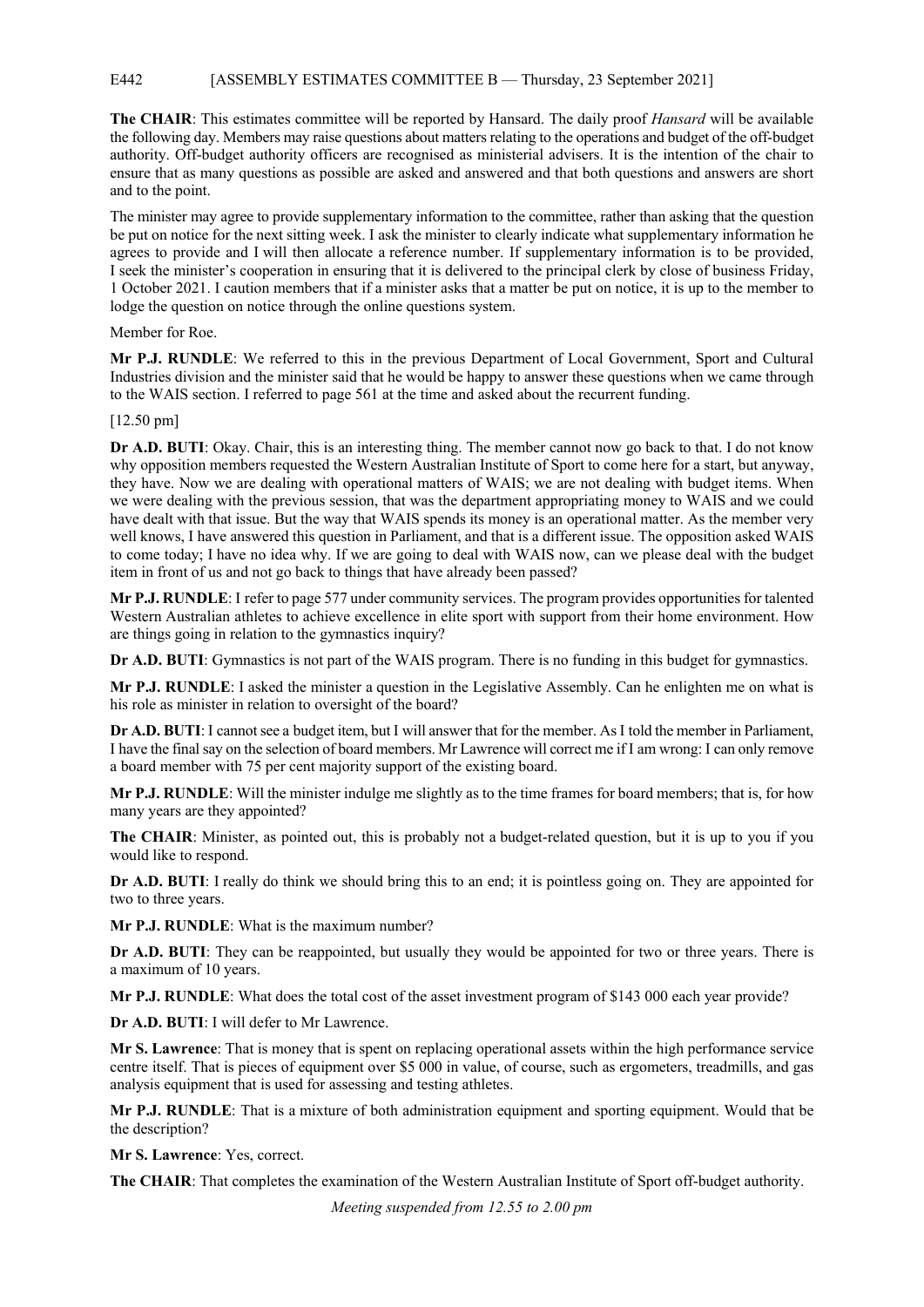**The CHAIR**: This estimates committee will be reported by Hansard. The daily proof *Hansard* will be available the following day. Members may raise questions about matters relating to the operations and budget of the off-budget authority. Off-budget authority officers are recognised as ministerial advisers. It is the intention of the chair to ensure that as many questions as possible are asked and answered and that both questions and answers are short and to the point.

The minister may agree to provide supplementary information to the committee, rather than asking that the question be put on notice for the next sitting week. I ask the minister to clearly indicate what supplementary information he agrees to provide and I will then allocate a reference number. If supplementary information is to be provided, I seek the minister's cooperation in ensuring that it is delivered to the principal clerk by close of business Friday, 1 October 2021. I caution members that if a minister asks that a matter be put on notice, it is up to the member to lodge the question on notice through the online questions system.

Member for Roe.

**Mr P.J. RUNDLE**: We referred to this in the previous Department of Local Government, Sport and Cultural Industries division and the minister said that he would be happy to answer these questions when we came through to the WAIS section. I referred to page 561 at the time and asked about the recurrent funding.

[12.50 pm]

**Dr A.D. BUTI**: Okay. Chair, this is an interesting thing. The member cannot now go back to that. I do not know why opposition members requested the Western Australian Institute of Sport to come here for a start, but anyway, they have. Now we are dealing with operational matters of WAIS; we are not dealing with budget items. When we were dealing with the previous session, that was the department appropriating money to WAIS and we could have dealt with that issue. But the way that WAIS spends its money is an operational matter. As the member very well knows, I have answered this question in Parliament, and that is a different issue. The opposition asked WAIS to come today; I have no idea why. If we are going to deal with WAIS now, can we please deal with the budget item in front of us and not go back to things that have already been passed?

**Mr P.J. RUNDLE**: I refer to page 577 under community services. The program provides opportunities for talented Western Australian athletes to achieve excellence in elite sport with support from their home environment. How are things going in relation to the gymnastics inquiry?

**Dr A.D. BUTI**: Gymnastics is not part of the WAIS program. There is no funding in this budget for gymnastics.

**Mr P.J. RUNDLE**: I asked the minister a question in the Legislative Assembly. Can he enlighten me on what is his role as minister in relation to oversight of the board?

**Dr A.D. BUTI**: I cannot see a budget item, but I will answer that for the member. As I told the member in Parliament, I have the final say on the selection of board members. Mr Lawrence will correct me if I am wrong: I can only remove a board member with 75 per cent majority support of the existing board.

**Mr P.J. RUNDLE**: Will the minister indulge me slightly as to the time frames for board members; that is, for how many years are they appointed?

**The CHAIR**: Minister, as pointed out, this is probably not a budget-related question, but it is up to you if you would like to respond.

**Dr A.D. BUTI**: I really do think we should bring this to an end; it is pointless going on. They are appointed for two to three years.

**Mr P.J. RUNDLE**: What is the maximum number?

**Dr A.D. BUTI**: They can be reappointed, but usually they would be appointed for two or three years. There is a maximum of 10 years.

**Mr P.J. RUNDLE**: What does the total cost of the asset investment program of $143 000 each year provide?

**Dr A.D. BUTI**: I will defer to Mr Lawrence.

**Mr S. Lawrence**: That is money that is spent on replacing operational assets within the high performance service centre itself. That is pieces of equipment over $5 000 in value, of course, such as ergometers, treadmills, and gas analysis equipment that is used for assessing and testing athletes.

**Mr P.J. RUNDLE**: That is a mixture of both administration equipment and sporting equipment. Would that be the description?

**Mr S. Lawrence**: Yes, correct.

**The CHAIR**: That completes the examination of the Western Australian Institute of Sport off-budget authority.

*Meeting suspended from 12.55 to 2.00 pm*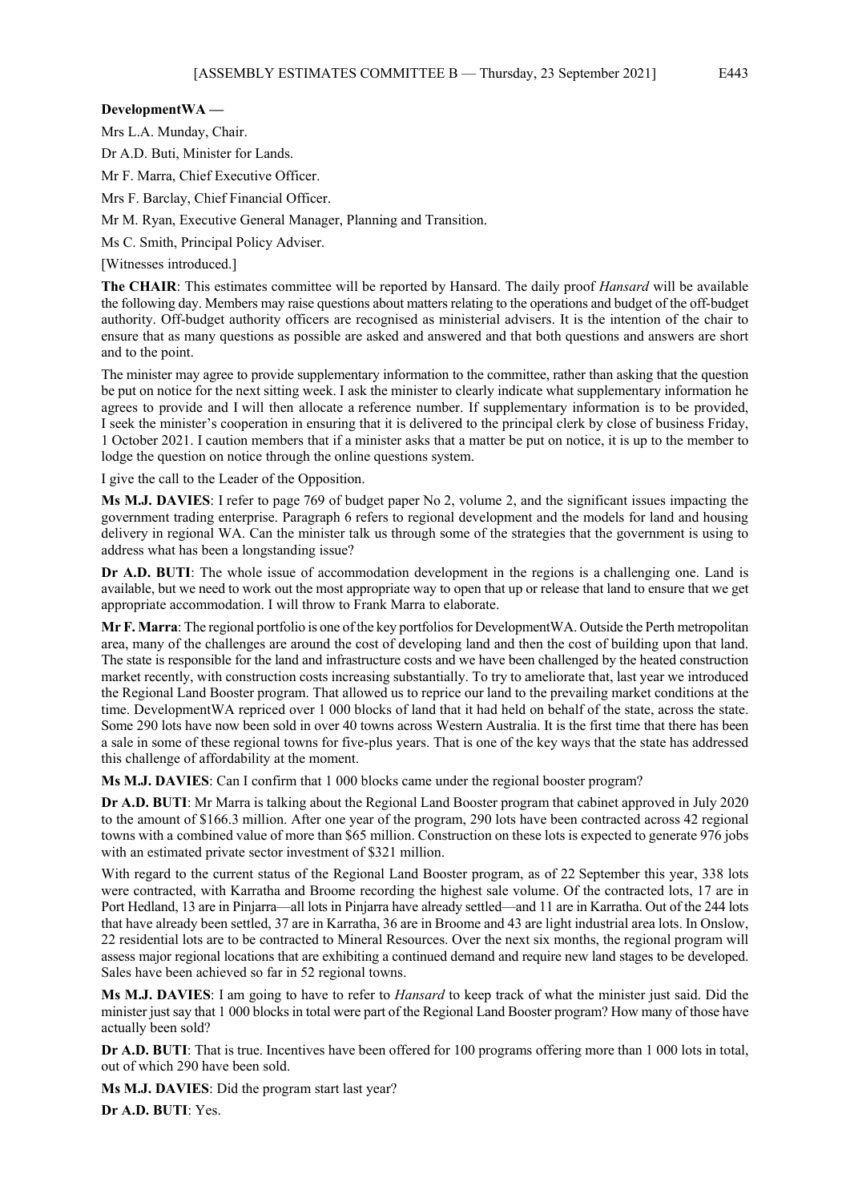**DevelopmentWA —**

Mrs L.A. Munday, Chair.

Dr A.D. Buti, Minister for Lands.

Mr F. Marra, Chief Executive Officer.

Mrs F. Barclay, Chief Financial Officer.

Mr M. Ryan, Executive General Manager, Planning and Transition.

Ms C. Smith, Principal Policy Adviser.

[Witnesses introduced.]

**The CHAIR**: This estimates committee will be reported by Hansard. The daily proof *Hansard* will be available the following day. Members may raise questions about matters relating to the operations and budget of the off-budget authority. Off-budget authority officers are recognised as ministerial advisers. It is the intention of the chair to ensure that as many questions as possible are asked and answered and that both questions and answers are short and to the point.

The minister may agree to provide supplementary information to the committee, rather than asking that the question be put on notice for the next sitting week. I ask the minister to clearly indicate what supplementary information he agrees to provide and I will then allocate a reference number. If supplementary information is to be provided, I seek the minister's cooperation in ensuring that it is delivered to the principal clerk by close of business Friday, 1 October 2021. I caution members that if a minister asks that a matter be put on notice, it is up to the member to lodge the question on notice through the online questions system.

I give the call to the Leader of the Opposition.

**Ms M.J. DAVIES**: I refer to page 769 of budget paper No 2, volume 2, and the significant issues impacting the government trading enterprise. Paragraph 6 refers to regional development and the models for land and housing delivery in regional WA. Can the minister talk us through some of the strategies that the government is using to address what has been a longstanding issue?

**Dr A.D. BUTI**: The whole issue of accommodation development in the regions is a challenging one. Land is available, but we need to work out the most appropriate way to open that up or release that land to ensure that we get appropriate accommodation. I will throw to Frank Marra to elaborate.

**Mr F. Marra**: The regional portfolio is one of the key portfolios for DevelopmentWA. Outside the Perth metropolitan area, many of the challenges are around the cost of developing land and then the cost of building upon that land. The state is responsible for the land and infrastructure costs and we have been challenged by the heated construction market recently, with construction costs increasing substantially. To try to ameliorate that, last year we introduced the Regional Land Booster program. That allowed us to reprice our land to the prevailing market conditions at the time. DevelopmentWA repriced over 1 000 blocks of land that it had held on behalf of the state, across the state. Some 290 lots have now been sold in over 40 towns across Western Australia. It is the first time that there has been a sale in some of these regional towns for five-plus years. That is one of the key ways that the state has addressed this challenge of affordability at the moment.

**Ms M.J. DAVIES**: Can I confirm that 1 000 blocks came under the regional booster program?

**Dr A.D. BUTI**: Mr Marra is talking about the Regional Land Booster program that cabinet approved in July 2020 to the amount of $166.3 million. After one year of the program, 290 lots have been contracted across 42 regional towns with a combined value of more than $65 million. Construction on these lots is expected to generate 976 jobs with an estimated private sector investment of $321 million.

With regard to the current status of the Regional Land Booster program, as of 22 September this year, 338 lots were contracted, with Karratha and Broome recording the highest sale volume. Of the contracted lots, 17 are in Port Hedland, 13 are in Pinjarra—all lots in Pinjarra have already settled—and 11 are in Karratha. Out of the 244 lots that have already been settled, 37 are in Karratha, 36 are in Broome and 43 are light industrial area lots. In Onslow, 22 residential lots are to be contracted to Mineral Resources. Over the next six months, the regional program will assess major regional locations that are exhibiting a continued demand and require new land stages to be developed. Sales have been achieved so far in 52 regional towns.

**Ms M.J. DAVIES**: I am going to have to refer to *Hansard* to keep track of what the minister just said. Did the minister just say that 1 000 blocks in total were part of the Regional Land Booster program? How many of those have actually been sold?

**Dr A.D. BUTI**: That is true. Incentives have been offered for 100 programs offering more than 1 000 lots in total, out of which 290 have been sold.

**Ms M.J. DAVIES**: Did the program start last year?

**Dr A.D. BUTI**: Yes.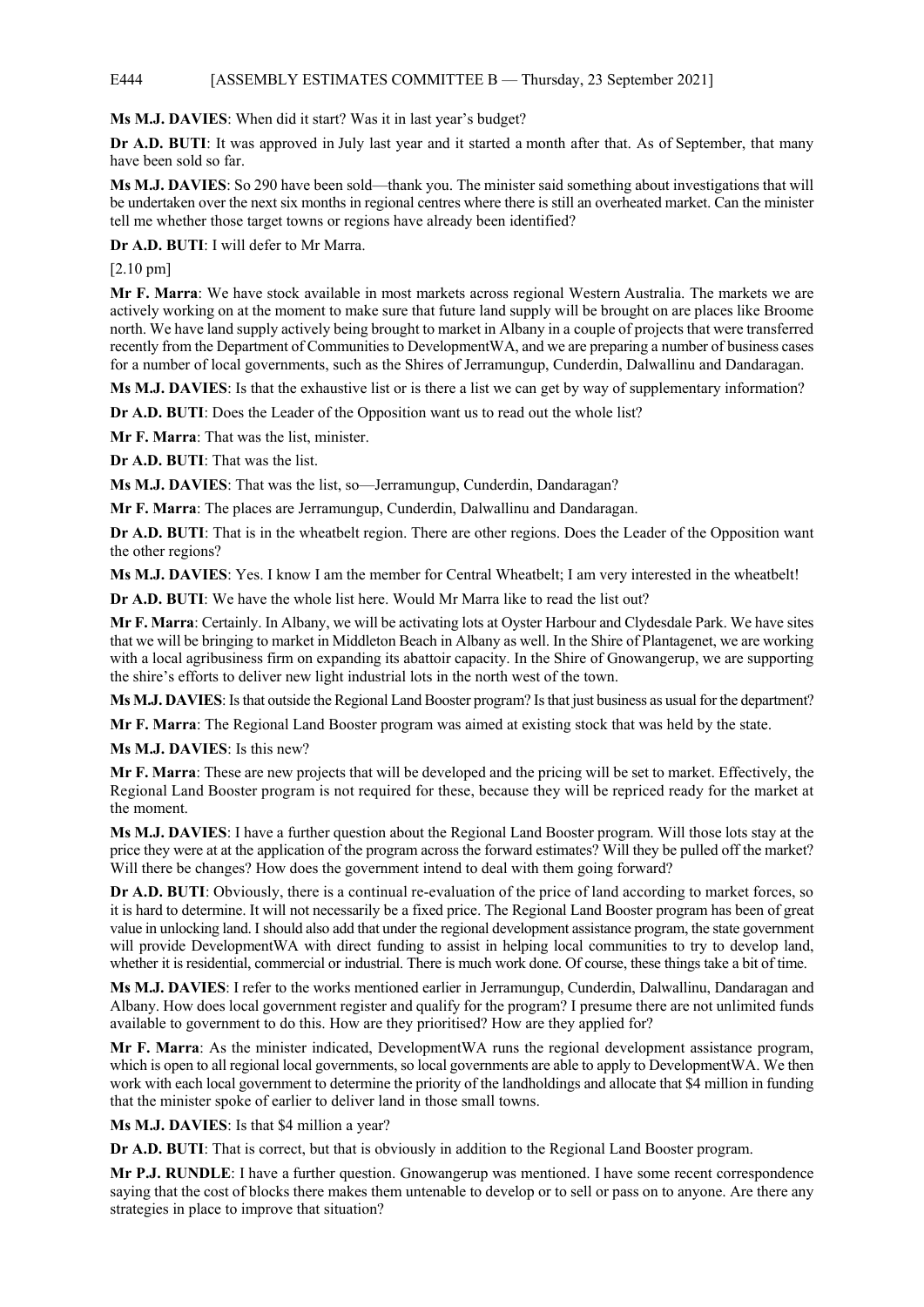**Ms M.J. DAVIES**: When did it start? Was it in last year's budget?

**Dr A.D. BUTI**: It was approved in July last year and it started a month after that. As of September, that many have been sold so far.

**Ms M.J. DAVIES**: So 290 have been sold—thank you. The minister said something about investigations that will be undertaken over the next six months in regional centres where there is still an overheated market. Can the minister tell me whether those target towns or regions have already been identified?

**Dr A.D. BUTI**: I will defer to Mr Marra.

[2.10 pm]

**Mr F. Marra**: We have stock available in most markets across regional Western Australia. The markets we are actively working on at the moment to make sure that future land supply will be brought on are places like Broome north. We have land supply actively being brought to market in Albany in a couple of projects that were transferred recently from the Department of Communities to DevelopmentWA, and we are preparing a number of business cases for a number of local governments, such as the Shires of Jerramungup, Cunderdin, Dalwallinu and Dandaragan.

**Ms M.J. DAVIES**: Is that the exhaustive list or is there a list we can get by way of supplementary information?

**Dr A.D. BUTI**: Does the Leader of the Opposition want us to read out the whole list?

**Mr F. Marra**: That was the list, minister.

**Dr A.D. BUTI**: That was the list.

**Ms M.J. DAVIES**: That was the list, so—Jerramungup, Cunderdin, Dandaragan?

**Mr F. Marra**: The places are Jerramungup, Cunderdin, Dalwallinu and Dandaragan.

**Dr A.D. BUTI**: That is in the wheatbelt region. There are other regions. Does the Leader of the Opposition want the other regions?

**Ms M.J. DAVIES**: Yes. I know I am the member for Central Wheatbelt; I am very interested in the wheatbelt!

**Dr A.D. BUTI**: We have the whole list here. Would Mr Marra like to read the list out?

**Mr F. Marra**: Certainly. In Albany, we will be activating lots at Oyster Harbour and Clydesdale Park. We have sites that we will be bringing to market in Middleton Beach in Albany as well. In the Shire of Plantagenet, we are working with a local agribusiness firm on expanding its abattoir capacity. In the Shire of Gnowangerup, we are supporting the shire's efforts to deliver new light industrial lots in the north west of the town.

**Ms M.J. DAVIES**: Is that outside the Regional Land Booster program? Is that just business as usual for the department?

**Mr F. Marra**: The Regional Land Booster program was aimed at existing stock that was held by the state.

**Ms M.J. DAVIES**: Is this new?

**Mr F. Marra**: These are new projects that will be developed and the pricing will be set to market. Effectively, the Regional Land Booster program is not required for these, because they will be repriced ready for the market at the moment.

**Ms M.J. DAVIES**: I have a further question about the Regional Land Booster program. Will those lots stay at the price they were at at the application of the program across the forward estimates? Will they be pulled off the market? Will there be changes? How does the government intend to deal with them going forward?

**Dr A.D. BUTI**: Obviously, there is a continual re-evaluation of the price of land according to market forces, so it is hard to determine. It will not necessarily be a fixed price. The Regional Land Booster program has been of great value in unlocking land. I should also add that under the regional development assistance program, the state government will provide DevelopmentWA with direct funding to assist in helping local communities to try to develop land, whether it is residential, commercial or industrial. There is much work done. Of course, these things take a bit of time.

**Ms M.J. DAVIES**: I refer to the works mentioned earlier in Jerramungup, Cunderdin, Dalwallinu, Dandaragan and Albany. How does local government register and qualify for the program? I presume there are not unlimited funds available to government to do this. How are they prioritised? How are they applied for?

**Mr F. Marra**: As the minister indicated, DevelopmentWA runs the regional development assistance program, which is open to all regional local governments, so local governments are able to apply to DevelopmentWA. We then work with each local government to determine the priority of the landholdings and allocate that $4 million in funding that the minister spoke of earlier to deliver land in those small towns.

**Ms M.J. DAVIES**: Is that $4 million a year?

**Dr A.D. BUTI**: That is correct, but that is obviously in addition to the Regional Land Booster program.

**Mr P.J. RUNDLE**: I have a further question. Gnowangerup was mentioned. I have some recent correspondence saying that the cost of blocks there makes them untenable to develop or to sell or pass on to anyone. Are there any strategies in place to improve that situation?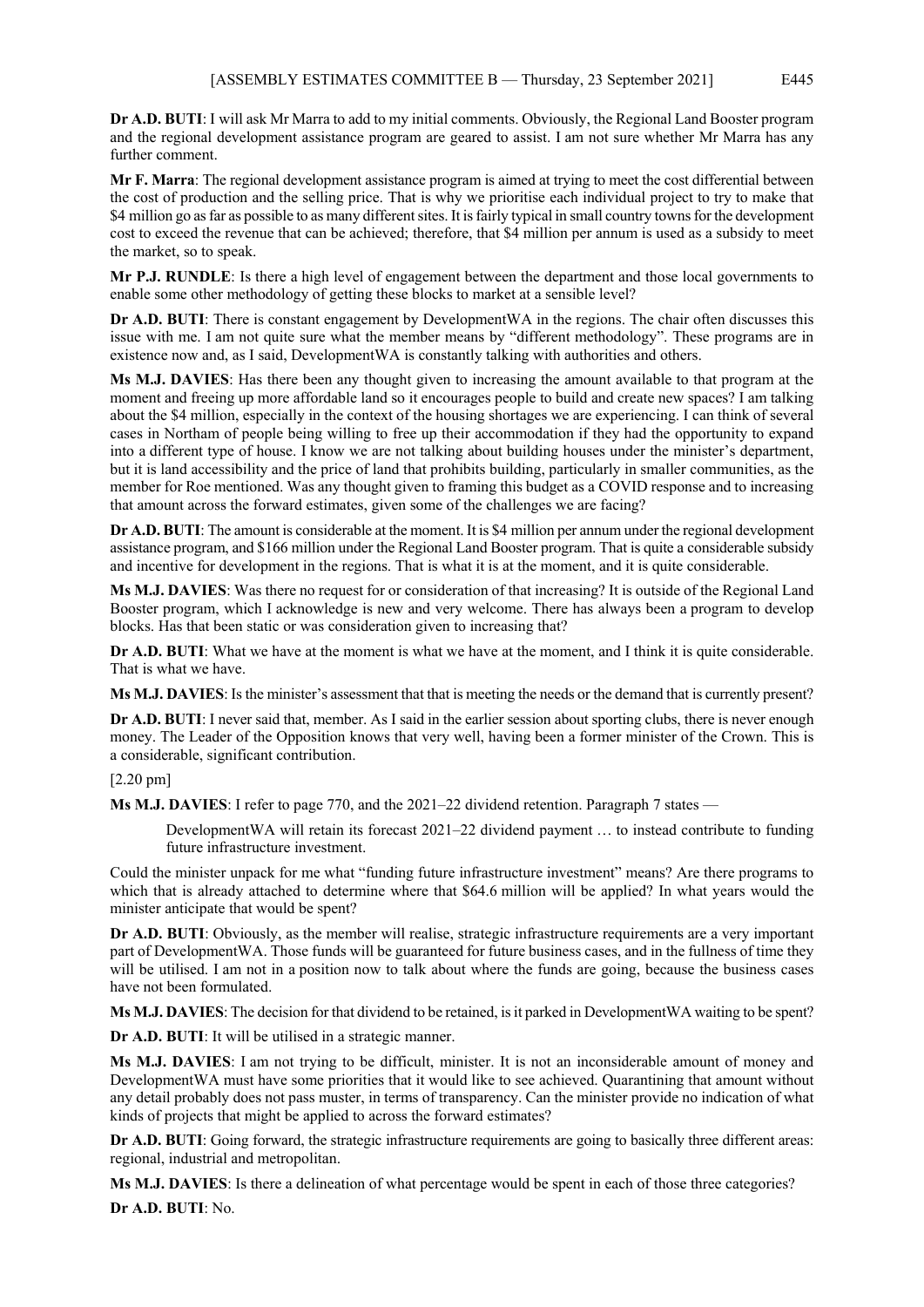**Dr A.D. BUTI**: I will ask Mr Marra to add to my initial comments. Obviously, the Regional Land Booster program and the regional development assistance program are geared to assist. I am not sure whether Mr Marra has any further comment.

**Mr F. Marra**: The regional development assistance program is aimed at trying to meet the cost differential between the cost of production and the selling price. That is why we prioritise each individual project to try to make that $4 million go as far as possible to as many different sites. It is fairly typical in small country towns for the development cost to exceed the revenue that can be achieved; therefore, that $4 million per annum is used as a subsidy to meet the market, so to speak.

**Mr P.J. RUNDLE**: Is there a high level of engagement between the department and those local governments to enable some other methodology of getting these blocks to market at a sensible level?

**Dr A.D. BUTI**: There is constant engagement by DevelopmentWA in the regions. The chair often discusses this issue with me. I am not quite sure what the member means by "different methodology". These programs are in existence now and, as I said, DevelopmentWA is constantly talking with authorities and others.

**Ms M.J. DAVIES**: Has there been any thought given to increasing the amount available to that program at the moment and freeing up more affordable land so it encourages people to build and create new spaces? I am talking about the $4 million, especially in the context of the housing shortages we are experiencing. I can think of several cases in Northam of people being willing to free up their accommodation if they had the opportunity to expand into a different type of house. I know we are not talking about building houses under the minister's department, but it is land accessibility and the price of land that prohibits building, particularly in smaller communities, as the member for Roe mentioned. Was any thought given to framing this budget as a COVID response and to increasing that amount across the forward estimates, given some of the challenges we are facing?

**Dr A.D. BUTI**: The amount is considerable at the moment. It is $4 million per annum under the regional development assistance program, and $166 million under the Regional Land Booster program. That is quite a considerable subsidy and incentive for development in the regions. That is what it is at the moment, and it is quite considerable.

**Ms M.J. DAVIES**: Was there no request for or consideration of that increasing? It is outside of the Regional Land Booster program, which I acknowledge is new and very welcome. There has always been a program to develop blocks. Has that been static or was consideration given to increasing that?

**Dr A.D. BUTI**: What we have at the moment is what we have at the moment, and I think it is quite considerable. That is what we have.

**Ms M.J. DAVIES**: Is the minister's assessment that that is meeting the needs or the demand that is currently present?

**Dr A.D. BUTI**: I never said that, member. As I said in the earlier session about sporting clubs, there is never enough money. The Leader of the Opposition knows that very well, having been a former minister of the Crown. This is a considerable, significant contribution.

[2.20 pm]

**Ms M.J. DAVIES**: I refer to page 770, and the 2021–22 dividend retention. Paragraph 7 states —

> DevelopmentWA will retain its forecast 2021–22 dividend payment … to instead contribute to funding future infrastructure investment.

Could the minister unpack for me what "funding future infrastructure investment" means? Are there programs to which that is already attached to determine where that $64.6 million will be applied? In what years would the minister anticipate that would be spent?

**Dr A.D. BUTI**: Obviously, as the member will realise, strategic infrastructure requirements are a very important part of DevelopmentWA. Those funds will be guaranteed for future business cases, and in the fullness of time they will be utilised. I am not in a position now to talk about where the funds are going, because the business cases have not been formulated.

**Ms M.J. DAVIES**: The decision for that dividend to be retained, is it parked in DevelopmentWA waiting to be spent?

**Dr A.D. BUTI**: It will be utilised in a strategic manner.

**Ms M.J. DAVIES**: I am not trying to be difficult, minister. It is not an inconsiderable amount of money and DevelopmentWA must have some priorities that it would like to see achieved. Quarantining that amount without any detail probably does not pass muster, in terms of transparency. Can the minister provide no indication of what kinds of projects that might be applied to across the forward estimates?

**Dr A.D. BUTI**: Going forward, the strategic infrastructure requirements are going to basically three different areas: regional, industrial and metropolitan.

**Ms M.J. DAVIES**: Is there a delineation of what percentage would be spent in each of those three categories?

**Dr A.D. BUTI**: No.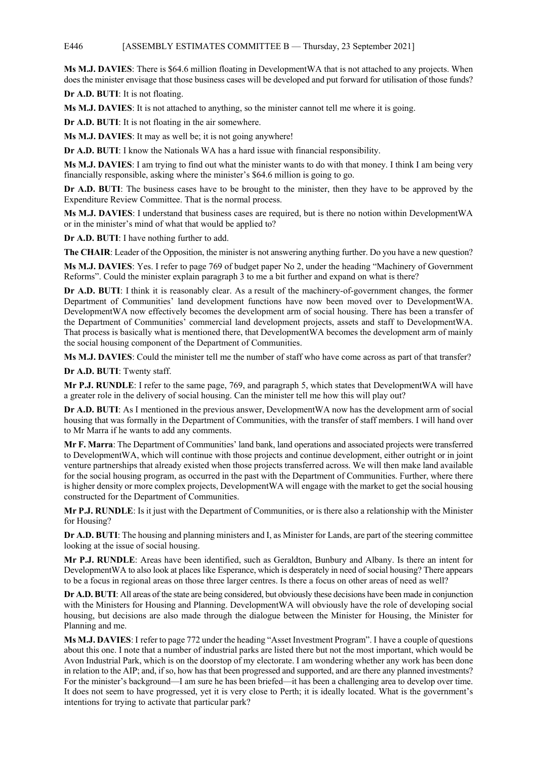**Ms M.J. DAVIES**: There is $64.6 million floating in DevelopmentWA that is not attached to any projects. When does the minister envisage that those business cases will be developed and put forward for utilisation of those funds?

**Dr A.D. BUTI**: It is not floating.

**Ms M.J. DAVIES**: It is not attached to anything, so the minister cannot tell me where it is going.

**Dr A.D. BUTI**: It is not floating in the air somewhere.

**Ms M.J. DAVIES**: It may as well be; it is not going anywhere!

**Dr A.D. BUTI**: I know the Nationals WA has a hard issue with financial responsibility.

**Ms M.J. DAVIES**: I am trying to find out what the minister wants to do with that money. I think I am being very financially responsible, asking where the minister's $64.6 million is going to go.

**Dr A.D. BUTI**: The business cases have to be brought to the minister, then they have to be approved by the Expenditure Review Committee. That is the normal process.

**Ms M.J. DAVIES**: I understand that business cases are required, but is there no notion within DevelopmentWA or in the minister's mind of what that would be applied to?

**Dr A.D. BUTI**: I have nothing further to add.

**The CHAIR**: Leader of the Opposition, the minister is not answering anything further. Do you have a new question?

**Ms M.J. DAVIES**: Yes. I refer to page 769 of budget paper No 2, under the heading "Machinery of Government Reforms". Could the minister explain paragraph 3 to me a bit further and expand on what is there?

**Dr A.D. BUTI**: I think it is reasonably clear. As a result of the machinery-of-government changes, the former Department of Communities' land development functions have now been moved over to DevelopmentWA. DevelopmentWA now effectively becomes the development arm of social housing. There has been a transfer of the Department of Communities' commercial land development projects, assets and staff to DevelopmentWA. That process is basically what is mentioned there, that DevelopmentWA becomes the development arm of mainly the social housing component of the Department of Communities.

**Ms M.J. DAVIES**: Could the minister tell me the number of staff who have come across as part of that transfer?

**Dr A.D. BUTI**: Twenty staff.

**Mr P.J. RUNDLE**: I refer to the same page, 769, and paragraph 5, which states that DevelopmentWA will have a greater role in the delivery of social housing. Can the minister tell me how this will play out?

**Dr A.D. BUTI**: As I mentioned in the previous answer, DevelopmentWA now has the development arm of social housing that was formally in the Department of Communities, with the transfer of staff members. I will hand over to Mr Marra if he wants to add any comments.

**Mr F. Marra**: The Department of Communities' land bank, land operations and associated projects were transferred to DevelopmentWA, which will continue with those projects and continue development, either outright or in joint venture partnerships that already existed when those projects transferred across. We will then make land available for the social housing program, as occurred in the past with the Department of Communities. Further, where there is higher density or more complex projects, DevelopmentWA will engage with the market to get the social housing constructed for the Department of Communities.

**Mr P.J. RUNDLE**: Is it just with the Department of Communities, or is there also a relationship with the Minister for Housing?

**Dr A.D. BUTI**: The housing and planning ministers and I, as Minister for Lands, are part of the steering committee looking at the issue of social housing.

**Mr P.J. RUNDLE**: Areas have been identified, such as Geraldton, Bunbury and Albany. Is there an intent for DevelopmentWA to also look at places like Esperance, which is desperately in need of social housing? There appears to be a focus in regional areas on those three larger centres. Is there a focus on other areas of need as well?

**Dr A.D. BUTI**: All areas of the state are being considered, but obviously these decisions have been made in conjunction with the Ministers for Housing and Planning. DevelopmentWA will obviously have the role of developing social housing, but decisions are also made through the dialogue between the Minister for Housing, the Minister for Planning and me.

**Ms M.J. DAVIES**: I refer to page 772 under the heading "Asset Investment Program". I have a couple of questions about this one. I note that a number of industrial parks are listed there but not the most important, which would be Avon Industrial Park, which is on the doorstop of my electorate. I am wondering whether any work has been done in relation to the AIP; and, if so, how has that been progressed and supported, and are there any planned investments? For the minister's background—I am sure he has been briefed—it has been a challenging area to develop over time. It does not seem to have progressed, yet it is very close to Perth; it is ideally located. What is the government's intentions for trying to activate that particular park?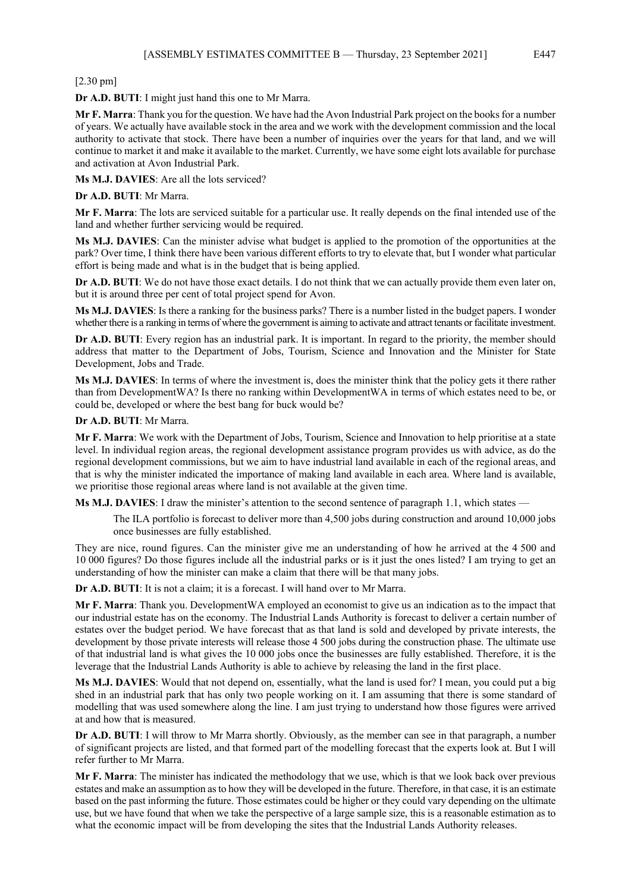[2.30 pm]

**Dr A.D. BUTI**: I might just hand this one to Mr Marra.

**Mr F. Marra**: Thank you for the question. We have had the Avon Industrial Park project on the books for a number of years. We actually have available stock in the area and we work with the development commission and the local authority to activate that stock. There have been a number of inquiries over the years for that land, and we will continue to market it and make it available to the market. Currently, we have some eight lots available for purchase and activation at Avon Industrial Park.

**Ms M.J. DAVIES**: Are all the lots serviced?

**Dr A.D. BUTI**: Mr Marra.

**Mr F. Marra**: The lots are serviced suitable for a particular use. It really depends on the final intended use of the land and whether further servicing would be required.

**Ms M.J. DAVIES**: Can the minister advise what budget is applied to the promotion of the opportunities at the park? Over time, I think there have been various different efforts to try to elevate that, but I wonder what particular effort is being made and what is in the budget that is being applied.

**Dr A.D. BUTI**: We do not have those exact details. I do not think that we can actually provide them even later on, but it is around three per cent of total project spend for Avon.

**Ms M.J. DAVIES**: Is there a ranking for the business parks? There is a number listed in the budget papers. I wonder whether there is a ranking in terms of where the government is aiming to activate and attract tenants or facilitate investment.

**Dr A.D. BUTI**: Every region has an industrial park. It is important. In regard to the priority, the member should address that matter to the Department of Jobs, Tourism, Science and Innovation and the Minister for State Development, Jobs and Trade.

**Ms M.J. DAVIES**: In terms of where the investment is, does the minister think that the policy gets it there rather than from DevelopmentWA? Is there no ranking within DevelopmentWA in terms of which estates need to be, or could be, developed or where the best bang for buck would be?

**Dr A.D. BUTI**: Mr Marra.

**Mr F. Marra**: We work with the Department of Jobs, Tourism, Science and Innovation to help prioritise at a state level. In individual region areas, the regional development assistance program provides us with advice, as do the regional development commissions, but we aim to have industrial land available in each of the regional areas, and that is why the minister indicated the importance of making land available in each area. Where land is available, we prioritise those regional areas where land is not available at the given time.

**Ms M.J. DAVIES**: I draw the minister's attention to the second sentence of paragraph 1.1, which states —

> The ILA portfolio is forecast to deliver more than 4,500 jobs during construction and around 10,000 jobs once businesses are fully established.

They are nice, round figures. Can the minister give me an understanding of how he arrived at the 4 500 and 10 000 figures? Do those figures include all the industrial parks or is it just the ones listed? I am trying to get an understanding of how the minister can make a claim that there will be that many jobs.

**Dr A.D. BUTI**: It is not a claim; it is a forecast. I will hand over to Mr Marra.

**Mr F. Marra**: Thank you. DevelopmentWA employed an economist to give us an indication as to the impact that our industrial estate has on the economy. The Industrial Lands Authority is forecast to deliver a certain number of estates over the budget period. We have forecast that as that land is sold and developed by private interests, the development by those private interests will release those 4 500 jobs during the construction phase. The ultimate use of that industrial land is what gives the 10 000 jobs once the businesses are fully established. Therefore, it is the leverage that the Industrial Lands Authority is able to achieve by releasing the land in the first place.

**Ms M.J. DAVIES**: Would that not depend on, essentially, what the land is used for? I mean, you could put a big shed in an industrial park that has only two people working on it. I am assuming that there is some standard of modelling that was used somewhere along the line. I am just trying to understand how those figures were arrived at and how that is measured.

**Dr A.D. BUTI**: I will throw to Mr Marra shortly. Obviously, as the member can see in that paragraph, a number of significant projects are listed, and that formed part of the modelling forecast that the experts look at. But I will refer further to Mr Marra.

**Mr F. Marra**: The minister has indicated the methodology that we use, which is that we look back over previous estates and make an assumption as to how they will be developed in the future. Therefore, in that case, it is an estimate based on the past informing the future. Those estimates could be higher or they could vary depending on the ultimate use, but we have found that when we take the perspective of a large sample size, this is a reasonable estimation as to what the economic impact will be from developing the sites that the Industrial Lands Authority releases.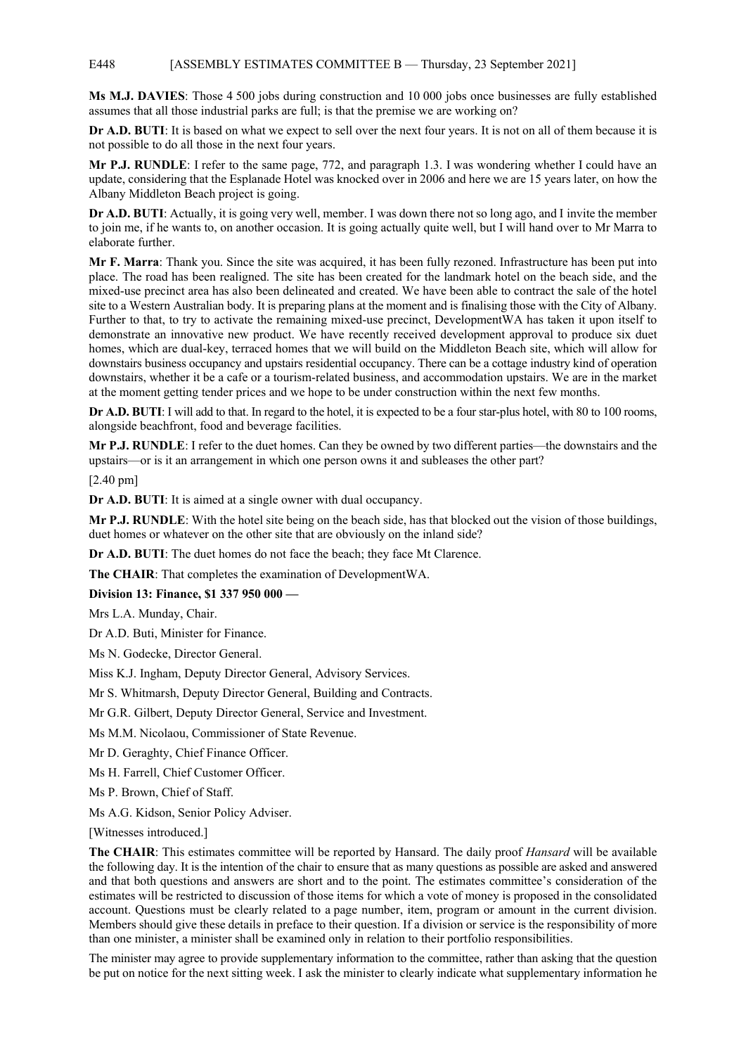**Ms M.J. DAVIES**: Those 4 500 jobs during construction and 10 000 jobs once businesses are fully established assumes that all those industrial parks are full; is that the premise we are working on?

**Dr A.D. BUTI**: It is based on what we expect to sell over the next four years. It is not on all of them because it is not possible to do all those in the next four years.

**Mr P.J. RUNDLE**: I refer to the same page, 772, and paragraph 1.3. I was wondering whether I could have an update, considering that the Esplanade Hotel was knocked over in 2006 and here we are 15 years later, on how the Albany Middleton Beach project is going.

**Dr A.D. BUTI**: Actually, it is going very well, member. I was down there not so long ago, and I invite the member to join me, if he wants to, on another occasion. It is going actually quite well, but I will hand over to Mr Marra to elaborate further.

**Mr F. Marra**: Thank you. Since the site was acquired, it has been fully rezoned. Infrastructure has been put into place. The road has been realigned. The site has been created for the landmark hotel on the beach side, and the mixed-use precinct area has also been delineated and created. We have been able to contract the sale of the hotel site to a Western Australian body. It is preparing plans at the moment and is finalising those with the City of Albany. Further to that, to try to activate the remaining mixed-use precinct, DevelopmentWA has taken it upon itself to demonstrate an innovative new product. We have recently received development approval to produce six duet homes, which are dual-key, terraced homes that we will build on the Middleton Beach site, which will allow for downstairs business occupancy and upstairs residential occupancy. There can be a cottage industry kind of operation downstairs, whether it be a cafe or a tourism-related business, and accommodation upstairs. We are in the market at the moment getting tender prices and we hope to be under construction within the next few months.

**Dr A.D. BUTI**: I will add to that. In regard to the hotel, it is expected to be a four star-plus hotel, with 80 to 100 rooms, alongside beachfront, food and beverage facilities.

**Mr P.J. RUNDLE**: I refer to the duet homes. Can they be owned by two different parties—the downstairs and the upstairs—or is it an arrangement in which one person owns it and subleases the other part?

[2.40 pm]

**Dr A.D. BUTI**: It is aimed at a single owner with dual occupancy.

**Mr P.J. RUNDLE**: With the hotel site being on the beach side, has that blocked out the vision of those buildings, duet homes or whatever on the other site that are obviously on the inland side?

**Dr A.D. BUTI**: The duet homes do not face the beach; they face Mt Clarence.

**The CHAIR**: That completes the examination of DevelopmentWA.

**Division 13: Finance, $1 337 950 000 —**

Mrs L.A. Munday, Chair.

Dr A.D. Buti, Minister for Finance.

Ms N. Godecke, Director General.

Miss K.J. Ingham, Deputy Director General, Advisory Services.

Mr S. Whitmarsh, Deputy Director General, Building and Contracts.

Mr G.R. Gilbert, Deputy Director General, Service and Investment.

Ms M.M. Nicolaou, Commissioner of State Revenue.

Mr D. Geraghty, Chief Finance Officer.

Ms H. Farrell, Chief Customer Officer.

Ms P. Brown, Chief of Staff.

Ms A.G. Kidson, Senior Policy Adviser.

[Witnesses introduced.]

**The CHAIR**: This estimates committee will be reported by Hansard. The daily proof *Hansard* will be available the following day. It is the intention of the chair to ensure that as many questions as possible are asked and answered and that both questions and answers are short and to the point. The estimates committee's consideration of the estimates will be restricted to discussion of those items for which a vote of money is proposed in the consolidated account. Questions must be clearly related to a page number, item, program or amount in the current division. Members should give these details in preface to their question. If a division or service is the responsibility of more than one minister, a minister shall be examined only in relation to their portfolio responsibilities.

The minister may agree to provide supplementary information to the committee, rather than asking that the question be put on notice for the next sitting week. I ask the minister to clearly indicate what supplementary information he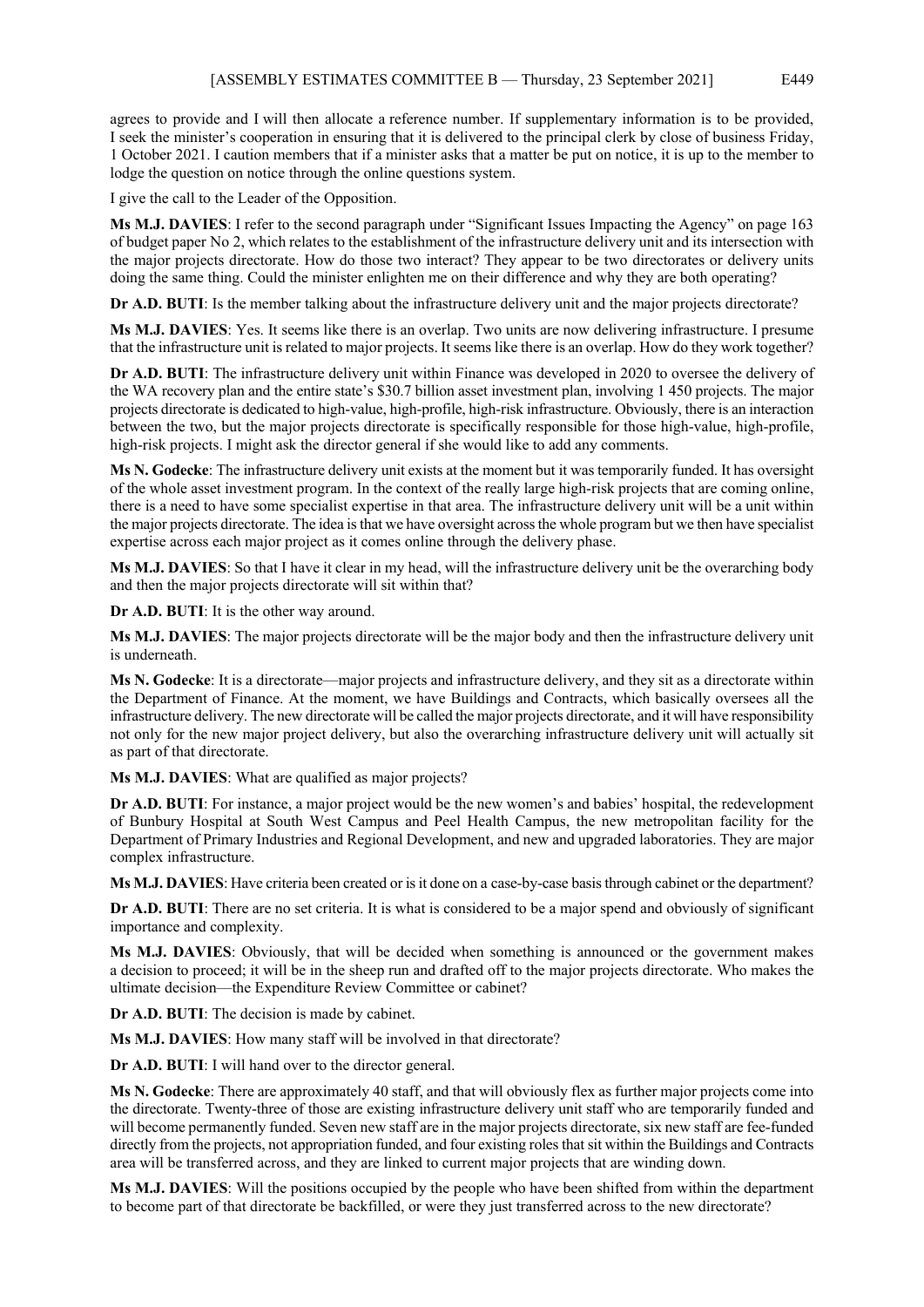agrees to provide and I will then allocate a reference number. If supplementary information is to be provided, I seek the minister's cooperation in ensuring that it is delivered to the principal clerk by close of business Friday, 1 October 2021. I caution members that if a minister asks that a matter be put on notice, it is up to the member to lodge the question on notice through the online questions system.

I give the call to the Leader of the Opposition.

**Ms M.J. DAVIES**: I refer to the second paragraph under "Significant Issues Impacting the Agency" on page 163 of budget paper No 2, which relates to the establishment of the infrastructure delivery unit and its intersection with the major projects directorate. How do those two interact? They appear to be two directorates or delivery units doing the same thing. Could the minister enlighten me on their difference and why they are both operating?

**Dr A.D. BUTI**: Is the member talking about the infrastructure delivery unit and the major projects directorate?

**Ms M.J. DAVIES**: Yes. It seems like there is an overlap. Two units are now delivering infrastructure. I presume that the infrastructure unit is related to major projects. It seems like there is an overlap. How do they work together?

**Dr A.D. BUTI**: The infrastructure delivery unit within Finance was developed in 2020 to oversee the delivery of the WA recovery plan and the entire state's $30.7 billion asset investment plan, involving 1 450 projects. The major projects directorate is dedicated to high-value, high-profile, high-risk infrastructure. Obviously, there is an interaction between the two, but the major projects directorate is specifically responsible for those high-value, high-profile, high-risk projects. I might ask the director general if she would like to add any comments.

**Ms N. Godecke**: The infrastructure delivery unit exists at the moment but it was temporarily funded. It has oversight of the whole asset investment program. In the context of the really large high-risk projects that are coming online, there is a need to have some specialist expertise in that area. The infrastructure delivery unit will be a unit within the major projects directorate. The idea is that we have oversight across the whole program but we then have specialist expertise across each major project as it comes online through the delivery phase.

**Ms M.J. DAVIES**: So that I have it clear in my head, will the infrastructure delivery unit be the overarching body and then the major projects directorate will sit within that?

**Dr A.D. BUTI**: It is the other way around.

**Ms M.J. DAVIES**: The major projects directorate will be the major body and then the infrastructure delivery unit is underneath.

**Ms N. Godecke**: It is a directorate—major projects and infrastructure delivery, and they sit as a directorate within the Department of Finance. At the moment, we have Buildings and Contracts, which basically oversees all the infrastructure delivery. The new directorate will be called the major projects directorate, and it will have responsibility not only for the new major project delivery, but also the overarching infrastructure delivery unit will actually sit as part of that directorate.

**Ms M.J. DAVIES**: What are qualified as major projects?

**Dr A.D. BUTI**: For instance, a major project would be the new women's and babies' hospital, the redevelopment of Bunbury Hospital at South West Campus and Peel Health Campus, the new metropolitan facility for the Department of Primary Industries and Regional Development, and new and upgraded laboratories. They are major complex infrastructure.

**Ms M.J. DAVIES**: Have criteria been created or is it done on a case-by-case basis through cabinet or the department?

**Dr A.D. BUTI**: There are no set criteria. It is what is considered to be a major spend and obviously of significant importance and complexity.

**Ms M.J. DAVIES**: Obviously, that will be decided when something is announced or the government makes a decision to proceed; it will be in the sheep run and drafted off to the major projects directorate. Who makes the ultimate decision—the Expenditure Review Committee or cabinet?

**Dr A.D. BUTI**: The decision is made by cabinet.

**Ms M.J. DAVIES**: How many staff will be involved in that directorate?

**Dr A.D. BUTI**: I will hand over to the director general.

**Ms N. Godecke**: There are approximately 40 staff, and that will obviously flex as further major projects come into the directorate. Twenty-three of those are existing infrastructure delivery unit staff who are temporarily funded and will become permanently funded. Seven new staff are in the major projects directorate, six new staff are fee-funded directly from the projects, not appropriation funded, and four existing roles that sit within the Buildings and Contracts area will be transferred across, and they are linked to current major projects that are winding down.

**Ms M.J. DAVIES**: Will the positions occupied by the people who have been shifted from within the department to become part of that directorate be backfilled, or were they just transferred across to the new directorate?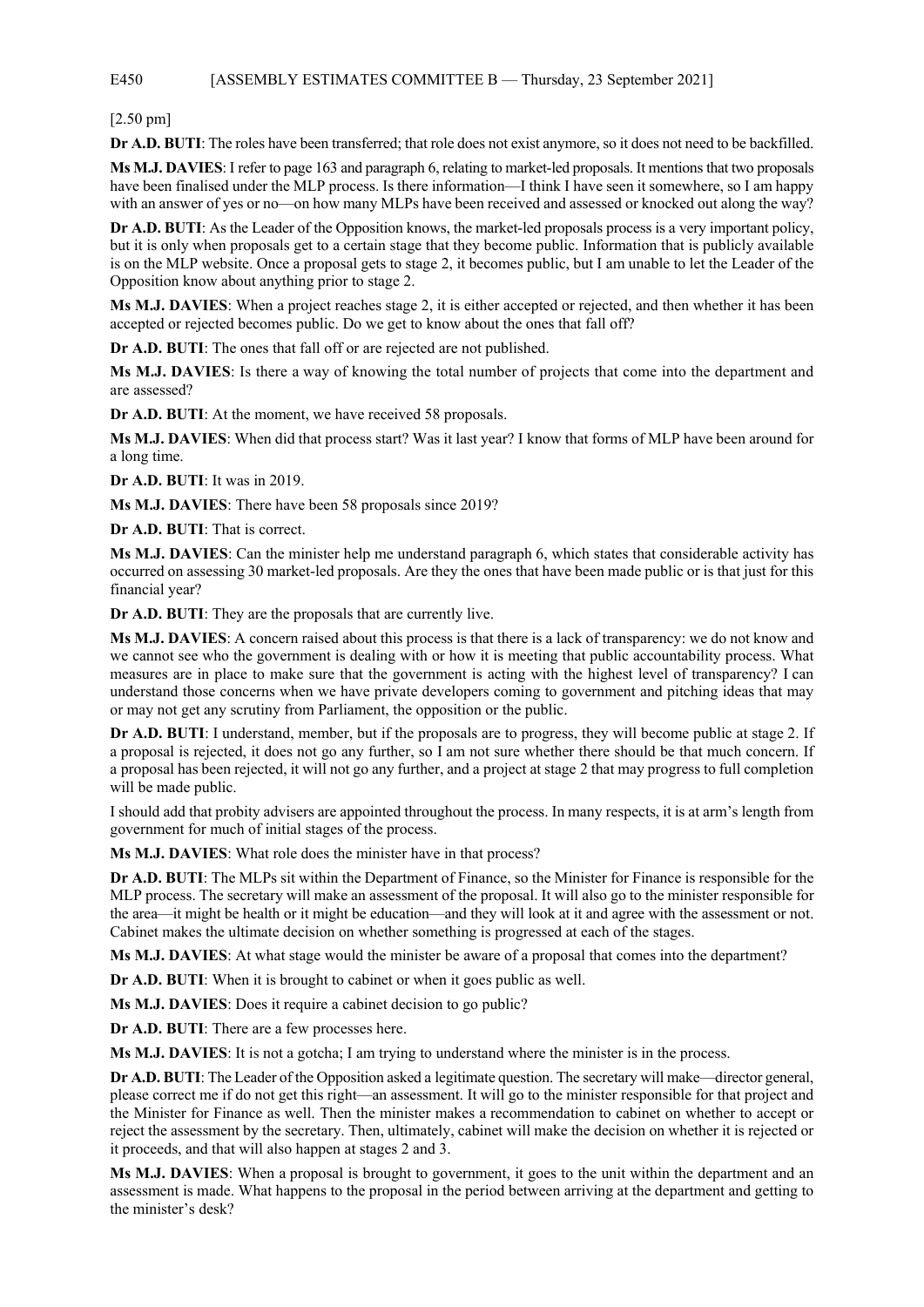[2.50 pm]

**Dr A.D. BUTI**: The roles have been transferred; that role does not exist anymore, so it does not need to be backfilled.

**Ms M.J. DAVIES**: I refer to page 163 and paragraph 6, relating to market-led proposals. It mentions that two proposals have been finalised under the MLP process. Is there information—I think I have seen it somewhere, so I am happy with an answer of yes or no—on how many MLPs have been received and assessed or knocked out along the way?

**Dr A.D. BUTI**: As the Leader of the Opposition knows, the market-led proposals process is a very important policy, but it is only when proposals get to a certain stage that they become public. Information that is publicly available is on the MLP website. Once a proposal gets to stage 2, it becomes public, but I am unable to let the Leader of the Opposition know about anything prior to stage 2.

**Ms M.J. DAVIES**: When a project reaches stage 2, it is either accepted or rejected, and then whether it has been accepted or rejected becomes public. Do we get to know about the ones that fall off?

**Dr A.D. BUTI**: The ones that fall off or are rejected are not published.

**Ms M.J. DAVIES**: Is there a way of knowing the total number of projects that come into the department and are assessed?

**Dr A.D. BUTI**: At the moment, we have received 58 proposals.

**Ms M.J. DAVIES**: When did that process start? Was it last year? I know that forms of MLP have been around for a long time.

**Dr A.D. BUTI**: It was in 2019.

**Ms M.J. DAVIES**: There have been 58 proposals since 2019?

**Dr A.D. BUTI**: That is correct.

**Ms M.J. DAVIES**: Can the minister help me understand paragraph 6, which states that considerable activity has occurred on assessing 30 market-led proposals. Are they the ones that have been made public or is that just for this financial year?

**Dr A.D. BUTI**: They are the proposals that are currently live.

**Ms M.J. DAVIES**: A concern raised about this process is that there is a lack of transparency: we do not know and we cannot see who the government is dealing with or how it is meeting that public accountability process. What measures are in place to make sure that the government is acting with the highest level of transparency? I can understand those concerns when we have private developers coming to government and pitching ideas that may or may not get any scrutiny from Parliament, the opposition or the public.

**Dr A.D. BUTI**: I understand, member, but if the proposals are to progress, they will become public at stage 2. If a proposal is rejected, it does not go any further, so I am not sure whether there should be that much concern. If a proposal has been rejected, it will not go any further, and a project at stage 2 that may progress to full completion will be made public.

I should add that probity advisers are appointed throughout the process. In many respects, it is at arm's length from government for much of initial stages of the process.

**Ms M.J. DAVIES**: What role does the minister have in that process?

**Dr A.D. BUTI**: The MLPs sit within the Department of Finance, so the Minister for Finance is responsible for the MLP process. The secretary will make an assessment of the proposal. It will also go to the minister responsible for the area—it might be health or it might be education—and they will look at it and agree with the assessment or not. Cabinet makes the ultimate decision on whether something is progressed at each of the stages.

**Ms M.J. DAVIES**: At what stage would the minister be aware of a proposal that comes into the department?

**Dr A.D. BUTI**: When it is brought to cabinet or when it goes public as well.

**Ms M.J. DAVIES**: Does it require a cabinet decision to go public?

**Dr A.D. BUTI**: There are a few processes here.

**Ms M.J. DAVIES**: It is not a gotcha; I am trying to understand where the minister is in the process.

**Dr A.D. BUTI**: The Leader of the Opposition asked a legitimate question. The secretary will make—director general, please correct me if do not get this right—an assessment. It will go to the minister responsible for that project and the Minister for Finance as well. Then the minister makes a recommendation to cabinet on whether to accept or reject the assessment by the secretary. Then, ultimately, cabinet will make the decision on whether it is rejected or it proceeds, and that will also happen at stages 2 and 3.

**Ms M.J. DAVIES**: When a proposal is brought to government, it goes to the unit within the department and an assessment is made. What happens to the proposal in the period between arriving at the department and getting to the minister's desk?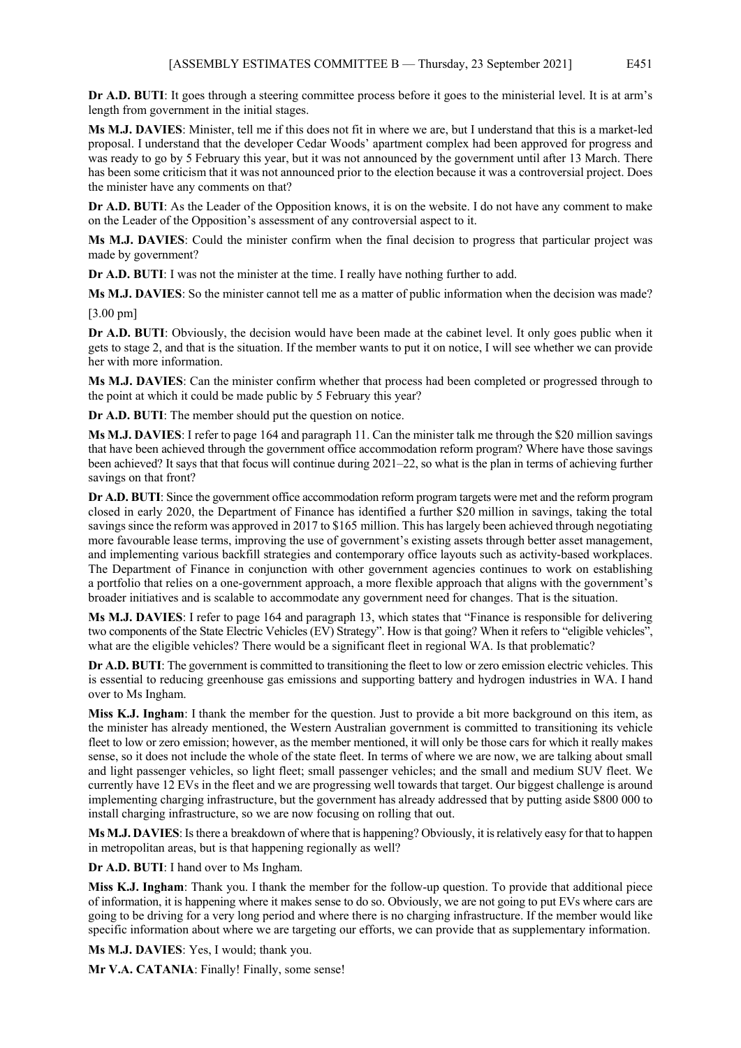**Dr A.D. BUTI**: It goes through a steering committee process before it goes to the ministerial level. It is at arm's length from government in the initial stages.

**Ms M.J. DAVIES**: Minister, tell me if this does not fit in where we are, but I understand that this is a market-led proposal. I understand that the developer Cedar Woods' apartment complex had been approved for progress and was ready to go by 5 February this year, but it was not announced by the government until after 13 March. There has been some criticism that it was not announced prior to the election because it was a controversial project. Does the minister have any comments on that?

**Dr A.D. BUTI**: As the Leader of the Opposition knows, it is on the website. I do not have any comment to make on the Leader of the Opposition's assessment of any controversial aspect to it.

**Ms M.J. DAVIES**: Could the minister confirm when the final decision to progress that particular project was made by government?

**Dr A.D. BUTI**: I was not the minister at the time. I really have nothing further to add.

**Ms M.J. DAVIES**: So the minister cannot tell me as a matter of public information when the decision was made?

[3.00 pm]

**Dr A.D. BUTI**: Obviously, the decision would have been made at the cabinet level. It only goes public when it gets to stage 2, and that is the situation. If the member wants to put it on notice, I will see whether we can provide her with more information.

**Ms M.J. DAVIES**: Can the minister confirm whether that process had been completed or progressed through to the point at which it could be made public by 5 February this year?

**Dr A.D. BUTI**: The member should put the question on notice.

**Ms M.J. DAVIES**: I refer to page 164 and paragraph 11. Can the minister talk me through the $20 million savings that have been achieved through the government office accommodation reform program? Where have those savings been achieved? It says that that focus will continue during 2021–22, so what is the plan in terms of achieving further savings on that front?

**Dr A.D. BUTI**: Since the government office accommodation reform program targets were met and the reform program closed in early 2020, the Department of Finance has identified a further $20 million in savings, taking the total savings since the reform was approved in 2017 to $165 million. This has largely been achieved through negotiating more favourable lease terms, improving the use of government's existing assets through better asset management, and implementing various backfill strategies and contemporary office layouts such as activity-based workplaces. The Department of Finance in conjunction with other government agencies continues to work on establishing a portfolio that relies on a one-government approach, a more flexible approach that aligns with the government's broader initiatives and is scalable to accommodate any government need for changes. That is the situation.

**Ms M.J. DAVIES**: I refer to page 164 and paragraph 13, which states that "Finance is responsible for delivering two components of the State Electric Vehicles (EV) Strategy". How is that going? When it refers to "eligible vehicles", what are the eligible vehicles? There would be a significant fleet in regional WA. Is that problematic?

**Dr A.D. BUTI**: The government is committed to transitioning the fleet to low or zero emission electric vehicles. This is essential to reducing greenhouse gas emissions and supporting battery and hydrogen industries in WA. I hand over to Ms Ingham.

**Miss K.J. Ingham**: I thank the member for the question. Just to provide a bit more background on this item, as the minister has already mentioned, the Western Australian government is committed to transitioning its vehicle fleet to low or zero emission; however, as the member mentioned, it will only be those cars for which it really makes sense, so it does not include the whole of the state fleet. In terms of where we are now, we are talking about small and light passenger vehicles, so light fleet; small passenger vehicles; and the small and medium SUV fleet. We currently have 12 EVs in the fleet and we are progressing well towards that target. Our biggest challenge is around implementing charging infrastructure, but the government has already addressed that by putting aside $800 000 to install charging infrastructure, so we are now focusing on rolling that out.

**Ms M.J. DAVIES**: Is there a breakdown of where that is happening? Obviously, it is relatively easy for that to happen in metropolitan areas, but is that happening regionally as well?

**Dr A.D. BUTI**: I hand over to Ms Ingham.

**Miss K.J. Ingham**: Thank you. I thank the member for the follow-up question. To provide that additional piece of information, it is happening where it makes sense to do so. Obviously, we are not going to put EVs where cars are going to be driving for a very long period and where there is no charging infrastructure. If the member would like specific information about where we are targeting our efforts, we can provide that as supplementary information.

**Ms M.J. DAVIES**: Yes, I would; thank you.

**Mr V.A. CATANIA**: Finally! Finally, some sense!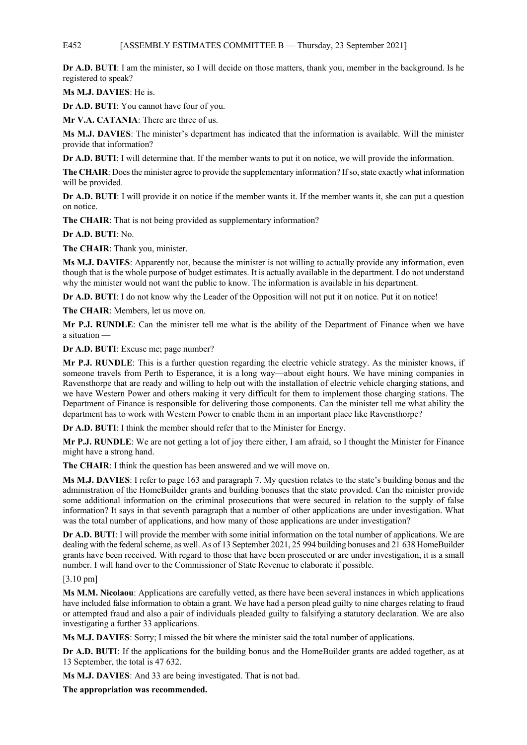**Dr A.D. BUTI**: I am the minister, so I will decide on those matters, thank you, member in the background. Is he registered to speak?

**Ms M.J. DAVIES**: He is.

**Dr A.D. BUTI**: You cannot have four of you.

**Mr V.A. CATANIA**: There are three of us.

**Ms M.J. DAVIES**: The minister's department has indicated that the information is available. Will the minister provide that information?

**Dr A.D. BUTI**: I will determine that. If the member wants to put it on notice, we will provide the information.

**The CHAIR**: Does the minister agree to provide the supplementary information? If so, state exactly what information will be provided.

**Dr A.D. BUTI**: I will provide it on notice if the member wants it. If the member wants it, she can put a question on notice.

**The CHAIR**: That is not being provided as supplementary information?

**Dr A.D. BUTI**: No.

**The CHAIR**: Thank you, minister.

**Ms M.J. DAVIES**: Apparently not, because the minister is not willing to actually provide any information, even though that is the whole purpose of budget estimates. It is actually available in the department. I do not understand why the minister would not want the public to know. The information is available in his department.

**Dr A.D. BUTI**: I do not know why the Leader of the Opposition will not put it on notice. Put it on notice!

**The CHAIR**: Members, let us move on.

**Mr P.J. RUNDLE**: Can the minister tell me what is the ability of the Department of Finance when we have a situation —

**Dr A.D. BUTI**: Excuse me; page number?

**Mr P.J. RUNDLE**: This is a further question regarding the electric vehicle strategy. As the minister knows, if someone travels from Perth to Esperance, it is a long way—about eight hours. We have mining companies in Ravensthorpe that are ready and willing to help out with the installation of electric vehicle charging stations, and we have Western Power and others making it very difficult for them to implement those charging stations. The Department of Finance is responsible for delivering those components. Can the minister tell me what ability the department has to work with Western Power to enable them in an important place like Ravensthorpe?

**Dr A.D. BUTI**: I think the member should refer that to the Minister for Energy.

**Mr P.J. RUNDLE**: We are not getting a lot of joy there either, I am afraid, so I thought the Minister for Finance might have a strong hand.

**The CHAIR**: I think the question has been answered and we will move on.

**Ms M.J. DAVIES**: I refer to page 163 and paragraph 7. My question relates to the state's building bonus and the administration of the HomeBuilder grants and building bonuses that the state provided. Can the minister provide some additional information on the criminal prosecutions that were secured in relation to the supply of false information? It says in that seventh paragraph that a number of other applications are under investigation. What was the total number of applications, and how many of those applications are under investigation?

**Dr A.D. BUTI**: I will provide the member with some initial information on the total number of applications. We are dealing with the federal scheme, as well. As of 13 September 2021, 25 994 building bonuses and 21 638 HomeBuilder grants have been received. With regard to those that have been prosecuted or are under investigation, it is a small number. I will hand over to the Commissioner of State Revenue to elaborate if possible.

[3.10 pm]

**Ms M.M. Nicolaou**: Applications are carefully vetted, as there have been several instances in which applications have included false information to obtain a grant. We have had a person plead guilty to nine charges relating to fraud or attempted fraud and also a pair of individuals pleaded guilty to falsifying a statutory declaration. We are also investigating a further 33 applications.

**Ms M.J. DAVIES**: Sorry; I missed the bit where the minister said the total number of applications.

**Dr A.D. BUTI**: If the applications for the building bonus and the HomeBuilder grants are added together, as at 13 September, the total is 47 632.

**Ms M.J. DAVIES**: And 33 are being investigated. That is not bad.

**The appropriation was recommended.**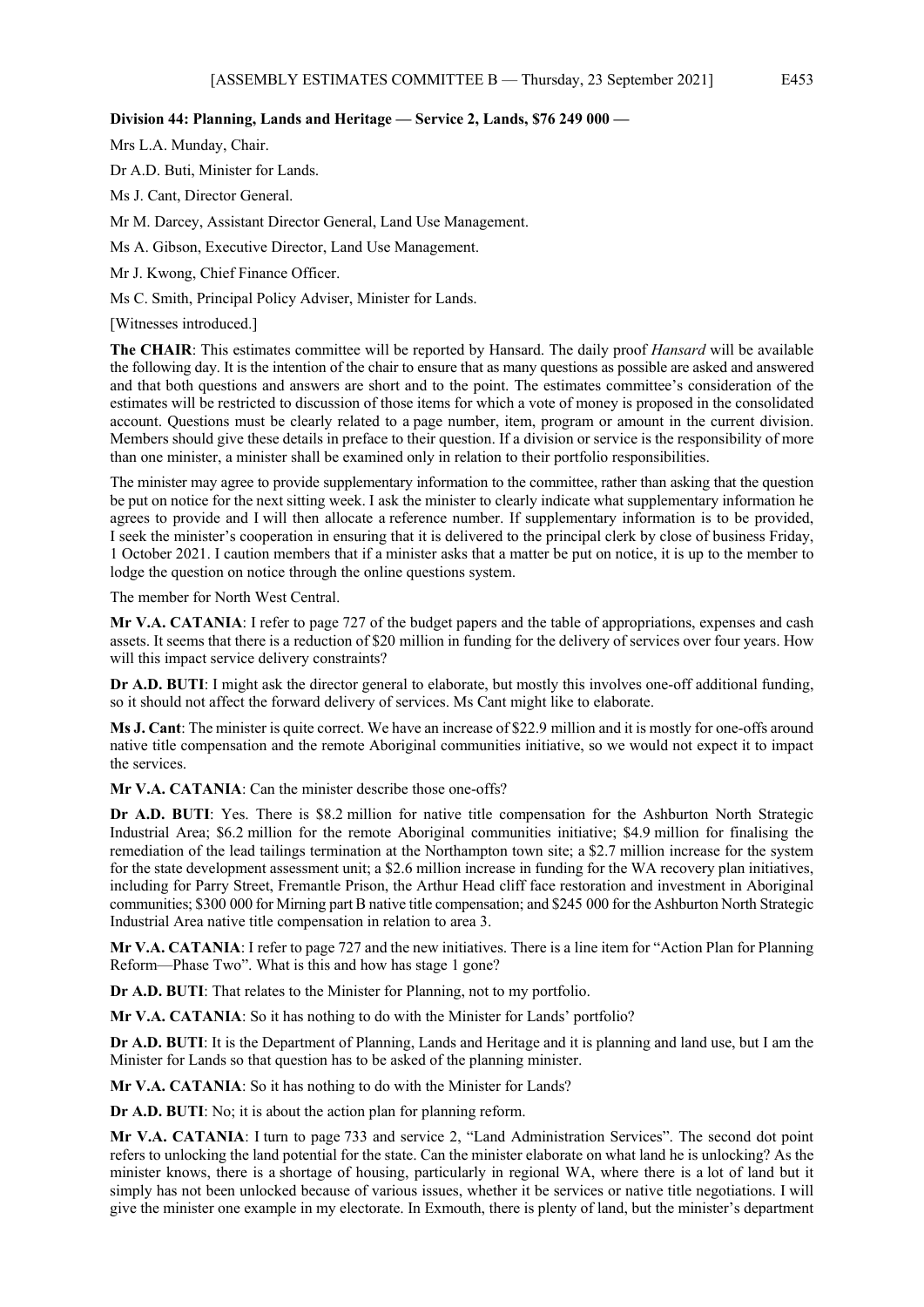**Division 44: Planning, Lands and Heritage — Service 2, Lands, $76 249 000 —**

Mrs L.A. Munday, Chair.

Dr A.D. Buti, Minister for Lands.

Ms J. Cant, Director General.

Mr M. Darcey, Assistant Director General, Land Use Management.

Ms A. Gibson, Executive Director, Land Use Management.

Mr J. Kwong, Chief Finance Officer.

Ms C. Smith, Principal Policy Adviser, Minister for Lands.

[Witnesses introduced.]

**The CHAIR**: This estimates committee will be reported by Hansard. The daily proof *Hansard* will be available the following day. It is the intention of the chair to ensure that as many questions as possible are asked and answered and that both questions and answers are short and to the point. The estimates committee's consideration of the estimates will be restricted to discussion of those items for which a vote of money is proposed in the consolidated account. Questions must be clearly related to a page number, item, program or amount in the current division. Members should give these details in preface to their question. If a division or service is the responsibility of more than one minister, a minister shall be examined only in relation to their portfolio responsibilities.

The minister may agree to provide supplementary information to the committee, rather than asking that the question be put on notice for the next sitting week. I ask the minister to clearly indicate what supplementary information he agrees to provide and I will then allocate a reference number. If supplementary information is to be provided, I seek the minister's cooperation in ensuring that it is delivered to the principal clerk by close of business Friday, 1 October 2021. I caution members that if a minister asks that a matter be put on notice, it is up to the member to lodge the question on notice through the online questions system.

The member for North West Central.

**Mr V.A. CATANIA**: I refer to page 727 of the budget papers and the table of appropriations, expenses and cash assets. It seems that there is a reduction of $20 million in funding for the delivery of services over four years. How will this impact service delivery constraints?

**Dr A.D. BUTI**: I might ask the director general to elaborate, but mostly this involves one-off additional funding, so it should not affect the forward delivery of services. Ms Cant might like to elaborate.

**Ms J. Cant**: The minister is quite correct. We have an increase of $22.9 million and it is mostly for one-offs around native title compensation and the remote Aboriginal communities initiative, so we would not expect it to impact the services.

**Mr V.A. CATANIA**: Can the minister describe those one-offs?

**Dr A.D. BUTI**: Yes. There is $8.2 million for native title compensation for the Ashburton North Strategic Industrial Area; $6.2 million for the remote Aboriginal communities initiative; $4.9 million for finalising the remediation of the lead tailings termination at the Northampton town site; a $2.7 million increase for the system for the state development assessment unit; a $2.6 million increase in funding for the WA recovery plan initiatives, including for Parry Street, Fremantle Prison, the Arthur Head cliff face restoration and investment in Aboriginal communities; $300 000 for Mirning part B native title compensation; and $245 000 for the Ashburton North Strategic Industrial Area native title compensation in relation to area 3.

**Mr V.A. CATANIA**: I refer to page 727 and the new initiatives. There is a line item for "Action Plan for Planning Reform—Phase Two". What is this and how has stage 1 gone?

**Dr A.D. BUTI**: That relates to the Minister for Planning, not to my portfolio.

**Mr V.A. CATANIA**: So it has nothing to do with the Minister for Lands' portfolio?

**Dr A.D. BUTI**: It is the Department of Planning, Lands and Heritage and it is planning and land use, but I am the Minister for Lands so that question has to be asked of the planning minister.

**Mr V.A. CATANIA**: So it has nothing to do with the Minister for Lands?

**Dr A.D. BUTI**: No; it is about the action plan for planning reform.

**Mr V.A. CATANIA**: I turn to page 733 and service 2, "Land Administration Services". The second dot point refers to unlocking the land potential for the state. Can the minister elaborate on what land he is unlocking? As the minister knows, there is a shortage of housing, particularly in regional WA, where there is a lot of land but it simply has not been unlocked because of various issues, whether it be services or native title negotiations. I will give the minister one example in my electorate. In Exmouth, there is plenty of land, but the minister's department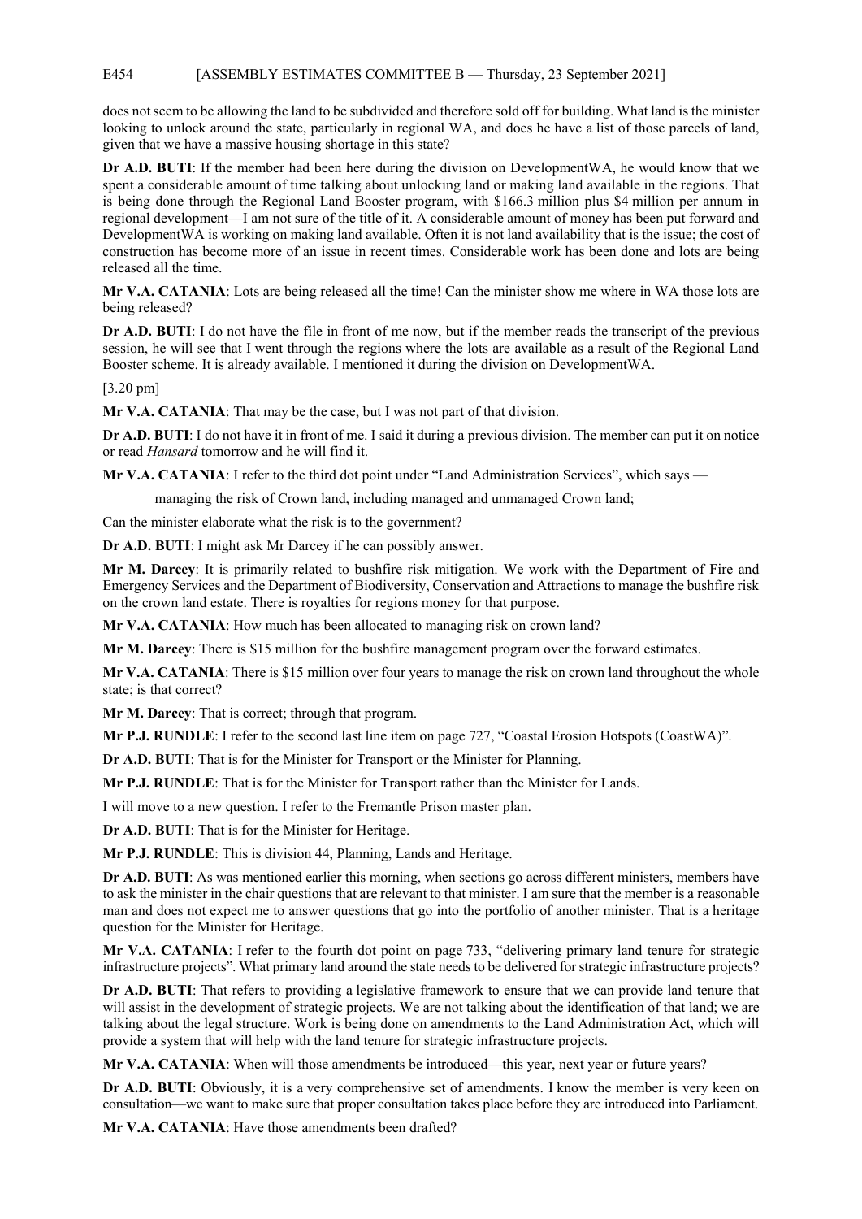does not seem to be allowing the land to be subdivided and therefore sold off for building. What land is the minister looking to unlock around the state, particularly in regional WA, and does he have a list of those parcels of land, given that we have a massive housing shortage in this state?

**Dr A.D. BUTI**: If the member had been here during the division on DevelopmentWA, he would know that we spent a considerable amount of time talking about unlocking land or making land available in the regions. That is being done through the Regional Land Booster program, with $166.3 million plus $4 million per annum in regional development—I am not sure of the title of it. A considerable amount of money has been put forward and DevelopmentWA is working on making land available. Often it is not land availability that is the issue; the cost of construction has become more of an issue in recent times. Considerable work has been done and lots are being released all the time.

**Mr V.A. CATANIA**: Lots are being released all the time! Can the minister show me where in WA those lots are being released?

**Dr A.D. BUTI**: I do not have the file in front of me now, but if the member reads the transcript of the previous session, he will see that I went through the regions where the lots are available as a result of the Regional Land Booster scheme. It is already available. I mentioned it during the division on DevelopmentWA.

[3.20 pm]

**Mr V.A. CATANIA**: That may be the case, but I was not part of that division.

**Dr A.D. BUTI**: I do not have it in front of me. I said it during a previous division. The member can put it on notice or read *Hansard* tomorrow and he will find it.

**Mr V.A. CATANIA**: I refer to the third dot point under "Land Administration Services", which says —

> managing the risk of Crown land, including managed and unmanaged Crown land;

Can the minister elaborate what the risk is to the government?

**Dr A.D. BUTI**: I might ask Mr Darcey if he can possibly answer.

**Mr M. Darcey**: It is primarily related to bushfire risk mitigation. We work with the Department of Fire and Emergency Services and the Department of Biodiversity, Conservation and Attractions to manage the bushfire risk on the crown land estate. There is royalties for regions money for that purpose.

**Mr V.A. CATANIA**: How much has been allocated to managing risk on crown land?

**Mr M. Darcey**: There is $15 million for the bushfire management program over the forward estimates.

**Mr V.A. CATANIA**: There is $15 million over four years to manage the risk on crown land throughout the whole state; is that correct?

**Mr M. Darcey**: That is correct; through that program.

**Mr P.J. RUNDLE**: I refer to the second last line item on page 727, "Coastal Erosion Hotspots (CoastWA)".

**Dr A.D. BUTI**: That is for the Minister for Transport or the Minister for Planning.

**Mr P.J. RUNDLE**: That is for the Minister for Transport rather than the Minister for Lands.

I will move to a new question. I refer to the Fremantle Prison master plan.

**Dr A.D. BUTI**: That is for the Minister for Heritage.

**Mr P.J. RUNDLE**: This is division 44, Planning, Lands and Heritage.

**Dr A.D. BUTI**: As was mentioned earlier this morning, when sections go across different ministers, members have to ask the minister in the chair questions that are relevant to that minister. I am sure that the member is a reasonable man and does not expect me to answer questions that go into the portfolio of another minister. That is a heritage question for the Minister for Heritage.

**Mr V.A. CATANIA**: I refer to the fourth dot point on page 733, "delivering primary land tenure for strategic infrastructure projects". What primary land around the state needs to be delivered for strategic infrastructure projects?

**Dr A.D. BUTI**: That refers to providing a legislative framework to ensure that we can provide land tenure that will assist in the development of strategic projects. We are not talking about the identification of that land; we are talking about the legal structure. Work is being done on amendments to the Land Administration Act, which will provide a system that will help with the land tenure for strategic infrastructure projects.

**Mr V.A. CATANIA**: When will those amendments be introduced—this year, next year or future years?

**Dr A.D. BUTI**: Obviously, it is a very comprehensive set of amendments. I know the member is very keen on consultation—we want to make sure that proper consultation takes place before they are introduced into Parliament.

**Mr V.A. CATANIA**: Have those amendments been drafted?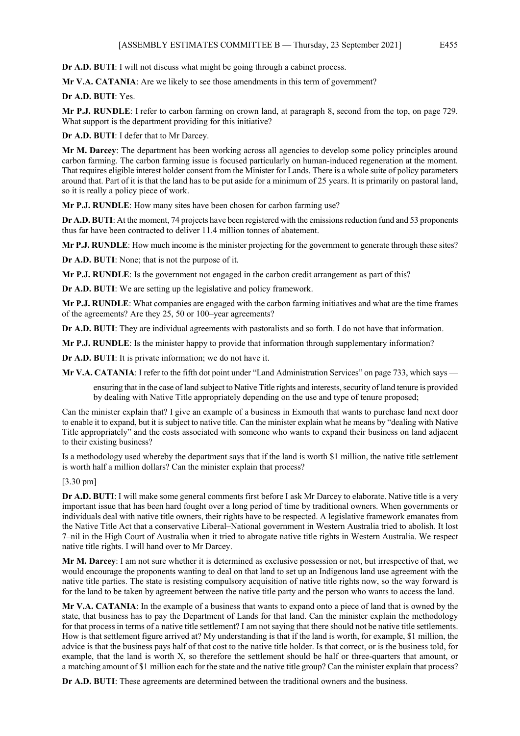**Dr A.D. BUTI**: I will not discuss what might be going through a cabinet process.

**Mr V.A. CATANIA**: Are we likely to see those amendments in this term of government?

**Dr A.D. BUTI**: Yes.

**Mr P.J. RUNDLE**: I refer to carbon farming on crown land, at paragraph 8, second from the top, on page 729. What support is the department providing for this initiative?

**Dr A.D. BUTI**: I defer that to Mr Darcey.

**Mr M. Darcey**: The department has been working across all agencies to develop some policy principles around carbon farming. The carbon farming issue is focused particularly on human-induced regeneration at the moment. That requires eligible interest holder consent from the Minister for Lands. There is a whole suite of policy parameters around that. Part of it is that the land has to be put aside for a minimum of 25 years. It is primarily on pastoral land, so it is really a policy piece of work.

**Mr P.J. RUNDLE**: How many sites have been chosen for carbon farming use?

**Dr A.D. BUTI**: At the moment, 74 projects have been registered with the emissions reduction fund and 53 proponents thus far have been contracted to deliver 11.4 million tonnes of abatement.

**Mr P.J. RUNDLE**: How much income is the minister projecting for the government to generate through these sites?

**Dr A.D. BUTI**: None; that is not the purpose of it.

**Mr P.J. RUNDLE**: Is the government not engaged in the carbon credit arrangement as part of this?

**Dr A.D. BUTI**: We are setting up the legislative and policy framework.

**Mr P.J. RUNDLE**: What companies are engaged with the carbon farming initiatives and what are the time frames of the agreements? Are they 25, 50 or 100–year agreements?

**Dr A.D. BUTI**: They are individual agreements with pastoralists and so forth. I do not have that information.

**Mr P.J. RUNDLE**: Is the minister happy to provide that information through supplementary information?

**Dr A.D. BUTI**: It is private information; we do not have it.

**Mr V.A. CATANIA**: I refer to the fifth dot point under "Land Administration Services" on page 733, which says —

> ensuring that in the case of land subject to Native Title rights and interests, security of land tenure is provided by dealing with Native Title appropriately depending on the use and type of tenure proposed;

Can the minister explain that? I give an example of a business in Exmouth that wants to purchase land next door to enable it to expand, but it is subject to native title. Can the minister explain what he means by "dealing with Native Title appropriately" and the costs associated with someone who wants to expand their business on land adjacent to their existing business?

Is a methodology used whereby the department says that if the land is worth $1 million, the native title settlement is worth half a million dollars? Can the minister explain that process?

[3.30 pm]

**Dr A.D. BUTI**: I will make some general comments first before I ask Mr Darcey to elaborate. Native title is a very important issue that has been hard fought over a long period of time by traditional owners. When governments or individuals deal with native title owners, their rights have to be respected. A legislative framework emanates from the Native Title Act that a conservative Liberal–National government in Western Australia tried to abolish. It lost 7–nil in the High Court of Australia when it tried to abrogate native title rights in Western Australia. We respect native title rights. I will hand over to Mr Darcey.

**Mr M. Darcey**: I am not sure whether it is determined as exclusive possession or not, but irrespective of that, we would encourage the proponents wanting to deal on that land to set up an Indigenous land use agreement with the native title parties. The state is resisting compulsory acquisition of native title rights now, so the way forward is for the land to be taken by agreement between the native title party and the person who wants to access the land.

**Mr V.A. CATANIA**: In the example of a business that wants to expand onto a piece of land that is owned by the state, that business has to pay the Department of Lands for that land. Can the minister explain the methodology for that process in terms of a native title settlement? I am not saying that there should not be native title settlements. How is that settlement figure arrived at? My understanding is that if the land is worth, for example, $1 million, the advice is that the business pays half of that cost to the native title holder. Is that correct, or is the business told, for example, that the land is worth X, so therefore the settlement should be half or three-quarters that amount, or a matching amount of $1 million each for the state and the native title group? Can the minister explain that process?

**Dr A.D. BUTI**: These agreements are determined between the traditional owners and the business.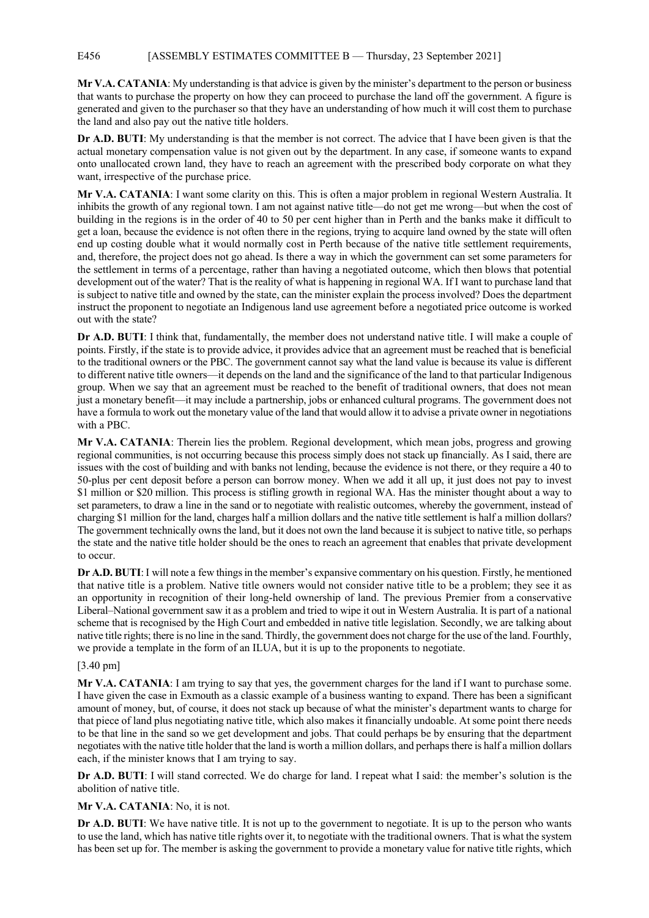**Mr V.A. CATANIA**: My understanding is that advice is given by the minister's department to the person or business that wants to purchase the property on how they can proceed to purchase the land off the government. A figure is generated and given to the purchaser so that they have an understanding of how much it will cost them to purchase the land and also pay out the native title holders.

**Dr A.D. BUTI**: My understanding is that the member is not correct. The advice that I have been given is that the actual monetary compensation value is not given out by the department. In any case, if someone wants to expand onto unallocated crown land, they have to reach an agreement with the prescribed body corporate on what they want, irrespective of the purchase price.

**Mr V.A. CATANIA**: I want some clarity on this. This is often a major problem in regional Western Australia. It inhibits the growth of any regional town. I am not against native title—do not get me wrong—but when the cost of building in the regions is in the order of 40 to 50 per cent higher than in Perth and the banks make it difficult to get a loan, because the evidence is not often there in the regions, trying to acquire land owned by the state will often end up costing double what it would normally cost in Perth because of the native title settlement requirements, and, therefore, the project does not go ahead. Is there a way in which the government can set some parameters for the settlement in terms of a percentage, rather than having a negotiated outcome, which then blows that potential development out of the water? That is the reality of what is happening in regional WA. If I want to purchase land that is subject to native title and owned by the state, can the minister explain the process involved? Does the department instruct the proponent to negotiate an Indigenous land use agreement before a negotiated price outcome is worked out with the state?

**Dr A.D. BUTI**: I think that, fundamentally, the member does not understand native title. I will make a couple of points. Firstly, if the state is to provide advice, it provides advice that an agreement must be reached that is beneficial to the traditional owners or the PBC. The government cannot say what the land value is because its value is different to different native title owners—it depends on the land and the significance of the land to that particular Indigenous group. When we say that an agreement must be reached to the benefit of traditional owners, that does not mean just a monetary benefit—it may include a partnership, jobs or enhanced cultural programs. The government does not have a formula to work out the monetary value of the land that would allow it to advise a private owner in negotiations with a PBC.

**Mr V.A. CATANIA**: Therein lies the problem. Regional development, which mean jobs, progress and growing regional communities, is not occurring because this process simply does not stack up financially. As I said, there are issues with the cost of building and with banks not lending, because the evidence is not there, or they require a 40 to 50-plus per cent deposit before a person can borrow money. When we add it all up, it just does not pay to invest \$1 million or \$20 million. This process is stifling growth in regional WA. Has the minister thought about a way to set parameters, to draw a line in the sand or to negotiate with realistic outcomes, whereby the government, instead of charging \$1 million for the land, charges half a million dollars and the native title settlement is half a million dollars? The government technically owns the land, but it does not own the land because it is subject to native title, so perhaps the state and the native title holder should be the ones to reach an agreement that enables that private development to occur.

**Dr A.D. BUTI**: I will note a few things in the member's expansive commentary on his question. Firstly, he mentioned that native title is a problem. Native title owners would not consider native title to be a problem; they see it as an opportunity in recognition of their long-held ownership of land. The previous Premier from a conservative Liberal–National government saw it as a problem and tried to wipe it out in Western Australia. It is part of a national scheme that is recognised by the High Court and embedded in native title legislation. Secondly, we are talking about native title rights; there is no line in the sand. Thirdly, the government does not charge for the use of the land. Fourthly, we provide a template in the form of an ILUA, but it is up to the proponents to negotiate.

[3.40 pm]

**Mr V.A. CATANIA**: I am trying to say that yes, the government charges for the land if I want to purchase some. I have given the case in Exmouth as a classic example of a business wanting to expand. There has been a significant amount of money, but, of course, it does not stack up because of what the minister's department wants to charge for that piece of land plus negotiating native title, which also makes it financially undoable. At some point there needs to be that line in the sand so we get development and jobs. That could perhaps be by ensuring that the department negotiates with the native title holder that the land is worth a million dollars, and perhaps there is half a million dollars each, if the minister knows that I am trying to say.

**Dr A.D. BUTI**: I will stand corrected. We do charge for land. I repeat what I said: the member's solution is the abolition of native title.

**Mr V.A. CATANIA**: No, it is not.

**Dr A.D. BUTI**: We have native title. It is not up to the government to negotiate. It is up to the person who wants to use the land, which has native title rights over it, to negotiate with the traditional owners. That is what the system has been set up for. The member is asking the government to provide a monetary value for native title rights, which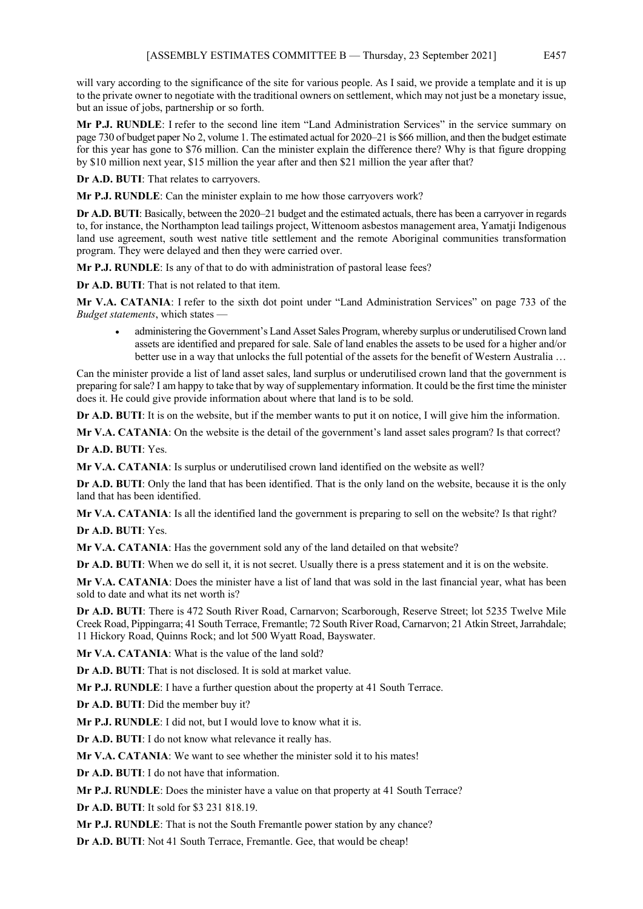will vary according to the significance of the site for various people. As I said, we provide a template and it is up to the private owner to negotiate with the traditional owners on settlement, which may not just be a monetary issue, but an issue of jobs, partnership or so forth.

**Mr P.J. RUNDLE**: I refer to the second line item "Land Administration Services" in the service summary on page 730 of budget paper No 2, volume 1. The estimated actual for 2020–21 is $66 million, and then the budget estimate for this year has gone to $76 million. Can the minister explain the difference there? Why is that figure dropping by $10 million next year, $15 million the year after and then $21 million the year after that?

**Dr A.D. BUTI**: That relates to carryovers.

**Mr P.J. RUNDLE**: Can the minister explain to me how those carryovers work?

**Dr A.D. BUTI**: Basically, between the 2020–21 budget and the estimated actuals, there has been a carryover in regards to, for instance, the Northampton lead tailings project, Wittenoom asbestos management area, Yamatji Indigenous land use agreement, south west native title settlement and the remote Aboriginal communities transformation program. They were delayed and then they were carried over.

**Mr P.J. RUNDLE**: Is any of that to do with administration of pastoral lease fees?

**Dr A.D. BUTI**: That is not related to that item.

**Mr V.A. CATANIA**: I refer to the sixth dot point under "Land Administration Services" on page 733 of the *Budget statements*, which states —

- administering the Government's Land Asset Sales Program, whereby surplus or underutilised Crown land assets are identified and prepared for sale. Sale of land enables the assets to be used for a higher and/or better use in a way that unlocks the full potential of the assets for the benefit of Western Australia …

Can the minister provide a list of land asset sales, land surplus or underutilised crown land that the government is preparing for sale? I am happy to take that by way of supplementary information. It could be the first time the minister does it. He could give provide information about where that land is to be sold.

**Dr A.D. BUTI**: It is on the website, but if the member wants to put it on notice, I will give him the information.

**Mr V.A. CATANIA**: On the website is the detail of the government's land asset sales program? Is that correct?

**Dr A.D. BUTI**: Yes.

**Mr V.A. CATANIA**: Is surplus or underutilised crown land identified on the website as well?

**Dr A.D. BUTI**: Only the land that has been identified. That is the only land on the website, because it is the only land that has been identified.

**Mr V.A. CATANIA**: Is all the identified land the government is preparing to sell on the website? Is that right?

**Dr A.D. BUTI**: Yes.

**Mr V.A. CATANIA**: Has the government sold any of the land detailed on that website?

**Dr A.D. BUTI**: When we do sell it, it is not secret. Usually there is a press statement and it is on the website.

**Mr V.A. CATANIA**: Does the minister have a list of land that was sold in the last financial year, what has been sold to date and what its net worth is?

**Dr A.D. BUTI**: There is 472 South River Road, Carnarvon; Scarborough, Reserve Street; lot 5235 Twelve Mile Creek Road, Pippingarra; 41 South Terrace, Fremantle; 72 South River Road, Carnarvon; 21 Atkin Street, Jarrahdale; 11 Hickory Road, Quinns Rock; and lot 500 Wyatt Road, Bayswater.

**Mr V.A. CATANIA**: What is the value of the land sold?

**Dr A.D. BUTI**: That is not disclosed. It is sold at market value.

**Mr P.J. RUNDLE**: I have a further question about the property at 41 South Terrace.

**Dr A.D. BUTI**: Did the member buy it?

**Mr P.J. RUNDLE**: I did not, but I would love to know what it is.

**Dr A.D. BUTI**: I do not know what relevance it really has.

**Mr V.A. CATANIA**: We want to see whether the minister sold it to his mates!

**Dr A.D. BUTI**: I do not have that information.

**Mr P.J. RUNDLE**: Does the minister have a value on that property at 41 South Terrace?

**Dr A.D. BUTI**: It sold for $3 231 818.19.

**Mr P.J. RUNDLE**: That is not the South Fremantle power station by any chance?

**Dr A.D. BUTI**: Not 41 South Terrace, Fremantle. Gee, that would be cheap!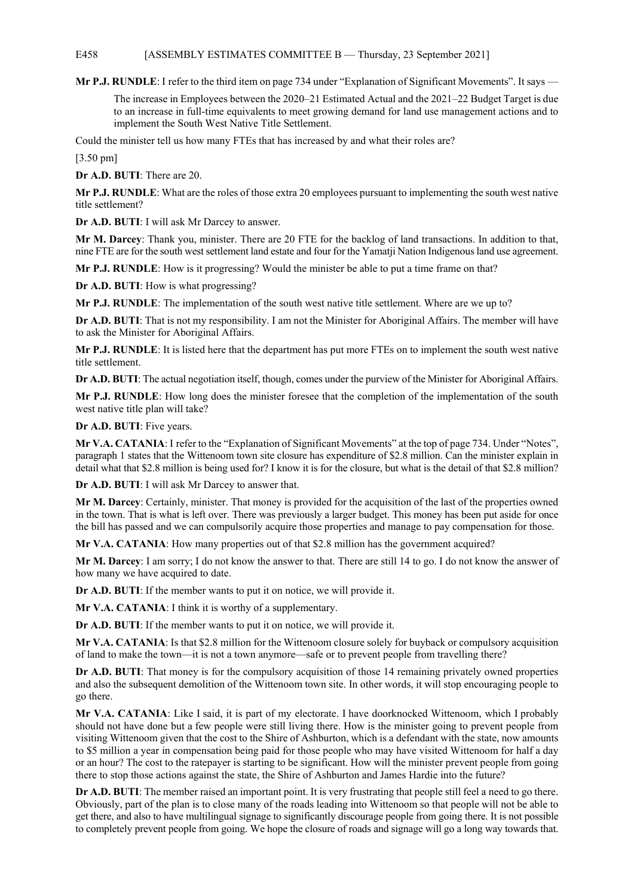**Mr P.J. RUNDLE**: I refer to the third item on page 734 under "Explanation of Significant Movements". It says —

> The increase in Employees between the 2020–21 Estimated Actual and the 2021–22 Budget Target is due to an increase in full-time equivalents to meet growing demand for land use management actions and to implement the South West Native Title Settlement.

Could the minister tell us how many FTEs that has increased by and what their roles are?

[3.50 pm]

**Dr A.D. BUTI**: There are 20.

**Mr P.J. RUNDLE**: What are the roles of those extra 20 employees pursuant to implementing the south west native title settlement?

**Dr A.D. BUTI**: I will ask Mr Darcey to answer.

**Mr M. Darcey**: Thank you, minister. There are 20 FTE for the backlog of land transactions. In addition to that, nine FTE are for the south west settlement land estate and four for the Yamatji Nation Indigenous land use agreement.

**Mr P.J. RUNDLE**: How is it progressing? Would the minister be able to put a time frame on that?

**Dr A.D. BUTI**: How is what progressing?

**Mr P.J. RUNDLE**: The implementation of the south west native title settlement. Where are we up to?

**Dr A.D. BUTI**: That is not my responsibility. I am not the Minister for Aboriginal Affairs. The member will have to ask the Minister for Aboriginal Affairs.

**Mr P.J. RUNDLE**: It is listed here that the department has put more FTEs on to implement the south west native title settlement.

**Dr A.D. BUTI**: The actual negotiation itself, though, comes under the purview of the Minister for Aboriginal Affairs.

**Mr P.J. RUNDLE**: How long does the minister foresee that the completion of the implementation of the south west native title plan will take?

**Dr A.D. BUTI**: Five years.

**Mr V.A. CATANIA**: I refer to the "Explanation of Significant Movements" at the top of page 734. Under "Notes", paragraph 1 states that the Wittenoom town site closure has expenditure of $2.8 million. Can the minister explain in detail what that $2.8 million is being used for? I know it is for the closure, but what is the detail of that $2.8 million?

**Dr A.D. BUTI**: I will ask Mr Darcey to answer that.

**Mr M. Darcey**: Certainly, minister. That money is provided for the acquisition of the last of the properties owned in the town. That is what is left over. There was previously a larger budget. This money has been put aside for once the bill has passed and we can compulsorily acquire those properties and manage to pay compensation for those.

**Mr V.A. CATANIA**: How many properties out of that $2.8 million has the government acquired?

**Mr M. Darcey**: I am sorry; I do not know the answer to that. There are still 14 to go. I do not know the answer of how many we have acquired to date.

**Dr A.D. BUTI**: If the member wants to put it on notice, we will provide it.

**Mr V.A. CATANIA**: I think it is worthy of a supplementary.

**Dr A.D. BUTI**: If the member wants to put it on notice, we will provide it.

**Mr V.A. CATANIA**: Is that $2.8 million for the Wittenoom closure solely for buyback or compulsory acquisition of land to make the town—it is not a town anymore—safe or to prevent people from travelling there?

**Dr A.D. BUTI**: That money is for the compulsory acquisition of those 14 remaining privately owned properties and also the subsequent demolition of the Wittenoom town site. In other words, it will stop encouraging people to go there.

**Mr V.A. CATANIA**: Like I said, it is part of my electorate. I have doorknocked Wittenoom, which I probably should not have done but a few people were still living there. How is the minister going to prevent people from visiting Wittenoom given that the cost to the Shire of Ashburton, which is a defendant with the state, now amounts to $5 million a year in compensation being paid for those people who may have visited Wittenoom for half a day or an hour? The cost to the ratepayer is starting to be significant. How will the minister prevent people from going there to stop those actions against the state, the Shire of Ashburton and James Hardie into the future?

**Dr A.D. BUTI**: The member raised an important point. It is very frustrating that people still feel a need to go there. Obviously, part of the plan is to close many of the roads leading into Wittenoom so that people will not be able to get there, and also to have multilingual signage to significantly discourage people from going there. It is not possible to completely prevent people from going. We hope the closure of roads and signage will go a long way towards that.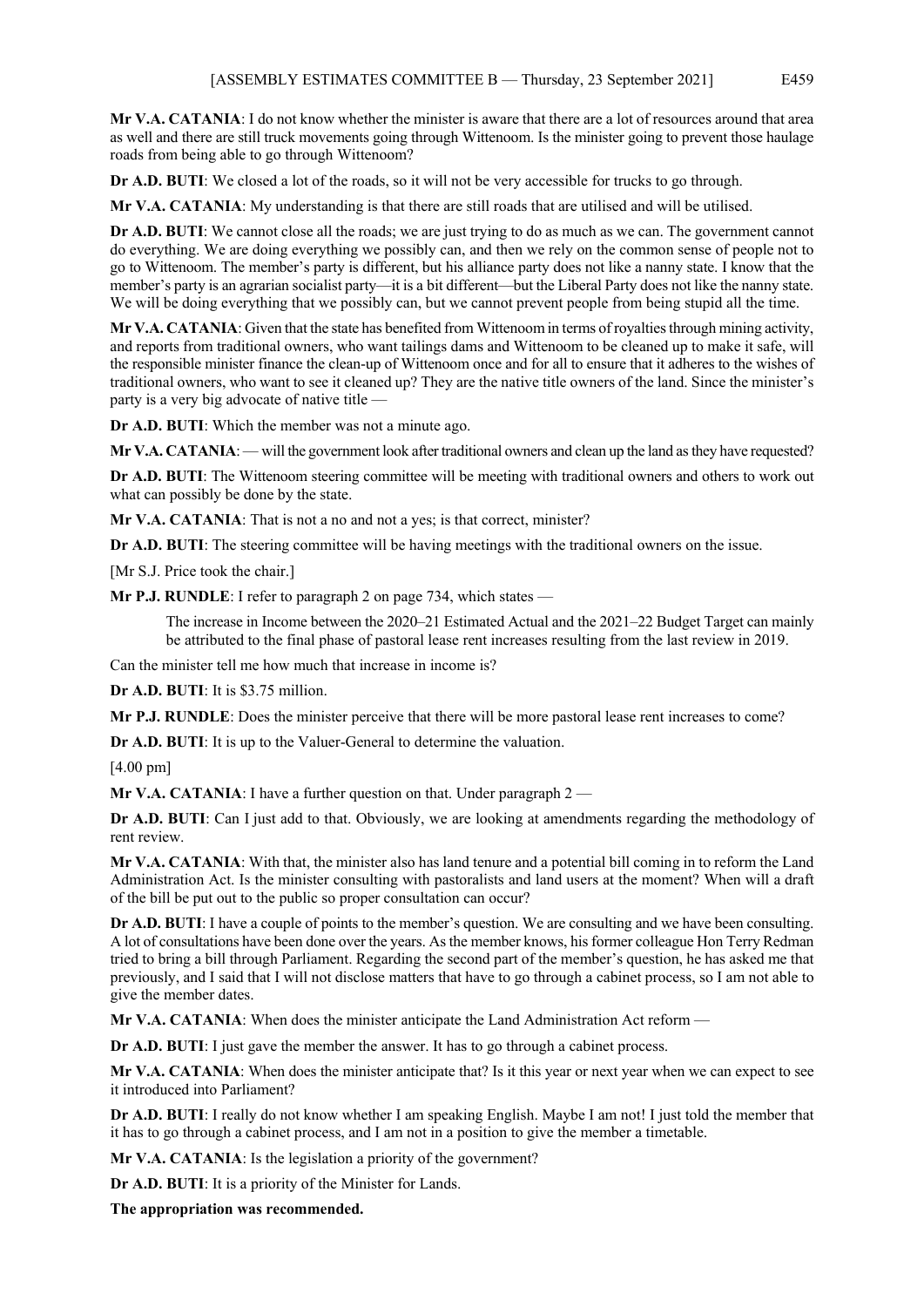**Mr V.A. CATANIA**: I do not know whether the minister is aware that there are a lot of resources around that area as well and there are still truck movements going through Wittenoom. Is the minister going to prevent those haulage roads from being able to go through Wittenoom?

**Dr A.D. BUTI**: We closed a lot of the roads, so it will not be very accessible for trucks to go through.

**Mr V.A. CATANIA**: My understanding is that there are still roads that are utilised and will be utilised.

**Dr A.D. BUTI**: We cannot close all the roads; we are just trying to do as much as we can. The government cannot do everything. We are doing everything we possibly can, and then we rely on the common sense of people not to go to Wittenoom. The member's party is different, but his alliance party does not like a nanny state. I know that the member's party is an agrarian socialist party—it is a bit different—but the Liberal Party does not like the nanny state. We will be doing everything that we possibly can, but we cannot prevent people from being stupid all the time.

**Mr V.A. CATANIA**: Given that the state has benefited from Wittenoom in terms of royalties through mining activity, and reports from traditional owners, who want tailings dams and Wittenoom to be cleaned up to make it safe, will the responsible minister finance the clean-up of Wittenoom once and for all to ensure that it adheres to the wishes of traditional owners, who want to see it cleaned up? They are the native title owners of the land. Since the minister's party is a very big advocate of native title —

**Dr A.D. BUTI**: Which the member was not a minute ago.

**Mr V.A. CATANIA**: — will the government look after traditional owners and clean up the land as they have requested?

**Dr A.D. BUTI**: The Wittenoom steering committee will be meeting with traditional owners and others to work out what can possibly be done by the state.

**Mr V.A. CATANIA**: That is not a no and not a yes; is that correct, minister?

**Dr A.D. BUTI**: The steering committee will be having meetings with the traditional owners on the issue.

[Mr S.J. Price took the chair.]

**Mr P.J. RUNDLE**: I refer to paragraph 2 on page 734, which states —

> The increase in Income between the 2020–21 Estimated Actual and the 2021–22 Budget Target can mainly be attributed to the final phase of pastoral lease rent increases resulting from the last review in 2019.

Can the minister tell me how much that increase in income is?

**Dr A.D. BUTI**: It is $3.75 million.

**Mr P.J. RUNDLE**: Does the minister perceive that there will be more pastoral lease rent increases to come?

**Dr A.D. BUTI**: It is up to the Valuer-General to determine the valuation.

[4.00 pm]

**Mr V.A. CATANIA**: I have a further question on that. Under paragraph 2 —

**Dr A.D. BUTI**: Can I just add to that. Obviously, we are looking at amendments regarding the methodology of rent review.

**Mr V.A. CATANIA**: With that, the minister also has land tenure and a potential bill coming in to reform the Land Administration Act. Is the minister consulting with pastoralists and land users at the moment? When will a draft of the bill be put out to the public so proper consultation can occur?

**Dr A.D. BUTI**: I have a couple of points to the member's question. We are consulting and we have been consulting. A lot of consultations have been done over the years. As the member knows, his former colleague Hon Terry Redman tried to bring a bill through Parliament. Regarding the second part of the member's question, he has asked me that previously, and I said that I will not disclose matters that have to go through a cabinet process, so I am not able to give the member dates.

**Mr V.A. CATANIA**: When does the minister anticipate the Land Administration Act reform —

**Dr A.D. BUTI**: I just gave the member the answer. It has to go through a cabinet process.

**Mr V.A. CATANIA**: When does the minister anticipate that? Is it this year or next year when we can expect to see it introduced into Parliament?

**Dr A.D. BUTI**: I really do not know whether I am speaking English. Maybe I am not! I just told the member that it has to go through a cabinet process, and I am not in a position to give the member a timetable.

**Mr V.A. CATANIA**: Is the legislation a priority of the government?

**Dr A.D. BUTI**: It is a priority of the Minister for Lands.

**The appropriation was recommended.**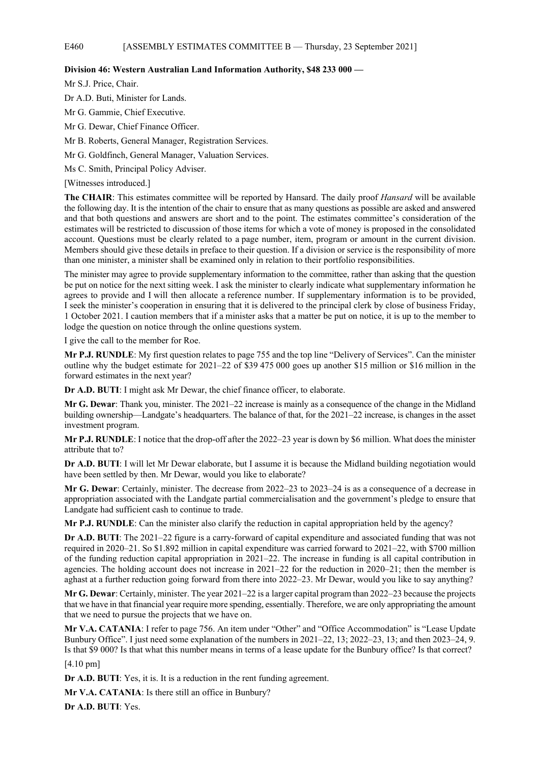**Division 46: Western Australian Land Information Authority, $48 233 000 —**

Mr S.J. Price, Chair.

Dr A.D. Buti, Minister for Lands.

Mr G. Gammie, Chief Executive.

Mr G. Dewar, Chief Finance Officer.

Mr B. Roberts, General Manager, Registration Services.

Mr G. Goldfinch, General Manager, Valuation Services.

Ms C. Smith, Principal Policy Adviser.

[Witnesses introduced.]

**The CHAIR**: This estimates committee will be reported by Hansard. The daily proof *Hansard* will be available the following day. It is the intention of the chair to ensure that as many questions as possible are asked and answered and that both questions and answers are short and to the point. The estimates committee's consideration of the estimates will be restricted to discussion of those items for which a vote of money is proposed in the consolidated account. Questions must be clearly related to a page number, item, program or amount in the current division. Members should give these details in preface to their question. If a division or service is the responsibility of more than one minister, a minister shall be examined only in relation to their portfolio responsibilities.

The minister may agree to provide supplementary information to the committee, rather than asking that the question be put on notice for the next sitting week. I ask the minister to clearly indicate what supplementary information he agrees to provide and I will then allocate a reference number. If supplementary information is to be provided, I seek the minister's cooperation in ensuring that it is delivered to the principal clerk by close of business Friday, 1 October 2021. I caution members that if a minister asks that a matter be put on notice, it is up to the member to lodge the question on notice through the online questions system.

I give the call to the member for Roe.

**Mr P.J. RUNDLE**: My first question relates to page 755 and the top line "Delivery of Services". Can the minister outline why the budget estimate for 2021–22 of $39 475 000 goes up another $15 million or $16 million in the forward estimates in the next year?

**Dr A.D. BUTI**: I might ask Mr Dewar, the chief finance officer, to elaborate.

**Mr G. Dewar**: Thank you, minister. The 2021–22 increase is mainly as a consequence of the change in the Midland building ownership—Landgate's headquarters. The balance of that, for the 2021–22 increase, is changes in the asset investment program.

**Mr P.J. RUNDLE**: I notice that the drop-off after the 2022–23 year is down by $6 million. What does the minister attribute that to?

**Dr A.D. BUTI**: I will let Mr Dewar elaborate, but I assume it is because the Midland building negotiation would have been settled by then. Mr Dewar, would you like to elaborate?

**Mr G. Dewar**: Certainly, minister. The decrease from 2022–23 to 2023–24 is as a consequence of a decrease in appropriation associated with the Landgate partial commercialisation and the government's pledge to ensure that Landgate had sufficient cash to continue to trade.

**Mr P.J. RUNDLE**: Can the minister also clarify the reduction in capital appropriation held by the agency?

**Dr A.D. BUTI**: The 2021–22 figure is a carry-forward of capital expenditure and associated funding that was not required in 2020–21. So $1.892 million in capital expenditure was carried forward to 2021–22, with $700 million of the funding reduction capital appropriation in 2021–22. The increase in funding is all capital contribution in agencies. The holding account does not increase in 2021–22 for the reduction in 2020–21; then the member is aghast at a further reduction going forward from there into 2022–23. Mr Dewar, would you like to say anything?

**Mr G. Dewar**: Certainly, minister. The year 2021–22 is a larger capital program than 2022–23 because the projects that we have in that financial year require more spending, essentially. Therefore, we are only appropriating the amount that we need to pursue the projects that we have on.

**Mr V.A. CATANIA**: I refer to page 756. An item under "Other" and "Office Accommodation" is "Lease Update Bunbury Office". I just need some explanation of the numbers in 2021–22, 13; 2022–23, 13; and then 2023–24, 9. Is that $9 000? Is that what this number means in terms of a lease update for the Bunbury office? Is that correct?

[4.10 pm]

**Dr A.D. BUTI**: Yes, it is. It is a reduction in the rent funding agreement.

**Mr V.A. CATANIA**: Is there still an office in Bunbury?

**Dr A.D. BUTI**: Yes.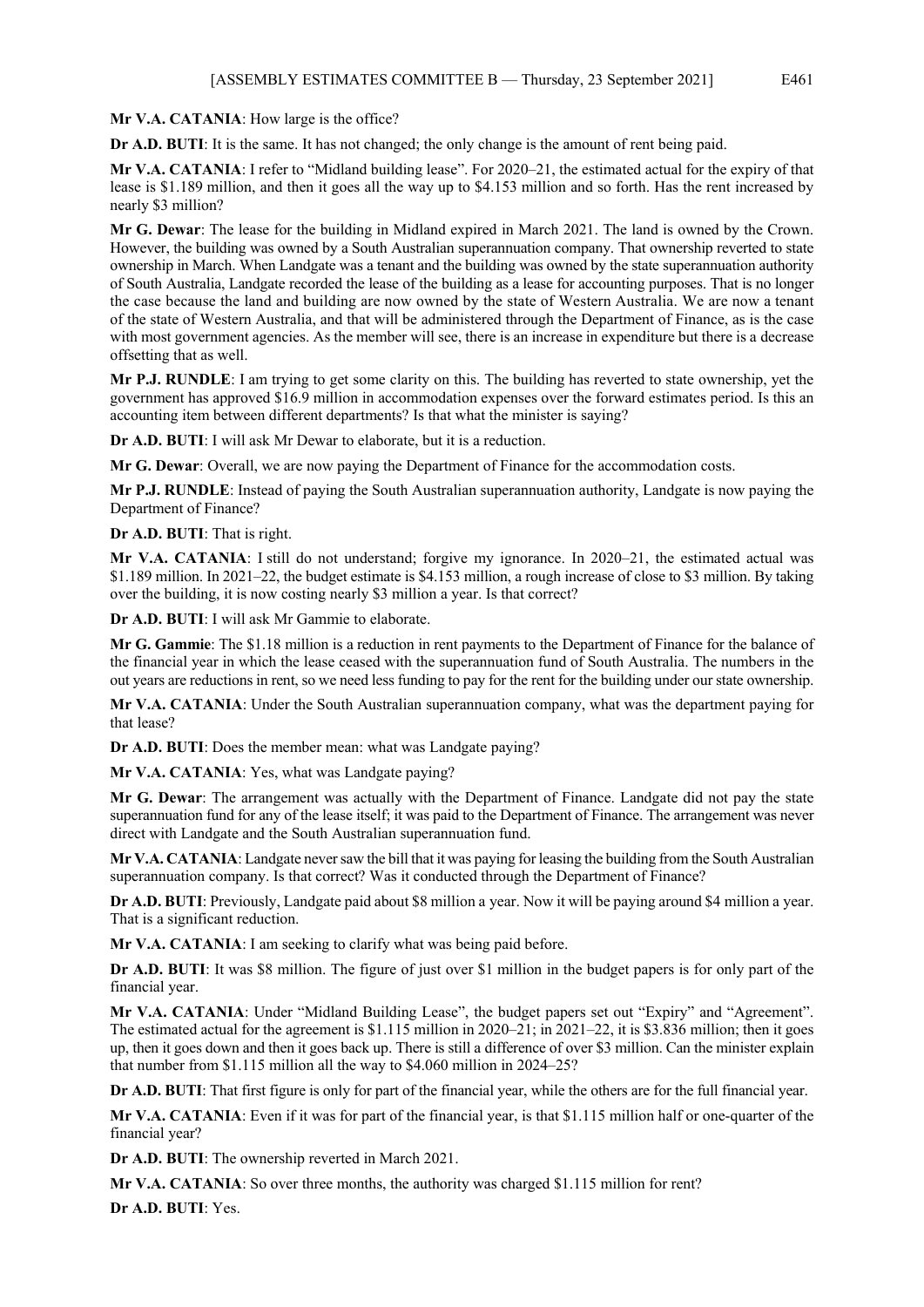**Mr V.A. CATANIA**: How large is the office?

**Dr A.D. BUTI**: It is the same. It has not changed; the only change is the amount of rent being paid.

**Mr V.A. CATANIA**: I refer to "Midland building lease". For 2020–21, the estimated actual for the expiry of that lease is $1.189 million, and then it goes all the way up to $4.153 million and so forth. Has the rent increased by nearly $3 million?

**Mr G. Dewar**: The lease for the building in Midland expired in March 2021. The land is owned by the Crown. However, the building was owned by a South Australian superannuation company. That ownership reverted to state ownership in March. When Landgate was a tenant and the building was owned by the state superannuation authority of South Australia, Landgate recorded the lease of the building as a lease for accounting purposes. That is no longer the case because the land and building are now owned by the state of Western Australia. We are now a tenant of the state of Western Australia, and that will be administered through the Department of Finance, as is the case with most government agencies. As the member will see, there is an increase in expenditure but there is a decrease offsetting that as well.

**Mr P.J. RUNDLE**: I am trying to get some clarity on this. The building has reverted to state ownership, yet the government has approved $16.9 million in accommodation expenses over the forward estimates period. Is this an accounting item between different departments? Is that what the minister is saying?

**Dr A.D. BUTI**: I will ask Mr Dewar to elaborate, but it is a reduction.

**Mr G. Dewar**: Overall, we are now paying the Department of Finance for the accommodation costs.

**Mr P.J. RUNDLE**: Instead of paying the South Australian superannuation authority, Landgate is now paying the Department of Finance?

**Dr A.D. BUTI**: That is right.

**Mr V.A. CATANIA**: I still do not understand; forgive my ignorance. In 2020–21, the estimated actual was $1.189 million. In 2021–22, the budget estimate is $4.153 million, a rough increase of close to $3 million. By taking over the building, it is now costing nearly $3 million a year. Is that correct?

**Dr A.D. BUTI**: I will ask Mr Gammie to elaborate.

**Mr G. Gammie**: The $1.18 million is a reduction in rent payments to the Department of Finance for the balance of the financial year in which the lease ceased with the superannuation fund of South Australia. The numbers in the out years are reductions in rent, so we need less funding to pay for the rent for the building under our state ownership.

**Mr V.A. CATANIA**: Under the South Australian superannuation company, what was the department paying for that lease?

**Dr A.D. BUTI**: Does the member mean: what was Landgate paying?

**Mr V.A. CATANIA**: Yes, what was Landgate paying?

**Mr G. Dewar**: The arrangement was actually with the Department of Finance. Landgate did not pay the state superannuation fund for any of the lease itself; it was paid to the Department of Finance. The arrangement was never direct with Landgate and the South Australian superannuation fund.

**Mr V.A. CATANIA**: Landgate never saw the bill that it was paying for leasing the building from the South Australian superannuation company. Is that correct? Was it conducted through the Department of Finance?

**Dr A.D. BUTI**: Previously, Landgate paid about $8 million a year. Now it will be paying around $4 million a year. That is a significant reduction.

**Mr V.A. CATANIA**: I am seeking to clarify what was being paid before.

**Dr A.D. BUTI**: It was $8 million. The figure of just over $1 million in the budget papers is for only part of the financial year.

**Mr V.A. CATANIA**: Under "Midland Building Lease", the budget papers set out "Expiry" and "Agreement". The estimated actual for the agreement is $1.115 million in 2020–21; in 2021–22, it is $3.836 million; then it goes up, then it goes down and then it goes back up. There is still a difference of over $3 million. Can the minister explain that number from $1.115 million all the way to $4.060 million in 2024–25?

**Dr A.D. BUTI**: That first figure is only for part of the financial year, while the others are for the full financial year.

**Mr V.A. CATANIA**: Even if it was for part of the financial year, is that $1.115 million half or one-quarter of the financial year?

**Dr A.D. BUTI**: The ownership reverted in March 2021.

**Mr V.A. CATANIA**: So over three months, the authority was charged $1.115 million for rent?

**Dr A.D. BUTI**: Yes.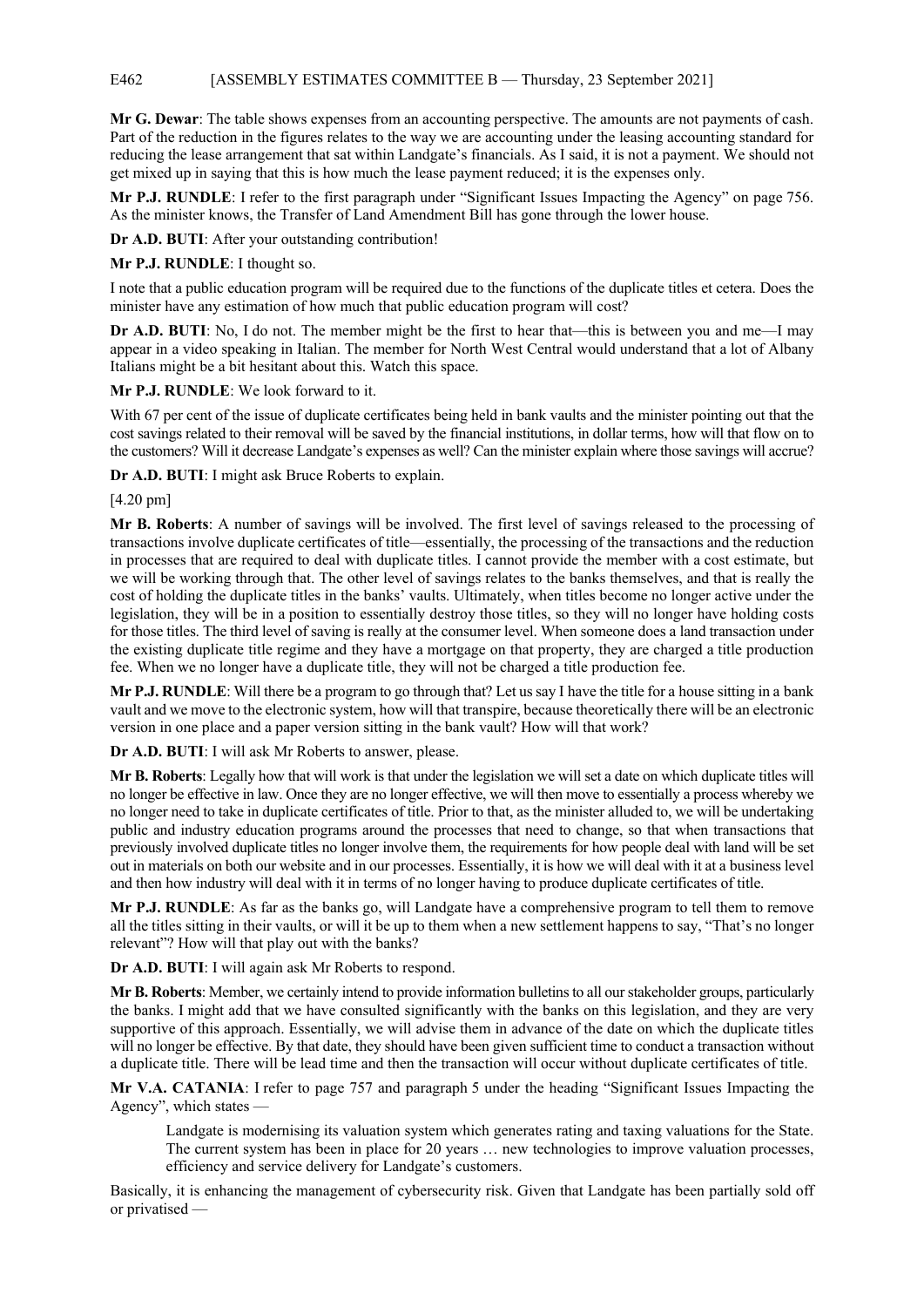**Mr G. Dewar**: The table shows expenses from an accounting perspective. The amounts are not payments of cash. Part of the reduction in the figures relates to the way we are accounting under the leasing accounting standard for reducing the lease arrangement that sat within Landgate's financials. As I said, it is not a payment. We should not get mixed up in saying that this is how much the lease payment reduced; it is the expenses only.

**Mr P.J. RUNDLE**: I refer to the first paragraph under "Significant Issues Impacting the Agency" on page 756. As the minister knows, the Transfer of Land Amendment Bill has gone through the lower house.

**Dr A.D. BUTI**: After your outstanding contribution!

**Mr P.J. RUNDLE**: I thought so.

I note that a public education program will be required due to the functions of the duplicate titles et cetera. Does the minister have any estimation of how much that public education program will cost?

**Dr A.D. BUTI**: No, I do not. The member might be the first to hear that—this is between you and me—I may appear in a video speaking in Italian. The member for North West Central would understand that a lot of Albany Italians might be a bit hesitant about this. Watch this space.

**Mr P.J. RUNDLE**: We look forward to it.

With 67 per cent of the issue of duplicate certificates being held in bank vaults and the minister pointing out that the cost savings related to their removal will be saved by the financial institutions, in dollar terms, how will that flow on to the customers? Will it decrease Landgate's expenses as well? Can the minister explain where those savings will accrue?

**Dr A.D. BUTI**: I might ask Bruce Roberts to explain.

[4.20 pm]

**Mr B. Roberts**: A number of savings will be involved. The first level of savings released to the processing of transactions involve duplicate certificates of title—essentially, the processing of the transactions and the reduction in processes that are required to deal with duplicate titles. I cannot provide the member with a cost estimate, but we will be working through that. The other level of savings relates to the banks themselves, and that is really the cost of holding the duplicate titles in the banks' vaults. Ultimately, when titles become no longer active under the legislation, they will be in a position to essentially destroy those titles, so they will no longer have holding costs for those titles. The third level of saving is really at the consumer level. When someone does a land transaction under the existing duplicate title regime and they have a mortgage on that property, they are charged a title production fee. When we no longer have a duplicate title, they will not be charged a title production fee.

**Mr P.J. RUNDLE**: Will there be a program to go through that? Let us say I have the title for a house sitting in a bank vault and we move to the electronic system, how will that transpire, because theoretically there will be an electronic version in one place and a paper version sitting in the bank vault? How will that work?

**Dr A.D. BUTI**: I will ask Mr Roberts to answer, please.

**Mr B. Roberts**: Legally how that will work is that under the legislation we will set a date on which duplicate titles will no longer be effective in law. Once they are no longer effective, we will then move to essentially a process whereby we no longer need to take in duplicate certificates of title. Prior to that, as the minister alluded to, we will be undertaking public and industry education programs around the processes that need to change, so that when transactions that previously involved duplicate titles no longer involve them, the requirements for how people deal with land will be set out in materials on both our website and in our processes. Essentially, it is how we will deal with it at a business level and then how industry will deal with it in terms of no longer having to produce duplicate certificates of title.

**Mr P.J. RUNDLE**: As far as the banks go, will Landgate have a comprehensive program to tell them to remove all the titles sitting in their vaults, or will it be up to them when a new settlement happens to say, "That's no longer relevant"? How will that play out with the banks?

**Dr A.D. BUTI**: I will again ask Mr Roberts to respond.

**Mr B. Roberts**: Member, we certainly intend to provide information bulletins to all our stakeholder groups, particularly the banks. I might add that we have consulted significantly with the banks on this legislation, and they are very supportive of this approach. Essentially, we will advise them in advance of the date on which the duplicate titles will no longer be effective. By that date, they should have been given sufficient time to conduct a transaction without a duplicate title. There will be lead time and then the transaction will occur without duplicate certificates of title.

**Mr V.A. CATANIA**: I refer to page 757 and paragraph 5 under the heading "Significant Issues Impacting the Agency", which states —

> Landgate is modernising its valuation system which generates rating and taxing valuations for the State. The current system has been in place for 20 years … new technologies to improve valuation processes, efficiency and service delivery for Landgate's customers.

Basically, it is enhancing the management of cybersecurity risk. Given that Landgate has been partially sold off or privatised —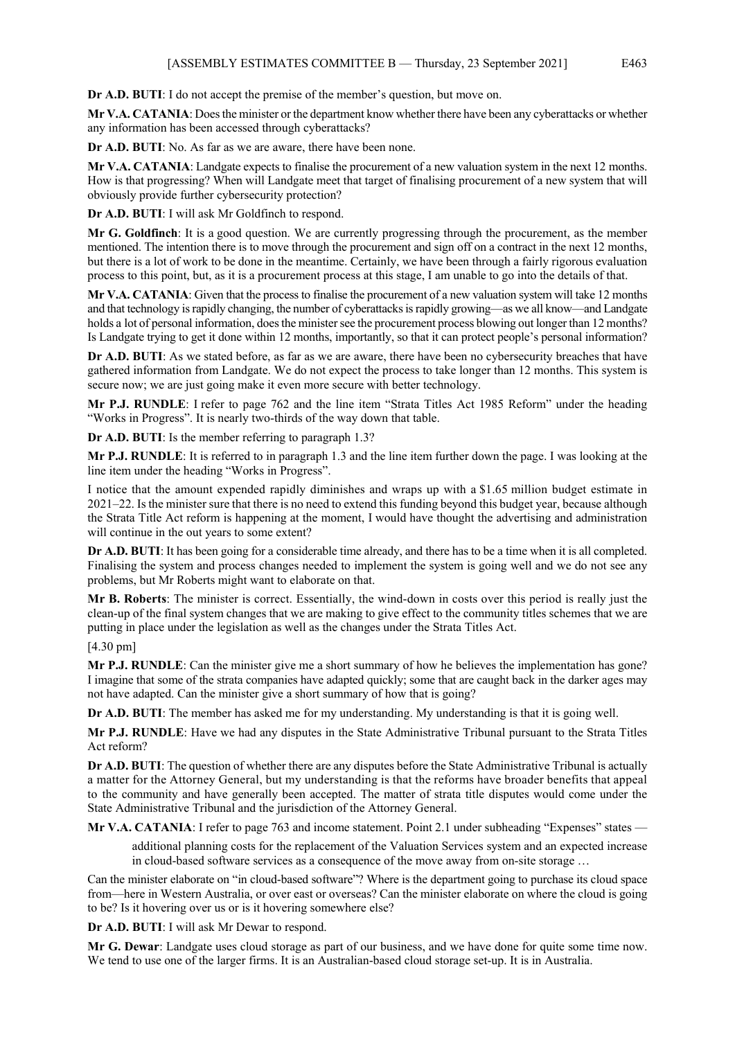**Dr A.D. BUTI**: I do not accept the premise of the member's question, but move on.

**Mr V.A. CATANIA**: Does the minister or the department know whether there have been any cyberattacks or whether any information has been accessed through cyberattacks?

**Dr A.D. BUTI**: No. As far as we are aware, there have been none.

**Mr V.A. CATANIA**: Landgate expects to finalise the procurement of a new valuation system in the next 12 months. How is that progressing? When will Landgate meet that target of finalising procurement of a new system that will obviously provide further cybersecurity protection?

**Dr A.D. BUTI**: I will ask Mr Goldfinch to respond.

**Mr G. Goldfinch**: It is a good question. We are currently progressing through the procurement, as the member mentioned. The intention there is to move through the procurement and sign off on a contract in the next 12 months, but there is a lot of work to be done in the meantime. Certainly, we have been through a fairly rigorous evaluation process to this point, but, as it is a procurement process at this stage, I am unable to go into the details of that.

**Mr V.A. CATANIA**: Given that the process to finalise the procurement of a new valuation system will take 12 months and that technology is rapidly changing, the number of cyberattacks is rapidly growing—as we all know—and Landgate holds a lot of personal information, does the minister see the procurement process blowing out longer than 12 months? Is Landgate trying to get it done within 12 months, importantly, so that it can protect people's personal information?

**Dr A.D. BUTI**: As we stated before, as far as we are aware, there have been no cybersecurity breaches that have gathered information from Landgate. We do not expect the process to take longer than 12 months. This system is secure now; we are just going make it even more secure with better technology.

**Mr P.J. RUNDLE**: I refer to page 762 and the line item "Strata Titles Act 1985 Reform" under the heading "Works in Progress". It is nearly two-thirds of the way down that table.

**Dr A.D. BUTI**: Is the member referring to paragraph 1.3?

**Mr P.J. RUNDLE**: It is referred to in paragraph 1.3 and the line item further down the page. I was looking at the line item under the heading "Works in Progress".

I notice that the amount expended rapidly diminishes and wraps up with a $1.65 million budget estimate in 2021–22. Is the minister sure that there is no need to extend this funding beyond this budget year, because although the Strata Title Act reform is happening at the moment, I would have thought the advertising and administration will continue in the out years to some extent?

**Dr A.D. BUTI**: It has been going for a considerable time already, and there has to be a time when it is all completed. Finalising the system and process changes needed to implement the system is going well and we do not see any problems, but Mr Roberts might want to elaborate on that.

**Mr B. Roberts**: The minister is correct. Essentially, the wind-down in costs over this period is really just the clean-up of the final system changes that we are making to give effect to the community titles schemes that we are putting in place under the legislation as well as the changes under the Strata Titles Act.

[4.30 pm]

**Mr P.J. RUNDLE**: Can the minister give me a short summary of how he believes the implementation has gone? I imagine that some of the strata companies have adapted quickly; some that are caught back in the darker ages may not have adapted. Can the minister give a short summary of how that is going?

**Dr A.D. BUTI**: The member has asked me for my understanding. My understanding is that it is going well.

**Mr P.J. RUNDLE**: Have we had any disputes in the State Administrative Tribunal pursuant to the Strata Titles Act reform?

**Dr A.D. BUTI**: The question of whether there are any disputes before the State Administrative Tribunal is actually a matter for the Attorney General, but my understanding is that the reforms have broader benefits that appeal to the community and have generally been accepted. The matter of strata title disputes would come under the State Administrative Tribunal and the jurisdiction of the Attorney General.

**Mr V.A. CATANIA**: I refer to page 763 and income statement. Point 2.1 under subheading "Expenses" states —

> additional planning costs for the replacement of the Valuation Services system and an expected increase in cloud-based software services as a consequence of the move away from on-site storage …

Can the minister elaborate on "in cloud-based software"? Where is the department going to purchase its cloud space from—here in Western Australia, or over east or overseas? Can the minister elaborate on where the cloud is going to be? Is it hovering over us or is it hovering somewhere else?

**Dr A.D. BUTI**: I will ask Mr Dewar to respond.

**Mr G. Dewar**: Landgate uses cloud storage as part of our business, and we have done for quite some time now. We tend to use one of the larger firms. It is an Australian-based cloud storage set-up. It is in Australia.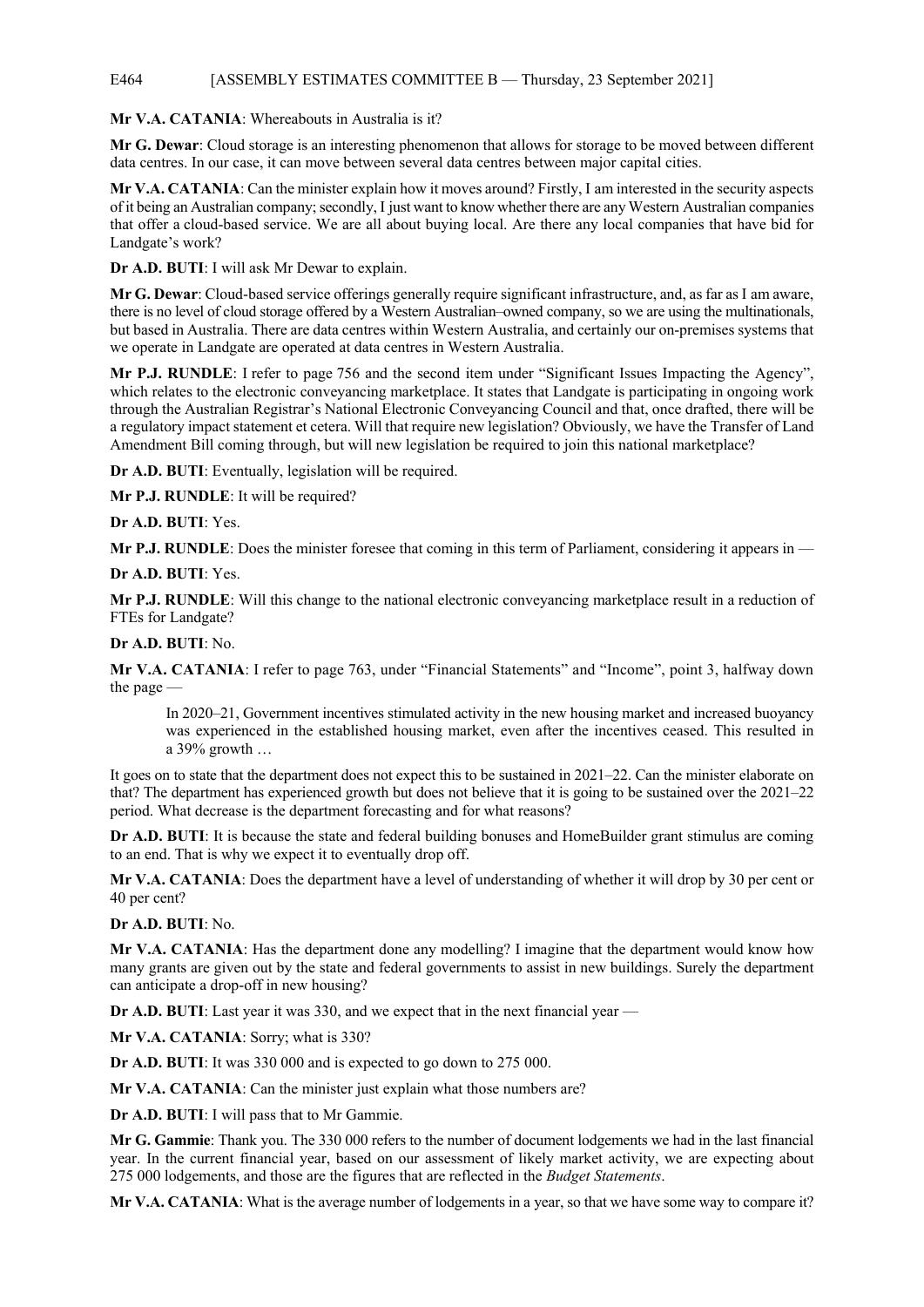**Mr V.A. CATANIA**: Whereabouts in Australia is it?

**Mr G. Dewar**: Cloud storage is an interesting phenomenon that allows for storage to be moved between different data centres. In our case, it can move between several data centres between major capital cities.

**Mr V.A. CATANIA**: Can the minister explain how it moves around? Firstly, I am interested in the security aspects of it being an Australian company; secondly, I just want to know whether there are any Western Australian companies that offer a cloud-based service. We are all about buying local. Are there any local companies that have bid for Landgate's work?

**Dr A.D. BUTI**: I will ask Mr Dewar to explain.

**Mr G. Dewar**: Cloud-based service offerings generally require significant infrastructure, and, as far as I am aware, there is no level of cloud storage offered by a Western Australian–owned company, so we are using the multinationals, but based in Australia. There are data centres within Western Australia, and certainly our on-premises systems that we operate in Landgate are operated at data centres in Western Australia.

**Mr P.J. RUNDLE**: I refer to page 756 and the second item under "Significant Issues Impacting the Agency", which relates to the electronic conveyancing marketplace. It states that Landgate is participating in ongoing work through the Australian Registrar's National Electronic Conveyancing Council and that, once drafted, there will be a regulatory impact statement et cetera. Will that require new legislation? Obviously, we have the Transfer of Land Amendment Bill coming through, but will new legislation be required to join this national marketplace?

**Dr A.D. BUTI**: Eventually, legislation will be required.

**Mr P.J. RUNDLE**: It will be required?

**Dr A.D. BUTI**: Yes.

**Mr P.J. RUNDLE**: Does the minister foresee that coming in this term of Parliament, considering it appears in —

**Dr A.D. BUTI**: Yes.

**Mr P.J. RUNDLE**: Will this change to the national electronic conveyancing marketplace result in a reduction of FTEs for Landgate?

**Dr A.D. BUTI**: No.

**Mr V.A. CATANIA**: I refer to page 763, under "Financial Statements" and "Income", point 3, halfway down the page —

> In 2020–21, Government incentives stimulated activity in the new housing market and increased buoyancy was experienced in the established housing market, even after the incentives ceased. This resulted in a 39% growth …

It goes on to state that the department does not expect this to be sustained in 2021–22. Can the minister elaborate on that? The department has experienced growth but does not believe that it is going to be sustained over the 2021–22 period. What decrease is the department forecasting and for what reasons?

**Dr A.D. BUTI**: It is because the state and federal building bonuses and HomeBuilder grant stimulus are coming to an end. That is why we expect it to eventually drop off.

**Mr V.A. CATANIA**: Does the department have a level of understanding of whether it will drop by 30 per cent or 40 per cent?

**Dr A.D. BUTI**: No.

**Mr V.A. CATANIA**: Has the department done any modelling? I imagine that the department would know how many grants are given out by the state and federal governments to assist in new buildings. Surely the department can anticipate a drop-off in new housing?

**Dr A.D. BUTI**: Last year it was 330, and we expect that in the next financial year —

**Mr V.A. CATANIA**: Sorry; what is 330?

**Dr A.D. BUTI**: It was 330 000 and is expected to go down to 275 000.

**Mr V.A. CATANIA**: Can the minister just explain what those numbers are?

**Dr A.D. BUTI**: I will pass that to Mr Gammie.

**Mr G. Gammie**: Thank you. The 330 000 refers to the number of document lodgements we had in the last financial year. In the current financial year, based on our assessment of likely market activity, we are expecting about 275 000 lodgements, and those are the figures that are reflected in the *Budget Statements*.

**Mr V.A. CATANIA**: What is the average number of lodgements in a year, so that we have some way to compare it?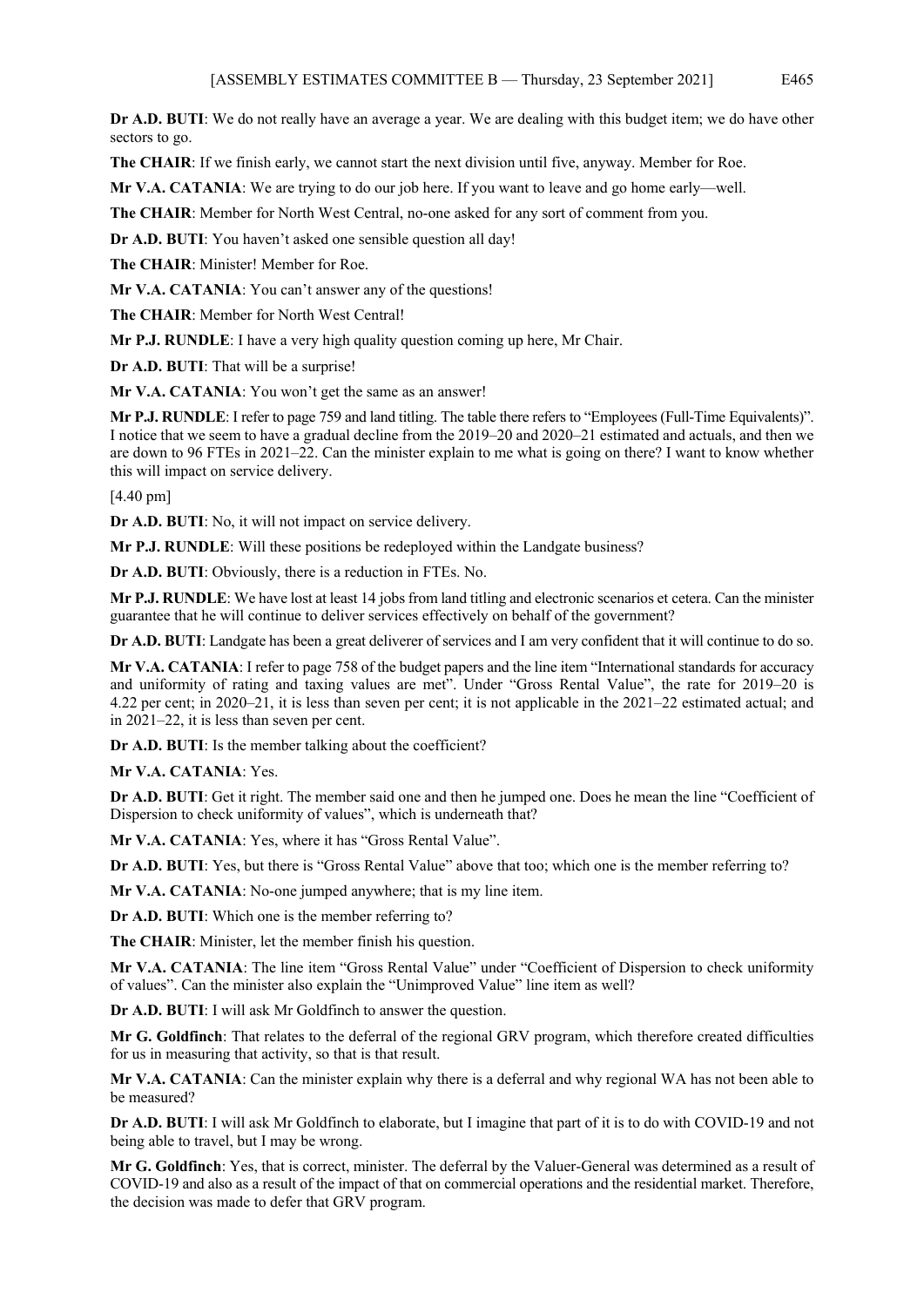**Dr A.D. BUTI**: We do not really have an average a year. We are dealing with this budget item; we do have other sectors to go.

**The CHAIR**: If we finish early, we cannot start the next division until five, anyway. Member for Roe.

**Mr V.A. CATANIA**: We are trying to do our job here. If you want to leave and go home early—well.

**The CHAIR**: Member for North West Central, no-one asked for any sort of comment from you.

**Dr A.D. BUTI**: You haven't asked one sensible question all day!

**The CHAIR**: Minister! Member for Roe.

**Mr V.A. CATANIA**: You can't answer any of the questions!

**The CHAIR**: Member for North West Central!

**Mr P.J. RUNDLE**: I have a very high quality question coming up here, Mr Chair.

**Dr A.D. BUTI**: That will be a surprise!

**Mr V.A. CATANIA**: You won't get the same as an answer!

**Mr P.J. RUNDLE**: I refer to page 759 and land titling. The table there refers to "Employees (Full-Time Equivalents)". I notice that we seem to have a gradual decline from the 2019–20 and 2020–21 estimated and actuals, and then we are down to 96 FTEs in 2021–22. Can the minister explain to me what is going on there? I want to know whether this will impact on service delivery.

[4.40 pm]

**Dr A.D. BUTI**: No, it will not impact on service delivery.

**Mr P.J. RUNDLE**: Will these positions be redeployed within the Landgate business?

**Dr A.D. BUTI**: Obviously, there is a reduction in FTEs. No.

**Mr P.J. RUNDLE**: We have lost at least 14 jobs from land titling and electronic scenarios et cetera. Can the minister guarantee that he will continue to deliver services effectively on behalf of the government?

**Dr A.D. BUTI**: Landgate has been a great deliverer of services and I am very confident that it will continue to do so.

**Mr V.A. CATANIA**: I refer to page 758 of the budget papers and the line item "International standards for accuracy and uniformity of rating and taxing values are met". Under "Gross Rental Value", the rate for 2019–20 is 4.22 per cent; in 2020–21, it is less than seven per cent; it is not applicable in the 2021–22 estimated actual; and in 2021–22, it is less than seven per cent.

**Dr A.D. BUTI**: Is the member talking about the coefficient?

**Mr V.A. CATANIA**: Yes.

**Dr A.D. BUTI**: Get it right. The member said one and then he jumped one. Does he mean the line "Coefficient of Dispersion to check uniformity of values", which is underneath that?

**Mr V.A. CATANIA**: Yes, where it has "Gross Rental Value".

**Dr A.D. BUTI**: Yes, but there is "Gross Rental Value" above that too; which one is the member referring to?

**Mr V.A. CATANIA**: No-one jumped anywhere; that is my line item.

**Dr A.D. BUTI**: Which one is the member referring to?

**The CHAIR**: Minister, let the member finish his question.

**Mr V.A. CATANIA**: The line item "Gross Rental Value" under "Coefficient of Dispersion to check uniformity of values". Can the minister also explain the "Unimproved Value" line item as well?

**Dr A.D. BUTI**: I will ask Mr Goldfinch to answer the question.

**Mr G. Goldfinch**: That relates to the deferral of the regional GRV program, which therefore created difficulties for us in measuring that activity, so that is that result.

**Mr V.A. CATANIA**: Can the minister explain why there is a deferral and why regional WA has not been able to be measured?

**Dr A.D. BUTI**: I will ask Mr Goldfinch to elaborate, but I imagine that part of it is to do with COVID-19 and not being able to travel, but I may be wrong.

**Mr G. Goldfinch**: Yes, that is correct, minister. The deferral by the Valuer-General was determined as a result of COVID-19 and also as a result of the impact of that on commercial operations and the residential market. Therefore, the decision was made to defer that GRV program.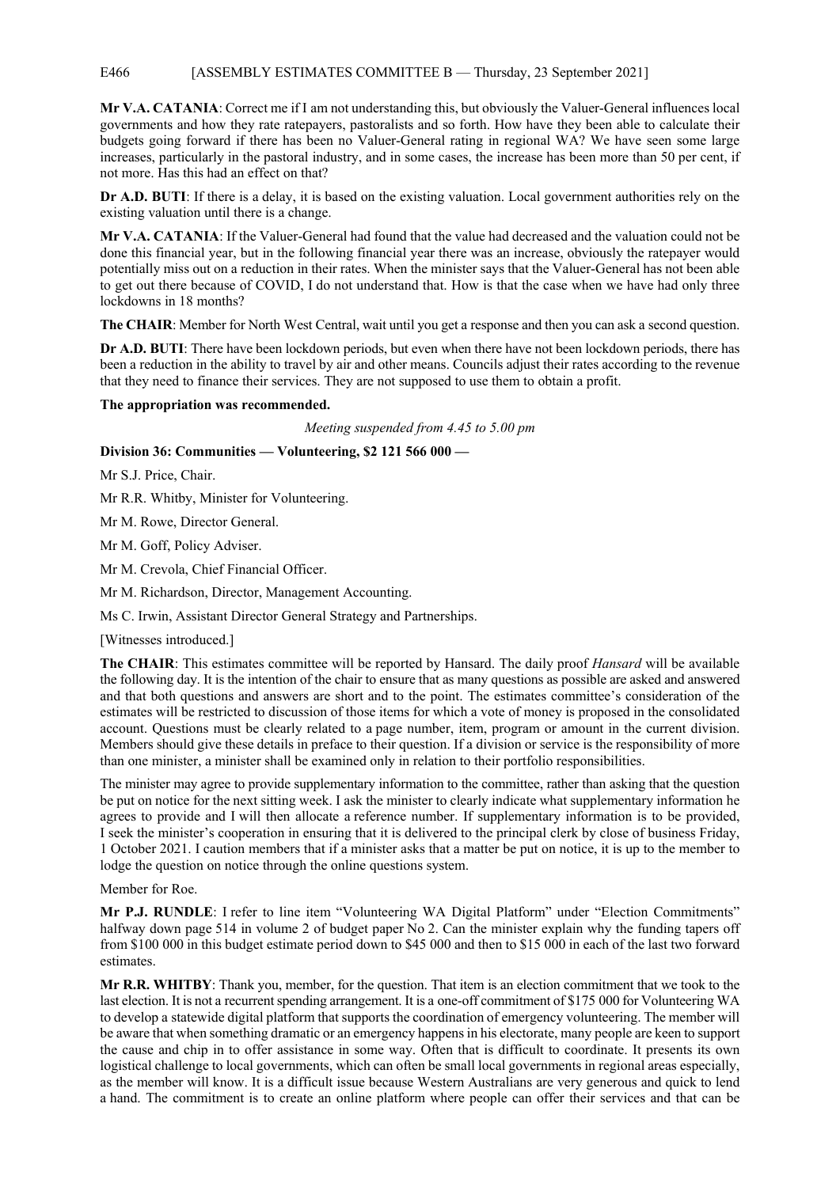**Mr V.A. CATANIA**: Correct me if I am not understanding this, but obviously the Valuer-General influences local governments and how they rate ratepayers, pastoralists and so forth. How have they been able to calculate their budgets going forward if there has been no Valuer-General rating in regional WA? We have seen some large increases, particularly in the pastoral industry, and in some cases, the increase has been more than 50 per cent, if not more. Has this had an effect on that?

**Dr A.D. BUTI**: If there is a delay, it is based on the existing valuation. Local government authorities rely on the existing valuation until there is a change.

**Mr V.A. CATANIA**: If the Valuer-General had found that the value had decreased and the valuation could not be done this financial year, but in the following financial year there was an increase, obviously the ratepayer would potentially miss out on a reduction in their rates. When the minister says that the Valuer-General has not been able to get out there because of COVID, I do not understand that. How is that the case when we have had only three lockdowns in 18 months?

**The CHAIR**: Member for North West Central, wait until you get a response and then you can ask a second question.

**Dr A.D. BUTI**: There have been lockdown periods, but even when there have not been lockdown periods, there has been a reduction in the ability to travel by air and other means. Councils adjust their rates according to the revenue that they need to finance their services. They are not supposed to use them to obtain a profit.

**The appropriation was recommended.**

*Meeting suspended from 4.45 to 5.00 pm*

**Division 36: Communities — Volunteering, $2 121 566 000 —**

Mr S.J. Price, Chair.

Mr R.R. Whitby, Minister for Volunteering.

Mr M. Rowe, Director General.

Mr M. Goff, Policy Adviser.

Mr M. Crevola, Chief Financial Officer.

Mr M. Richardson, Director, Management Accounting.

Ms C. Irwin, Assistant Director General Strategy and Partnerships.

[Witnesses introduced.]

**The CHAIR**: This estimates committee will be reported by Hansard. The daily proof *Hansard* will be available the following day. It is the intention of the chair to ensure that as many questions as possible are asked and answered and that both questions and answers are short and to the point. The estimates committee's consideration of the estimates will be restricted to discussion of those items for which a vote of money is proposed in the consolidated account. Questions must be clearly related to a page number, item, program or amount in the current division. Members should give these details in preface to their question. If a division or service is the responsibility of more than one minister, a minister shall be examined only in relation to their portfolio responsibilities.

The minister may agree to provide supplementary information to the committee, rather than asking that the question be put on notice for the next sitting week. I ask the minister to clearly indicate what supplementary information he agrees to provide and I will then allocate a reference number. If supplementary information is to be provided, I seek the minister's cooperation in ensuring that it is delivered to the principal clerk by close of business Friday, 1 October 2021. I caution members that if a minister asks that a matter be put on notice, it is up to the member to lodge the question on notice through the online questions system.

Member for Roe.

**Mr P.J. RUNDLE**: I refer to line item "Volunteering WA Digital Platform" under "Election Commitments" halfway down page 514 in volume 2 of budget paper No 2. Can the minister explain why the funding tapers off from $100 000 in this budget estimate period down to $45 000 and then to $15 000 in each of the last two forward estimates.

**Mr R.R. WHITBY**: Thank you, member, for the question. That item is an election commitment that we took to the last election. It is not a recurrent spending arrangement. It is a one-off commitment of $175 000 for Volunteering WA to develop a statewide digital platform that supports the coordination of emergency volunteering. The member will be aware that when something dramatic or an emergency happens in his electorate, many people are keen to support the cause and chip in to offer assistance in some way. Often that is difficult to coordinate. It presents its own logistical challenge to local governments, which can often be small local governments in regional areas especially, as the member will know. It is a difficult issue because Western Australians are very generous and quick to lend a hand. The commitment is to create an online platform where people can offer their services and that can be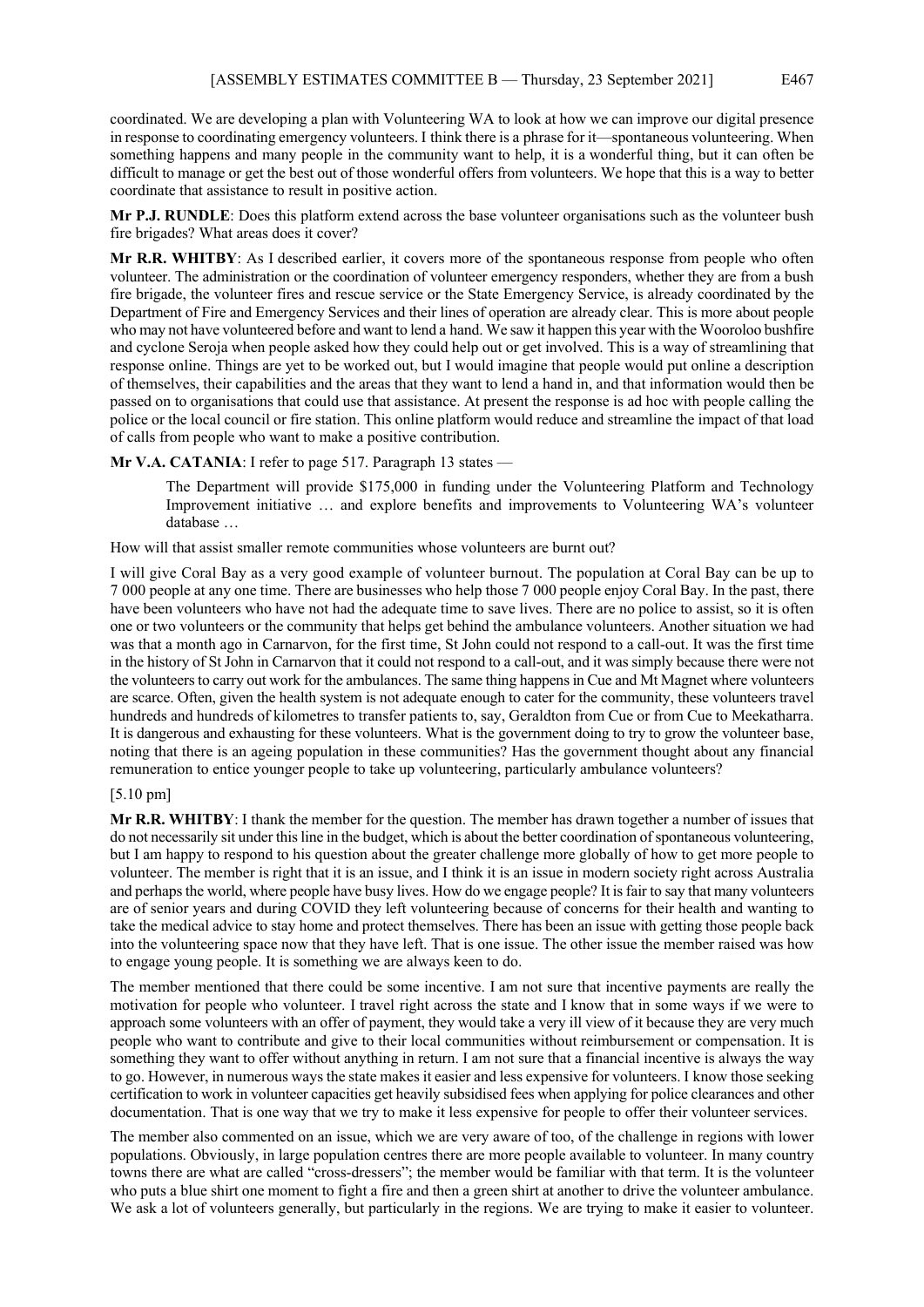coordinated. We are developing a plan with Volunteering WA to look at how we can improve our digital presence in response to coordinating emergency volunteers. I think there is a phrase for it—spontaneous volunteering. When something happens and many people in the community want to help, it is a wonderful thing, but it can often be difficult to manage or get the best out of those wonderful offers from volunteers. We hope that this is a way to better coordinate that assistance to result in positive action.

**Mr P.J. RUNDLE**: Does this platform extend across the base volunteer organisations such as the volunteer bush fire brigades? What areas does it cover?

**Mr R.R. WHITBY**: As I described earlier, it covers more of the spontaneous response from people who often volunteer. The administration or the coordination of volunteer emergency responders, whether they are from a bush fire brigade, the volunteer fires and rescue service or the State Emergency Service, is already coordinated by the Department of Fire and Emergency Services and their lines of operation are already clear. This is more about people who may not have volunteered before and want to lend a hand. We saw it happen this year with the Wooroloo bushfire and cyclone Seroja when people asked how they could help out or get involved. This is a way of streamlining that response online. Things are yet to be worked out, but I would imagine that people would put online a description of themselves, their capabilities and the areas that they want to lend a hand in, and that information would then be passed on to organisations that could use that assistance. At present the response is ad hoc with people calling the police or the local council or fire station. This online platform would reduce and streamline the impact of that load of calls from people who want to make a positive contribution.

**Mr V.A. CATANIA**: I refer to page 517. Paragraph 13 states —

> The Department will provide $175,000 in funding under the Volunteering Platform and Technology Improvement initiative … and explore benefits and improvements to Volunteering WA's volunteer database …

How will that assist smaller remote communities whose volunteers are burnt out?

I will give Coral Bay as a very good example of volunteer burnout. The population at Coral Bay can be up to 7 000 people at any one time. There are businesses who help those 7 000 people enjoy Coral Bay. In the past, there have been volunteers who have not had the adequate time to save lives. There are no police to assist, so it is often one or two volunteers or the community that helps get behind the ambulance volunteers. Another situation we had was that a month ago in Carnarvon, for the first time, St John could not respond to a call-out. It was the first time in the history of St John in Carnarvon that it could not respond to a call-out, and it was simply because there were not the volunteers to carry out work for the ambulances. The same thing happens in Cue and Mt Magnet where volunteers are scarce. Often, given the health system is not adequate enough to cater for the community, these volunteers travel hundreds and hundreds of kilometres to transfer patients to, say, Geraldton from Cue or from Cue to Meekatharra. It is dangerous and exhausting for these volunteers. What is the government doing to try to grow the volunteer base, noting that there is an ageing population in these communities? Has the government thought about any financial remuneration to entice younger people to take up volunteering, particularly ambulance volunteers?

[5.10 pm]

**Mr R.R. WHITBY**: I thank the member for the question. The member has drawn together a number of issues that do not necessarily sit under this line in the budget, which is about the better coordination of spontaneous volunteering, but I am happy to respond to his question about the greater challenge more globally of how to get more people to volunteer. The member is right that it is an issue, and I think it is an issue in modern society right across Australia and perhaps the world, where people have busy lives. How do we engage people? It is fair to say that many volunteers are of senior years and during COVID they left volunteering because of concerns for their health and wanting to take the medical advice to stay home and protect themselves. There has been an issue with getting those people back into the volunteering space now that they have left. That is one issue. The other issue the member raised was how to engage young people. It is something we are always keen to do.

The member mentioned that there could be some incentive. I am not sure that incentive payments are really the motivation for people who volunteer. I travel right across the state and I know that in some ways if we were to approach some volunteers with an offer of payment, they would take a very ill view of it because they are very much people who want to contribute and give to their local communities without reimbursement or compensation. It is something they want to offer without anything in return. I am not sure that a financial incentive is always the way to go. However, in numerous ways the state makes it easier and less expensive for volunteers. I know those seeking certification to work in volunteer capacities get heavily subsidised fees when applying for police clearances and other documentation. That is one way that we try to make it less expensive for people to offer their volunteer services.

The member also commented on an issue, which we are very aware of too, of the challenge in regions with lower populations. Obviously, in large population centres there are more people available to volunteer. In many country towns there are what are called "cross-dressers"; the member would be familiar with that term. It is the volunteer who puts a blue shirt one moment to fight a fire and then a green shirt at another to drive the volunteer ambulance. We ask a lot of volunteers generally, but particularly in the regions. We are trying to make it easier to volunteer.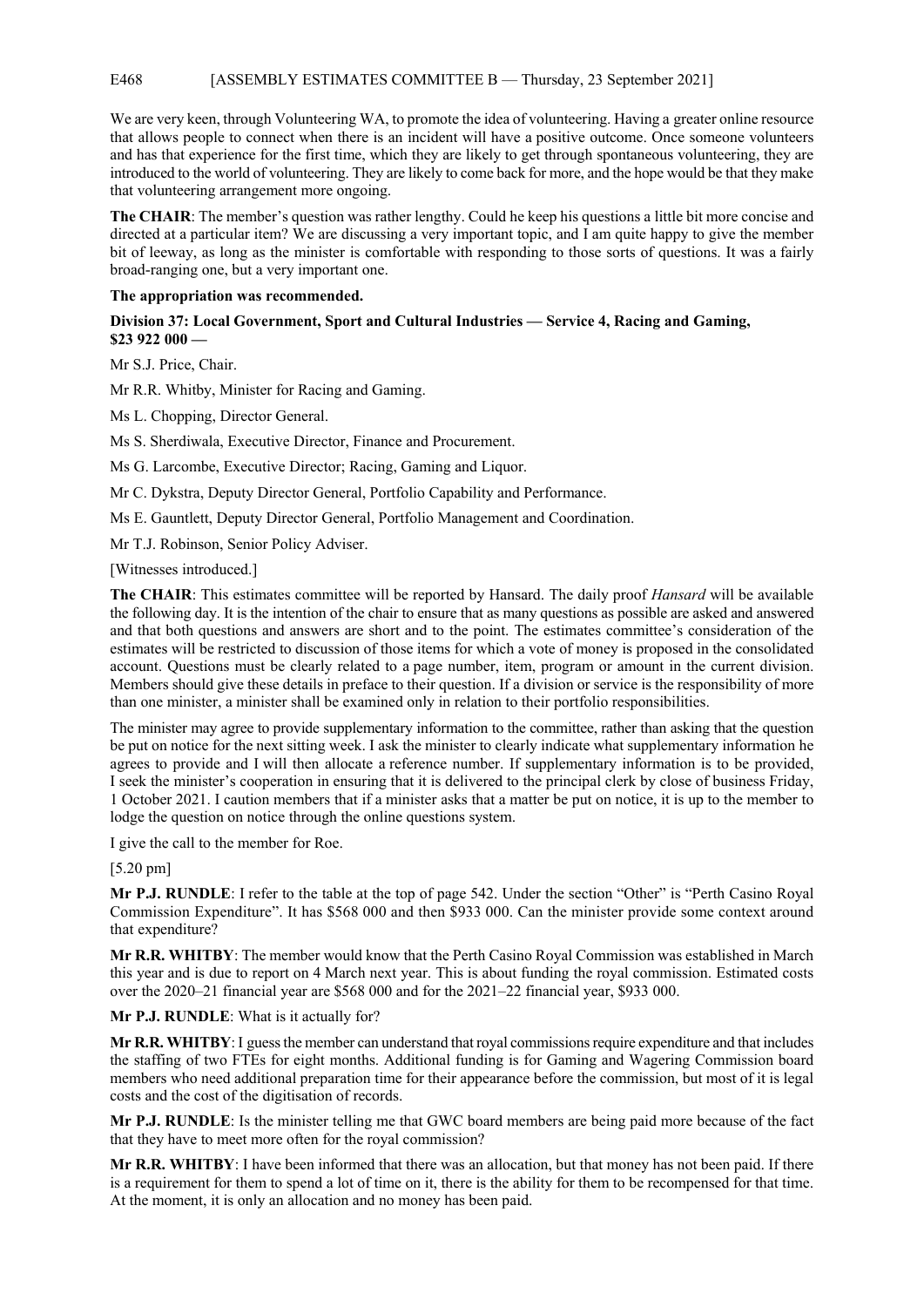We are very keen, through Volunteering WA, to promote the idea of volunteering. Having a greater online resource that allows people to connect when there is an incident will have a positive outcome. Once someone volunteers and has that experience for the first time, which they are likely to get through spontaneous volunteering, they are introduced to the world of volunteering. They are likely to come back for more, and the hope would be that they make that volunteering arrangement more ongoing.

**The CHAIR**: The member's question was rather lengthy. Could he keep his questions a little bit more concise and directed at a particular item? We are discussing a very important topic, and I am quite happy to give the member bit of leeway, as long as the minister is comfortable with responding to those sorts of questions. It was a fairly broad-ranging one, but a very important one.

**The appropriation was recommended.**

**Division 37: Local Government, Sport and Cultural Industries — Service 4, Racing and Gaming, $23 922 000 —**

Mr S.J. Price, Chair.

Mr R.R. Whitby, Minister for Racing and Gaming.

Ms L. Chopping, Director General.

Ms S. Sherdiwala, Executive Director, Finance and Procurement.

Ms G. Larcombe, Executive Director; Racing, Gaming and Liquor.

Mr C. Dykstra, Deputy Director General, Portfolio Capability and Performance.

Ms E. Gauntlett, Deputy Director General, Portfolio Management and Coordination.

Mr T.J. Robinson, Senior Policy Adviser.

[Witnesses introduced.]

**The CHAIR**: This estimates committee will be reported by Hansard. The daily proof *Hansard* will be available the following day. It is the intention of the chair to ensure that as many questions as possible are asked and answered and that both questions and answers are short and to the point. The estimates committee's consideration of the estimates will be restricted to discussion of those items for which a vote of money is proposed in the consolidated account. Questions must be clearly related to a page number, item, program or amount in the current division. Members should give these details in preface to their question. If a division or service is the responsibility of more than one minister, a minister shall be examined only in relation to their portfolio responsibilities.

The minister may agree to provide supplementary information to the committee, rather than asking that the question be put on notice for the next sitting week. I ask the minister to clearly indicate what supplementary information he agrees to provide and I will then allocate a reference number. If supplementary information is to be provided, I seek the minister's cooperation in ensuring that it is delivered to the principal clerk by close of business Friday, 1 October 2021. I caution members that if a minister asks that a matter be put on notice, it is up to the member to lodge the question on notice through the online questions system.

I give the call to the member for Roe.

[5.20 pm]

**Mr P.J. RUNDLE**: I refer to the table at the top of page 542. Under the section "Other" is "Perth Casino Royal Commission Expenditure". It has $568 000 and then $933 000. Can the minister provide some context around that expenditure?

**Mr R.R. WHITBY**: The member would know that the Perth Casino Royal Commission was established in March this year and is due to report on 4 March next year. This is about funding the royal commission. Estimated costs over the 2020–21 financial year are $568 000 and for the 2021–22 financial year, $933 000.

**Mr P.J. RUNDLE**: What is it actually for?

**Mr R.R. WHITBY**: I guess the member can understand that royal commissions require expenditure and that includes the staffing of two FTEs for eight months. Additional funding is for Gaming and Wagering Commission board members who need additional preparation time for their appearance before the commission, but most of it is legal costs and the cost of the digitisation of records.

**Mr P.J. RUNDLE**: Is the minister telling me that GWC board members are being paid more because of the fact that they have to meet more often for the royal commission?

**Mr R.R. WHITBY**: I have been informed that there was an allocation, but that money has not been paid. If there is a requirement for them to spend a lot of time on it, there is the ability for them to be recompensed for that time. At the moment, it is only an allocation and no money has been paid.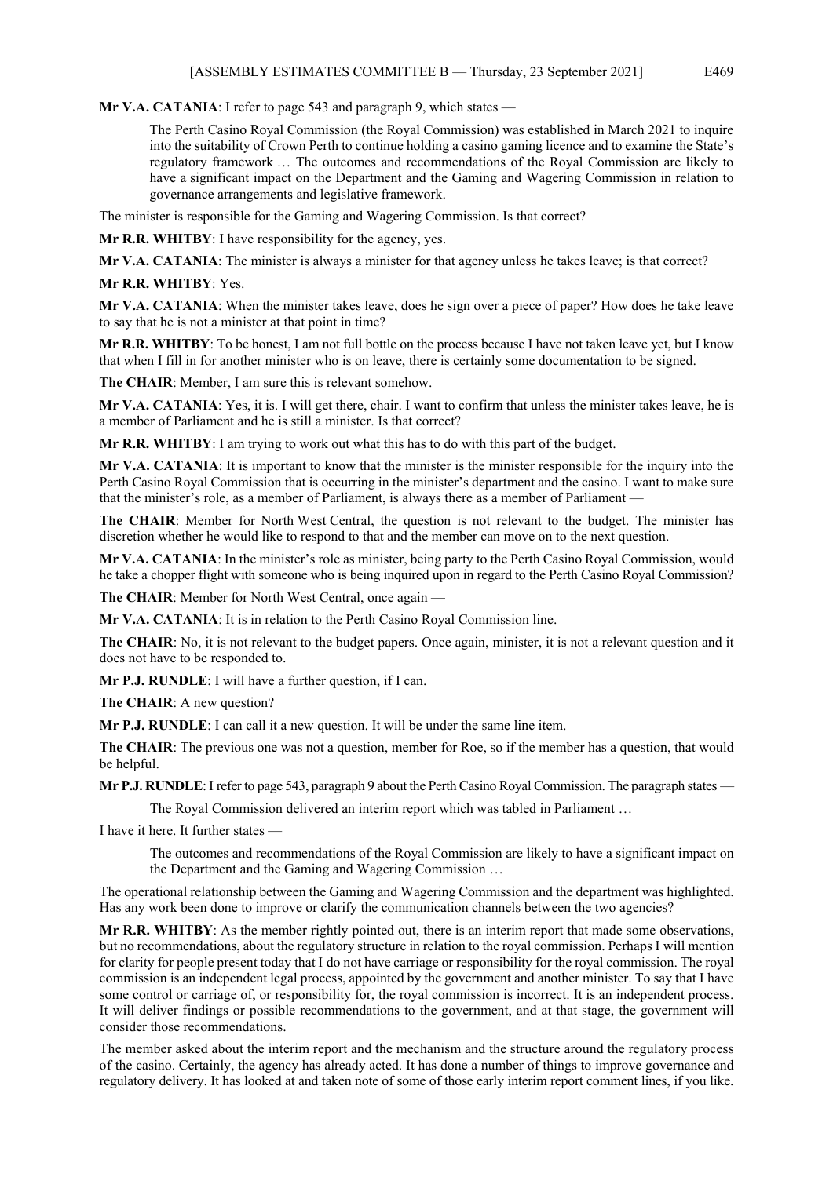**Mr V.A. CATANIA**: I refer to page 543 and paragraph 9, which states —

> The Perth Casino Royal Commission (the Royal Commission) was established in March 2021 to inquire into the suitability of Crown Perth to continue holding a casino gaming licence and to examine the State's regulatory framework … The outcomes and recommendations of the Royal Commission are likely to have a significant impact on the Department and the Gaming and Wagering Commission in relation to governance arrangements and legislative framework.

The minister is responsible for the Gaming and Wagering Commission. Is that correct?

**Mr R.R. WHITBY**: I have responsibility for the agency, yes.

**Mr V.A. CATANIA**: The minister is always a minister for that agency unless he takes leave; is that correct?

**Mr R.R. WHITBY**: Yes.

**Mr V.A. CATANIA**: When the minister takes leave, does he sign over a piece of paper? How does he take leave to say that he is not a minister at that point in time?

**Mr R.R. WHITBY**: To be honest, I am not full bottle on the process because I have not taken leave yet, but I know that when I fill in for another minister who is on leave, there is certainly some documentation to be signed.

**The CHAIR**: Member, I am sure this is relevant somehow.

**Mr V.A. CATANIA**: Yes, it is. I will get there, chair. I want to confirm that unless the minister takes leave, he is a member of Parliament and he is still a minister. Is that correct?

**Mr R.R. WHITBY**: I am trying to work out what this has to do with this part of the budget.

**Mr V.A. CATANIA**: It is important to know that the minister is the minister responsible for the inquiry into the Perth Casino Royal Commission that is occurring in the minister's department and the casino. I want to make sure that the minister's role, as a member of Parliament, is always there as a member of Parliament —

**The CHAIR**: Member for North West Central, the question is not relevant to the budget. The minister has discretion whether he would like to respond to that and the member can move on to the next question.

**Mr V.A. CATANIA**: In the minister's role as minister, being party to the Perth Casino Royal Commission, would he take a chopper flight with someone who is being inquired upon in regard to the Perth Casino Royal Commission?

**The CHAIR**: Member for North West Central, once again —

**Mr V.A. CATANIA**: It is in relation to the Perth Casino Royal Commission line.

**The CHAIR**: No, it is not relevant to the budget papers. Once again, minister, it is not a relevant question and it does not have to be responded to.

**Mr P.J. RUNDLE**: I will have a further question, if I can.

**The CHAIR**: A new question?

**Mr P.J. RUNDLE**: I can call it a new question. It will be under the same line item.

**The CHAIR**: The previous one was not a question, member for Roe, so if the member has a question, that would be helpful.

**Mr P.J. RUNDLE**: I refer to page 543, paragraph 9 about the Perth Casino Royal Commission. The paragraph states —

> The Royal Commission delivered an interim report which was tabled in Parliament …

I have it here. It further states —

> The outcomes and recommendations of the Royal Commission are likely to have a significant impact on the Department and the Gaming and Wagering Commission …

The operational relationship between the Gaming and Wagering Commission and the department was highlighted. Has any work been done to improve or clarify the communication channels between the two agencies?

**Mr R.R. WHITBY**: As the member rightly pointed out, there is an interim report that made some observations, but no recommendations, about the regulatory structure in relation to the royal commission. Perhaps I will mention for clarity for people present today that I do not have carriage or responsibility for the royal commission. The royal commission is an independent legal process, appointed by the government and another minister. To say that I have some control or carriage of, or responsibility for, the royal commission is incorrect. It is an independent process. It will deliver findings or possible recommendations to the government, and at that stage, the government will consider those recommendations.

The member asked about the interim report and the mechanism and the structure around the regulatory process of the casino. Certainly, the agency has already acted. It has done a number of things to improve governance and regulatory delivery. It has looked at and taken note of some of those early interim report comment lines, if you like.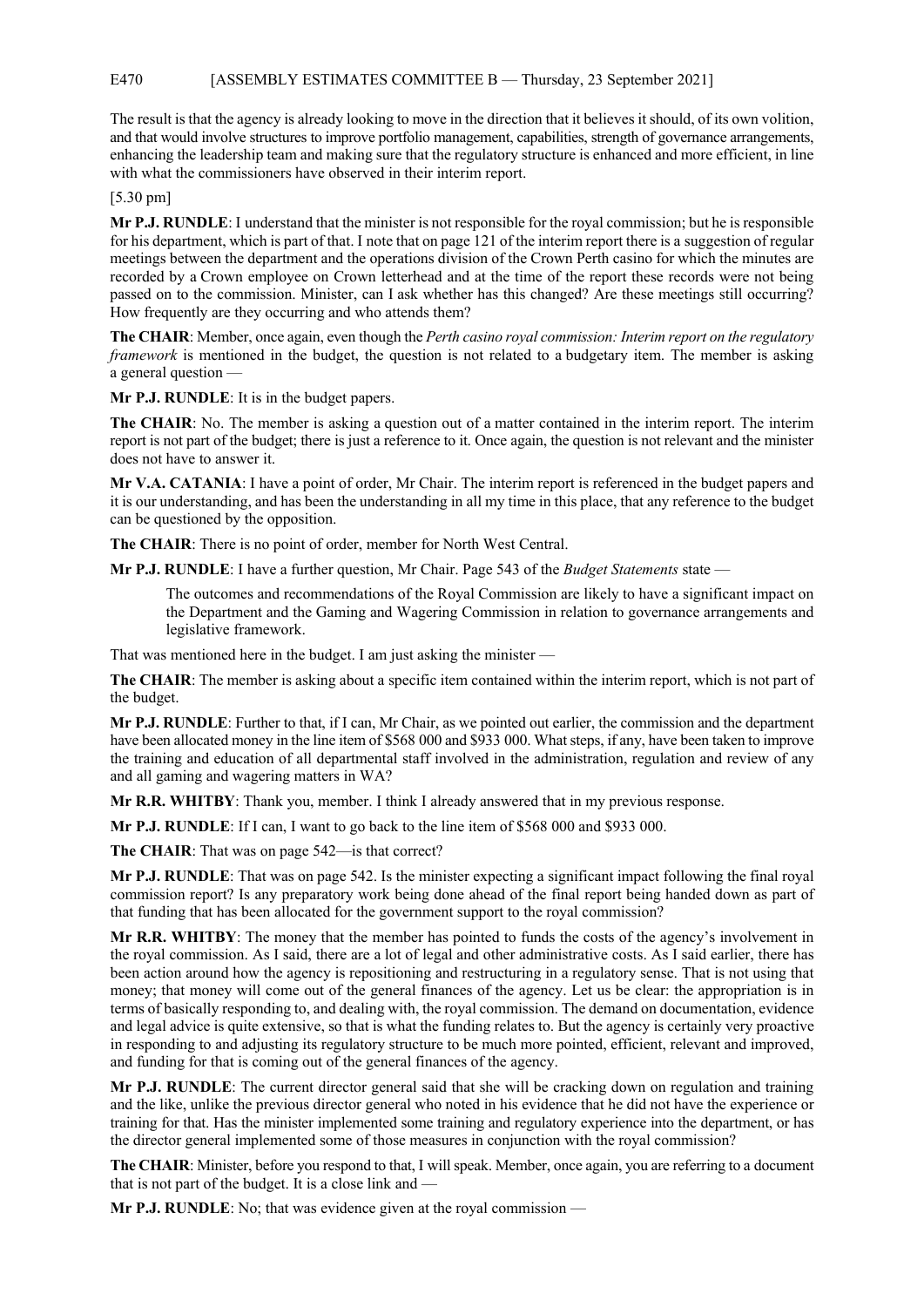The result is that the agency is already looking to move in the direction that it believes it should, of its own volition, and that would involve structures to improve portfolio management, capabilities, strength of governance arrangements, enhancing the leadership team and making sure that the regulatory structure is enhanced and more efficient, in line with what the commissioners have observed in their interim report.

[5.30 pm]

**Mr P.J. RUNDLE**: I understand that the minister is not responsible for the royal commission; but he is responsible for his department, which is part of that. I note that on page 121 of the interim report there is a suggestion of regular meetings between the department and the operations division of the Crown Perth casino for which the minutes are recorded by a Crown employee on Crown letterhead and at the time of the report these records were not being passed on to the commission. Minister, can I ask whether has this changed? Are these meetings still occurring? How frequently are they occurring and who attends them?

**The CHAIR**: Member, once again, even though the *Perth casino royal commission: Interim report on the regulatory framework* is mentioned in the budget, the question is not related to a budgetary item. The member is asking a general question —

**Mr P.J. RUNDLE**: It is in the budget papers.

**The CHAIR**: No. The member is asking a question out of a matter contained in the interim report. The interim report is not part of the budget; there is just a reference to it. Once again, the question is not relevant and the minister does not have to answer it.

**Mr V.A. CATANIA**: I have a point of order, Mr Chair. The interim report is referenced in the budget papers and it is our understanding, and has been the understanding in all my time in this place, that any reference to the budget can be questioned by the opposition.

**The CHAIR**: There is no point of order, member for North West Central.

**Mr P.J. RUNDLE**: I have a further question, Mr Chair. Page 543 of the *Budget Statements* state —

> The outcomes and recommendations of the Royal Commission are likely to have a significant impact on the Department and the Gaming and Wagering Commission in relation to governance arrangements and legislative framework.

That was mentioned here in the budget. I am just asking the minister —

**The CHAIR**: The member is asking about a specific item contained within the interim report, which is not part of the budget.

**Mr P.J. RUNDLE**: Further to that, if I can, Mr Chair, as we pointed out earlier, the commission and the department have been allocated money in the line item of $568 000 and $933 000. What steps, if any, have been taken to improve the training and education of all departmental staff involved in the administration, regulation and review of any and all gaming and wagering matters in WA?

**Mr R.R. WHITBY**: Thank you, member. I think I already answered that in my previous response.

**Mr P.J. RUNDLE**: If I can, I want to go back to the line item of $568 000 and $933 000.

**The CHAIR**: That was on page 542—is that correct?

**Mr P.J. RUNDLE**: That was on page 542. Is the minister expecting a significant impact following the final royal commission report? Is any preparatory work being done ahead of the final report being handed down as part of that funding that has been allocated for the government support to the royal commission?

**Mr R.R. WHITBY**: The money that the member has pointed to funds the costs of the agency's involvement in the royal commission. As I said, there are a lot of legal and other administrative costs. As I said earlier, there has been action around how the agency is repositioning and restructuring in a regulatory sense. That is not using that money; that money will come out of the general finances of the agency. Let us be clear: the appropriation is in terms of basically responding to, and dealing with, the royal commission. The demand on documentation, evidence and legal advice is quite extensive, so that is what the funding relates to. But the agency is certainly very proactive in responding to and adjusting its regulatory structure to be much more pointed, efficient, relevant and improved, and funding for that is coming out of the general finances of the agency.

**Mr P.J. RUNDLE**: The current director general said that she will be cracking down on regulation and training and the like, unlike the previous director general who noted in his evidence that he did not have the experience or training for that. Has the minister implemented some training and regulatory experience into the department, or has the director general implemented some of those measures in conjunction with the royal commission?

**The CHAIR**: Minister, before you respond to that, I will speak. Member, once again, you are referring to a document that is not part of the budget. It is a close link and —

**Mr P.J. RUNDLE**: No; that was evidence given at the royal commission —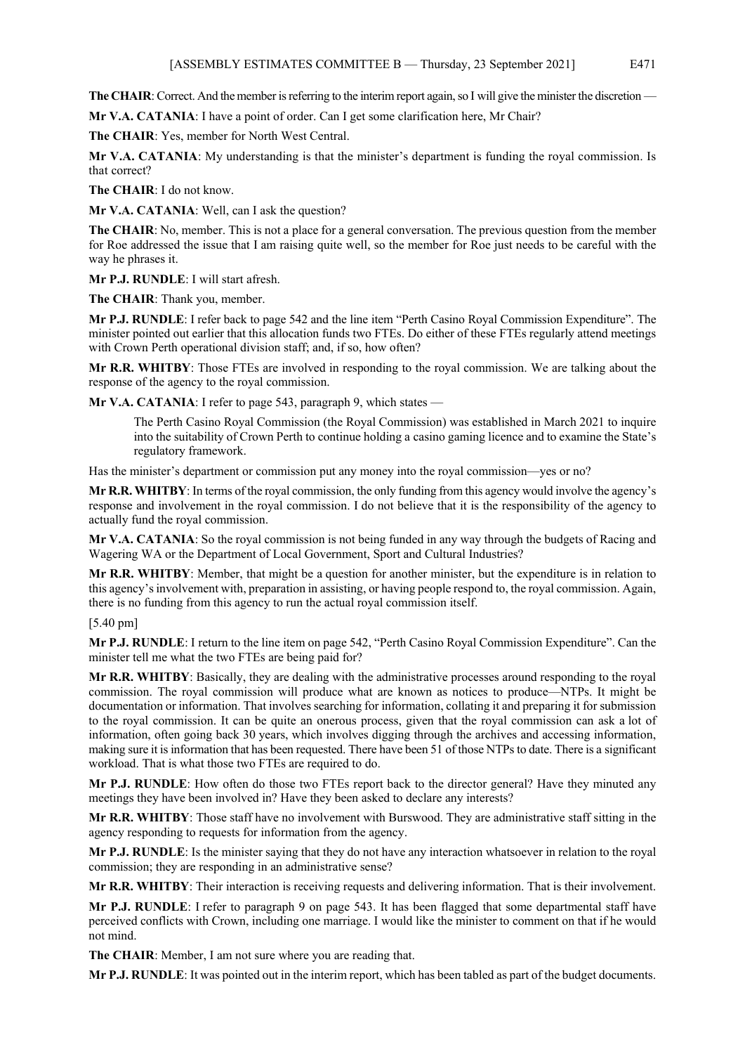**The CHAIR**: Correct. And the member is referring to the interim report again, so I will give the minister the discretion —

**Mr V.A. CATANIA**: I have a point of order. Can I get some clarification here, Mr Chair?

**The CHAIR**: Yes, member for North West Central.

**Mr V.A. CATANIA**: My understanding is that the minister's department is funding the royal commission. Is that correct?

**The CHAIR**: I do not know.

**Mr V.A. CATANIA**: Well, can I ask the question?

**The CHAIR**: No, member. This is not a place for a general conversation. The previous question from the member for Roe addressed the issue that I am raising quite well, so the member for Roe just needs to be careful with the way he phrases it.

**Mr P.J. RUNDLE**: I will start afresh.

**The CHAIR**: Thank you, member.

**Mr P.J. RUNDLE**: I refer back to page 542 and the line item "Perth Casino Royal Commission Expenditure". The minister pointed out earlier that this allocation funds two FTEs. Do either of these FTEs regularly attend meetings with Crown Perth operational division staff; and, if so, how often?

**Mr R.R. WHITBY**: Those FTEs are involved in responding to the royal commission. We are talking about the response of the agency to the royal commission.

**Mr V.A. CATANIA**: I refer to page 543, paragraph 9, which states —

> The Perth Casino Royal Commission (the Royal Commission) was established in March 2021 to inquire into the suitability of Crown Perth to continue holding a casino gaming licence and to examine the State's regulatory framework.

Has the minister's department or commission put any money into the royal commission—yes or no?

**Mr R.R. WHITBY**: In terms of the royal commission, the only funding from this agency would involve the agency's response and involvement in the royal commission. I do not believe that it is the responsibility of the agency to actually fund the royal commission.

**Mr V.A. CATANIA**: So the royal commission is not being funded in any way through the budgets of Racing and Wagering WA or the Department of Local Government, Sport and Cultural Industries?

**Mr R.R. WHITBY**: Member, that might be a question for another minister, but the expenditure is in relation to this agency's involvement with, preparation in assisting, or having people respond to, the royal commission. Again, there is no funding from this agency to run the actual royal commission itself.

[5.40 pm]

**Mr P.J. RUNDLE**: I return to the line item on page 542, "Perth Casino Royal Commission Expenditure". Can the minister tell me what the two FTEs are being paid for?

**Mr R.R. WHITBY**: Basically, they are dealing with the administrative processes around responding to the royal commission. The royal commission will produce what are known as notices to produce—NTPs. It might be documentation or information. That involves searching for information, collating it and preparing it for submission to the royal commission. It can be quite an onerous process, given that the royal commission can ask a lot of information, often going back 30 years, which involves digging through the archives and accessing information, making sure it is information that has been requested. There have been 51 of those NTPs to date. There is a significant workload. That is what those two FTEs are required to do.

**Mr P.J. RUNDLE**: How often do those two FTEs report back to the director general? Have they minuted any meetings they have been involved in? Have they been asked to declare any interests?

**Mr R.R. WHITBY**: Those staff have no involvement with Burswood. They are administrative staff sitting in the agency responding to requests for information from the agency.

**Mr P.J. RUNDLE**: Is the minister saying that they do not have any interaction whatsoever in relation to the royal commission; they are responding in an administrative sense?

**Mr R.R. WHITBY**: Their interaction is receiving requests and delivering information. That is their involvement.

**Mr P.J. RUNDLE**: I refer to paragraph 9 on page 543. It has been flagged that some departmental staff have perceived conflicts with Crown, including one marriage. I would like the minister to comment on that if he would not mind.

**The CHAIR**: Member, I am not sure where you are reading that.

**Mr P.J. RUNDLE**: It was pointed out in the interim report, which has been tabled as part of the budget documents.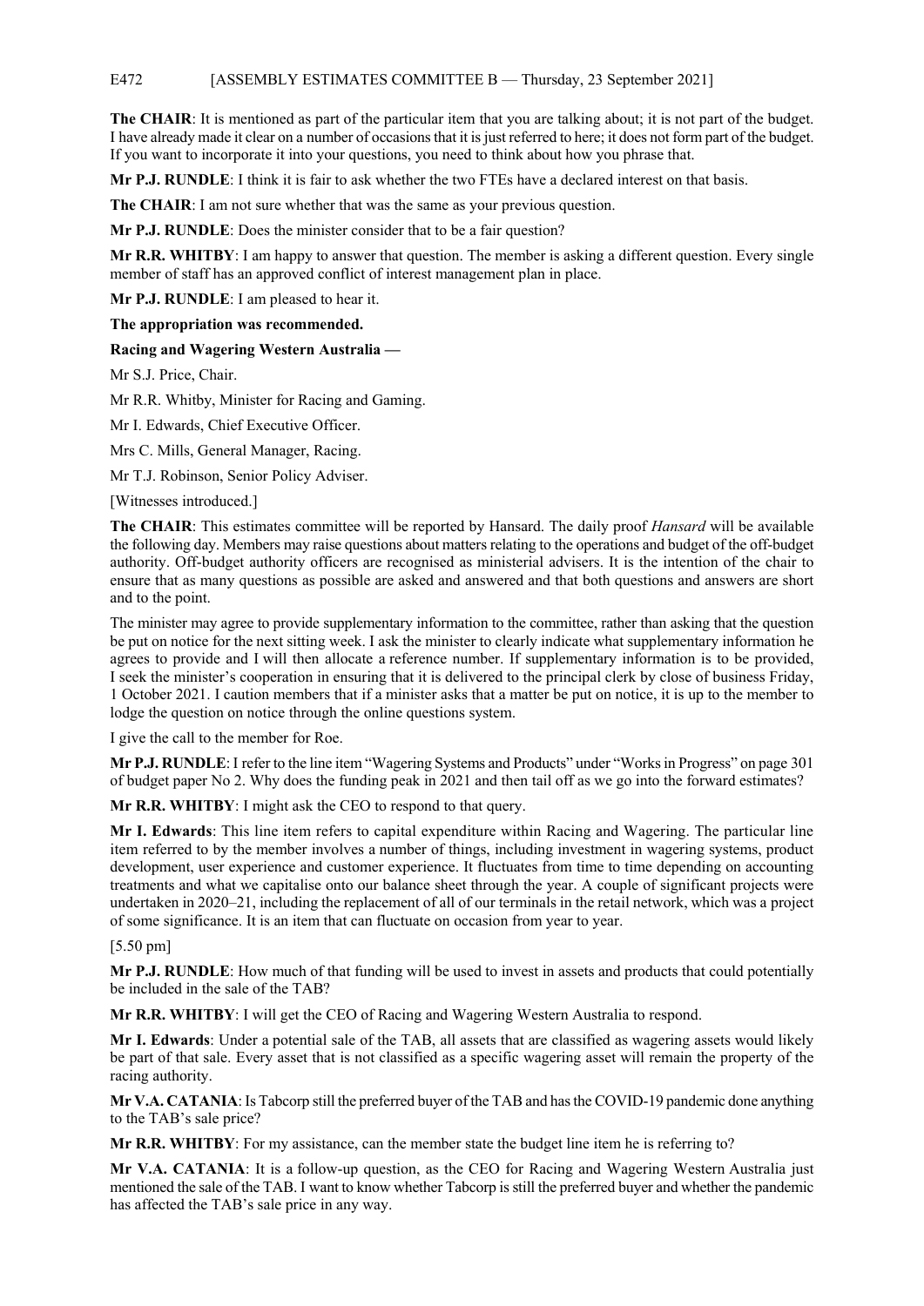**The CHAIR**: It is mentioned as part of the particular item that you are talking about; it is not part of the budget. I have already made it clear on a number of occasions that it is just referred to here; it does not form part of the budget. If you want to incorporate it into your questions, you need to think about how you phrase that.

**Mr P.J. RUNDLE**: I think it is fair to ask whether the two FTEs have a declared interest on that basis.

**The CHAIR**: I am not sure whether that was the same as your previous question.

**Mr P.J. RUNDLE**: Does the minister consider that to be a fair question?

**Mr R.R. WHITBY**: I am happy to answer that question. The member is asking a different question. Every single member of staff has an approved conflict of interest management plan in place.

**Mr P.J. RUNDLE**: I am pleased to hear it.

**The appropriation was recommended.**

**Racing and Wagering Western Australia —**

Mr S.J. Price, Chair.

Mr R.R. Whitby, Minister for Racing and Gaming.

Mr I. Edwards, Chief Executive Officer.

Mrs C. Mills, General Manager, Racing.

Mr T.J. Robinson, Senior Policy Adviser.

[Witnesses introduced.]

**The CHAIR**: This estimates committee will be reported by Hansard. The daily proof *Hansard* will be available the following day. Members may raise questions about matters relating to the operations and budget of the off-budget authority. Off-budget authority officers are recognised as ministerial advisers. It is the intention of the chair to ensure that as many questions as possible are asked and answered and that both questions and answers are short and to the point.

The minister may agree to provide supplementary information to the committee, rather than asking that the question be put on notice for the next sitting week. I ask the minister to clearly indicate what supplementary information he agrees to provide and I will then allocate a reference number. If supplementary information is to be provided, I seek the minister's cooperation in ensuring that it is delivered to the principal clerk by close of business Friday, 1 October 2021. I caution members that if a minister asks that a matter be put on notice, it is up to the member to lodge the question on notice through the online questions system.

I give the call to the member for Roe.

**Mr P.J. RUNDLE**: I refer to the line item "Wagering Systems and Products" under "Works in Progress" on page 301 of budget paper No 2. Why does the funding peak in 2021 and then tail off as we go into the forward estimates?

**Mr R.R. WHITBY**: I might ask the CEO to respond to that query.

**Mr I. Edwards**: This line item refers to capital expenditure within Racing and Wagering. The particular line item referred to by the member involves a number of things, including investment in wagering systems, product development, user experience and customer experience. It fluctuates from time to time depending on accounting treatments and what we capitalise onto our balance sheet through the year. A couple of significant projects were undertaken in 2020–21, including the replacement of all of our terminals in the retail network, which was a project of some significance. It is an item that can fluctuate on occasion from year to year.

[5.50 pm]

**Mr P.J. RUNDLE**: How much of that funding will be used to invest in assets and products that could potentially be included in the sale of the TAB?

**Mr R.R. WHITBY**: I will get the CEO of Racing and Wagering Western Australia to respond.

**Mr I. Edwards**: Under a potential sale of the TAB, all assets that are classified as wagering assets would likely be part of that sale. Every asset that is not classified as a specific wagering asset will remain the property of the racing authority.

**Mr V.A. CATANIA**: Is Tabcorp still the preferred buyer of the TAB and has the COVID-19 pandemic done anything to the TAB's sale price?

**Mr R.R. WHITBY**: For my assistance, can the member state the budget line item he is referring to?

**Mr V.A. CATANIA**: It is a follow-up question, as the CEO for Racing and Wagering Western Australia just mentioned the sale of the TAB. I want to know whether Tabcorp is still the preferred buyer and whether the pandemic has affected the TAB's sale price in any way.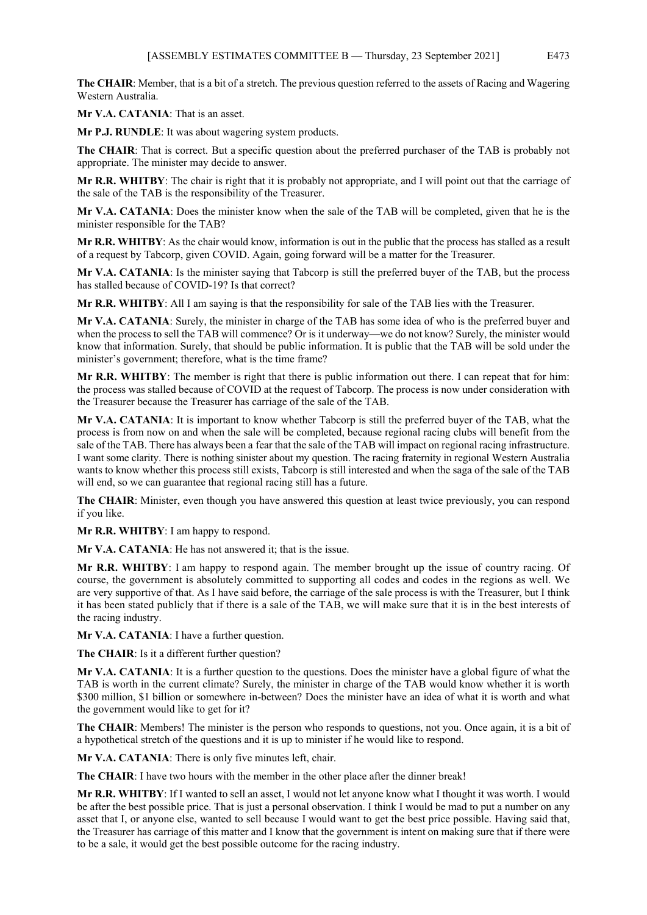**The CHAIR**: Member, that is a bit of a stretch. The previous question referred to the assets of Racing and Wagering Western Australia.

**Mr V.A. CATANIA**: That is an asset.

**Mr P.J. RUNDLE**: It was about wagering system products.

**The CHAIR**: That is correct. But a specific question about the preferred purchaser of the TAB is probably not appropriate. The minister may decide to answer.

**Mr R.R. WHITBY**: The chair is right that it is probably not appropriate, and I will point out that the carriage of the sale of the TAB is the responsibility of the Treasurer.

**Mr V.A. CATANIA**: Does the minister know when the sale of the TAB will be completed, given that he is the minister responsible for the TAB?

**Mr R.R. WHITBY**: As the chair would know, information is out in the public that the process has stalled as a result of a request by Tabcorp, given COVID. Again, going forward will be a matter for the Treasurer.

**Mr V.A. CATANIA**: Is the minister saying that Tabcorp is still the preferred buyer of the TAB, but the process has stalled because of COVID-19? Is that correct?

**Mr R.R. WHITBY**: All I am saying is that the responsibility for sale of the TAB lies with the Treasurer.

**Mr V.A. CATANIA**: Surely, the minister in charge of the TAB has some idea of who is the preferred buyer and when the process to sell the TAB will commence? Or is it underway—we do not know? Surely, the minister would know that information. Surely, that should be public information. It is public that the TAB will be sold under the minister's government; therefore, what is the time frame?

**Mr R.R. WHITBY**: The member is right that there is public information out there. I can repeat that for him: the process was stalled because of COVID at the request of Tabcorp. The process is now under consideration with the Treasurer because the Treasurer has carriage of the sale of the TAB.

**Mr V.A. CATANIA**: It is important to know whether Tabcorp is still the preferred buyer of the TAB, what the process is from now on and when the sale will be completed, because regional racing clubs will benefit from the sale of the TAB. There has always been a fear that the sale of the TAB will impact on regional racing infrastructure. I want some clarity. There is nothing sinister about my question. The racing fraternity in regional Western Australia wants to know whether this process still exists, Tabcorp is still interested and when the saga of the sale of the TAB will end, so we can guarantee that regional racing still has a future.

**The CHAIR**: Minister, even though you have answered this question at least twice previously, you can respond if you like.

**Mr R.R. WHITBY**: I am happy to respond.

**Mr V.A. CATANIA**: He has not answered it; that is the issue.

**Mr R.R. WHITBY**: I am happy to respond again. The member brought up the issue of country racing. Of course, the government is absolutely committed to supporting all codes and codes in the regions as well. We are very supportive of that. As I have said before, the carriage of the sale process is with the Treasurer, but I think it has been stated publicly that if there is a sale of the TAB, we will make sure that it is in the best interests of the racing industry.

**Mr V.A. CATANIA**: I have a further question.

**The CHAIR**: Is it a different further question?

**Mr V.A. CATANIA**: It is a further question to the questions. Does the minister have a global figure of what the TAB is worth in the current climate? Surely, the minister in charge of the TAB would know whether it is worth \$300 million, \$1 billion or somewhere in-between? Does the minister have an idea of what it is worth and what the government would like to get for it?

**The CHAIR**: Members! The minister is the person who responds to questions, not you. Once again, it is a bit of a hypothetical stretch of the questions and it is up to minister if he would like to respond.

**Mr V.A. CATANIA**: There is only five minutes left, chair.

**The CHAIR**: I have two hours with the member in the other place after the dinner break!

**Mr R.R. WHITBY**: If I wanted to sell an asset, I would not let anyone know what I thought it was worth. I would be after the best possible price. That is just a personal observation. I think I would be mad to put a number on any asset that I, or anyone else, wanted to sell because I would want to get the best price possible. Having said that, the Treasurer has carriage of this matter and I know that the government is intent on making sure that if there were to be a sale, it would get the best possible outcome for the racing industry.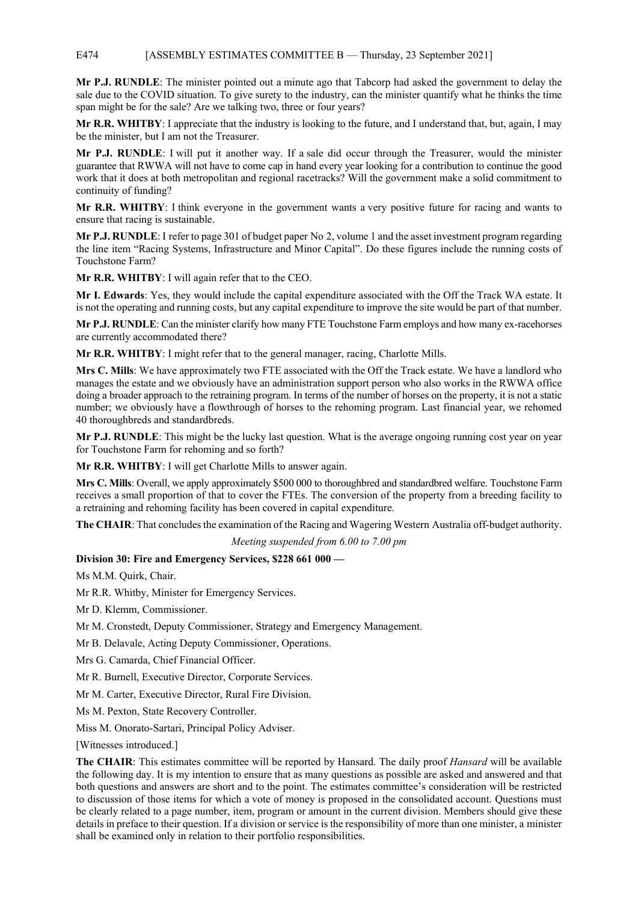**Mr P.J. RUNDLE**: The minister pointed out a minute ago that Tabcorp had asked the government to delay the sale due to the COVID situation. To give surety to the industry, can the minister quantify what he thinks the time span might be for the sale? Are we talking two, three or four years?

**Mr R.R. WHITBY**: I appreciate that the industry is looking to the future, and I understand that, but, again, I may be the minister, but I am not the Treasurer.

**Mr P.J. RUNDLE**: I will put it another way. If a sale did occur through the Treasurer, would the minister guarantee that RWWA will not have to come cap in hand every year looking for a contribution to continue the good work that it does at both metropolitan and regional racetracks? Will the government make a solid commitment to continuity of funding?

**Mr R.R. WHITBY**: I think everyone in the government wants a very positive future for racing and wants to ensure that racing is sustainable.

**Mr P.J. RUNDLE**: I refer to page 301 of budget paper No 2, volume 1 and the asset investment program regarding the line item "Racing Systems, Infrastructure and Minor Capital". Do these figures include the running costs of Touchstone Farm?

**Mr R.R. WHITBY**: I will again refer that to the CEO.

**Mr I. Edwards**: Yes, they would include the capital expenditure associated with the Off the Track WA estate. It is not the operating and running costs, but any capital expenditure to improve the site would be part of that number.

**Mr P.J. RUNDLE**: Can the minister clarify how many FTE Touchstone Farm employs and how many ex-racehorses are currently accommodated there?

**Mr R.R. WHITBY**: I might refer that to the general manager, racing, Charlotte Mills.

**Mrs C. Mills**: We have approximately two FTE associated with the Off the Track estate. We have a landlord who manages the estate and we obviously have an administration support person who also works in the RWWA office doing a broader approach to the retraining program. In terms of the number of horses on the property, it is not a static number; we obviously have a flowthrough of horses to the rehoming program. Last financial year, we rehomed 40 thoroughbreds and standardbreds.

**Mr P.J. RUNDLE**: This might be the lucky last question. What is the average ongoing running cost year on year for Touchstone Farm for rehoming and so forth?

**Mr R.R. WHITBY**: I will get Charlotte Mills to answer again.

**Mrs C. Mills**: Overall, we apply approximately $500 000 to thoroughbred and standardbred welfare. Touchstone Farm receives a small proportion of that to cover the FTEs. The conversion of the property from a breeding facility to a retraining and rehoming facility has been covered in capital expenditure.

**The CHAIR**: That concludes the examination of the Racing and Wagering Western Australia off-budget authority.

*Meeting suspended from 6.00 to 7.00 pm*

**Division 30: Fire and Emergency Services, $228 661 000 —**

Ms M.M. Quirk, Chair.

Mr R.R. Whitby, Minister for Emergency Services.

Mr D. Klemm, Commissioner.

Mr M. Cronstedt, Deputy Commissioner, Strategy and Emergency Management.

Mr B. Delavale, Acting Deputy Commissioner, Operations.

Mrs G. Camarda, Chief Financial Officer.

Mr R. Burnell, Executive Director, Corporate Services.

Mr M. Carter, Executive Director, Rural Fire Division.

Ms M. Pexton, State Recovery Controller.

Miss M. Onorato-Sartari, Principal Policy Adviser.

[Witnesses introduced.]

**The CHAIR**: This estimates committee will be reported by Hansard. The daily proof *Hansard* will be available the following day. It is my intention to ensure that as many questions as possible are asked and answered and that both questions and answers are short and to the point. The estimates committee's consideration will be restricted to discussion of those items for which a vote of money is proposed in the consolidated account. Questions must be clearly related to a page number, item, program or amount in the current division. Members should give these details in preface to their question. If a division or service is the responsibility of more than one minister, a minister shall be examined only in relation to their portfolio responsibilities.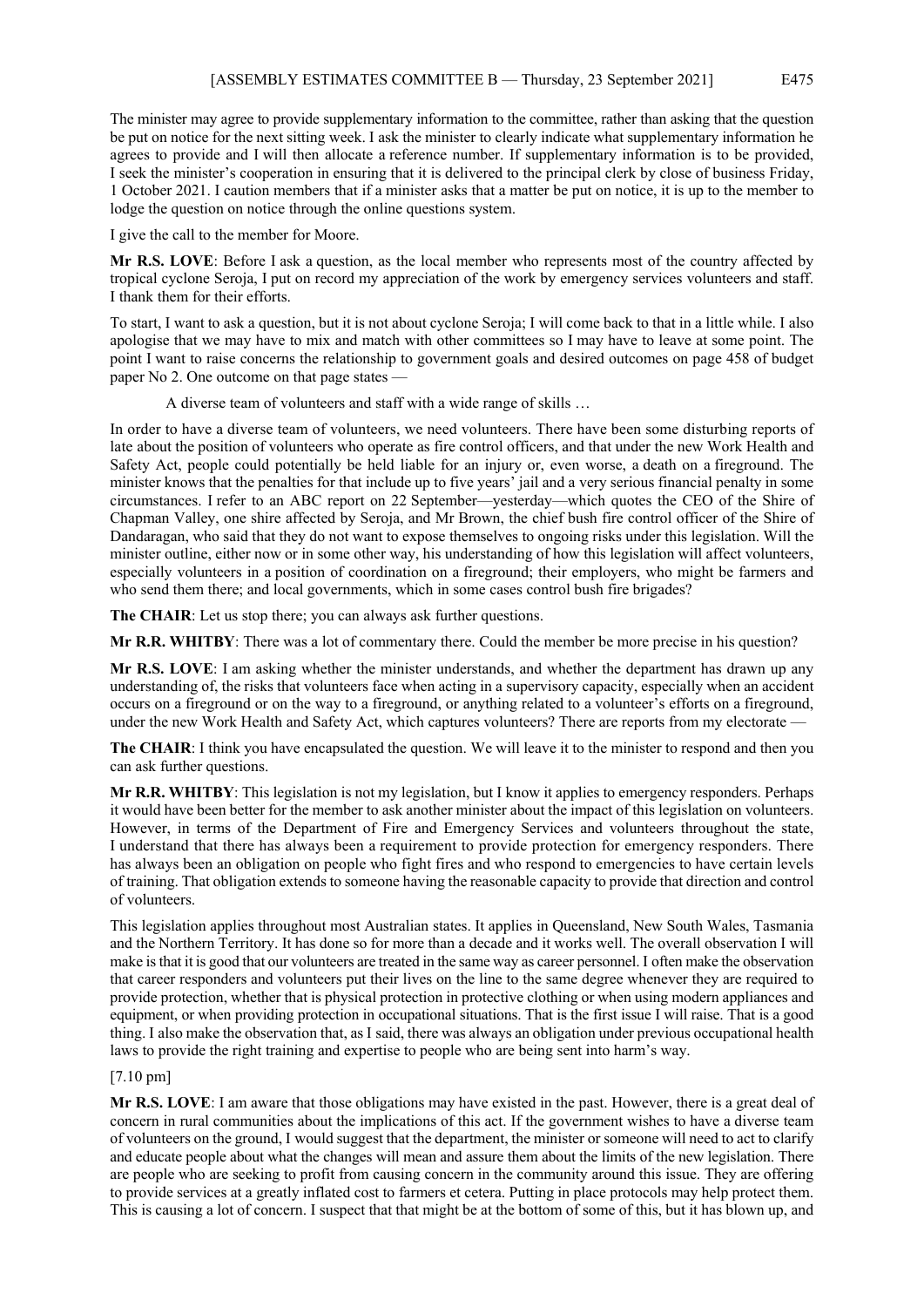The minister may agree to provide supplementary information to the committee, rather than asking that the question be put on notice for the next sitting week. I ask the minister to clearly indicate what supplementary information he agrees to provide and I will then allocate a reference number. If supplementary information is to be provided, I seek the minister's cooperation in ensuring that it is delivered to the principal clerk by close of business Friday, 1 October 2021. I caution members that if a minister asks that a matter be put on notice, it is up to the member to lodge the question on notice through the online questions system.

I give the call to the member for Moore.

**Mr R.S. LOVE**: Before I ask a question, as the local member who represents most of the country affected by tropical cyclone Seroja, I put on record my appreciation of the work by emergency services volunteers and staff. I thank them for their efforts.

To start, I want to ask a question, but it is not about cyclone Seroja; I will come back to that in a little while. I also apologise that we may have to mix and match with other committees so I may have to leave at some point. The point I want to raise concerns the relationship to government goals and desired outcomes on page 458 of budget paper No 2. One outcome on that page states —

> A diverse team of volunteers and staff with a wide range of skills …

In order to have a diverse team of volunteers, we need volunteers. There have been some disturbing reports of late about the position of volunteers who operate as fire control officers, and that under the new Work Health and Safety Act, people could potentially be held liable for an injury or, even worse, a death on a fireground. The minister knows that the penalties for that include up to five years' jail and a very serious financial penalty in some circumstances. I refer to an ABC report on 22 September—yesterday—which quotes the CEO of the Shire of Chapman Valley, one shire affected by Seroja, and Mr Brown, the chief bush fire control officer of the Shire of Dandaragan, who said that they do not want to expose themselves to ongoing risks under this legislation. Will the minister outline, either now or in some other way, his understanding of how this legislation will affect volunteers, especially volunteers in a position of coordination on a fireground; their employers, who might be farmers and who send them there; and local governments, which in some cases control bush fire brigades?

**The CHAIR**: Let us stop there; you can always ask further questions.

**Mr R.R. WHITBY**: There was a lot of commentary there. Could the member be more precise in his question?

**Mr R.S. LOVE**: I am asking whether the minister understands, and whether the department has drawn up any understanding of, the risks that volunteers face when acting in a supervisory capacity, especially when an accident occurs on a fireground or on the way to a fireground, or anything related to a volunteer's efforts on a fireground, under the new Work Health and Safety Act, which captures volunteers? There are reports from my electorate —

**The CHAIR**: I think you have encapsulated the question. We will leave it to the minister to respond and then you can ask further questions.

**Mr R.R. WHITBY**: This legislation is not my legislation, but I know it applies to emergency responders. Perhaps it would have been better for the member to ask another minister about the impact of this legislation on volunteers. However, in terms of the Department of Fire and Emergency Services and volunteers throughout the state, I understand that there has always been a requirement to provide protection for emergency responders. There has always been an obligation on people who fight fires and who respond to emergencies to have certain levels of training. That obligation extends to someone having the reasonable capacity to provide that direction and control of volunteers.

This legislation applies throughout most Australian states. It applies in Queensland, New South Wales, Tasmania and the Northern Territory. It has done so for more than a decade and it works well. The overall observation I will make is that it is good that our volunteers are treated in the same way as career personnel. I often make the observation that career responders and volunteers put their lives on the line to the same degree whenever they are required to provide protection, whether that is physical protection in protective clothing or when using modern appliances and equipment, or when providing protection in occupational situations. That is the first issue I will raise. That is a good thing. I also make the observation that, as I said, there was always an obligation under previous occupational health laws to provide the right training and expertise to people who are being sent into harm's way.

[7.10 pm]

**Mr R.S. LOVE**: I am aware that those obligations may have existed in the past. However, there is a great deal of concern in rural communities about the implications of this act. If the government wishes to have a diverse team of volunteers on the ground, I would suggest that the department, the minister or someone will need to act to clarify and educate people about what the changes will mean and assure them about the limits of the new legislation. There are people who are seeking to profit from causing concern in the community around this issue. They are offering to provide services at a greatly inflated cost to farmers et cetera. Putting in place protocols may help protect them. This is causing a lot of concern. I suspect that that might be at the bottom of some of this, but it has blown up, and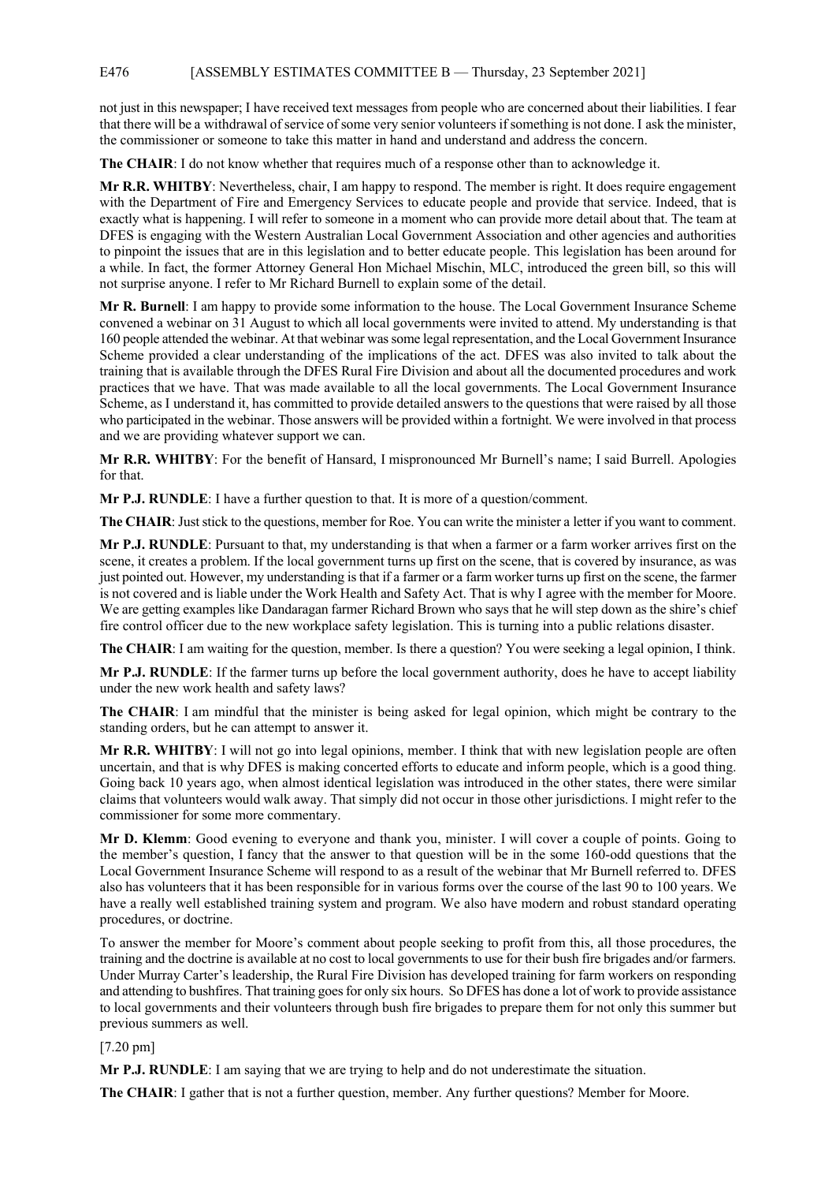not just in this newspaper; I have received text messages from people who are concerned about their liabilities. I fear that there will be a withdrawal of service of some very senior volunteers if something is not done. I ask the minister, the commissioner or someone to take this matter in hand and understand and address the concern.

**The CHAIR**: I do not know whether that requires much of a response other than to acknowledge it.

**Mr R.R. WHITBY**: Nevertheless, chair, I am happy to respond. The member is right. It does require engagement with the Department of Fire and Emergency Services to educate people and provide that service. Indeed, that is exactly what is happening. I will refer to someone in a moment who can provide more detail about that. The team at DFES is engaging with the Western Australian Local Government Association and other agencies and authorities to pinpoint the issues that are in this legislation and to better educate people. This legislation has been around for a while. In fact, the former Attorney General Hon Michael Mischin, MLC, introduced the green bill, so this will not surprise anyone. I refer to Mr Richard Burnell to explain some of the detail.

**Mr R. Burnell**: I am happy to provide some information to the house. The Local Government Insurance Scheme convened a webinar on 31 August to which all local governments were invited to attend. My understanding is that 160 people attended the webinar. At that webinar was some legal representation, and the Local Government Insurance Scheme provided a clear understanding of the implications of the act. DFES was also invited to talk about the training that is available through the DFES Rural Fire Division and about all the documented procedures and work practices that we have. That was made available to all the local governments. The Local Government Insurance Scheme, as I understand it, has committed to provide detailed answers to the questions that were raised by all those who participated in the webinar. Those answers will be provided within a fortnight. We were involved in that process and we are providing whatever support we can.

**Mr R.R. WHITBY**: For the benefit of Hansard, I mispronounced Mr Burnell's name; I said Burrell. Apologies for that.

**Mr P.J. RUNDLE**: I have a further question to that. It is more of a question/comment.

**The CHAIR**: Just stick to the questions, member for Roe. You can write the minister a letter if you want to comment.

**Mr P.J. RUNDLE**: Pursuant to that, my understanding is that when a farmer or a farm worker arrives first on the scene, it creates a problem. If the local government turns up first on the scene, that is covered by insurance, as was just pointed out. However, my understanding is that if a farmer or a farm worker turns up first on the scene, the farmer is not covered and is liable under the Work Health and Safety Act. That is why I agree with the member for Moore. We are getting examples like Dandaragan farmer Richard Brown who says that he will step down as the shire's chief fire control officer due to the new workplace safety legislation. This is turning into a public relations disaster.

**The CHAIR**: I am waiting for the question, member. Is there a question? You were seeking a legal opinion, I think.

**Mr P.J. RUNDLE**: If the farmer turns up before the local government authority, does he have to accept liability under the new work health and safety laws?

**The CHAIR**: I am mindful that the minister is being asked for legal opinion, which might be contrary to the standing orders, but he can attempt to answer it.

**Mr R.R. WHITBY**: I will not go into legal opinions, member. I think that with new legislation people are often uncertain, and that is why DFES is making concerted efforts to educate and inform people, which is a good thing. Going back 10 years ago, when almost identical legislation was introduced in the other states, there were similar claims that volunteers would walk away. That simply did not occur in those other jurisdictions. I might refer to the commissioner for some more commentary.

**Mr D. Klemm**: Good evening to everyone and thank you, minister. I will cover a couple of points. Going to the member's question, I fancy that the answer to that question will be in the some 160-odd questions that the Local Government Insurance Scheme will respond to as a result of the webinar that Mr Burnell referred to. DFES also has volunteers that it has been responsible for in various forms over the course of the last 90 to 100 years. We have a really well established training system and program. We also have modern and robust standard operating procedures, or doctrine.

To answer the member for Moore's comment about people seeking to profit from this, all those procedures, the training and the doctrine is available at no cost to local governments to use for their bush fire brigades and/or farmers. Under Murray Carter's leadership, the Rural Fire Division has developed training for farm workers on responding and attending to bushfires. That training goes for only six hours. So DFES has done a lot of work to provide assistance to local governments and their volunteers through bush fire brigades to prepare them for not only this summer but previous summers as well.

[7.20 pm]

**Mr P.J. RUNDLE**: I am saying that we are trying to help and do not underestimate the situation.

**The CHAIR**: I gather that is not a further question, member. Any further questions? Member for Moore.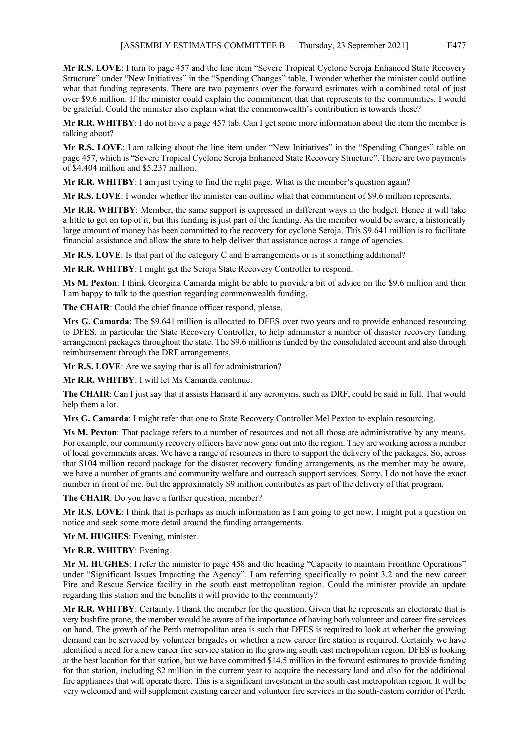**Mr R.S. LOVE**: I turn to page 457 and the line item "Severe Tropical Cyclone Seroja Enhanced State Recovery Structure" under "New Initiatives" in the "Spending Changes" table. I wonder whether the minister could outline what that funding represents. There are two payments over the forward estimates with a combined total of just over $9.6 million. If the minister could explain the commitment that that represents to the communities, I would be grateful. Could the minister also explain what the commonwealth's contribution is towards these?

**Mr R.R. WHITBY**: I do not have a page 457 tab. Can I get some more information about the item the member is talking about?

**Mr R.S. LOVE**: I am talking about the line item under "New Initiatives" in the "Spending Changes" table on page 457, which is "Severe Tropical Cyclone Seroja Enhanced State Recovery Structure". There are two payments of $4.404 million and $5.237 million.

**Mr R.R. WHITBY**: I am just trying to find the right page. What is the member's question again?

**Mr R.S. LOVE**: I wonder whether the minister can outline what that commitment of $9.6 million represents.

**Mr R.R. WHITBY**: Member, the same support is expressed in different ways in the budget. Hence it will take a little to get on top of it, but this funding is just part of the funding. As the member would be aware, a historically large amount of money has been committed to the recovery for cyclone Seroja. This $9.641 million is to facilitate financial assistance and allow the state to help deliver that assistance across a range of agencies.

**Mr R.S. LOVE**: Is that part of the category C and E arrangements or is it something additional?

**Mr R.R. WHITBY**: I might get the Seroja State Recovery Controller to respond.

**Ms M. Pexton**: I think Georgina Camarda might be able to provide a bit of advice on the $9.6 million and then I am happy to talk to the question regarding commonwealth funding.

**The CHAIR**: Could the chief finance officer respond, please.

**Mrs G. Camarda**: The $9.641 million is allocated to DFES over two years and to provide enhanced resourcing to DFES, in particular the State Recovery Controller, to help administer a number of disaster recovery funding arrangement packages throughout the state. The $9.6 million is funded by the consolidated account and also through reimbursement through the DRF arrangements.

**Mr R.S. LOVE**: Are we saying that is all for administration?

**Mr R.R. WHITBY**: I will let Ms Camarda continue.

**The CHAIR**: Can I just say that it assists Hansard if any acronyms, such as DRF, could be said in full. That would help them a lot.

**Mrs G. Camarda**: I might refer that one to State Recovery Controller Mel Pexton to explain resourcing.

**Ms M. Pexton**: That package refers to a number of resources and not all those are administrative by any means. For example, our community recovery officers have now gone out into the region. They are working across a number of local governments areas. We have a range of resources in there to support the delivery of the packages. So, across that $104 million record package for the disaster recovery funding arrangements, as the member may be aware, we have a number of grants and community welfare and outreach support services. Sorry, I do not have the exact number in front of me, but the approximately $9 million contributes as part of the delivery of that program.

**The CHAIR**: Do you have a further question, member?

**Mr R.S. LOVE**: I think that is perhaps as much information as I am going to get now. I might put a question on notice and seek some more detail around the funding arrangements.

**Mr M. HUGHES**: Evening, minister.

**Mr R.R. WHITBY**: Evening.

**Mr M. HUGHES**: I refer the minister to page 458 and the heading "Capacity to maintain Frontline Operations" under "Significant Issues Impacting the Agency". I am referring specifically to point 3.2 and the new career Fire and Rescue Service facility in the south east metropolitan region. Could the minister provide an update regarding this station and the benefits it will provide to the community?

**Mr R.R. WHITBY**: Certainly. I thank the member for the question. Given that he represents an electorate that is very bushfire prone, the member would be aware of the importance of having both volunteer and career fire services on hand. The growth of the Perth metropolitan area is such that DFES is required to look at whether the growing demand can be serviced by volunteer brigades or whether a new career fire station is required. Certainly we have identified a need for a new career fire service station in the growing south east metropolitan region. DFES is looking at the best location for that station, but we have committed $14.5 million in the forward estimates to provide funding for that station, including $2 million in the current year to acquire the necessary land and also for the additional fire appliances that will operate there. This is a significant investment in the south east metropolitan region. It will be very welcomed and will supplement existing career and volunteer fire services in the south-eastern corridor of Perth.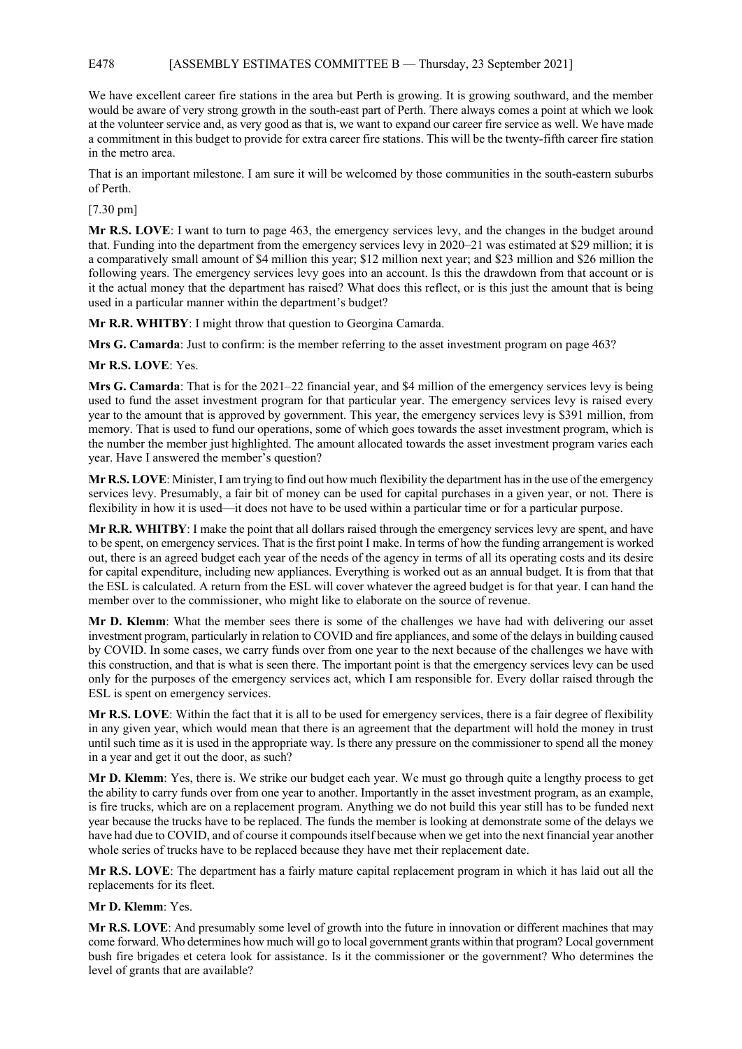We have excellent career fire stations in the area but Perth is growing. It is growing southward, and the member would be aware of very strong growth in the south-east part of Perth. There always comes a point at which we look at the volunteer service and, as very good as that is, we want to expand our career fire service as well. We have made a commitment in this budget to provide for extra career fire stations. This will be the twenty-fifth career fire station in the metro area.

That is an important milestone. I am sure it will be welcomed by those communities in the south-eastern suburbs of Perth.

[7.30 pm]

**Mr R.S. LOVE**: I want to turn to page 463, the emergency services levy, and the changes in the budget around that. Funding into the department from the emergency services levy in 2020–21 was estimated at $29 million; it is a comparatively small amount of $4 million this year; $12 million next year; and $23 million and $26 million the following years. The emergency services levy goes into an account. Is this the drawdown from that account or is it the actual money that the department has raised? What does this reflect, or is this just the amount that is being used in a particular manner within the department's budget?

**Mr R.R. WHITBY**: I might throw that question to Georgina Camarda.

**Mrs G. Camarda**: Just to confirm: is the member referring to the asset investment program on page 463?

**Mr R.S. LOVE**: Yes.

**Mrs G. Camarda**: That is for the 2021–22 financial year, and $4 million of the emergency services levy is being used to fund the asset investment program for that particular year. The emergency services levy is raised every year to the amount that is approved by government. This year, the emergency services levy is $391 million, from memory. That is used to fund our operations, some of which goes towards the asset investment program, which is the number the member just highlighted. The amount allocated towards the asset investment program varies each year. Have I answered the member's question?

**Mr R.S. LOVE**: Minister, I am trying to find out how much flexibility the department has in the use of the emergency services levy. Presumably, a fair bit of money can be used for capital purchases in a given year, or not. There is flexibility in how it is used—it does not have to be used within a particular time or for a particular purpose.

**Mr R.R. WHITBY**: I make the point that all dollars raised through the emergency services levy are spent, and have to be spent, on emergency services. That is the first point I make. In terms of how the funding arrangement is worked out, there is an agreed budget each year of the needs of the agency in terms of all its operating costs and its desire for capital expenditure, including new appliances. Everything is worked out as an annual budget. It is from that that the ESL is calculated. A return from the ESL will cover whatever the agreed budget is for that year. I can hand the member over to the commissioner, who might like to elaborate on the source of revenue.

**Mr D. Klemm**: What the member sees there is some of the challenges we have had with delivering our asset investment program, particularly in relation to COVID and fire appliances, and some of the delays in building caused by COVID. In some cases, we carry funds over from one year to the next because of the challenges we have with this construction, and that is what is seen there. The important point is that the emergency services levy can be used only for the purposes of the emergency services act, which I am responsible for. Every dollar raised through the ESL is spent on emergency services.

**Mr R.S. LOVE**: Within the fact that it is all to be used for emergency services, there is a fair degree of flexibility in any given year, which would mean that there is an agreement that the department will hold the money in trust until such time as it is used in the appropriate way. Is there any pressure on the commissioner to spend all the money in a year and get it out the door, as such?

**Mr D. Klemm**: Yes, there is. We strike our budget each year. We must go through quite a lengthy process to get the ability to carry funds over from one year to another. Importantly in the asset investment program, as an example, is fire trucks, which are on a replacement program. Anything we do not build this year still has to be funded next year because the trucks have to be replaced. The funds the member is looking at demonstrate some of the delays we have had due to COVID, and of course it compounds itself because when we get into the next financial year another whole series of trucks have to be replaced because they have met their replacement date.

**Mr R.S. LOVE**: The department has a fairly mature capital replacement program in which it has laid out all the replacements for its fleet.

**Mr D. Klemm**: Yes.

**Mr R.S. LOVE**: And presumably some level of growth into the future in innovation or different machines that may come forward. Who determines how much will go to local government grants within that program? Local government bush fire brigades et cetera look for assistance. Is it the commissioner or the government? Who determines the level of grants that are available?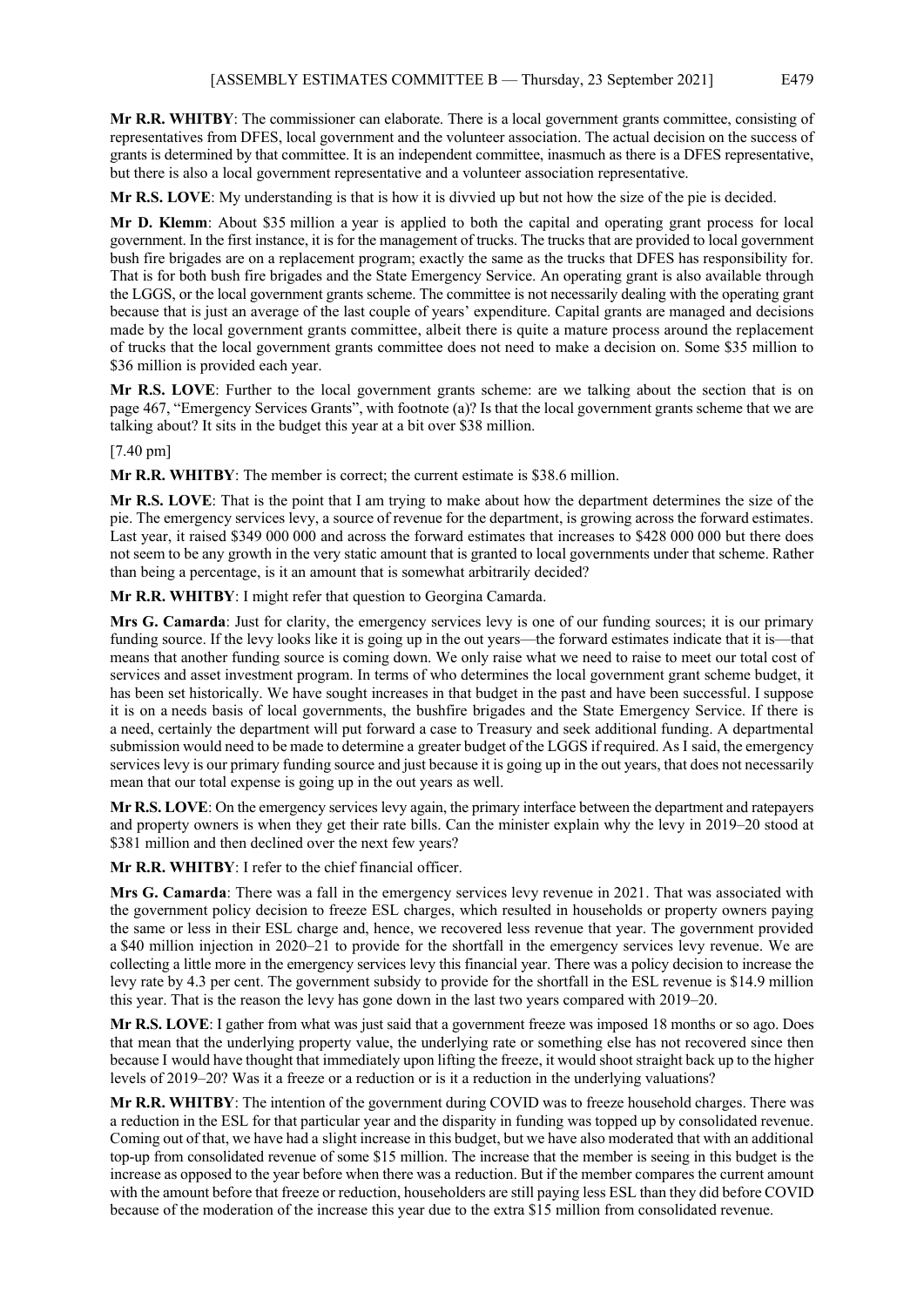**Mr R.R. WHITBY**: The commissioner can elaborate. There is a local government grants committee, consisting of representatives from DFES, local government and the volunteer association. The actual decision on the success of grants is determined by that committee. It is an independent committee, inasmuch as there is a DFES representative, but there is also a local government representative and a volunteer association representative.

**Mr R.S. LOVE**: My understanding is that is how it is divvied up but not how the size of the pie is decided.

**Mr D. Klemm**: About $35 million a year is applied to both the capital and operating grant process for local government. In the first instance, it is for the management of trucks. The trucks that are provided to local government bush fire brigades are on a replacement program; exactly the same as the trucks that DFES has responsibility for. That is for both bush fire brigades and the State Emergency Service. An operating grant is also available through the LGGS, or the local government grants scheme. The committee is not necessarily dealing with the operating grant because that is just an average of the last couple of years' expenditure. Capital grants are managed and decisions made by the local government grants committee, albeit there is quite a mature process around the replacement of trucks that the local government grants committee does not need to make a decision on. Some $35 million to $36 million is provided each year.

**Mr R.S. LOVE**: Further to the local government grants scheme: are we talking about the section that is on page 467, "Emergency Services Grants", with footnote (a)? Is that the local government grants scheme that we are talking about? It sits in the budget this year at a bit over $38 million.

[7.40 pm]

**Mr R.R. WHITBY**: The member is correct; the current estimate is $38.6 million.

**Mr R.S. LOVE**: That is the point that I am trying to make about how the department determines the size of the pie. The emergency services levy, a source of revenue for the department, is growing across the forward estimates. Last year, it raised $349 000 000 and across the forward estimates that increases to $428 000 000 but there does not seem to be any growth in the very static amount that is granted to local governments under that scheme. Rather than being a percentage, is it an amount that is somewhat arbitrarily decided?

**Mr R.R. WHITBY**: I might refer that question to Georgina Camarda.

**Mrs G. Camarda**: Just for clarity, the emergency services levy is one of our funding sources; it is our primary funding source. If the levy looks like it is going up in the out years—the forward estimates indicate that it is—that means that another funding source is coming down. We only raise what we need to raise to meet our total cost of services and asset investment program. In terms of who determines the local government grant scheme budget, it has been set historically. We have sought increases in that budget in the past and have been successful. I suppose it is on a needs basis of local governments, the bushfire brigades and the State Emergency Service. If there is a need, certainly the department will put forward a case to Treasury and seek additional funding. A departmental submission would need to be made to determine a greater budget of the LGGS if required. As I said, the emergency services levy is our primary funding source and just because it is going up in the out years, that does not necessarily mean that our total expense is going up in the out years as well.

**Mr R.S. LOVE**: On the emergency services levy again, the primary interface between the department and ratepayers and property owners is when they get their rate bills. Can the minister explain why the levy in 2019–20 stood at $381 million and then declined over the next few years?

**Mr R.R. WHITBY**: I refer to the chief financial officer.

**Mrs G. Camarda**: There was a fall in the emergency services levy revenue in 2021. That was associated with the government policy decision to freeze ESL charges, which resulted in households or property owners paying the same or less in their ESL charge and, hence, we recovered less revenue that year. The government provided a $40 million injection in 2020–21 to provide for the shortfall in the emergency services levy revenue. We are collecting a little more in the emergency services levy this financial year. There was a policy decision to increase the levy rate by 4.3 per cent. The government subsidy to provide for the shortfall in the ESL revenue is $14.9 million this year. That is the reason the levy has gone down in the last two years compared with 2019–20.

**Mr R.S. LOVE**: I gather from what was just said that a government freeze was imposed 18 months or so ago. Does that mean that the underlying property value, the underlying rate or something else has not recovered since then because I would have thought that immediately upon lifting the freeze, it would shoot straight back up to the higher levels of 2019–20? Was it a freeze or a reduction or is it a reduction in the underlying valuations?

**Mr R.R. WHITBY**: The intention of the government during COVID was to freeze household charges. There was a reduction in the ESL for that particular year and the disparity in funding was topped up by consolidated revenue. Coming out of that, we have had a slight increase in this budget, but we have also moderated that with an additional top-up from consolidated revenue of some $15 million. The increase that the member is seeing in this budget is the increase as opposed to the year before when there was a reduction. But if the member compares the current amount with the amount before that freeze or reduction, householders are still paying less ESL than they did before COVID because of the moderation of the increase this year due to the extra $15 million from consolidated revenue.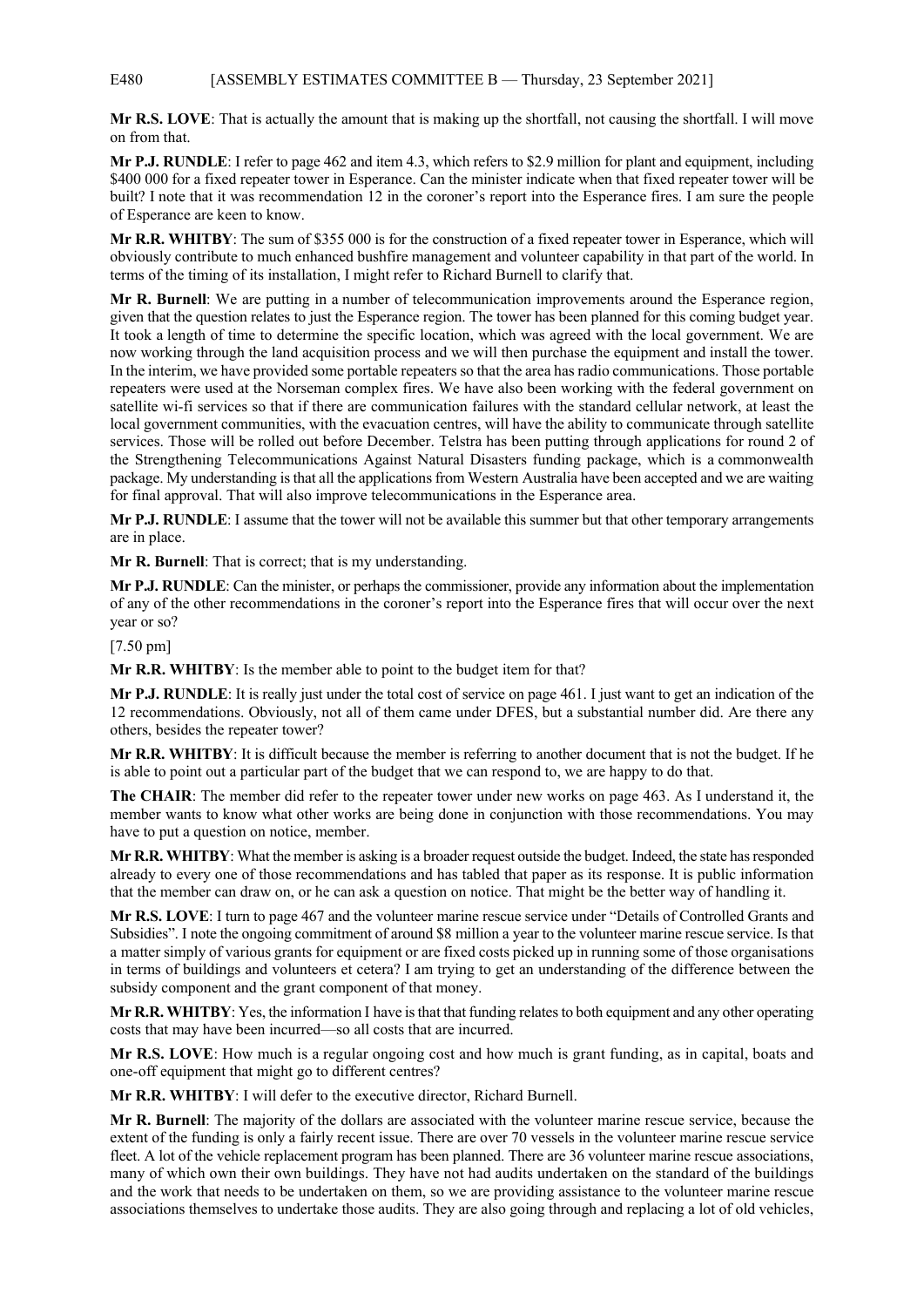**Mr R.S. LOVE**: That is actually the amount that is making up the shortfall, not causing the shortfall. I will move on from that.

**Mr P.J. RUNDLE**: I refer to page 462 and item 4.3, which refers to $2.9 million for plant and equipment, including $400 000 for a fixed repeater tower in Esperance. Can the minister indicate when that fixed repeater tower will be built? I note that it was recommendation 12 in the coroner's report into the Esperance fires. I am sure the people of Esperance are keen to know.

**Mr R.R. WHITBY**: The sum of $355 000 is for the construction of a fixed repeater tower in Esperance, which will obviously contribute to much enhanced bushfire management and volunteer capability in that part of the world. In terms of the timing of its installation, I might refer to Richard Burnell to clarify that.

**Mr R. Burnell**: We are putting in a number of telecommunication improvements around the Esperance region, given that the question relates to just the Esperance region. The tower has been planned for this coming budget year. It took a length of time to determine the specific location, which was agreed with the local government. We are now working through the land acquisition process and we will then purchase the equipment and install the tower. In the interim, we have provided some portable repeaters so that the area has radio communications. Those portable repeaters were used at the Norseman complex fires. We have also been working with the federal government on satellite wi-fi services so that if there are communication failures with the standard cellular network, at least the local government communities, with the evacuation centres, will have the ability to communicate through satellite services. Those will be rolled out before December. Telstra has been putting through applications for round 2 of the Strengthening Telecommunications Against Natural Disasters funding package, which is a commonwealth package. My understanding is that all the applications from Western Australia have been accepted and we are waiting for final approval. That will also improve telecommunications in the Esperance area.

**Mr P.J. RUNDLE**: I assume that the tower will not be available this summer but that other temporary arrangements are in place.

**Mr R. Burnell**: That is correct; that is my understanding.

**Mr P.J. RUNDLE**: Can the minister, or perhaps the commissioner, provide any information about the implementation of any of the other recommendations in the coroner's report into the Esperance fires that will occur over the next year or so?

[7.50 pm]

**Mr R.R. WHITBY**: Is the member able to point to the budget item for that?

**Mr P.J. RUNDLE**: It is really just under the total cost of service on page 461. I just want to get an indication of the 12 recommendations. Obviously, not all of them came under DFES, but a substantial number did. Are there any others, besides the repeater tower?

**Mr R.R. WHITBY**: It is difficult because the member is referring to another document that is not the budget. If he is able to point out a particular part of the budget that we can respond to, we are happy to do that.

**The CHAIR**: The member did refer to the repeater tower under new works on page 463. As I understand it, the member wants to know what other works are being done in conjunction with those recommendations. You may have to put a question on notice, member.

**Mr R.R. WHITBY**: What the member is asking is a broader request outside the budget. Indeed, the state has responded already to every one of those recommendations and has tabled that paper as its response. It is public information that the member can draw on, or he can ask a question on notice. That might be the better way of handling it.

**Mr R.S. LOVE**: I turn to page 467 and the volunteer marine rescue service under "Details of Controlled Grants and Subsidies". I note the ongoing commitment of around $8 million a year to the volunteer marine rescue service. Is that a matter simply of various grants for equipment or are fixed costs picked up in running some of those organisations in terms of buildings and volunteers et cetera? I am trying to get an understanding of the difference between the subsidy component and the grant component of that money.

**Mr R.R. WHITBY**: Yes, the information I have is that that funding relates to both equipment and any other operating costs that may have been incurred—so all costs that are incurred.

**Mr R.S. LOVE**: How much is a regular ongoing cost and how much is grant funding, as in capital, boats and one-off equipment that might go to different centres?

**Mr R.R. WHITBY**: I will defer to the executive director, Richard Burnell.

**Mr R. Burnell**: The majority of the dollars are associated with the volunteer marine rescue service, because the extent of the funding is only a fairly recent issue. There are over 70 vessels in the volunteer marine rescue service fleet. A lot of the vehicle replacement program has been planned. There are 36 volunteer marine rescue associations, many of which own their own buildings. They have not had audits undertaken on the standard of the buildings and the work that needs to be undertaken on them, so we are providing assistance to the volunteer marine rescue associations themselves to undertake those audits. They are also going through and replacing a lot of old vehicles,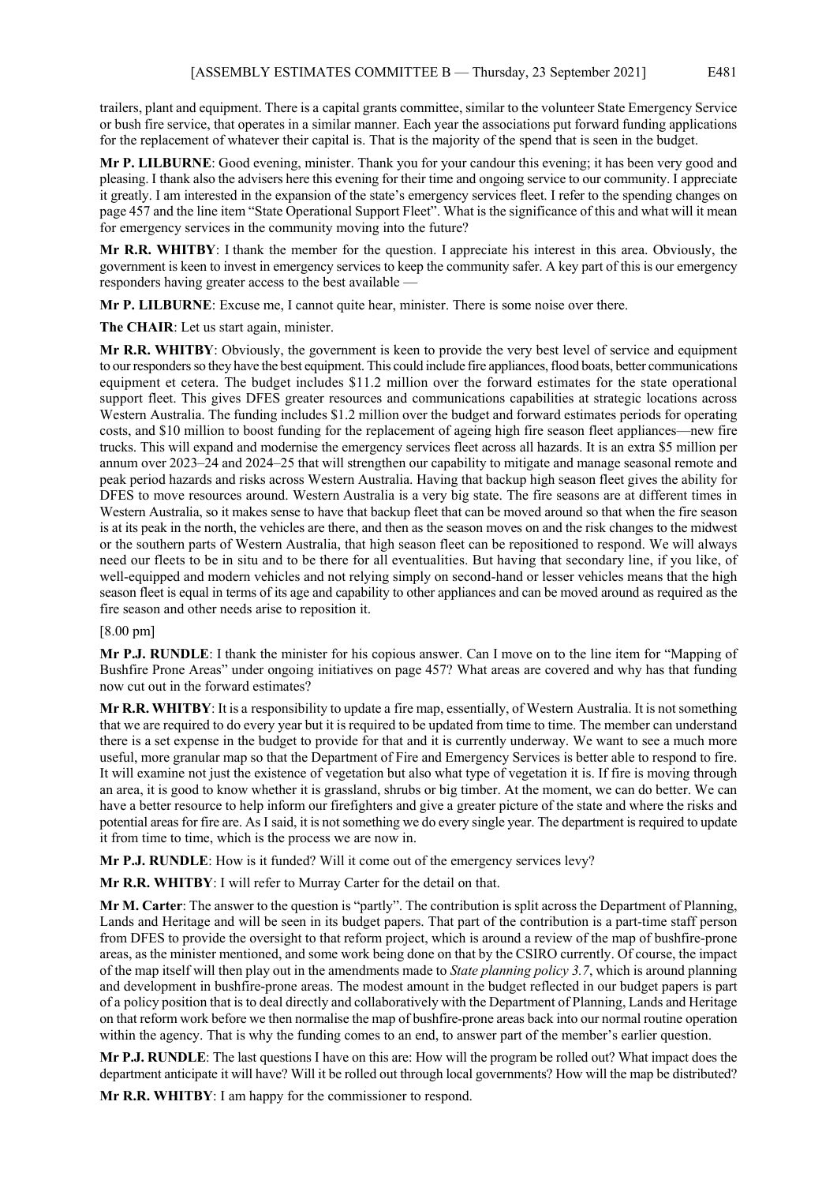trailers, plant and equipment. There is a capital grants committee, similar to the volunteer State Emergency Service or bush fire service, that operates in a similar manner. Each year the associations put forward funding applications for the replacement of whatever their capital is. That is the majority of the spend that is seen in the budget.

**Mr P. LILBURNE**: Good evening, minister. Thank you for your candour this evening; it has been very good and pleasing. I thank also the advisers here this evening for their time and ongoing service to our community. I appreciate it greatly. I am interested in the expansion of the state's emergency services fleet. I refer to the spending changes on page 457 and the line item "State Operational Support Fleet". What is the significance of this and what will it mean for emergency services in the community moving into the future?

**Mr R.R. WHITBY**: I thank the member for the question. I appreciate his interest in this area. Obviously, the government is keen to invest in emergency services to keep the community safer. A key part of this is our emergency responders having greater access to the best available —

**Mr P. LILBURNE**: Excuse me, I cannot quite hear, minister. There is some noise over there.

**The CHAIR**: Let us start again, minister.

**Mr R.R. WHITBY**: Obviously, the government is keen to provide the very best level of service and equipment to our responders so they have the best equipment. This could include fire appliances, flood boats, better communications equipment et cetera. The budget includes $11.2 million over the forward estimates for the state operational support fleet. This gives DFES greater resources and communications capabilities at strategic locations across Western Australia. The funding includes $1.2 million over the budget and forward estimates periods for operating costs, and $10 million to boost funding for the replacement of ageing high fire season fleet appliances—new fire trucks. This will expand and modernise the emergency services fleet across all hazards. It is an extra $5 million per annum over 2023–24 and 2024–25 that will strengthen our capability to mitigate and manage seasonal remote and peak period hazards and risks across Western Australia. Having that backup high season fleet gives the ability for DFES to move resources around. Western Australia is a very big state. The fire seasons are at different times in Western Australia, so it makes sense to have that backup fleet that can be moved around so that when the fire season is at its peak in the north, the vehicles are there, and then as the season moves on and the risk changes to the midwest or the southern parts of Western Australia, that high season fleet can be repositioned to respond. We will always need our fleets to be in situ and to be there for all eventualities. But having that secondary line, if you like, of well-equipped and modern vehicles and not relying simply on second-hand or lesser vehicles means that the high season fleet is equal in terms of its age and capability to other appliances and can be moved around as required as the fire season and other needs arise to reposition it.

[8.00 pm]

**Mr P.J. RUNDLE**: I thank the minister for his copious answer. Can I move on to the line item for "Mapping of Bushfire Prone Areas" under ongoing initiatives on page 457? What areas are covered and why has that funding now cut out in the forward estimates?

**Mr R.R. WHITBY**: It is a responsibility to update a fire map, essentially, of Western Australia. It is not something that we are required to do every year but it is required to be updated from time to time. The member can understand there is a set expense in the budget to provide for that and it is currently underway. We want to see a much more useful, more granular map so that the Department of Fire and Emergency Services is better able to respond to fire. It will examine not just the existence of vegetation but also what type of vegetation it is. If fire is moving through an area, it is good to know whether it is grassland, shrubs or big timber. At the moment, we can do better. We can have a better resource to help inform our firefighters and give a greater picture of the state and where the risks and potential areas for fire are. As I said, it is not something we do every single year. The department is required to update it from time to time, which is the process we are now in.

**Mr P.J. RUNDLE**: How is it funded? Will it come out of the emergency services levy?

**Mr R.R. WHITBY**: I will refer to Murray Carter for the detail on that.

**Mr M. Carter**: The answer to the question is "partly". The contribution is split across the Department of Planning, Lands and Heritage and will be seen in its budget papers. That part of the contribution is a part-time staff person from DFES to provide the oversight to that reform project, which is around a review of the map of bushfire-prone areas, as the minister mentioned, and some work being done on that by the CSIRO currently. Of course, the impact of the map itself will then play out in the amendments made to *State planning policy 3.7*, which is around planning and development in bushfire-prone areas. The modest amount in the budget reflected in our budget papers is part of a policy position that is to deal directly and collaboratively with the Department of Planning, Lands and Heritage on that reform work before we then normalise the map of bushfire-prone areas back into our normal routine operation within the agency. That is why the funding comes to an end, to answer part of the member's earlier question.

**Mr P.J. RUNDLE**: The last questions I have on this are: How will the program be rolled out? What impact does the department anticipate it will have? Will it be rolled out through local governments? How will the map be distributed?

**Mr R.R. WHITBY**: I am happy for the commissioner to respond.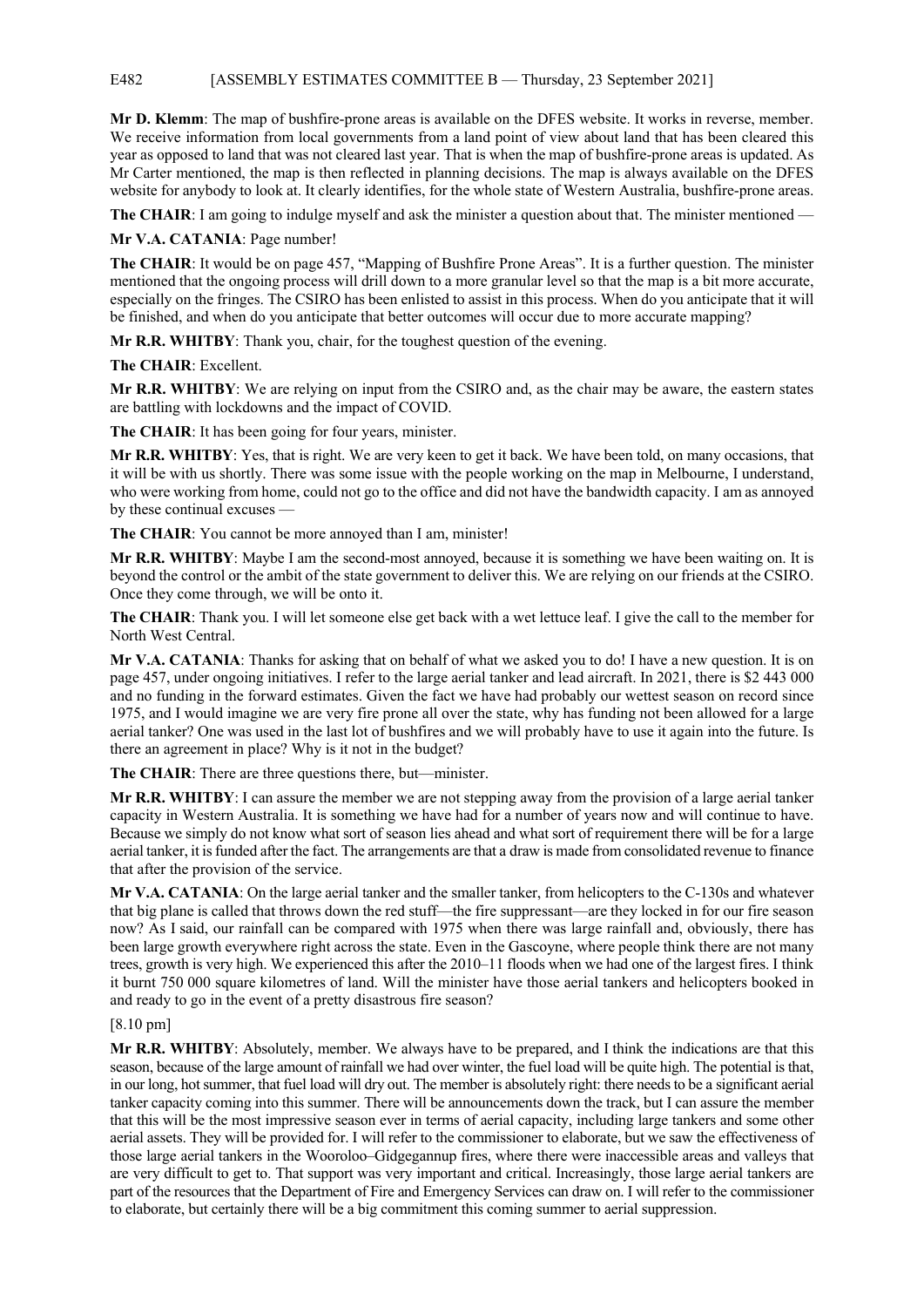**Mr D. Klemm**: The map of bushfire-prone areas is available on the DFES website. It works in reverse, member. We receive information from local governments from a land point of view about land that has been cleared this year as opposed to land that was not cleared last year. That is when the map of bushfire-prone areas is updated. As Mr Carter mentioned, the map is then reflected in planning decisions. The map is always available on the DFES website for anybody to look at. It clearly identifies, for the whole state of Western Australia, bushfire-prone areas.

**The CHAIR**: I am going to indulge myself and ask the minister a question about that. The minister mentioned —

**Mr V.A. CATANIA**: Page number!

**The CHAIR**: It would be on page 457, "Mapping of Bushfire Prone Areas". It is a further question. The minister mentioned that the ongoing process will drill down to a more granular level so that the map is a bit more accurate, especially on the fringes. The CSIRO has been enlisted to assist in this process. When do you anticipate that it will be finished, and when do you anticipate that better outcomes will occur due to more accurate mapping?

**Mr R.R. WHITBY**: Thank you, chair, for the toughest question of the evening.

**The CHAIR**: Excellent.

**Mr R.R. WHITBY**: We are relying on input from the CSIRO and, as the chair may be aware, the eastern states are battling with lockdowns and the impact of COVID.

**The CHAIR**: It has been going for four years, minister.

**Mr R.R. WHITBY**: Yes, that is right. We are very keen to get it back. We have been told, on many occasions, that it will be with us shortly. There was some issue with the people working on the map in Melbourne, I understand, who were working from home, could not go to the office and did not have the bandwidth capacity. I am as annoyed by these continual excuses —

**The CHAIR**: You cannot be more annoyed than I am, minister!

**Mr R.R. WHITBY**: Maybe I am the second-most annoyed, because it is something we have been waiting on. It is beyond the control or the ambit of the state government to deliver this. We are relying on our friends at the CSIRO. Once they come through, we will be onto it.

**The CHAIR**: Thank you. I will let someone else get back with a wet lettuce leaf. I give the call to the member for North West Central.

**Mr V.A. CATANIA**: Thanks for asking that on behalf of what we asked you to do! I have a new question. It is on page 457, under ongoing initiatives. I refer to the large aerial tanker and lead aircraft. In 2021, there is $2 443 000 and no funding in the forward estimates. Given the fact we have had probably our wettest season on record since 1975, and I would imagine we are very fire prone all over the state, why has funding not been allowed for a large aerial tanker? One was used in the last lot of bushfires and we will probably have to use it again into the future. Is there an agreement in place? Why is it not in the budget?

**The CHAIR**: There are three questions there, but—minister.

**Mr R.R. WHITBY**: I can assure the member we are not stepping away from the provision of a large aerial tanker capacity in Western Australia. It is something we have had for a number of years now and will continue to have. Because we simply do not know what sort of season lies ahead and what sort of requirement there will be for a large aerial tanker, it is funded after the fact. The arrangements are that a draw is made from consolidated revenue to finance that after the provision of the service.

**Mr V.A. CATANIA**: On the large aerial tanker and the smaller tanker, from helicopters to the C-130s and whatever that big plane is called that throws down the red stuff—the fire suppressant—are they locked in for our fire season now? As I said, our rainfall can be compared with 1975 when there was large rainfall and, obviously, there has been large growth everywhere right across the state. Even in the Gascoyne, where people think there are not many trees, growth is very high. We experienced this after the 2010–11 floods when we had one of the largest fires. I think it burnt 750 000 square kilometres of land. Will the minister have those aerial tankers and helicopters booked in and ready to go in the event of a pretty disastrous fire season?

[8.10 pm]

**Mr R.R. WHITBY**: Absolutely, member. We always have to be prepared, and I think the indications are that this season, because of the large amount of rainfall we had over winter, the fuel load will be quite high. The potential is that, in our long, hot summer, that fuel load will dry out. The member is absolutely right: there needs to be a significant aerial tanker capacity coming into this summer. There will be announcements down the track, but I can assure the member that this will be the most impressive season ever in terms of aerial capacity, including large tankers and some other aerial assets. They will be provided for. I will refer to the commissioner to elaborate, but we saw the effectiveness of those large aerial tankers in the Wooroloo–Gidgegannup fires, where there were inaccessible areas and valleys that are very difficult to get to. That support was very important and critical. Increasingly, those large aerial tankers are part of the resources that the Department of Fire and Emergency Services can draw on. I will refer to the commissioner to elaborate, but certainly there will be a big commitment this coming summer to aerial suppression.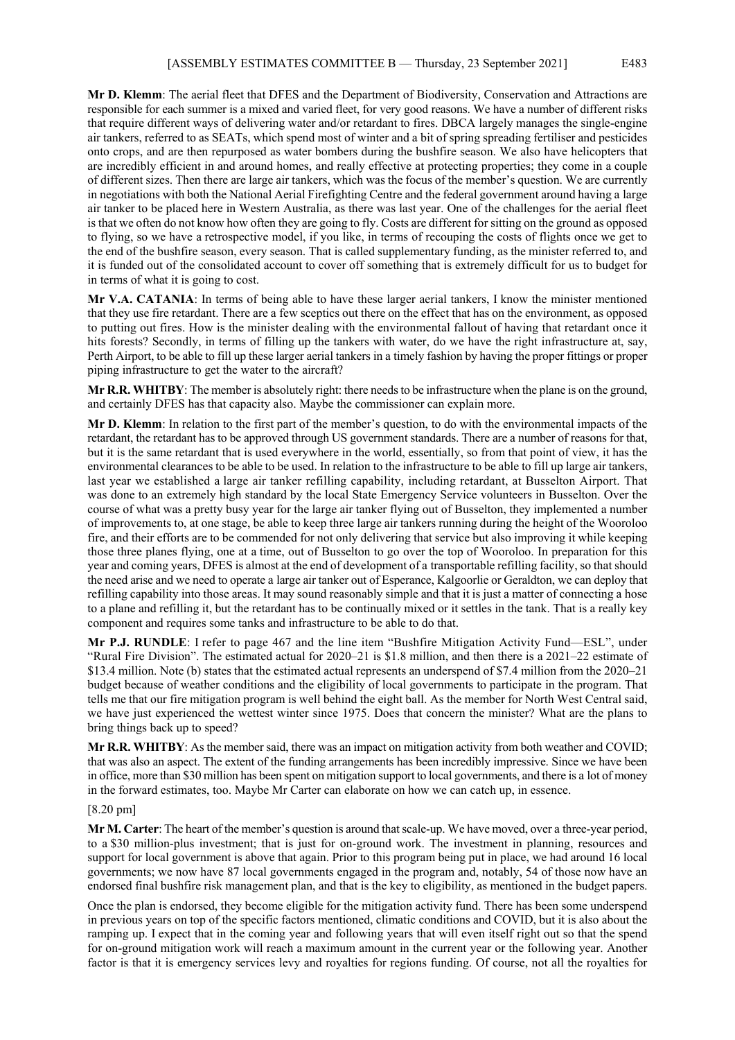**Mr D. Klemm**: The aerial fleet that DFES and the Department of Biodiversity, Conservation and Attractions are responsible for each summer is a mixed and varied fleet, for very good reasons. We have a number of different risks that require different ways of delivering water and/or retardant to fires. DBCA largely manages the single-engine air tankers, referred to as SEATs, which spend most of winter and a bit of spring spreading fertiliser and pesticides onto crops, and are then repurposed as water bombers during the bushfire season. We also have helicopters that are incredibly efficient in and around homes, and really effective at protecting properties; they come in a couple of different sizes. Then there are large air tankers, which was the focus of the member's question. We are currently in negotiations with both the National Aerial Firefighting Centre and the federal government around having a large air tanker to be placed here in Western Australia, as there was last year. One of the challenges for the aerial fleet is that we often do not know how often they are going to fly. Costs are different for sitting on the ground as opposed to flying, so we have a retrospective model, if you like, in terms of recouping the costs of flights once we get to the end of the bushfire season, every season. That is called supplementary funding, as the minister referred to, and it is funded out of the consolidated account to cover off something that is extremely difficult for us to budget for in terms of what it is going to cost.

**Mr V.A. CATANIA**: In terms of being able to have these larger aerial tankers, I know the minister mentioned that they use fire retardant. There are a few sceptics out there on the effect that has on the environment, as opposed to putting out fires. How is the minister dealing with the environmental fallout of having that retardant once it hits forests? Secondly, in terms of filling up the tankers with water, do we have the right infrastructure at, say, Perth Airport, to be able to fill up these larger aerial tankers in a timely fashion by having the proper fittings or proper piping infrastructure to get the water to the aircraft?

**Mr R.R. WHITBY**: The member is absolutely right: there needs to be infrastructure when the plane is on the ground, and certainly DFES has that capacity also. Maybe the commissioner can explain more.

**Mr D. Klemm**: In relation to the first part of the member's question, to do with the environmental impacts of the retardant, the retardant has to be approved through US government standards. There are a number of reasons for that, but it is the same retardant that is used everywhere in the world, essentially, so from that point of view, it has the environmental clearances to be able to be used. In relation to the infrastructure to be able to fill up large air tankers, last year we established a large air tanker refilling capability, including retardant, at Busselton Airport. That was done to an extremely high standard by the local State Emergency Service volunteers in Busselton. Over the course of what was a pretty busy year for the large air tanker flying out of Busselton, they implemented a number of improvements to, at one stage, be able to keep three large air tankers running during the height of the Wooroloo fire, and their efforts are to be commended for not only delivering that service but also improving it while keeping those three planes flying, one at a time, out of Busselton to go over the top of Wooroloo. In preparation for this year and coming years, DFES is almost at the end of development of a transportable refilling facility, so that should the need arise and we need to operate a large air tanker out of Esperance, Kalgoorlie or Geraldton, we can deploy that refilling capability into those areas. It may sound reasonably simple and that it is just a matter of connecting a hose to a plane and refilling it, but the retardant has to be continually mixed or it settles in the tank. That is a really key component and requires some tanks and infrastructure to be able to do that.

**Mr P.J. RUNDLE**: I refer to page 467 and the line item "Bushfire Mitigation Activity Fund—ESL", under "Rural Fire Division". The estimated actual for 2020–21 is $1.8 million, and then there is a 2021–22 estimate of $13.4 million. Note (b) states that the estimated actual represents an underspend of $7.4 million from the 2020–21 budget because of weather conditions and the eligibility of local governments to participate in the program. That tells me that our fire mitigation program is well behind the eight ball. As the member for North West Central said, we have just experienced the wettest winter since 1975. Does that concern the minister? What are the plans to bring things back up to speed?

**Mr R.R. WHITBY**: As the member said, there was an impact on mitigation activity from both weather and COVID; that was also an aspect. The extent of the funding arrangements has been incredibly impressive. Since we have been in office, more than $30 million has been spent on mitigation support to local governments, and there is a lot of money in the forward estimates, too. Maybe Mr Carter can elaborate on how we can catch up, in essence.

[8.20 pm]

**Mr M. Carter**: The heart of the member's question is around that scale-up. We have moved, over a three-year period, to a $30 million-plus investment; that is just for on-ground work. The investment in planning, resources and support for local government is above that again. Prior to this program being put in place, we had around 16 local governments; we now have 87 local governments engaged in the program and, notably, 54 of those now have an endorsed final bushfire risk management plan, and that is the key to eligibility, as mentioned in the budget papers.

Once the plan is endorsed, they become eligible for the mitigation activity fund. There has been some underspend in previous years on top of the specific factors mentioned, climatic conditions and COVID, but it is also about the ramping up. I expect that in the coming year and following years that will even itself right out so that the spend for on-ground mitigation work will reach a maximum amount in the current year or the following year. Another factor is that it is emergency services levy and royalties for regions funding. Of course, not all the royalties for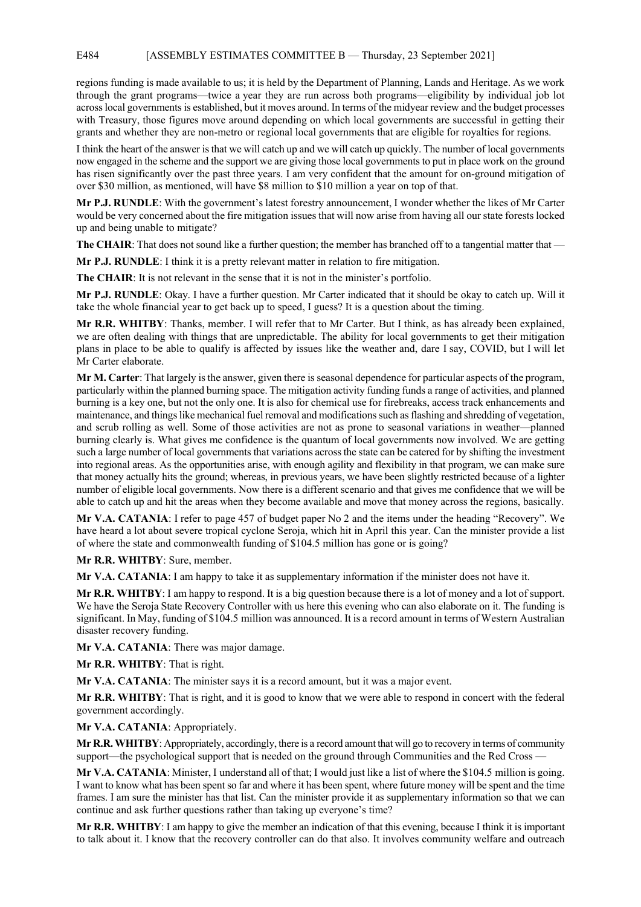regions funding is made available to us; it is held by the Department of Planning, Lands and Heritage. As we work through the grant programs—twice a year they are run across both programs—eligibility by individual job lot across local governments is established, but it moves around. In terms of the midyear review and the budget processes with Treasury, those figures move around depending on which local governments are successful in getting their grants and whether they are non-metro or regional local governments that are eligible for royalties for regions.

I think the heart of the answer is that we will catch up and we will catch up quickly. The number of local governments now engaged in the scheme and the support we are giving those local governments to put in place work on the ground has risen significantly over the past three years. I am very confident that the amount for on-ground mitigation of over $30 million, as mentioned, will have $8 million to $10 million a year on top of that.

**Mr P.J. RUNDLE**: With the government's latest forestry announcement, I wonder whether the likes of Mr Carter would be very concerned about the fire mitigation issues that will now arise from having all our state forests locked up and being unable to mitigate?

**The CHAIR**: That does not sound like a further question; the member has branched off to a tangential matter that —

**Mr P.J. RUNDLE**: I think it is a pretty relevant matter in relation to fire mitigation.

**The CHAIR**: It is not relevant in the sense that it is not in the minister's portfolio.

**Mr P.J. RUNDLE**: Okay. I have a further question. Mr Carter indicated that it should be okay to catch up. Will it take the whole financial year to get back up to speed, I guess? It is a question about the timing.

**Mr R.R. WHITBY**: Thanks, member. I will refer that to Mr Carter. But I think, as has already been explained, we are often dealing with things that are unpredictable. The ability for local governments to get their mitigation plans in place to be able to qualify is affected by issues like the weather and, dare I say, COVID, but I will let Mr Carter elaborate.

**Mr M. Carter**: That largely is the answer, given there is seasonal dependence for particular aspects of the program, particularly within the planned burning space. The mitigation activity funding funds a range of activities, and planned burning is a key one, but not the only one. It is also for chemical use for firebreaks, access track enhancements and maintenance, and things like mechanical fuel removal and modifications such as flashing and shredding of vegetation, and scrub rolling as well. Some of those activities are not as prone to seasonal variations in weather—planned burning clearly is. What gives me confidence is the quantum of local governments now involved. We are getting such a large number of local governments that variations across the state can be catered for by shifting the investment into regional areas. As the opportunities arise, with enough agility and flexibility in that program, we can make sure that money actually hits the ground; whereas, in previous years, we have been slightly restricted because of a lighter number of eligible local governments. Now there is a different scenario and that gives me confidence that we will be able to catch up and hit the areas when they become available and move that money across the regions, basically.

**Mr V.A. CATANIA**: I refer to page 457 of budget paper No 2 and the items under the heading "Recovery". We have heard a lot about severe tropical cyclone Seroja, which hit in April this year. Can the minister provide a list of where the state and commonwealth funding of $104.5 million has gone or is going?

**Mr R.R. WHITBY**: Sure, member.

**Mr V.A. CATANIA**: I am happy to take it as supplementary information if the minister does not have it.

**Mr R.R. WHITBY**: I am happy to respond. It is a big question because there is a lot of money and a lot of support. We have the Seroja State Recovery Controller with us here this evening who can also elaborate on it. The funding is significant. In May, funding of $104.5 million was announced. It is a record amount in terms of Western Australian disaster recovery funding.

**Mr V.A. CATANIA**: There was major damage.

**Mr R.R. WHITBY**: That is right.

**Mr V.A. CATANIA**: The minister says it is a record amount, but it was a major event.

**Mr R.R. WHITBY**: That is right, and it is good to know that we were able to respond in concert with the federal government accordingly.

**Mr V.A. CATANIA**: Appropriately.

**Mr R.R. WHITBY**: Appropriately, accordingly, there is a record amount that will go to recovery in terms of community support—the psychological support that is needed on the ground through Communities and the Red Cross —

**Mr V.A. CATANIA**: Minister, I understand all of that; I would just like a list of where the $104.5 million is going. I want to know what has been spent so far and where it has been spent, where future money will be spent and the time frames. I am sure the minister has that list. Can the minister provide it as supplementary information so that we can continue and ask further questions rather than taking up everyone's time?

**Mr R.R. WHITBY**: I am happy to give the member an indication of that this evening, because I think it is important to talk about it. I know that the recovery controller can do that also. It involves community welfare and outreach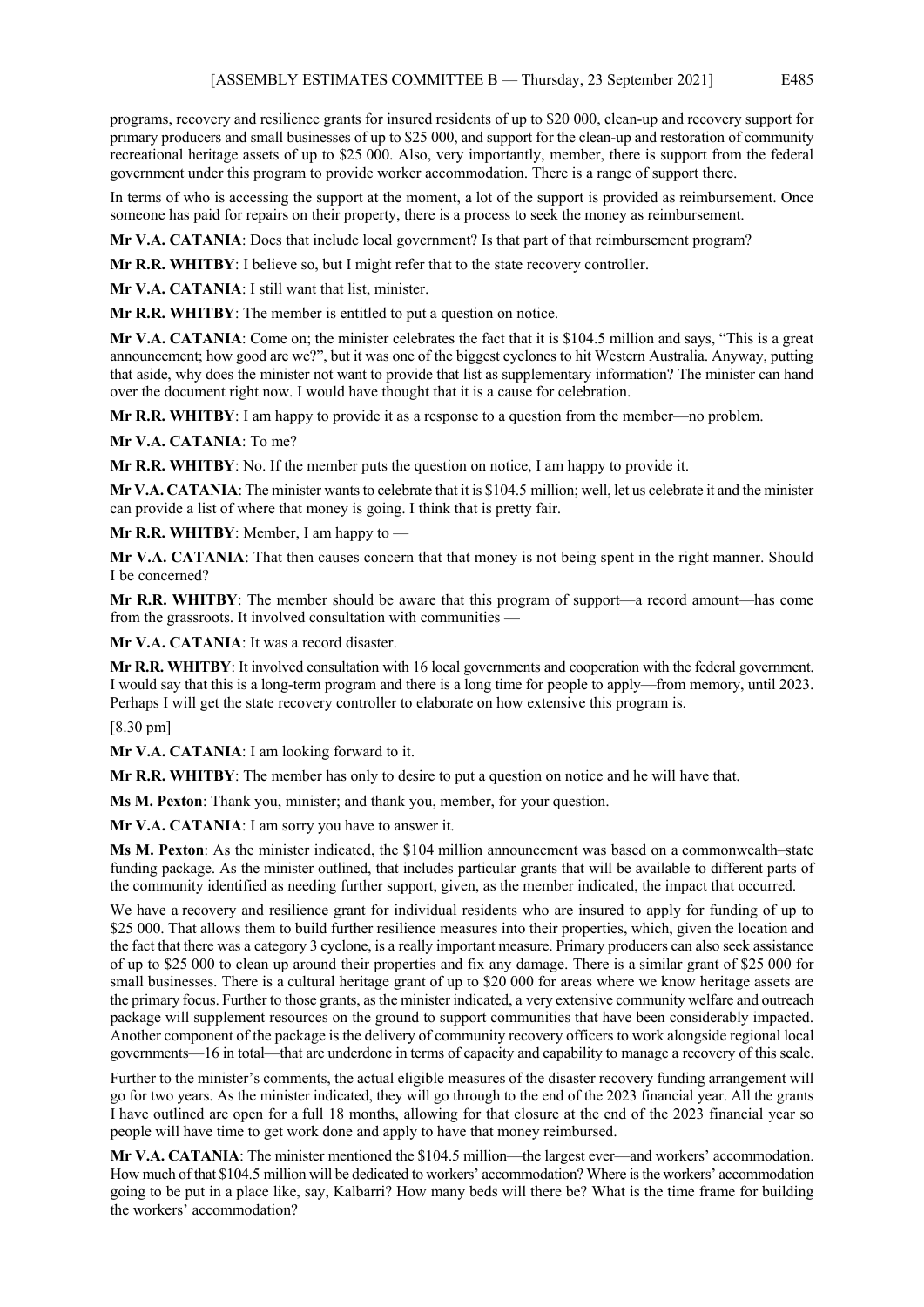programs, recovery and resilience grants for insured residents of up to $20 000, clean-up and recovery support for primary producers and small businesses of up to $25 000, and support for the clean-up and restoration of community recreational heritage assets of up to $25 000. Also, very importantly, member, there is support from the federal government under this program to provide worker accommodation. There is a range of support there.

In terms of who is accessing the support at the moment, a lot of the support is provided as reimbursement. Once someone has paid for repairs on their property, there is a process to seek the money as reimbursement.

**Mr V.A. CATANIA**: Does that include local government? Is that part of that reimbursement program?

**Mr R.R. WHITBY**: I believe so, but I might refer that to the state recovery controller.

**Mr V.A. CATANIA**: I still want that list, minister.

**Mr R.R. WHITBY**: The member is entitled to put a question on notice.

**Mr V.A. CATANIA**: Come on; the minister celebrates the fact that it is $104.5 million and says, "This is a great announcement; how good are we?", but it was one of the biggest cyclones to hit Western Australia. Anyway, putting that aside, why does the minister not want to provide that list as supplementary information? The minister can hand over the document right now. I would have thought that it is a cause for celebration.

**Mr R.R. WHITBY**: I am happy to provide it as a response to a question from the member—no problem.

**Mr V.A. CATANIA**: To me?

**Mr R.R. WHITBY**: No. If the member puts the question on notice, I am happy to provide it.

**Mr V.A. CATANIA**: The minister wants to celebrate that it is $104.5 million; well, let us celebrate it and the minister can provide a list of where that money is going. I think that is pretty fair.

**Mr R.R. WHITBY**: Member, I am happy to —

**Mr V.A. CATANIA**: That then causes concern that that money is not being spent in the right manner. Should I be concerned?

**Mr R.R. WHITBY**: The member should be aware that this program of support—a record amount—has come from the grassroots. It involved consultation with communities —

**Mr V.A. CATANIA**: It was a record disaster.

**Mr R.R. WHITBY**: It involved consultation with 16 local governments and cooperation with the federal government. I would say that this is a long-term program and there is a long time for people to apply—from memory, until 2023. Perhaps I will get the state recovery controller to elaborate on how extensive this program is.

[8.30 pm]

**Mr V.A. CATANIA**: I am looking forward to it.

**Mr R.R. WHITBY**: The member has only to desire to put a question on notice and he will have that.

**Ms M. Pexton**: Thank you, minister; and thank you, member, for your question.

**Mr V.A. CATANIA**: I am sorry you have to answer it.

**Ms M. Pexton**: As the minister indicated, the $104 million announcement was based on a commonwealth–state funding package. As the minister outlined, that includes particular grants that will be available to different parts of the community identified as needing further support, given, as the member indicated, the impact that occurred.

We have a recovery and resilience grant for individual residents who are insured to apply for funding of up to $25 000. That allows them to build further resilience measures into their properties, which, given the location and the fact that there was a category 3 cyclone, is a really important measure. Primary producers can also seek assistance of up to $25 000 to clean up around their properties and fix any damage. There is a similar grant of $25 000 for small businesses. There is a cultural heritage grant of up to $20 000 for areas where we know heritage assets are the primary focus. Further to those grants, as the minister indicated, a very extensive community welfare and outreach package will supplement resources on the ground to support communities that have been considerably impacted. Another component of the package is the delivery of community recovery officers to work alongside regional local governments—16 in total—that are underdone in terms of capacity and capability to manage a recovery of this scale.

Further to the minister's comments, the actual eligible measures of the disaster recovery funding arrangement will go for two years. As the minister indicated, they will go through to the end of the 2023 financial year. All the grants I have outlined are open for a full 18 months, allowing for that closure at the end of the 2023 financial year so people will have time to get work done and apply to have that money reimbursed.

**Mr V.A. CATANIA**: The minister mentioned the $104.5 million—the largest ever—and workers' accommodation. How much of that $104.5 million will be dedicated to workers' accommodation? Where is the workers' accommodation going to be put in a place like, say, Kalbarri? How many beds will there be? What is the time frame for building the workers' accommodation?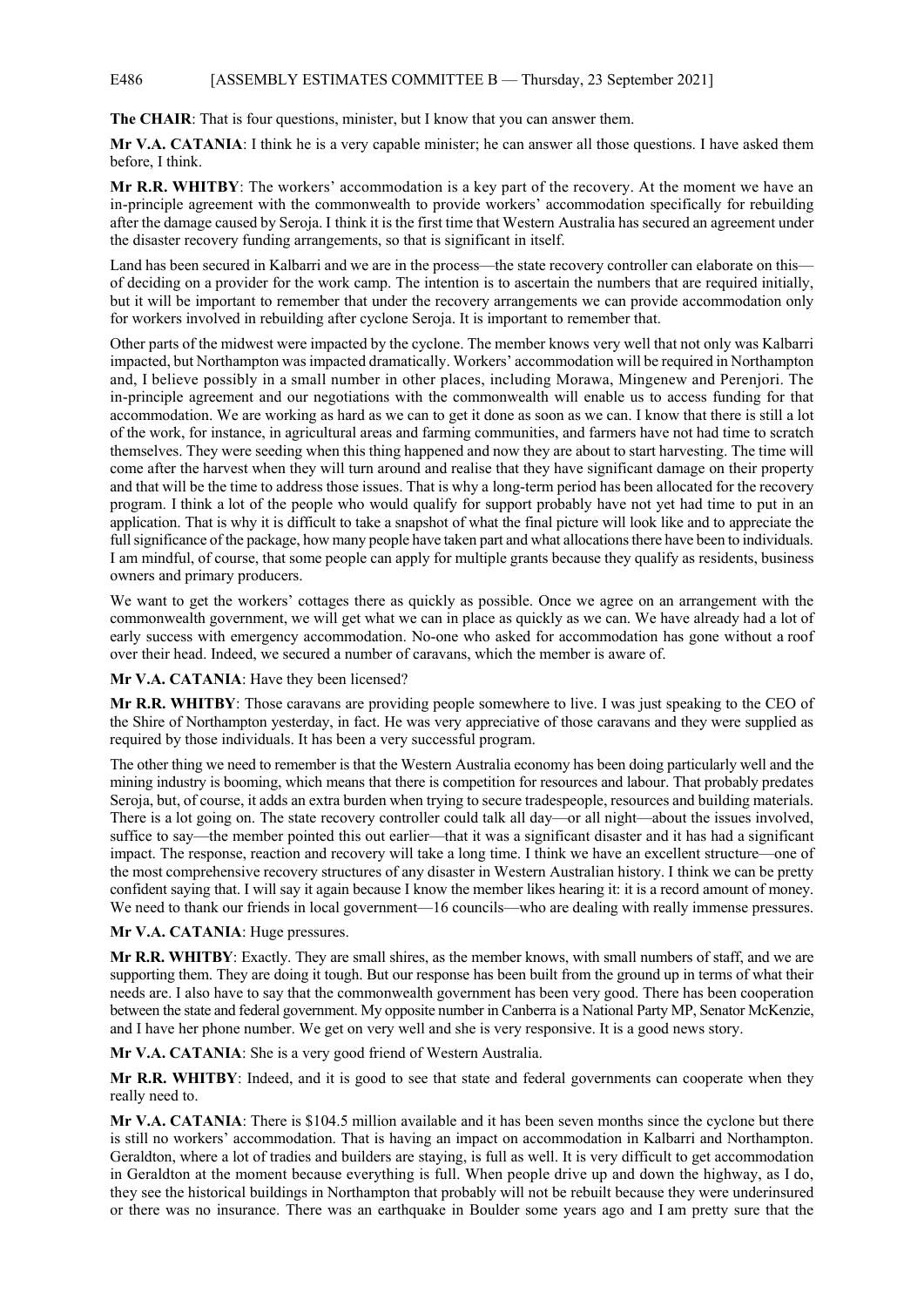**The CHAIR**: That is four questions, minister, but I know that you can answer them.

**Mr V.A. CATANIA**: I think he is a very capable minister; he can answer all those questions. I have asked them before, I think.

**Mr R.R. WHITBY**: The workers' accommodation is a key part of the recovery. At the moment we have an in-principle agreement with the commonwealth to provide workers' accommodation specifically for rebuilding after the damage caused by Seroja. I think it is the first time that Western Australia has secured an agreement under the disaster recovery funding arrangements, so that is significant in itself.

Land has been secured in Kalbarri and we are in the process—the state recovery controller can elaborate on this—of deciding on a provider for the work camp. The intention is to ascertain the numbers that are required initially, but it will be important to remember that under the recovery arrangements we can provide accommodation only for workers involved in rebuilding after cyclone Seroja. It is important to remember that.

Other parts of the midwest were impacted by the cyclone. The member knows very well that not only was Kalbarri impacted, but Northampton was impacted dramatically. Workers' accommodation will be required in Northampton and, I believe possibly in a small number in other places, including Morawa, Mingenew and Perenjori. The in-principle agreement and our negotiations with the commonwealth will enable us to access funding for that accommodation. We are working as hard as we can to get it done as soon as we can. I know that there is still a lot of the work, for instance, in agricultural areas and farming communities, and farmers have not had time to scratch themselves. They were seeding when this thing happened and now they are about to start harvesting. The time will come after the harvest when they will turn around and realise that they have significant damage on their property and that will be the time to address those issues. That is why a long-term period has been allocated for the recovery program. I think a lot of the people who would qualify for support probably have not yet had time to put in an application. That is why it is difficult to take a snapshot of what the final picture will look like and to appreciate the full significance of the package, how many people have taken part and what allocations there have been to individuals. I am mindful, of course, that some people can apply for multiple grants because they qualify as residents, business owners and primary producers.

We want to get the workers' cottages there as quickly as possible. Once we agree on an arrangement with the commonwealth government, we will get what we can in place as quickly as we can. We have already had a lot of early success with emergency accommodation. No-one who asked for accommodation has gone without a roof over their head. Indeed, we secured a number of caravans, which the member is aware of.

**Mr V.A. CATANIA**: Have they been licensed?

**Mr R.R. WHITBY**: Those caravans are providing people somewhere to live. I was just speaking to the CEO of the Shire of Northampton yesterday, in fact. He was very appreciative of those caravans and they were supplied as required by those individuals. It has been a very successful program.

The other thing we need to remember is that the Western Australia economy has been doing particularly well and the mining industry is booming, which means that there is competition for resources and labour. That probably predates Seroja, but, of course, it adds an extra burden when trying to secure tradespeople, resources and building materials. There is a lot going on. The state recovery controller could talk all day—or all night—about the issues involved, suffice to say—the member pointed this out earlier—that it was a significant disaster and it has had a significant impact. The response, reaction and recovery will take a long time. I think we have an excellent structure—one of the most comprehensive recovery structures of any disaster in Western Australian history. I think we can be pretty confident saying that. I will say it again because I know the member likes hearing it: it is a record amount of money. We need to thank our friends in local government—16 councils—who are dealing with really immense pressures.

**Mr V.A. CATANIA**: Huge pressures.

**Mr R.R. WHITBY**: Exactly. They are small shires, as the member knows, with small numbers of staff, and we are supporting them. They are doing it tough. But our response has been built from the ground up in terms of what their needs are. I also have to say that the commonwealth government has been very good. There has been cooperation between the state and federal government. My opposite number in Canberra is a National Party MP, Senator McKenzie, and I have her phone number. We get on very well and she is very responsive. It is a good news story.

**Mr V.A. CATANIA**: She is a very good friend of Western Australia.

**Mr R.R. WHITBY**: Indeed, and it is good to see that state and federal governments can cooperate when they really need to.

**Mr V.A. CATANIA**: There is $104.5 million available and it has been seven months since the cyclone but there is still no workers' accommodation. That is having an impact on accommodation in Kalbarri and Northampton. Geraldton, where a lot of tradies and builders are staying, is full as well. It is very difficult to get accommodation in Geraldton at the moment because everything is full. When people drive up and down the highway, as I do, they see the historical buildings in Northampton that probably will not be rebuilt because they were underinsured or there was no insurance. There was an earthquake in Boulder some years ago and I am pretty sure that the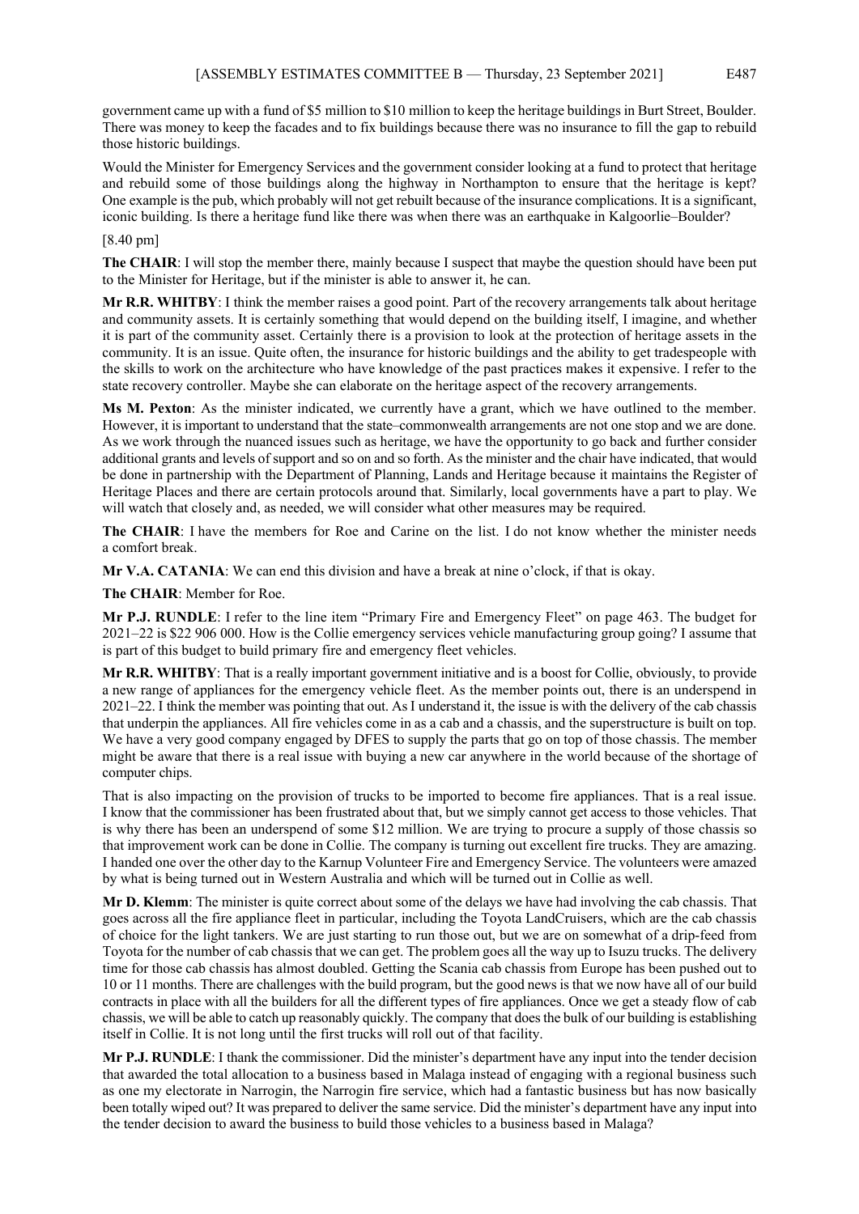government came up with a fund of $5 million to $10 million to keep the heritage buildings in Burt Street, Boulder. There was money to keep the facades and to fix buildings because there was no insurance to fill the gap to rebuild those historic buildings.

Would the Minister for Emergency Services and the government consider looking at a fund to protect that heritage and rebuild some of those buildings along the highway in Northampton to ensure that the heritage is kept? One example is the pub, which probably will not get rebuilt because of the insurance complications. It is a significant, iconic building. Is there a heritage fund like there was when there was an earthquake in Kalgoorlie–Boulder?

[8.40 pm]

**The CHAIR**: I will stop the member there, mainly because I suspect that maybe the question should have been put to the Minister for Heritage, but if the minister is able to answer it, he can.

**Mr R.R. WHITBY**: I think the member raises a good point. Part of the recovery arrangements talk about heritage and community assets. It is certainly something that would depend on the building itself, I imagine, and whether it is part of the community asset. Certainly there is a provision to look at the protection of heritage assets in the community. It is an issue. Quite often, the insurance for historic buildings and the ability to get tradespeople with the skills to work on the architecture who have knowledge of the past practices makes it expensive. I refer to the state recovery controller. Maybe she can elaborate on the heritage aspect of the recovery arrangements.

**Ms M. Pexton**: As the minister indicated, we currently have a grant, which we have outlined to the member. However, it is important to understand that the state–commonwealth arrangements are not one stop and we are done. As we work through the nuanced issues such as heritage, we have the opportunity to go back and further consider additional grants and levels of support and so on and so forth. As the minister and the chair have indicated, that would be done in partnership with the Department of Planning, Lands and Heritage because it maintains the Register of Heritage Places and there are certain protocols around that. Similarly, local governments have a part to play. We will watch that closely and, as needed, we will consider what other measures may be required.

**The CHAIR**: I have the members for Roe and Carine on the list. I do not know whether the minister needs a comfort break.

**Mr V.A. CATANIA**: We can end this division and have a break at nine o'clock, if that is okay.

**The CHAIR**: Member for Roe.

**Mr P.J. RUNDLE**: I refer to the line item "Primary Fire and Emergency Fleet" on page 463. The budget for 2021–22 is $22 906 000. How is the Collie emergency services vehicle manufacturing group going? I assume that is part of this budget to build primary fire and emergency fleet vehicles.

**Mr R.R. WHITBY**: That is a really important government initiative and is a boost for Collie, obviously, to provide a new range of appliances for the emergency vehicle fleet. As the member points out, there is an underspend in 2021–22. I think the member was pointing that out. As I understand it, the issue is with the delivery of the cab chassis that underpin the appliances. All fire vehicles come in as a cab and a chassis, and the superstructure is built on top. We have a very good company engaged by DFES to supply the parts that go on top of those chassis. The member might be aware that there is a real issue with buying a new car anywhere in the world because of the shortage of computer chips.

That is also impacting on the provision of trucks to be imported to become fire appliances. That is a real issue. I know that the commissioner has been frustrated about that, but we simply cannot get access to those vehicles. That is why there has been an underspend of some $12 million. We are trying to procure a supply of those chassis so that improvement work can be done in Collie. The company is turning out excellent fire trucks. They are amazing. I handed one over the other day to the Karnup Volunteer Fire and Emergency Service. The volunteers were amazed by what is being turned out in Western Australia and which will be turned out in Collie as well.

**Mr D. Klemm**: The minister is quite correct about some of the delays we have had involving the cab chassis. That goes across all the fire appliance fleet in particular, including the Toyota LandCruisers, which are the cab chassis of choice for the light tankers. We are just starting to run those out, but we are on somewhat of a drip-feed from Toyota for the number of cab chassis that we can get. The problem goes all the way up to Isuzu trucks. The delivery time for those cab chassis has almost doubled. Getting the Scania cab chassis from Europe has been pushed out to 10 or 11 months. There are challenges with the build program, but the good news is that we now have all of our build contracts in place with all the builders for all the different types of fire appliances. Once we get a steady flow of cab chassis, we will be able to catch up reasonably quickly. The company that does the bulk of our building is establishing itself in Collie. It is not long until the first trucks will roll out of that facility.

**Mr P.J. RUNDLE**: I thank the commissioner. Did the minister's department have any input into the tender decision that awarded the total allocation to a business based in Malaga instead of engaging with a regional business such as one my electorate in Narrogin, the Narrogin fire service, which had a fantastic business but has now basically been totally wiped out? It was prepared to deliver the same service. Did the minister's department have any input into the tender decision to award the business to build those vehicles to a business based in Malaga?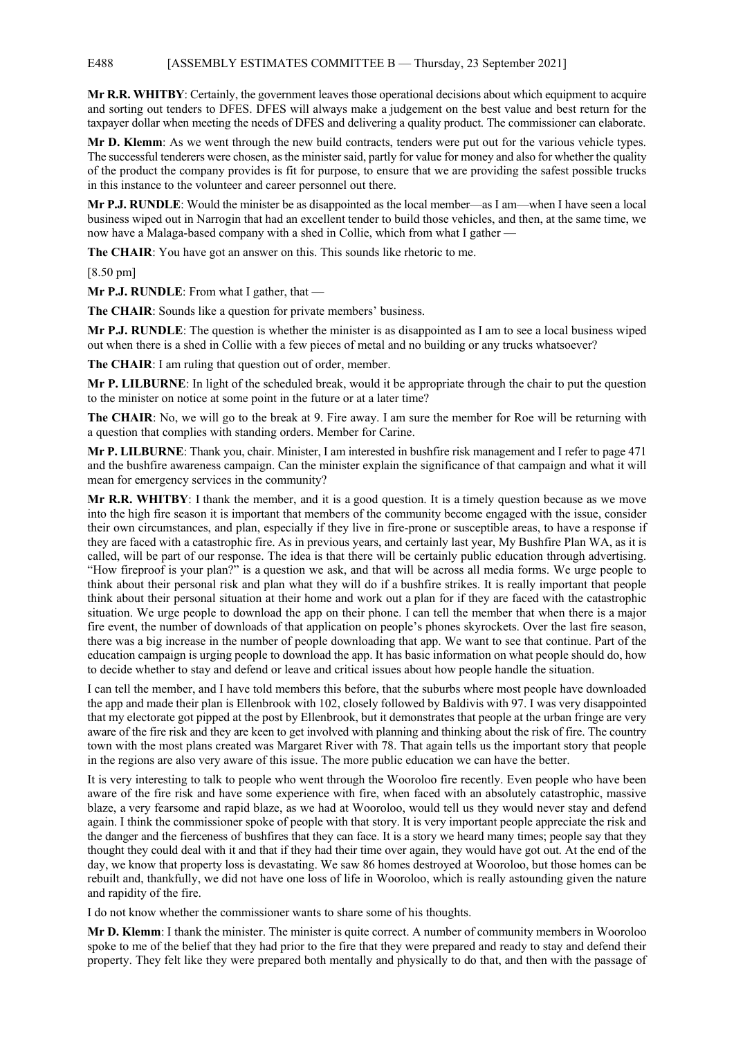**Mr R.R. WHITBY**: Certainly, the government leaves those operational decisions about which equipment to acquire and sorting out tenders to DFES. DFES will always make a judgement on the best value and best return for the taxpayer dollar when meeting the needs of DFES and delivering a quality product. The commissioner can elaborate.

**Mr D. Klemm**: As we went through the new build contracts, tenders were put out for the various vehicle types. The successful tenderers were chosen, as the minister said, partly for value for money and also for whether the quality of the product the company provides is fit for purpose, to ensure that we are providing the safest possible trucks in this instance to the volunteer and career personnel out there.

**Mr P.J. RUNDLE**: Would the minister be as disappointed as the local member—as I am—when I have seen a local business wiped out in Narrogin that had an excellent tender to build those vehicles, and then, at the same time, we now have a Malaga-based company with a shed in Collie, which from what I gather —

**The CHAIR**: You have got an answer on this. This sounds like rhetoric to me.

[8.50 pm]

**Mr P.J. RUNDLE**: From what I gather, that —

**The CHAIR**: Sounds like a question for private members' business.

**Mr P.J. RUNDLE**: The question is whether the minister is as disappointed as I am to see a local business wiped out when there is a shed in Collie with a few pieces of metal and no building or any trucks whatsoever?

**The CHAIR**: I am ruling that question out of order, member.

**Mr P. LILBURNE**: In light of the scheduled break, would it be appropriate through the chair to put the question to the minister on notice at some point in the future or at a later time?

**The CHAIR**: No, we will go to the break at 9. Fire away. I am sure the member for Roe will be returning with a question that complies with standing orders. Member for Carine.

**Mr P. LILBURNE**: Thank you, chair. Minister, I am interested in bushfire risk management and I refer to page 471 and the bushfire awareness campaign. Can the minister explain the significance of that campaign and what it will mean for emergency services in the community?

**Mr R.R. WHITBY**: I thank the member, and it is a good question. It is a timely question because as we move into the high fire season it is important that members of the community become engaged with the issue, consider their own circumstances, and plan, especially if they live in fire-prone or susceptible areas, to have a response if they are faced with a catastrophic fire. As in previous years, and certainly last year, My Bushfire Plan WA, as it is called, will be part of our response. The idea is that there will be certainly public education through advertising. "How fireproof is your plan?" is a question we ask, and that will be across all media forms. We urge people to think about their personal risk and plan what they will do if a bushfire strikes. It is really important that people think about their personal situation at their home and work out a plan for if they are faced with the catastrophic situation. We urge people to download the app on their phone. I can tell the member that when there is a major fire event, the number of downloads of that application on people's phones skyrockets. Over the last fire season, there was a big increase in the number of people downloading that app. We want to see that continue. Part of the education campaign is urging people to download the app. It has basic information on what people should do, how to decide whether to stay and defend or leave and critical issues about how people handle the situation.

I can tell the member, and I have told members this before, that the suburbs where most people have downloaded the app and made their plan is Ellenbrook with 102, closely followed by Baldivis with 97. I was very disappointed that my electorate got pipped at the post by Ellenbrook, but it demonstrates that people at the urban fringe are very aware of the fire risk and they are keen to get involved with planning and thinking about the risk of fire. The country town with the most plans created was Margaret River with 78. That again tells us the important story that people in the regions are also very aware of this issue. The more public education we can have the better.

It is very interesting to talk to people who went through the Wooroloo fire recently. Even people who have been aware of the fire risk and have some experience with fire, when faced with an absolutely catastrophic, massive blaze, a very fearsome and rapid blaze, as we had at Wooroloo, would tell us they would never stay and defend again. I think the commissioner spoke of people with that story. It is very important people appreciate the risk and the danger and the fierceness of bushfires that they can face. It is a story we heard many times; people say that they thought they could deal with it and that if they had their time over again, they would have got out. At the end of the day, we know that property loss is devastating. We saw 86 homes destroyed at Wooroloo, but those homes can be rebuilt and, thankfully, we did not have one loss of life in Wooroloo, which is really astounding given the nature and rapidity of the fire.

I do not know whether the commissioner wants to share some of his thoughts.

**Mr D. Klemm**: I thank the minister. The minister is quite correct. A number of community members in Wooroloo spoke to me of the belief that they had prior to the fire that they were prepared and ready to stay and defend their property. They felt like they were prepared both mentally and physically to do that, and then with the passage of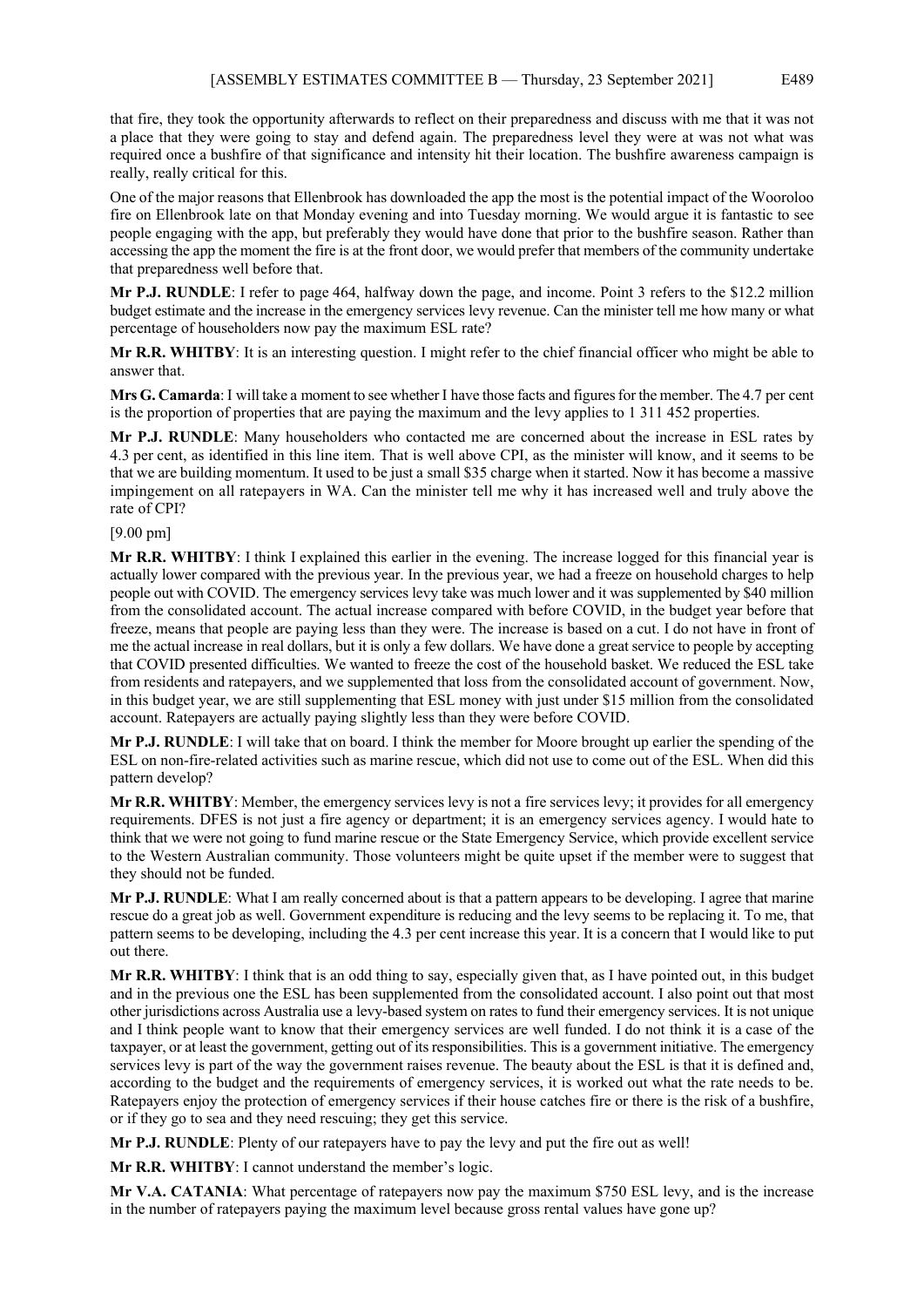that fire, they took the opportunity afterwards to reflect on their preparedness and discuss with me that it was not a place that they were going to stay and defend again. The preparedness level they were at was not what was required once a bushfire of that significance and intensity hit their location. The bushfire awareness campaign is really, really critical for this.

One of the major reasons that Ellenbrook has downloaded the app the most is the potential impact of the Wooroloo fire on Ellenbrook late on that Monday evening and into Tuesday morning. We would argue it is fantastic to see people engaging with the app, but preferably they would have done that prior to the bushfire season. Rather than accessing the app the moment the fire is at the front door, we would prefer that members of the community undertake that preparedness well before that.

**Mr P.J. RUNDLE**: I refer to page 464, halfway down the page, and income. Point 3 refers to the $12.2 million budget estimate and the increase in the emergency services levy revenue. Can the minister tell me how many or what percentage of householders now pay the maximum ESL rate?

**Mr R.R. WHITBY**: It is an interesting question. I might refer to the chief financial officer who might be able to answer that.

**Mrs G. Camarda**: I will take a moment to see whether I have those facts and figures for the member. The 4.7 per cent is the proportion of properties that are paying the maximum and the levy applies to 1 311 452 properties.

**Mr P.J. RUNDLE**: Many householders who contacted me are concerned about the increase in ESL rates by 4.3 per cent, as identified in this line item. That is well above CPI, as the minister will know, and it seems to be that we are building momentum. It used to be just a small $35 charge when it started. Now it has become a massive impingement on all ratepayers in WA. Can the minister tell me why it has increased well and truly above the rate of CPI?

[9.00 pm]

**Mr R.R. WHITBY**: I think I explained this earlier in the evening. The increase logged for this financial year is actually lower compared with the previous year. In the previous year, we had a freeze on household charges to help people out with COVID. The emergency services levy take was much lower and it was supplemented by $40 million from the consolidated account. The actual increase compared with before COVID, in the budget year before that freeze, means that people are paying less than they were. The increase is based on a cut. I do not have in front of me the actual increase in real dollars, but it is only a few dollars. We have done a great service to people by accepting that COVID presented difficulties. We wanted to freeze the cost of the household basket. We reduced the ESL take from residents and ratepayers, and we supplemented that loss from the consolidated account of government. Now, in this budget year, we are still supplementing that ESL money with just under $15 million from the consolidated account. Ratepayers are actually paying slightly less than they were before COVID.

**Mr P.J. RUNDLE**: I will take that on board. I think the member for Moore brought up earlier the spending of the ESL on non-fire-related activities such as marine rescue, which did not use to come out of the ESL. When did this pattern develop?

**Mr R.R. WHITBY**: Member, the emergency services levy is not a fire services levy; it provides for all emergency requirements. DFES is not just a fire agency or department; it is an emergency services agency. I would hate to think that we were not going to fund marine rescue or the State Emergency Service, which provide excellent service to the Western Australian community. Those volunteers might be quite upset if the member were to suggest that they should not be funded.

**Mr P.J. RUNDLE**: What I am really concerned about is that a pattern appears to be developing. I agree that marine rescue do a great job as well. Government expenditure is reducing and the levy seems to be replacing it. To me, that pattern seems to be developing, including the 4.3 per cent increase this year. It is a concern that I would like to put out there.

**Mr R.R. WHITBY**: I think that is an odd thing to say, especially given that, as I have pointed out, in this budget and in the previous one the ESL has been supplemented from the consolidated account. I also point out that most other jurisdictions across Australia use a levy-based system on rates to fund their emergency services. It is not unique and I think people want to know that their emergency services are well funded. I do not think it is a case of the taxpayer, or at least the government, getting out of its responsibilities. This is a government initiative. The emergency services levy is part of the way the government raises revenue. The beauty about the ESL is that it is defined and, according to the budget and the requirements of emergency services, it is worked out what the rate needs to be. Ratepayers enjoy the protection of emergency services if their house catches fire or there is the risk of a bushfire, or if they go to sea and they need rescuing; they get this service.

**Mr P.J. RUNDLE**: Plenty of our ratepayers have to pay the levy and put the fire out as well!

**Mr R.R. WHITBY**: I cannot understand the member's logic.

**Mr V.A. CATANIA**: What percentage of ratepayers now pay the maximum $750 ESL levy, and is the increase in the number of ratepayers paying the maximum level because gross rental values have gone up?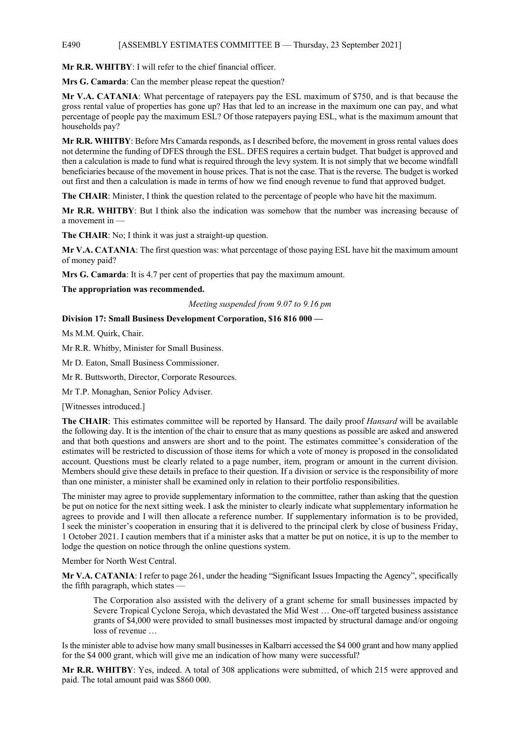**Mr R.R. WHITBY**: I will refer to the chief financial officer.

**Mrs G. Camarda**: Can the member please repeat the question?

**Mr V.A. CATANIA**: What percentage of ratepayers pay the ESL maximum of $750, and is that because the gross rental value of properties has gone up? Has that led to an increase in the maximum one can pay, and what percentage of people pay the maximum ESL? Of those ratepayers paying ESL, what is the maximum amount that households pay?

**Mr R.R. WHITBY**: Before Mrs Camarda responds, as I described before, the movement in gross rental values does not determine the funding of DFES through the ESL. DFES requires a certain budget. That budget is approved and then a calculation is made to fund what is required through the levy system. It is not simply that we become windfall beneficiaries because of the movement in house prices. That is not the case. That is the reverse. The budget is worked out first and then a calculation is made in terms of how we find enough revenue to fund that approved budget.

**The CHAIR**: Minister, I think the question related to the percentage of people who have hit the maximum.

**Mr R.R. WHITBY**: But I think also the indication was somehow that the number was increasing because of a movement in —

**The CHAIR**: No; I think it was just a straight-up question.

**Mr V.A. CATANIA**: The first question was: what percentage of those paying ESL have hit the maximum amount of money paid?

**Mrs G. Camarda**: It is 4.7 per cent of properties that pay the maximum amount.

**The appropriation was recommended.**

*Meeting suspended from 9.07 to 9.16 pm*

**Division 17: Small Business Development Corporation, $16 816 000 —**

Ms M.M. Quirk, Chair.

Mr R.R. Whitby, Minister for Small Business.

Mr D. Eaton, Small Business Commissioner.

Mr R. Buttsworth, Director, Corporate Resources.

Mr T.P. Monaghan, Senior Policy Adviser.

[Witnesses introduced.]

**The CHAIR**: This estimates committee will be reported by Hansard. The daily proof *Hansard* will be available the following day. It is the intention of the chair to ensure that as many questions as possible are asked and answered and that both questions and answers are short and to the point. The estimates committee's consideration of the estimates will be restricted to discussion of those items for which a vote of money is proposed in the consolidated account. Questions must be clearly related to a page number, item, program or amount in the current division. Members should give these details in preface to their question. If a division or service is the responsibility of more than one minister, a minister shall be examined only in relation to their portfolio responsibilities.

The minister may agree to provide supplementary information to the committee, rather than asking that the question be put on notice for the next sitting week. I ask the minister to clearly indicate what supplementary information he agrees to provide and I will then allocate a reference number. If supplementary information is to be provided, I seek the minister's cooperation in ensuring that it is delivered to the principal clerk by close of business Friday, 1 October 2021. I caution members that if a minister asks that a matter be put on notice, it is up to the member to lodge the question on notice through the online questions system.

Member for North West Central.

**Mr V.A. CATANIA**: I refer to page 261, under the heading "Significant Issues Impacting the Agency", specifically the fifth paragraph, which states —

> The Corporation also assisted with the delivery of a grant scheme for small businesses impacted by Severe Tropical Cyclone Seroja, which devastated the Mid West … One-off targeted business assistance grants of $4,000 were provided to small businesses most impacted by structural damage and/or ongoing loss of revenue …

Is the minister able to advise how many small businesses in Kalbarri accessed the $4 000 grant and how many applied for the $4 000 grant, which will give me an indication of how many were successful?

**Mr R.R. WHITBY**: Yes, indeed. A total of 308 applications were submitted, of which 215 were approved and paid. The total amount paid was $860 000.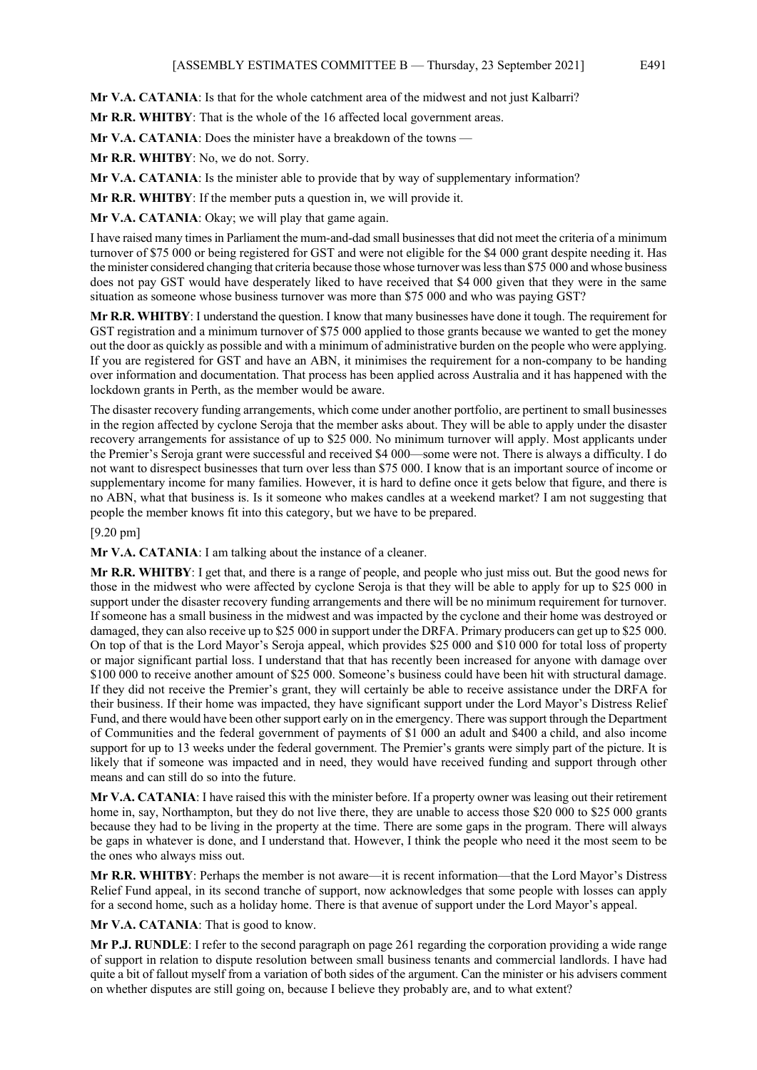**Mr V.A. CATANIA**: Is that for the whole catchment area of the midwest and not just Kalbarri?

**Mr R.R. WHITBY**: That is the whole of the 16 affected local government areas.

**Mr V.A. CATANIA**: Does the minister have a breakdown of the towns —

**Mr R.R. WHITBY**: No, we do not. Sorry.

**Mr V.A. CATANIA**: Is the minister able to provide that by way of supplementary information?

**Mr R.R. WHITBY**: If the member puts a question in, we will provide it.

**Mr V.A. CATANIA**: Okay; we will play that game again.

I have raised many times in Parliament the mum-and-dad small businesses that did not meet the criteria of a minimum turnover of $75 000 or being registered for GST and were not eligible for the $4 000 grant despite needing it. Has the minister considered changing that criteria because those whose turnover was less than $75 000 and whose business does not pay GST would have desperately liked to have received that $4 000 given that they were in the same situation as someone whose business turnover was more than $75 000 and who was paying GST?

**Mr R.R. WHITBY**: I understand the question. I know that many businesses have done it tough. The requirement for GST registration and a minimum turnover of $75 000 applied to those grants because we wanted to get the money out the door as quickly as possible and with a minimum of administrative burden on the people who were applying. If you are registered for GST and have an ABN, it minimises the requirement for a non-company to be handing over information and documentation. That process has been applied across Australia and it has happened with the lockdown grants in Perth, as the member would be aware.

The disaster recovery funding arrangements, which come under another portfolio, are pertinent to small businesses in the region affected by cyclone Seroja that the member asks about. They will be able to apply under the disaster recovery arrangements for assistance of up to $25 000. No minimum turnover will apply. Most applicants under the Premier's Seroja grant were successful and received $4 000—some were not. There is always a difficulty. I do not want to disrespect businesses that turn over less than $75 000. I know that is an important source of income or supplementary income for many families. However, it is hard to define once it gets below that figure, and there is no ABN, what that business is. Is it someone who makes candles at a weekend market? I am not suggesting that people the member knows fit into this category, but we have to be prepared.

[9.20 pm]

**Mr V.A. CATANIA**: I am talking about the instance of a cleaner.

**Mr R.R. WHITBY**: I get that, and there is a range of people, and people who just miss out. But the good news for those in the midwest who were affected by cyclone Seroja is that they will be able to apply for up to $25 000 in support under the disaster recovery funding arrangements and there will be no minimum requirement for turnover. If someone has a small business in the midwest and was impacted by the cyclone and their home was destroyed or damaged, they can also receive up to $25 000 in support under the DRFA. Primary producers can get up to $25 000. On top of that is the Lord Mayor's Seroja appeal, which provides $25 000 and $10 000 for total loss of property or major significant partial loss. I understand that that has recently been increased for anyone with damage over $100 000 to receive another amount of $25 000. Someone's business could have been hit with structural damage. If they did not receive the Premier's grant, they will certainly be able to receive assistance under the DRFA for their business. If their home was impacted, they have significant support under the Lord Mayor's Distress Relief Fund, and there would have been other support early on in the emergency. There was support through the Department of Communities and the federal government of payments of $1 000 an adult and $400 a child, and also income support for up to 13 weeks under the federal government. The Premier's grants were simply part of the picture. It is likely that if someone was impacted and in need, they would have received funding and support through other means and can still do so into the future.

**Mr V.A. CATANIA**: I have raised this with the minister before. If a property owner was leasing out their retirement home in, say, Northampton, but they do not live there, they are unable to access those $20 000 to $25 000 grants because they had to be living in the property at the time. There are some gaps in the program. There will always be gaps in whatever is done, and I understand that. However, I think the people who need it the most seem to be the ones who always miss out.

**Mr R.R. WHITBY**: Perhaps the member is not aware—it is recent information—that the Lord Mayor's Distress Relief Fund appeal, in its second tranche of support, now acknowledges that some people with losses can apply for a second home, such as a holiday home. There is that avenue of support under the Lord Mayor's appeal.

**Mr V.A. CATANIA**: That is good to know.

**Mr P.J. RUNDLE**: I refer to the second paragraph on page 261 regarding the corporation providing a wide range of support in relation to dispute resolution between small business tenants and commercial landlords. I have had quite a bit of fallout myself from a variation of both sides of the argument. Can the minister or his advisers comment on whether disputes are still going on, because I believe they probably are, and to what extent?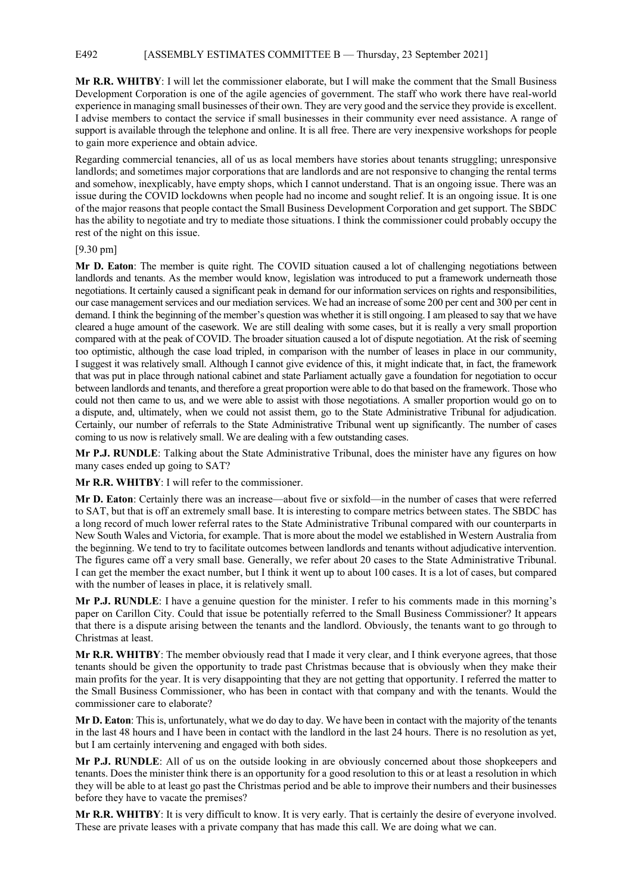**Mr R.R. WHITBY**: I will let the commissioner elaborate, but I will make the comment that the Small Business Development Corporation is one of the agile agencies of government. The staff who work there have real-world experience in managing small businesses of their own. They are very good and the service they provide is excellent. I advise members to contact the service if small businesses in their community ever need assistance. A range of support is available through the telephone and online. It is all free. There are very inexpensive workshops for people to gain more experience and obtain advice.

Regarding commercial tenancies, all of us as local members have stories about tenants struggling; unresponsive landlords; and sometimes major corporations that are landlords and are not responsive to changing the rental terms and somehow, inexplicably, have empty shops, which I cannot understand. That is an ongoing issue. There was an issue during the COVID lockdowns when people had no income and sought relief. It is an ongoing issue. It is one of the major reasons that people contact the Small Business Development Corporation and get support. The SBDC has the ability to negotiate and try to mediate those situations. I think the commissioner could probably occupy the rest of the night on this issue.

[9.30 pm]

**Mr D. Eaton**: The member is quite right. The COVID situation caused a lot of challenging negotiations between landlords and tenants. As the member would know, legislation was introduced to put a framework underneath those negotiations. It certainly caused a significant peak in demand for our information services on rights and responsibilities, our case management services and our mediation services. We had an increase of some 200 per cent and 300 per cent in demand. I think the beginning of the member's question was whether it is still ongoing. I am pleased to say that we have cleared a huge amount of the casework. We are still dealing with some cases, but it is really a very small proportion compared with at the peak of COVID. The broader situation caused a lot of dispute negotiation. At the risk of seeming too optimistic, although the case load tripled, in comparison with the number of leases in place in our community, I suggest it was relatively small. Although I cannot give evidence of this, it might indicate that, in fact, the framework that was put in place through national cabinet and state Parliament actually gave a foundation for negotiation to occur between landlords and tenants, and therefore a great proportion were able to do that based on the framework. Those who could not then came to us, and we were able to assist with those negotiations. A smaller proportion would go on to a dispute, and, ultimately, when we could not assist them, go to the State Administrative Tribunal for adjudication. Certainly, our number of referrals to the State Administrative Tribunal went up significantly. The number of cases coming to us now is relatively small. We are dealing with a few outstanding cases.

**Mr P.J. RUNDLE**: Talking about the State Administrative Tribunal, does the minister have any figures on how many cases ended up going to SAT?

**Mr R.R. WHITBY**: I will refer to the commissioner.

**Mr D. Eaton**: Certainly there was an increase—about five or sixfold—in the number of cases that were referred to SAT, but that is off an extremely small base. It is interesting to compare metrics between states. The SBDC has a long record of much lower referral rates to the State Administrative Tribunal compared with our counterparts in New South Wales and Victoria, for example. That is more about the model we established in Western Australia from the beginning. We tend to try to facilitate outcomes between landlords and tenants without adjudicative intervention. The figures came off a very small base. Generally, we refer about 20 cases to the State Administrative Tribunal. I can get the member the exact number, but I think it went up to about 100 cases. It is a lot of cases, but compared with the number of leases in place, it is relatively small.

**Mr P.J. RUNDLE**: I have a genuine question for the minister. I refer to his comments made in this morning's paper on Carillon City. Could that issue be potentially referred to the Small Business Commissioner? It appears that there is a dispute arising between the tenants and the landlord. Obviously, the tenants want to go through to Christmas at least.

**Mr R.R. WHITBY**: The member obviously read that I made it very clear, and I think everyone agrees, that those tenants should be given the opportunity to trade past Christmas because that is obviously when they make their main profits for the year. It is very disappointing that they are not getting that opportunity. I referred the matter to the Small Business Commissioner, who has been in contact with that company and with the tenants. Would the commissioner care to elaborate?

**Mr D. Eaton**: This is, unfortunately, what we do day to day. We have been in contact with the majority of the tenants in the last 48 hours and I have been in contact with the landlord in the last 24 hours. There is no resolution as yet, but I am certainly intervening and engaged with both sides.

**Mr P.J. RUNDLE**: All of us on the outside looking in are obviously concerned about those shopkeepers and tenants. Does the minister think there is an opportunity for a good resolution to this or at least a resolution in which they will be able to at least go past the Christmas period and be able to improve their numbers and their businesses before they have to vacate the premises?

**Mr R.R. WHITBY**: It is very difficult to know. It is very early. That is certainly the desire of everyone involved. These are private leases with a private company that has made this call. We are doing what we can.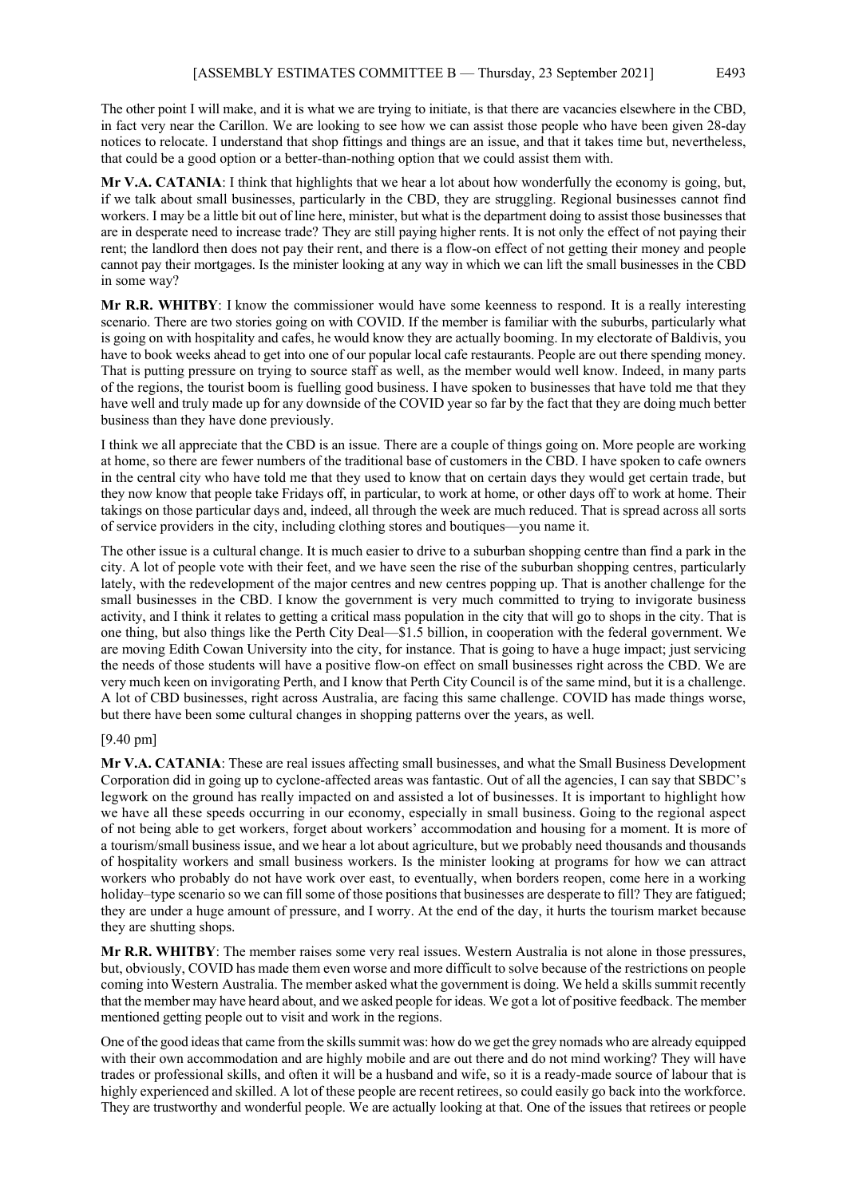The other point I will make, and it is what we are trying to initiate, is that there are vacancies elsewhere in the CBD, in fact very near the Carillon. We are looking to see how we can assist those people who have been given 28-day notices to relocate. I understand that shop fittings and things are an issue, and that it takes time but, nevertheless, that could be a good option or a better-than-nothing option that we could assist them with.

**Mr V.A. CATANIA**: I think that highlights that we hear a lot about how wonderfully the economy is going, but, if we talk about small businesses, particularly in the CBD, they are struggling. Regional businesses cannot find workers. I may be a little bit out of line here, minister, but what is the department doing to assist those businesses that are in desperate need to increase trade? They are still paying higher rents. It is not only the effect of not paying their rent; the landlord then does not pay their rent, and there is a flow-on effect of not getting their money and people cannot pay their mortgages. Is the minister looking at any way in which we can lift the small businesses in the CBD in some way?

**Mr R.R. WHITBY**: I know the commissioner would have some keenness to respond. It is a really interesting scenario. There are two stories going on with COVID. If the member is familiar with the suburbs, particularly what is going on with hospitality and cafes, he would know they are actually booming. In my electorate of Baldivis, you have to book weeks ahead to get into one of our popular local cafe restaurants. People are out there spending money. That is putting pressure on trying to source staff as well, as the member would well know. Indeed, in many parts of the regions, the tourist boom is fuelling good business. I have spoken to businesses that have told me that they have well and truly made up for any downside of the COVID year so far by the fact that they are doing much better business than they have done previously.

I think we all appreciate that the CBD is an issue. There are a couple of things going on. More people are working at home, so there are fewer numbers of the traditional base of customers in the CBD. I have spoken to cafe owners in the central city who have told me that they used to know that on certain days they would get certain trade, but they now know that people take Fridays off, in particular, to work at home, or other days off to work at home. Their takings on those particular days and, indeed, all through the week are much reduced. That is spread across all sorts of service providers in the city, including clothing stores and boutiques—you name it.

The other issue is a cultural change. It is much easier to drive to a suburban shopping centre than find a park in the city. A lot of people vote with their feet, and we have seen the rise of the suburban shopping centres, particularly lately, with the redevelopment of the major centres and new centres popping up. That is another challenge for the small businesses in the CBD. I know the government is very much committed to trying to invigorate business activity, and I think it relates to getting a critical mass population in the city that will go to shops in the city. That is one thing, but also things like the Perth City Deal—$1.5 billion, in cooperation with the federal government. We are moving Edith Cowan University into the city, for instance. That is going to have a huge impact; just servicing the needs of those students will have a positive flow-on effect on small businesses right across the CBD. We are very much keen on invigorating Perth, and I know that Perth City Council is of the same mind, but it is a challenge. A lot of CBD businesses, right across Australia, are facing this same challenge. COVID has made things worse, but there have been some cultural changes in shopping patterns over the years, as well.

[9.40 pm]

**Mr V.A. CATANIA**: These are real issues affecting small businesses, and what the Small Business Development Corporation did in going up to cyclone-affected areas was fantastic. Out of all the agencies, I can say that SBDC's legwork on the ground has really impacted on and assisted a lot of businesses. It is important to highlight how we have all these speeds occurring in our economy, especially in small business. Going to the regional aspect of not being able to get workers, forget about workers' accommodation and housing for a moment. It is more of a tourism/small business issue, and we hear a lot about agriculture, but we probably need thousands and thousands of hospitality workers and small business workers. Is the minister looking at programs for how we can attract workers who probably do not have work over east, to eventually, when borders reopen, come here in a working holiday–type scenario so we can fill some of those positions that businesses are desperate to fill? They are fatigued; they are under a huge amount of pressure, and I worry. At the end of the day, it hurts the tourism market because they are shutting shops.

**Mr R.R. WHITBY**: The member raises some very real issues. Western Australia is not alone in those pressures, but, obviously, COVID has made them even worse and more difficult to solve because of the restrictions on people coming into Western Australia. The member asked what the government is doing. We held a skills summit recently that the member may have heard about, and we asked people for ideas. We got a lot of positive feedback. The member mentioned getting people out to visit and work in the regions.

One of the good ideas that came from the skills summit was: how do we get the grey nomads who are already equipped with their own accommodation and are highly mobile and are out there and do not mind working? They will have trades or professional skills, and often it will be a husband and wife, so it is a ready-made source of labour that is highly experienced and skilled. A lot of these people are recent retirees, so could easily go back into the workforce. They are trustworthy and wonderful people. We are actually looking at that. One of the issues that retirees or people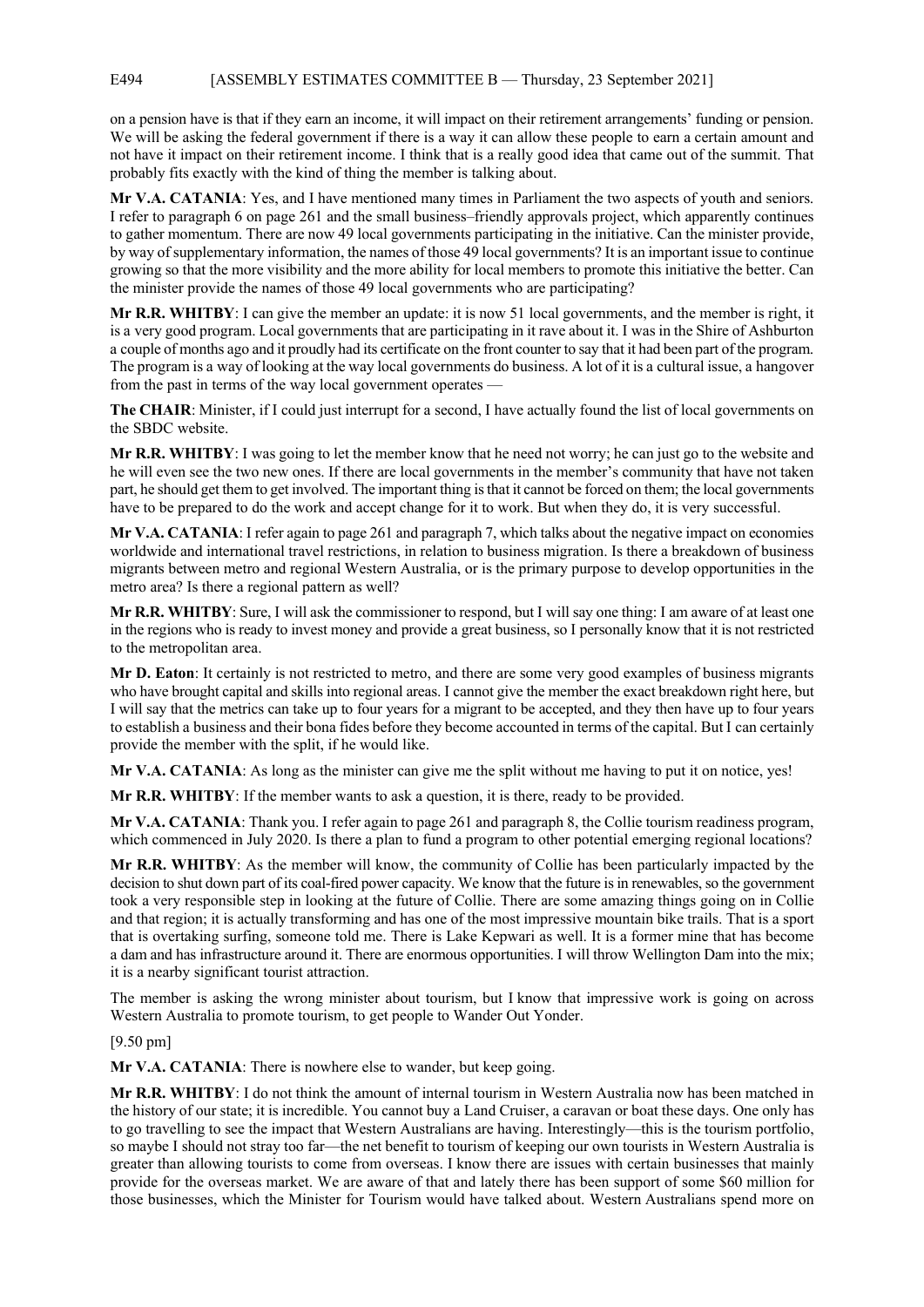on a pension have is that if they earn an income, it will impact on their retirement arrangements' funding or pension. We will be asking the federal government if there is a way it can allow these people to earn a certain amount and not have it impact on their retirement income. I think that is a really good idea that came out of the summit. That probably fits exactly with the kind of thing the member is talking about.

**Mr V.A. CATANIA**: Yes, and I have mentioned many times in Parliament the two aspects of youth and seniors. I refer to paragraph 6 on page 261 and the small business–friendly approvals project, which apparently continues to gather momentum. There are now 49 local governments participating in the initiative. Can the minister provide, by way of supplementary information, the names of those 49 local governments? It is an important issue to continue growing so that the more visibility and the more ability for local members to promote this initiative the better. Can the minister provide the names of those 49 local governments who are participating?

**Mr R.R. WHITBY**: I can give the member an update: it is now 51 local governments, and the member is right, it is a very good program. Local governments that are participating in it rave about it. I was in the Shire of Ashburton a couple of months ago and it proudly had its certificate on the front counter to say that it had been part of the program. The program is a way of looking at the way local governments do business. A lot of it is a cultural issue, a hangover from the past in terms of the way local government operates —

**The CHAIR**: Minister, if I could just interrupt for a second, I have actually found the list of local governments on the SBDC website.

**Mr R.R. WHITBY**: I was going to let the member know that he need not worry; he can just go to the website and he will even see the two new ones. If there are local governments in the member's community that have not taken part, he should get them to get involved. The important thing is that it cannot be forced on them; the local governments have to be prepared to do the work and accept change for it to work. But when they do, it is very successful.

**Mr V.A. CATANIA**: I refer again to page 261 and paragraph 7, which talks about the negative impact on economies worldwide and international travel restrictions, in relation to business migration. Is there a breakdown of business migrants between metro and regional Western Australia, or is the primary purpose to develop opportunities in the metro area? Is there a regional pattern as well?

**Mr R.R. WHITBY**: Sure, I will ask the commissioner to respond, but I will say one thing: I am aware of at least one in the regions who is ready to invest money and provide a great business, so I personally know that it is not restricted to the metropolitan area.

**Mr D. Eaton**: It certainly is not restricted to metro, and there are some very good examples of business migrants who have brought capital and skills into regional areas. I cannot give the member the exact breakdown right here, but I will say that the metrics can take up to four years for a migrant to be accepted, and they then have up to four years to establish a business and their bona fides before they become accounted in terms of the capital. But I can certainly provide the member with the split, if he would like.

**Mr V.A. CATANIA**: As long as the minister can give me the split without me having to put it on notice, yes!

**Mr R.R. WHITBY**: If the member wants to ask a question, it is there, ready to be provided.

**Mr V.A. CATANIA**: Thank you. I refer again to page 261 and paragraph 8, the Collie tourism readiness program, which commenced in July 2020. Is there a plan to fund a program to other potential emerging regional locations?

**Mr R.R. WHITBY**: As the member will know, the community of Collie has been particularly impacted by the decision to shut down part of its coal-fired power capacity. We know that the future is in renewables, so the government took a very responsible step in looking at the future of Collie. There are some amazing things going on in Collie and that region; it is actually transforming and has one of the most impressive mountain bike trails. That is a sport that is overtaking surfing, someone told me. There is Lake Kepwari as well. It is a former mine that has become a dam and has infrastructure around it. There are enormous opportunities. I will throw Wellington Dam into the mix; it is a nearby significant tourist attraction.

The member is asking the wrong minister about tourism, but I know that impressive work is going on across Western Australia to promote tourism, to get people to Wander Out Yonder.

[9.50 pm]

**Mr V.A. CATANIA**: There is nowhere else to wander, but keep going.

**Mr R.R. WHITBY**: I do not think the amount of internal tourism in Western Australia now has been matched in the history of our state; it is incredible. You cannot buy a Land Cruiser, a caravan or boat these days. One only has to go travelling to see the impact that Western Australians are having. Interestingly—this is the tourism portfolio, so maybe I should not stray too far—the net benefit to tourism of keeping our own tourists in Western Australia is greater than allowing tourists to come from overseas. I know there are issues with certain businesses that mainly provide for the overseas market. We are aware of that and lately there has been support of some $60 million for those businesses, which the Minister for Tourism would have talked about. Western Australians spend more on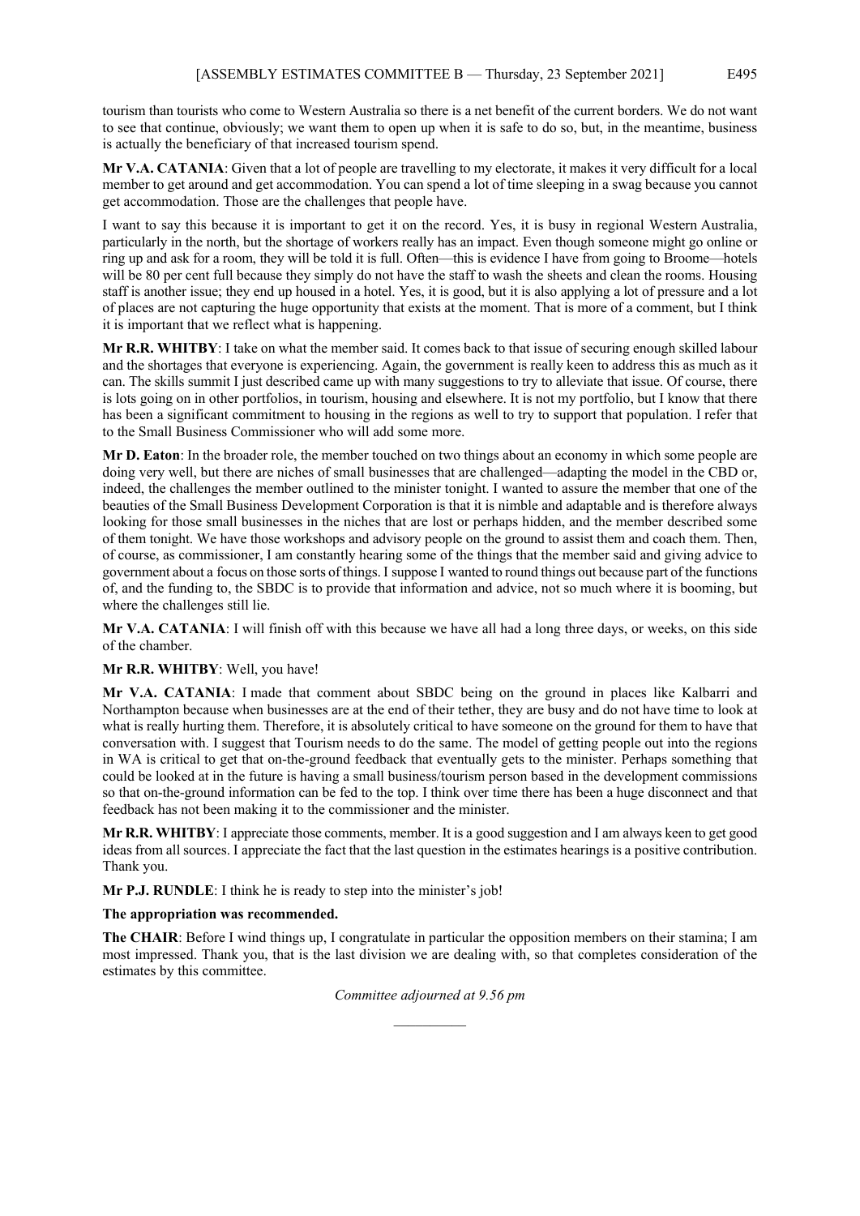tourism than tourists who come to Western Australia so there is a net benefit of the current borders. We do not want to see that continue, obviously; we want them to open up when it is safe to do so, but, in the meantime, business is actually the beneficiary of that increased tourism spend.

**Mr V.A. CATANIA**: Given that a lot of people are travelling to my electorate, it makes it very difficult for a local member to get around and get accommodation. You can spend a lot of time sleeping in a swag because you cannot get accommodation. Those are the challenges that people have.

I want to say this because it is important to get it on the record. Yes, it is busy in regional Western Australia, particularly in the north, but the shortage of workers really has an impact. Even though someone might go online or ring up and ask for a room, they will be told it is full. Often—this is evidence I have from going to Broome—hotels will be 80 per cent full because they simply do not have the staff to wash the sheets and clean the rooms. Housing staff is another issue; they end up housed in a hotel. Yes, it is good, but it is also applying a lot of pressure and a lot of places are not capturing the huge opportunity that exists at the moment. That is more of a comment, but I think it is important that we reflect what is happening.

**Mr R.R. WHITBY**: I take on what the member said. It comes back to that issue of securing enough skilled labour and the shortages that everyone is experiencing. Again, the government is really keen to address this as much as it can. The skills summit I just described came up with many suggestions to try to alleviate that issue. Of course, there is lots going on in other portfolios, in tourism, housing and elsewhere. It is not my portfolio, but I know that there has been a significant commitment to housing in the regions as well to try to support that population. I refer that to the Small Business Commissioner who will add some more.

**Mr D. Eaton**: In the broader role, the member touched on two things about an economy in which some people are doing very well, but there are niches of small businesses that are challenged—adapting the model in the CBD or, indeed, the challenges the member outlined to the minister tonight. I wanted to assure the member that one of the beauties of the Small Business Development Corporation is that it is nimble and adaptable and is therefore always looking for those small businesses in the niches that are lost or perhaps hidden, and the member described some of them tonight. We have those workshops and advisory people on the ground to assist them and coach them. Then, of course, as commissioner, I am constantly hearing some of the things that the member said and giving advice to government about a focus on those sorts of things. I suppose I wanted to round things out because part of the functions of, and the funding to, the SBDC is to provide that information and advice, not so much where it is booming, but where the challenges still lie.

**Mr V.A. CATANIA**: I will finish off with this because we have all had a long three days, or weeks, on this side of the chamber.

**Mr R.R. WHITBY**: Well, you have!

**Mr V.A. CATANIA**: I made that comment about SBDC being on the ground in places like Kalbarri and Northampton because when businesses are at the end of their tether, they are busy and do not have time to look at what is really hurting them. Therefore, it is absolutely critical to have someone on the ground for them to have that conversation with. I suggest that Tourism needs to do the same. The model of getting people out into the regions in WA is critical to get that on-the-ground feedback that eventually gets to the minister. Perhaps something that could be looked at in the future is having a small business/tourism person based in the development commissions so that on-the-ground information can be fed to the top. I think over time there has been a huge disconnect and that feedback has not been making it to the commissioner and the minister.

**Mr R.R. WHITBY**: I appreciate those comments, member. It is a good suggestion and I am always keen to get good ideas from all sources. I appreciate the fact that the last question in the estimates hearings is a positive contribution. Thank you.

**Mr P.J. RUNDLE**: I think he is ready to step into the minister's job!

**The appropriation was recommended.**

**The CHAIR**: Before I wind things up, I congratulate in particular the opposition members on their stamina; I am most impressed. Thank you, that is the last division we are dealing with, so that completes consideration of the estimates by this committee.

*Committee adjourned at 9.56 pm*

---